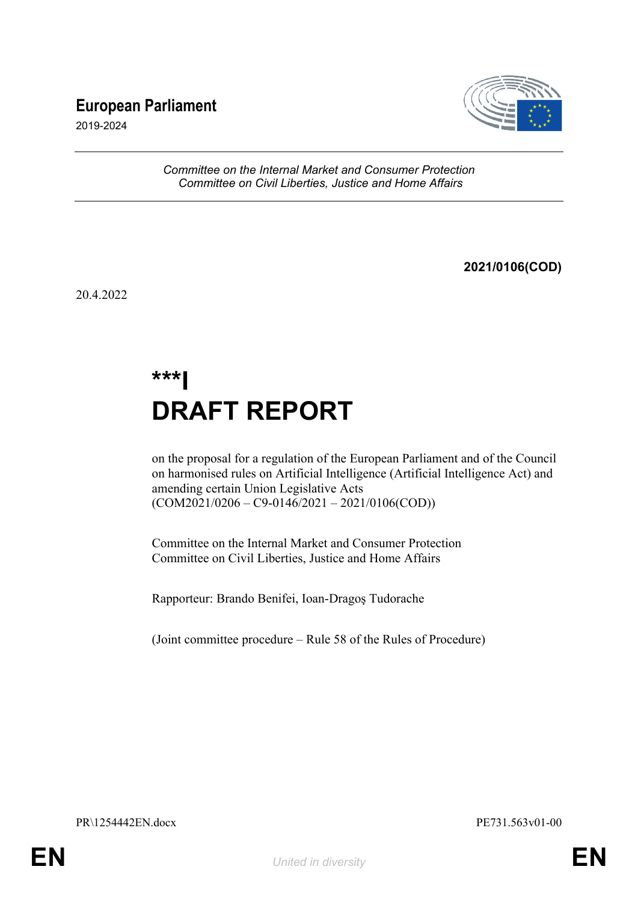# European Parliament

2019-2024

*Committee on the Internal Market and Consumer Protection*
*Committee on Civil Liberties, Justice and Home Affairs*

**2021/0106(COD)**

20.4.2022

## ***I
# DRAFT REPORT

on the proposal for a regulation of the European Parliament and of the Council on harmonised rules on Artificial Intelligence (Artificial Intelligence Act) and amending certain Union Legislative Acts
(COM2021/0206 – C9-0146/2021 – 2021/0106(COD))

Committee on the Internal Market and Consumer Protection
Committee on Civil Liberties, Justice and Home Affairs

Rapporteur: Brando Benifei, Ioan-Dragoş Tudorache

(Joint committee procedure – Rule 58 of the Rules of Procedure)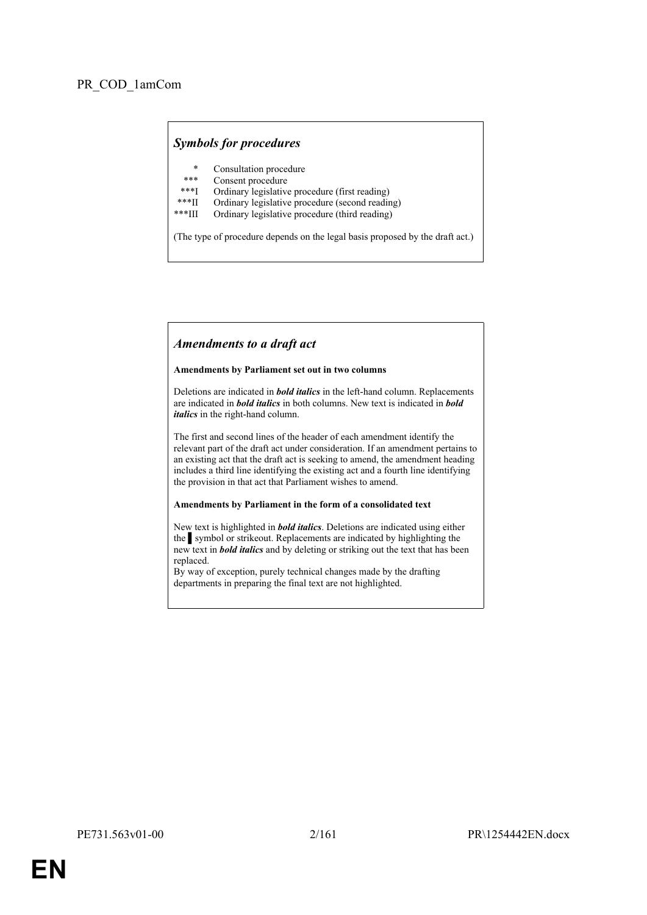PR_COD_1amCom

## *Symbols for procedures*

| | |
|---|---|
| * | Consultation procedure |
| *** | Consent procedure |
| ***I | Ordinary legislative procedure (first reading) |
| ***II | Ordinary legislative procedure (second reading) |
| ***III | Ordinary legislative procedure (third reading) |

(The type of procedure depends on the legal basis proposed by the draft act.)

## *Amendments to a draft act*

**Amendments by Parliament set out in two columns**

Deletions are indicated in ***bold italics*** in the left-hand column. Replacements are indicated in ***bold italics*** in both columns. New text is indicated in ***bold italics*** in the right-hand column.

The first and second lines of the header of each amendment identify the relevant part of the draft act under consideration. If an amendment pertains to an existing act that the draft act is seeking to amend, the amendment heading includes a third line identifying the existing act and a fourth line identifying the provision in that act that Parliament wishes to amend.

**Amendments by Parliament in the form of a consolidated text**

New text is highlighted in ***bold italics***. Deletions are indicated using either the ▌ symbol or strikeout. Replacements are indicated by highlighting the new text in ***bold italics*** and by deleting or striking out the text that has been replaced.
By way of exception, purely technical changes made by the drafting departments in preparing the final text are not highlighted.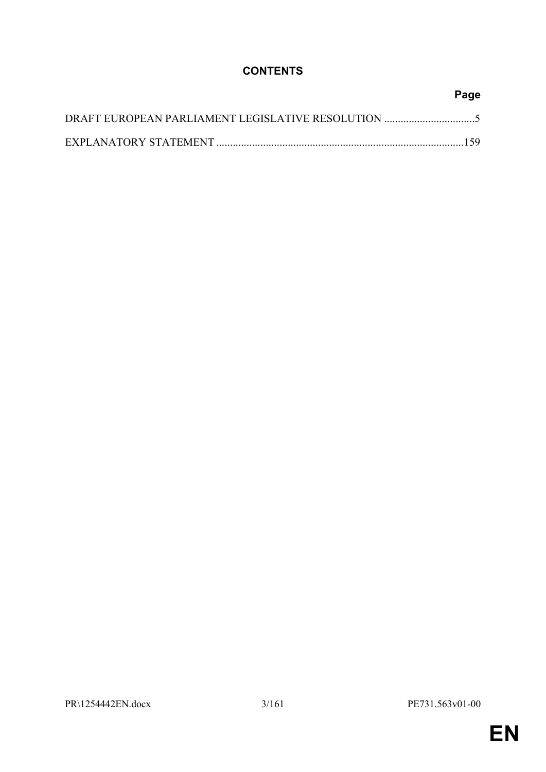# CONTENTS

**Page**

DRAFT EUROPEAN PARLIAMENT LEGISLATIVE RESOLUTION .................................5

EXPLANATORY STATEMENT ..........................................................................................159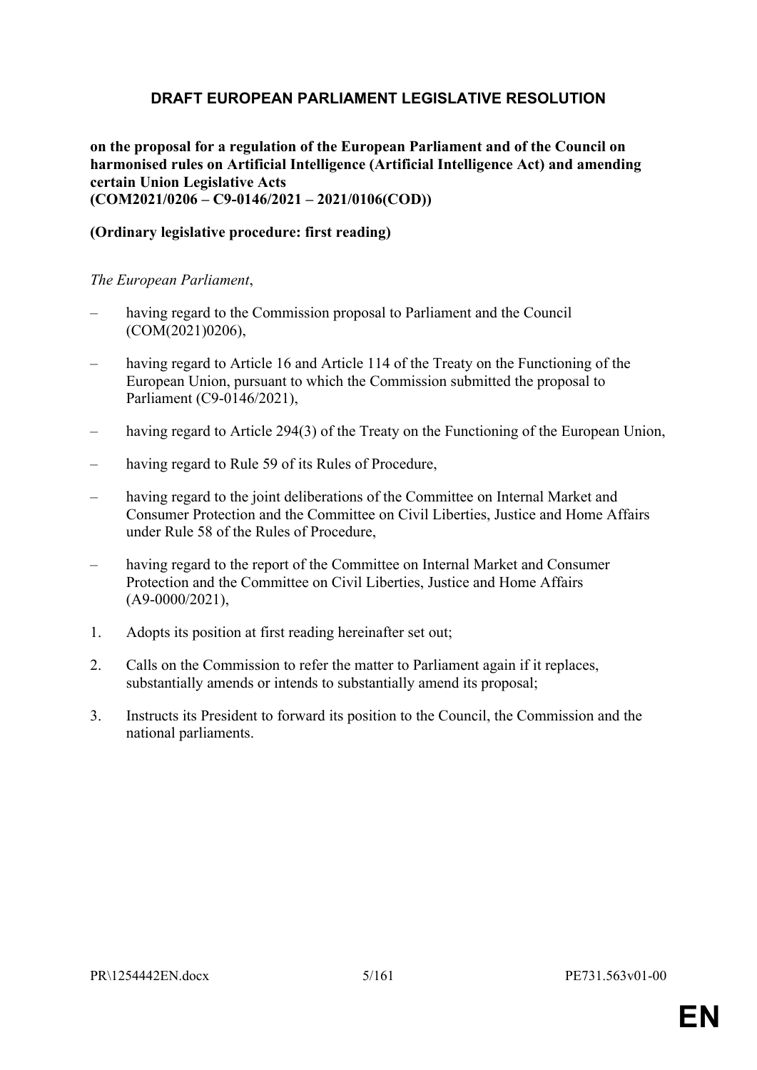# DRAFT EUROPEAN PARLIAMENT LEGISLATIVE RESOLUTION

**on the proposal for a regulation of the European Parliament and of the Council on harmonised rules on Artificial Intelligence (Artificial Intelligence Act) and amending certain Union Legislative Acts**
**(COM2021/0206 – C9-0146/2021 – 2021/0106(COD))**

**(Ordinary legislative procedure: first reading)**

*The European Parliament*,

– having regard to the Commission proposal to Parliament and the Council (COM(2021)0206),

– having regard to Article 16 and Article 114 of the Treaty on the Functioning of the European Union, pursuant to which the Commission submitted the proposal to Parliament (C9-0146/2021),

– having regard to Article 294(3) of the Treaty on the Functioning of the European Union,

– having regard to Rule 59 of its Rules of Procedure,

– having regard to the joint deliberations of the Committee on Internal Market and Consumer Protection and the Committee on Civil Liberties, Justice and Home Affairs under Rule 58 of the Rules of Procedure,

– having regard to the report of the Committee on Internal Market and Consumer Protection and the Committee on Civil Liberties, Justice and Home Affairs (A9-0000/2021),

1. Adopts its position at first reading hereinafter set out;

2. Calls on the Commission to refer the matter to Parliament again if it replaces, substantially amends or intends to substantially amend its proposal;

3. Instructs its President to forward its position to the Council, the Commission and the national parliaments.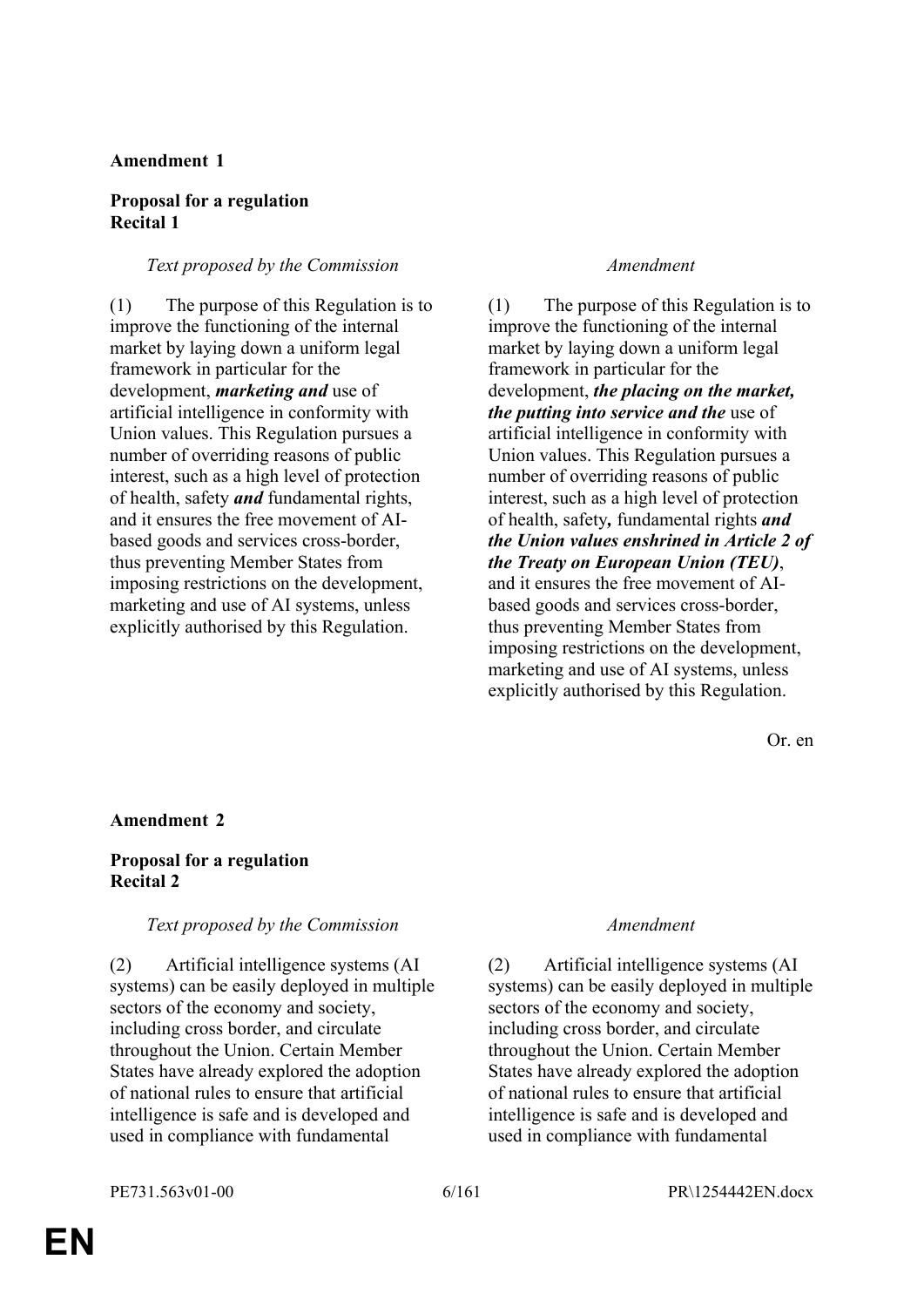**Amendment 1**

**Proposal for a regulation**
**Recital 1**

| *Text proposed by the Commission* | *Amendment* |
|---|---|
| (1) The purpose of this Regulation is to improve the functioning of the internal market by laying down a uniform legal framework in particular for the development, ***marketing and*** use of artificial intelligence in conformity with Union values. This Regulation pursues a number of overriding reasons of public interest, such as a high level of protection of health, safety ***and*** fundamental rights, and it ensures the free movement of AI-based goods and services cross-border, thus preventing Member States from imposing restrictions on the development, marketing and use of AI systems, unless explicitly authorised by this Regulation. | (1) The purpose of this Regulation is to improve the functioning of the internal market by laying down a uniform legal framework in particular for the development, ***the placing on the market, the putting into service and the*** use of artificial intelligence in conformity with Union values. This Regulation pursues a number of overriding reasons of public interest, such as a high level of protection of health, safety***,*** fundamental rights ***and the Union values enshrined in Article 2 of the Treaty on European Union (TEU)***, and it ensures the free movement of AI-based goods and services cross-border, thus preventing Member States from imposing restrictions on the development, marketing and use of AI systems, unless explicitly authorised by this Regulation. |

Or. en

**Amendment 2**

**Proposal for a regulation**
**Recital 2**

| *Text proposed by the Commission* | *Amendment* |
|---|---|
| (2) Artificial intelligence systems (AI systems) can be easily deployed in multiple sectors of the economy and society, including cross border, and circulate throughout the Union. Certain Member States have already explored the adoption of national rules to ensure that artificial intelligence is safe and is developed and used in compliance with fundamental | (2) Artificial intelligence systems (AI systems) can be easily deployed in multiple sectors of the economy and society, including cross border, and circulate throughout the Union. Certain Member States have already explored the adoption of national rules to ensure that artificial intelligence is safe and is developed and used in compliance with fundamental |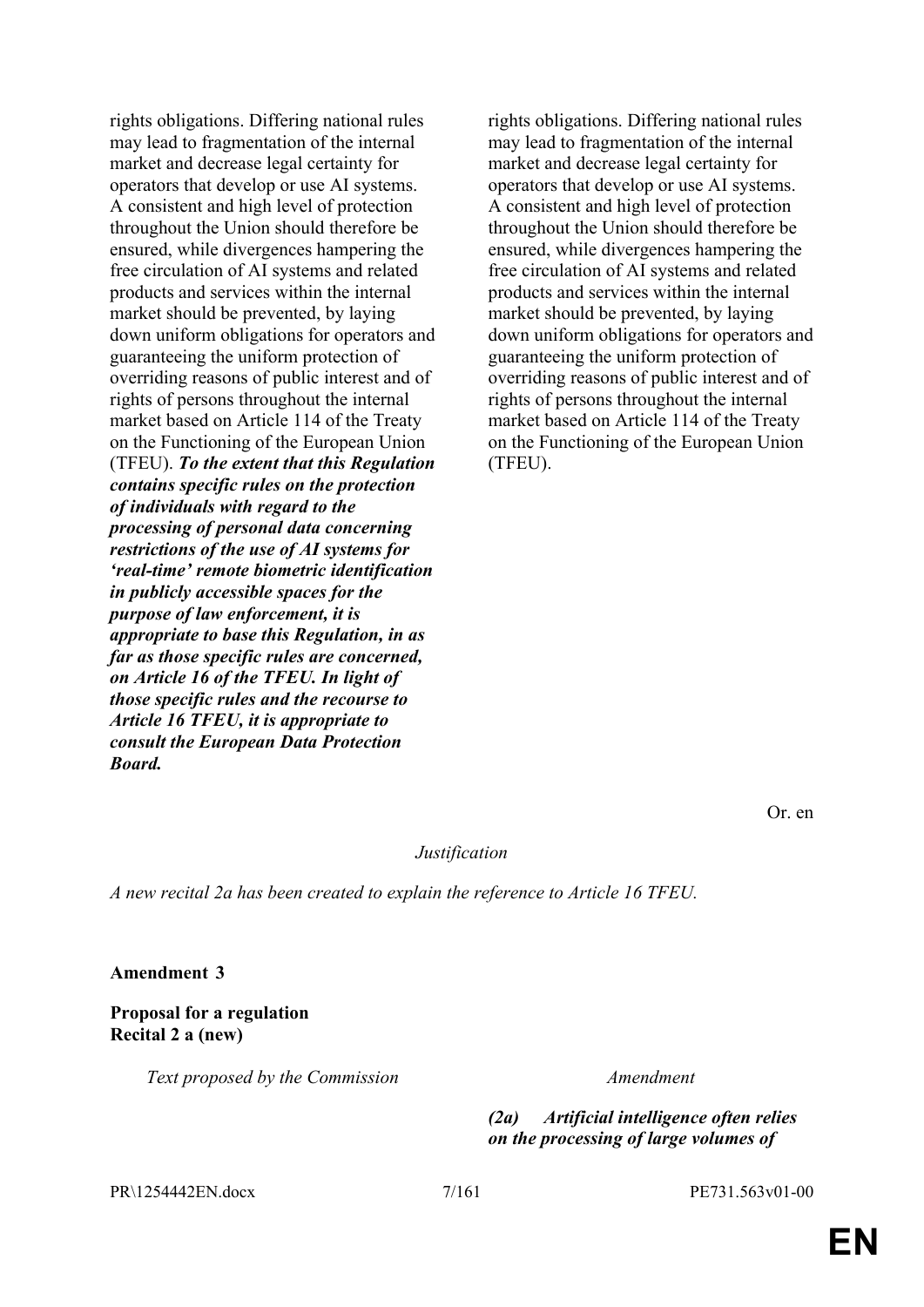| | |
|---|---|
| rights obligations. Differing national rules may lead to fragmentation of the internal market and decrease legal certainty for operators that develop or use AI systems. A consistent and high level of protection throughout the Union should therefore be ensured, while divergences hampering the free circulation of AI systems and related products and services within the internal market should be prevented, by laying down uniform obligations for operators and guaranteeing the uniform protection of overriding reasons of public interest and of rights of persons throughout the internal market based on Article 114 of the Treaty on the Functioning of the European Union (TFEU). ***To the extent that this Regulation contains specific rules on the protection of individuals with regard to the processing of personal data concerning restrictions of the use of AI systems for 'real-time' remote biometric identification in publicly accessible spaces for the purpose of law enforcement, it is appropriate to base this Regulation, in as far as those specific rules are concerned, on Article 16 of the TFEU. In light of those specific rules and the recourse to Article 16 TFEU, it is appropriate to consult the European Data Protection Board.*** | rights obligations. Differing national rules may lead to fragmentation of the internal market and decrease legal certainty for operators that develop or use AI systems. A consistent and high level of protection throughout the Union should therefore be ensured, while divergences hampering the free circulation of AI systems and related products and services within the internal market should be prevented, by laying down uniform obligations for operators and guaranteeing the uniform protection of overriding reasons of public interest and of rights of persons throughout the internal market based on Article 114 of the Treaty on the Functioning of the European Union (TFEU). |

Or. en

*Justification*

*A new recital 2a has been created to explain the reference to Article 16 TFEU.*

**Amendment 3**

**Proposal for a regulation**
**Recital 2 a (new)**

| *Text proposed by the Commission* | *Amendment* |
|---|---|
| | ***(2a) Artificial intelligence often relies on the processing of large volumes of*** |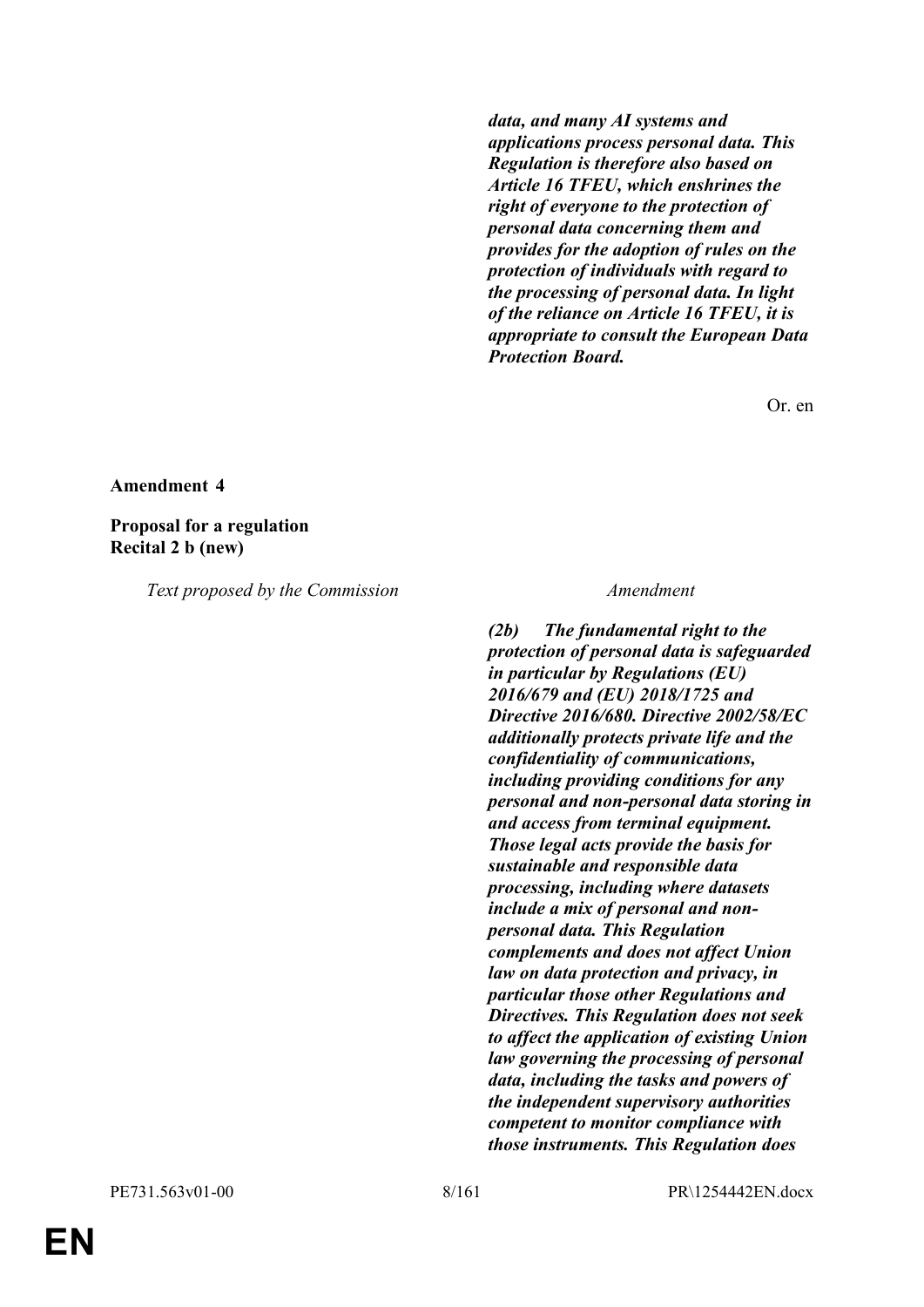| | |
|---|---|
| | ***data, and many AI systems and applications process personal data. This Regulation is therefore also based on Article 16 TFEU, which enshrines the right of everyone to the protection of personal data concerning them and provides for the adoption of rules on the protection of individuals with regard to the processing of personal data. In light of the reliance on Article 16 TFEU, it is appropriate to consult the European Data Protection Board.*** |

Or. en

**Amendment 4**

**Proposal for a regulation**
**Recital 2 b (new)**

| *Text proposed by the Commission* | *Amendment* |
|---|---|
| | ***(2b) The fundamental right to the protection of personal data is safeguarded in particular by Regulations (EU) 2016/679 and (EU) 2018/1725 and Directive 2016/680. Directive 2002/58/EC additionally protects private life and the confidentiality of communications, including providing conditions for any personal and non-personal data storing in and access from terminal equipment. Those legal acts provide the basis for sustainable and responsible data processing, including where datasets include a mix of personal and non-personal data. This Regulation complements and does not affect Union law on data protection and privacy, in particular those other Regulations and Directives. This Regulation does not seek to affect the application of existing Union law governing the processing of personal data, including the tasks and powers of the independent supervisory authorities competent to monitor compliance with those instruments. This Regulation does*** |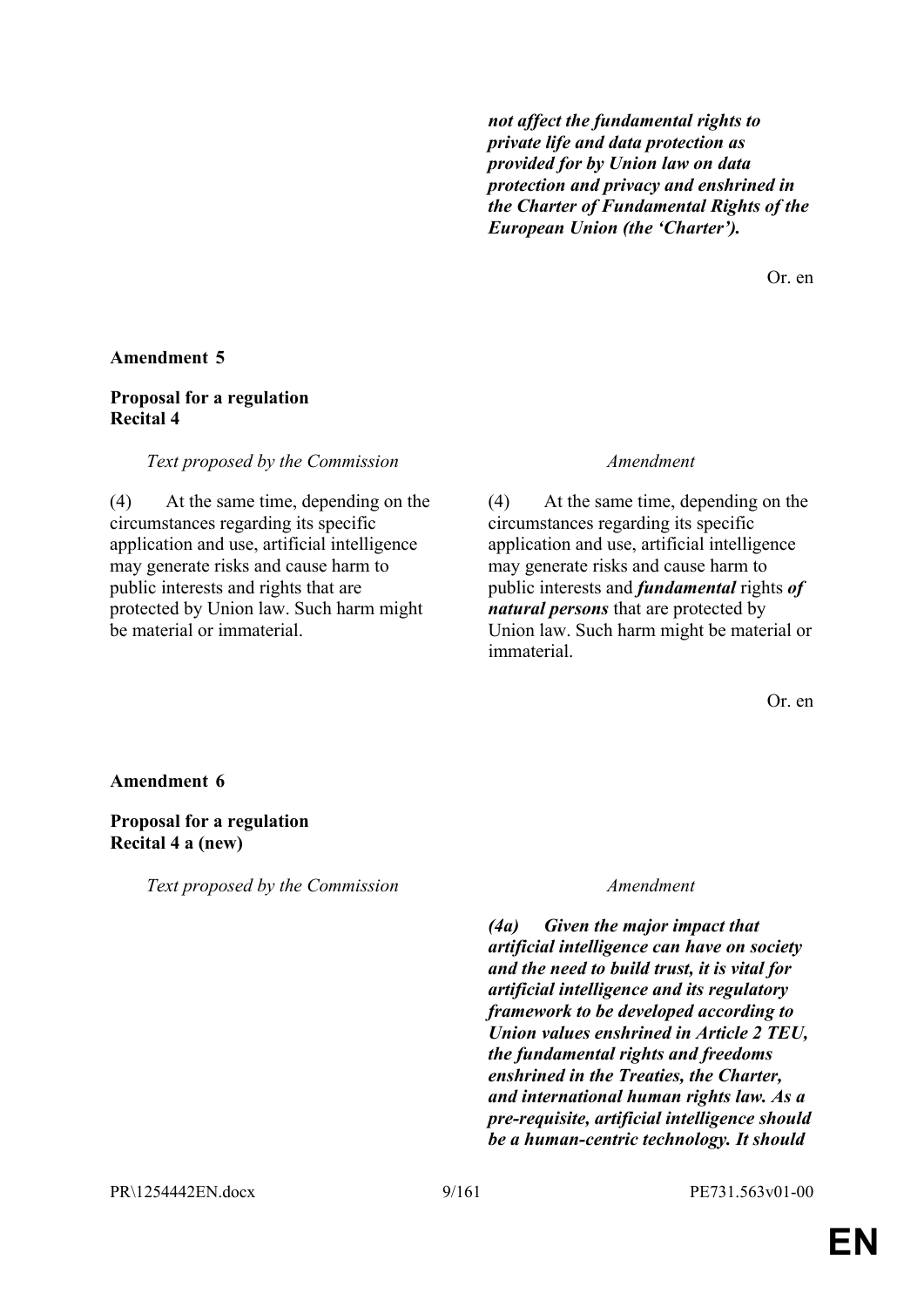***not affect the fundamental rights to private life and data protection as provided for by Union law on data protection and privacy and enshrined in the Charter of Fundamental Rights of the European Union (the 'Charter').***

Or. en

**Amendment 5**

**Proposal for a regulation**
**Recital 4**

| *Text proposed by the Commission* | *Amendment* |
|---|---|
| (4) At the same time, depending on the circumstances regarding its specific application and use, artificial intelligence may generate risks and cause harm to public interests and rights that are protected by Union law. Such harm might be material or immaterial. | (4) At the same time, depending on the circumstances regarding its specific application and use, artificial intelligence may generate risks and cause harm to public interests and ***fundamental*** rights ***of natural persons*** that are protected by Union law. Such harm might be material or immaterial. |

Or. en

**Amendment 6**

**Proposal for a regulation**
**Recital 4 a (new)**

| *Text proposed by the Commission* | *Amendment* |
|---|---|
| | ***(4a) Given the major impact that artificial intelligence can have on society and the need to build trust, it is vital for artificial intelligence and its regulatory framework to be developed according to Union values enshrined in Article 2 TEU, the fundamental rights and freedoms enshrined in the Treaties, the Charter, and international human rights law. As a pre-requisite, artificial intelligence should be a human-centric technology. It should*** |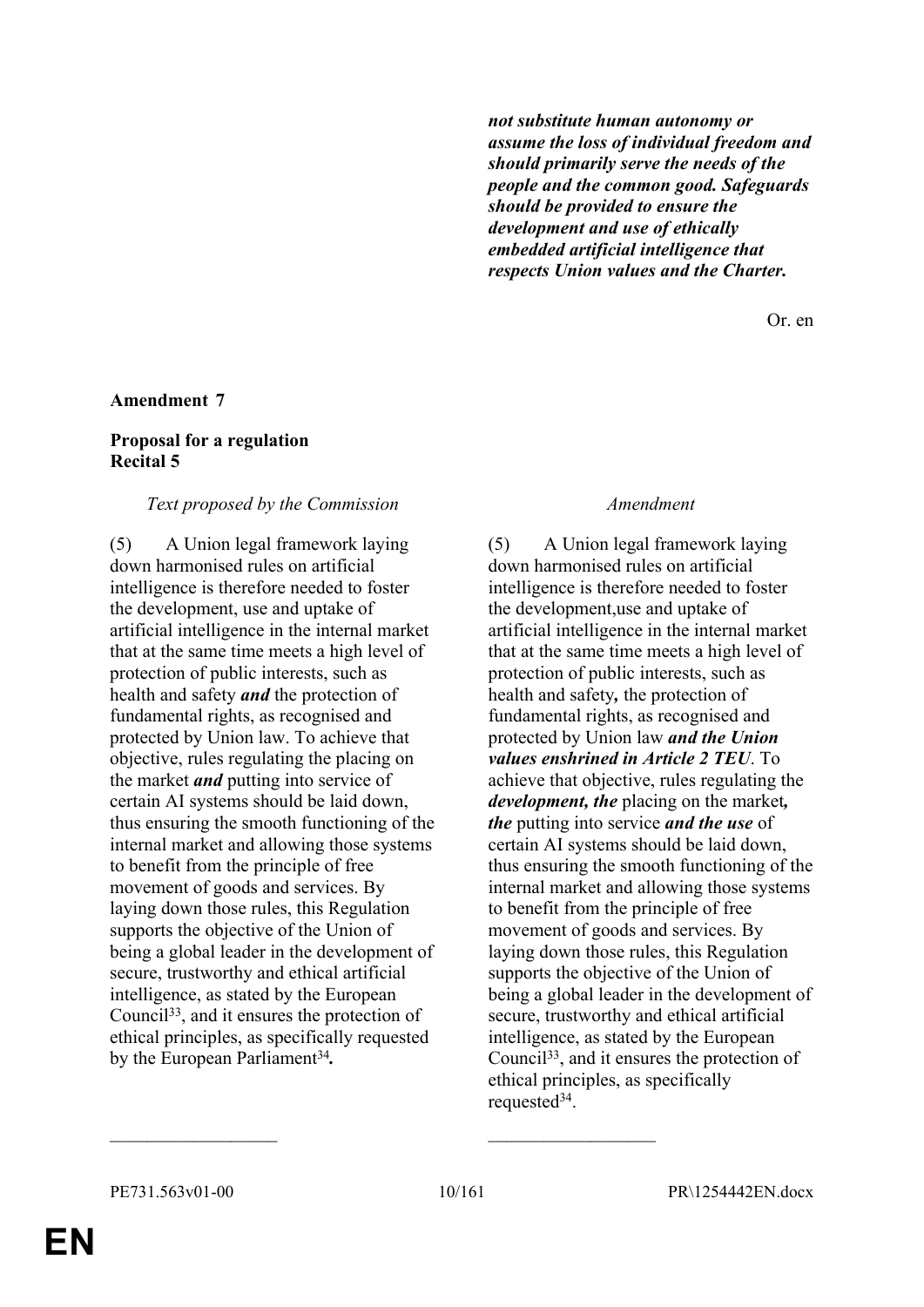***not substitute human autonomy or assume the loss of individual freedom and should primarily serve the needs of the people and the common good. Safeguards should be provided to ensure the development and use of ethically embedded artificial intelligence that respects Union values and the Charter.***

Or. en

**Amendment 7**

**Proposal for a regulation**
**Recital 5**

| *Text proposed by the Commission* | *Amendment* |
|---|---|
| (5) A Union legal framework laying down harmonised rules on artificial intelligence is therefore needed to foster the development, use and uptake of artificial intelligence in the internal market that at the same time meets a high level of protection of public interests, such as health and safety ***and*** the protection of fundamental rights, as recognised and protected by Union law. To achieve that objective, rules regulating the placing on the market ***and*** putting into service of certain AI systems should be laid down, thus ensuring the smooth functioning of the internal market and allowing those systems to benefit from the principle of free movement of goods and services. By laying down those rules, this Regulation supports the objective of the Union of being a global leader in the development of secure, trustworthy and ethical artificial intelligence, as stated by the European Council[33], and it ensures the protection of ethical principles, as specifically requested by the European Parliament[34]**.** | (5) A Union legal framework laying down harmonised rules on artificial intelligence is therefore needed to foster the development,use and uptake of artificial intelligence in the internal market that at the same time meets a high level of protection of public interests, such as health and safety***,*** the protection of fundamental rights, as recognised and protected by Union law ***and the Union values enshrined in Article 2 TEU***. To achieve that objective, rules regulating the ***development, the*** placing on the market***, the*** putting into service ***and the use*** of certain AI systems should be laid down, thus ensuring the smooth functioning of the internal market and allowing those systems to benefit from the principle of free movement of goods and services. By laying down those rules, this Regulation supports the objective of the Union of being a global leader in the development of secure, trustworthy and ethical artificial intelligence, as stated by the European Council[33], and it ensures the protection of ethical principles, as specifically requested[34]. |

__________________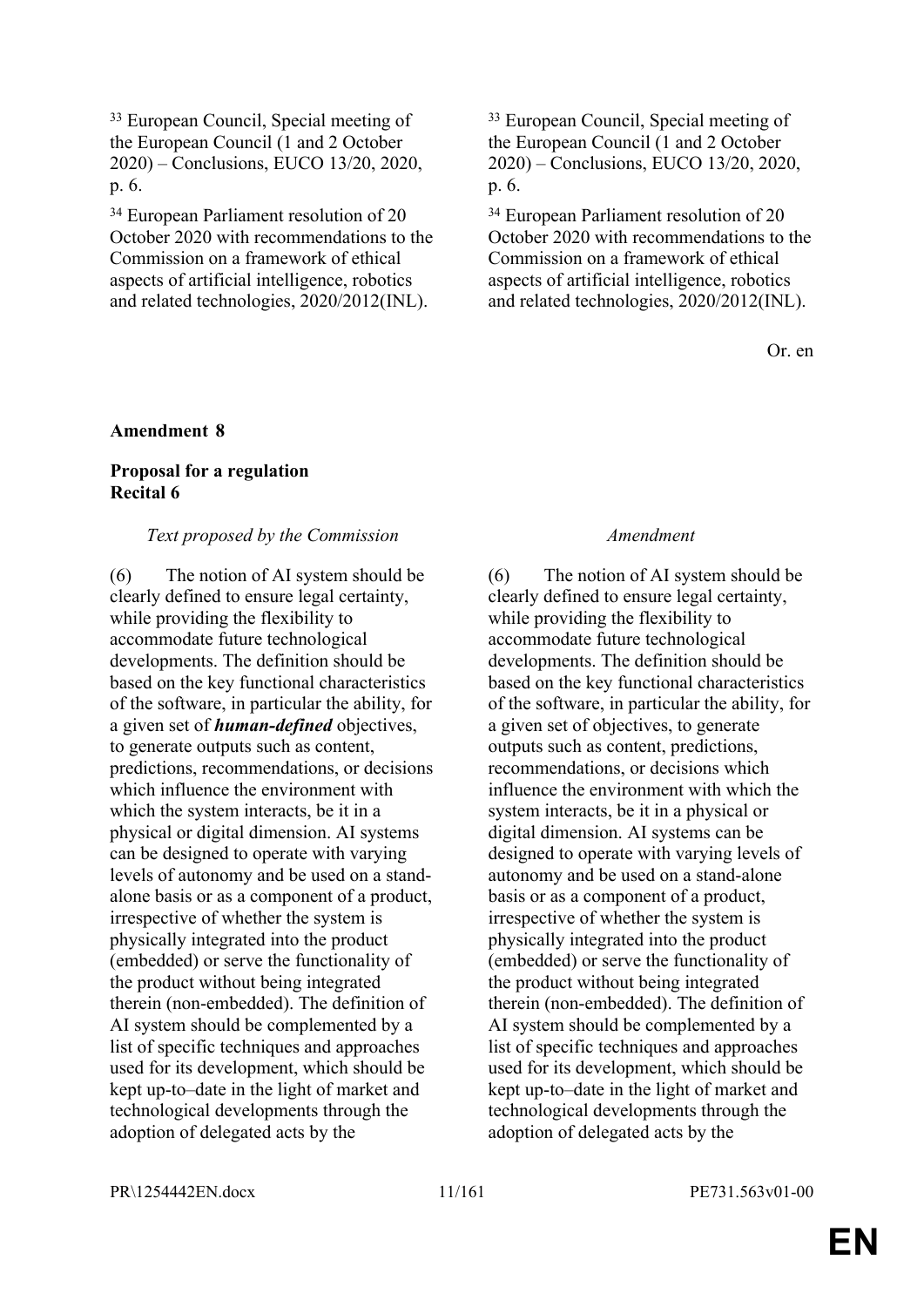| | |
|---|---|
| [33] European Council, Special meeting of the European Council (1 and 2 October 2020) – Conclusions, EUCO 13/20, 2020, p. 6. | [33] European Council, Special meeting of the European Council (1 and 2 October 2020) – Conclusions, EUCO 13/20, 2020, p. 6. |
| [34] European Parliament resolution of 20 October 2020 with recommendations to the Commission on a framework of ethical aspects of artificial intelligence, robotics and related technologies, 2020/2012(INL). | [34] European Parliament resolution of 20 October 2020 with recommendations to the Commission on a framework of ethical aspects of artificial intelligence, robotics and related technologies, 2020/2012(INL). |

Or. en

**Amendment 8**

**Proposal for a regulation**
**Recital 6**

| *Text proposed by the Commission* | *Amendment* |
|---|---|
| (6) The notion of AI system should be clearly defined to ensure legal certainty, while providing the flexibility to accommodate future technological developments. The definition should be based on the key functional characteristics of the software, in particular the ability, for a given set of ***human-defined*** objectives, to generate outputs such as content, predictions, recommendations, or decisions which influence the environment with which the system interacts, be it in a physical or digital dimension. AI systems can be designed to operate with varying levels of autonomy and be used on a stand-alone basis or as a component of a product, irrespective of whether the system is physically integrated into the product (embedded) or serve the functionality of the product without being integrated therein (non-embedded). The definition of AI system should be complemented by a list of specific techniques and approaches used for its development, which should be kept up-to–date in the light of market and technological developments through the adoption of delegated acts by the | (6) The notion of AI system should be clearly defined to ensure legal certainty, while providing the flexibility to accommodate future technological developments. The definition should be based on the key functional characteristics of the software, in particular the ability, for a given set of objectives, to generate outputs such as content, predictions, recommendations, or decisions which influence the environment with which the system interacts, be it in a physical or digital dimension. AI systems can be designed to operate with varying levels of autonomy and be used on a stand-alone basis or as a component of a product, irrespective of whether the system is physically integrated into the product (embedded) or serve the functionality of the product without being integrated therein (non-embedded). The definition of AI system should be complemented by a list of specific techniques and approaches used for its development, which should be kept up-to–date in the light of market and technological developments through the adoption of delegated acts by the |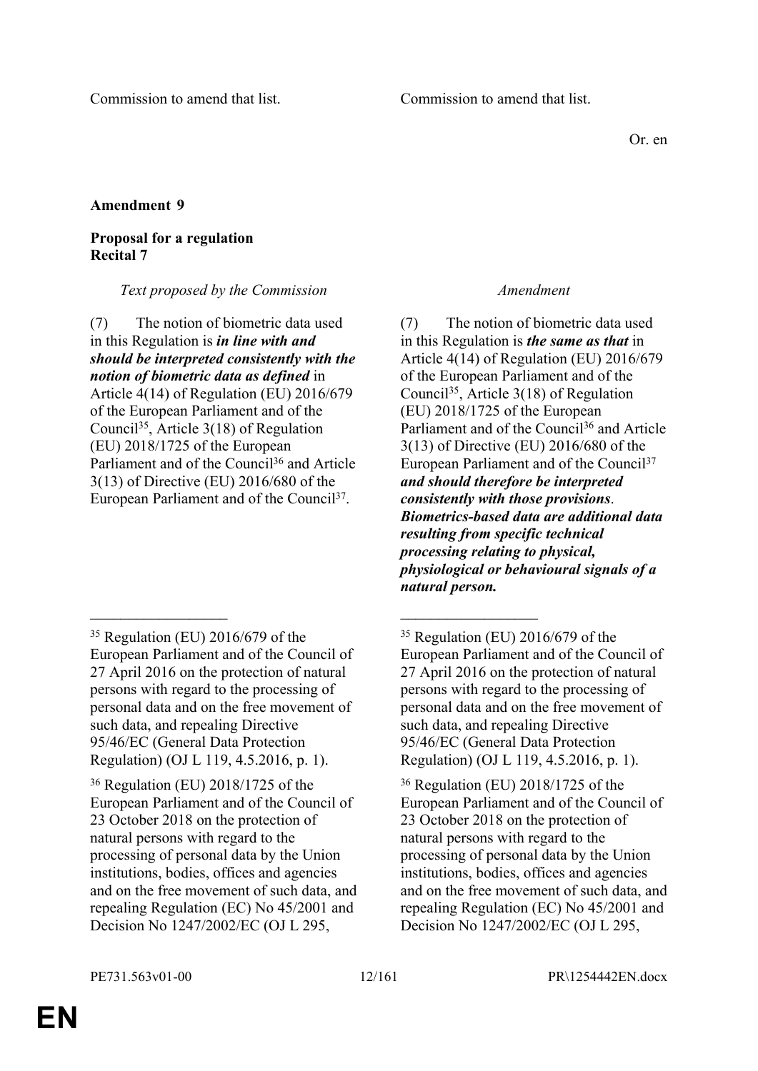| | |
|---|---|
| Commission to amend that list. | Commission to amend that list. |

Or. en

**Amendment 9**

**Proposal for a regulation**
**Recital 7**

| *Text proposed by the Commission* | *Amendment* |
|---|---|
| (7) The notion of biometric data used in this Regulation is ***in line with and should be interpreted consistently with the notion of biometric data as defined*** in Article 4(14) of Regulation (EU) 2016/679 of the European Parliament and of the Council[35], Article 3(18) of Regulation (EU) 2018/1725 of the European Parliament and of the Council[36] and Article 3(13) of Directive (EU) 2016/680 of the European Parliament and of the Council[37]. | (7) The notion of biometric data used in this Regulation is ***the same as that*** in Article 4(14) of Regulation (EU) 2016/679 of the European Parliament and of the Council[35], Article 3(18) of Regulation (EU) 2018/1725 of the European Parliament and of the Council[36] and Article 3(13) of Directive (EU) 2016/680 of the European Parliament and of the Council[37] ***and should therefore be interpreted consistently with those provisions***. ***Biometrics-based data are additional data resulting from specific technical processing relating to physical, physiological or behavioural signals of a natural person.*** |
| ___________________ | ___________________ |
| [35] Regulation (EU) 2016/679 of the European Parliament and of the Council of 27 April 2016 on the protection of natural persons with regard to the processing of personal data and on the free movement of such data, and repealing Directive 95/46/EC (General Data Protection Regulation) (OJ L 119, 4.5.2016, p. 1). | [35] Regulation (EU) 2016/679 of the European Parliament and of the Council of 27 April 2016 on the protection of natural persons with regard to the processing of personal data and on the free movement of such data, and repealing Directive 95/46/EC (General Data Protection Regulation) (OJ L 119, 4.5.2016, p. 1). |
| [36] Regulation (EU) 2018/1725 of the European Parliament and of the Council of 23 October 2018 on the protection of natural persons with regard to the processing of personal data by the Union institutions, bodies, offices and agencies and on the free movement of such data, and repealing Regulation (EC) No 45/2001 and Decision No 1247/2002/EC (OJ L 295, | [36] Regulation (EU) 2018/1725 of the European Parliament and of the Council of 23 October 2018 on the protection of natural persons with regard to the processing of personal data by the Union institutions, bodies, offices and agencies and on the free movement of such data, and repealing Regulation (EC) No 45/2001 and Decision No 1247/2002/EC (OJ L 295, |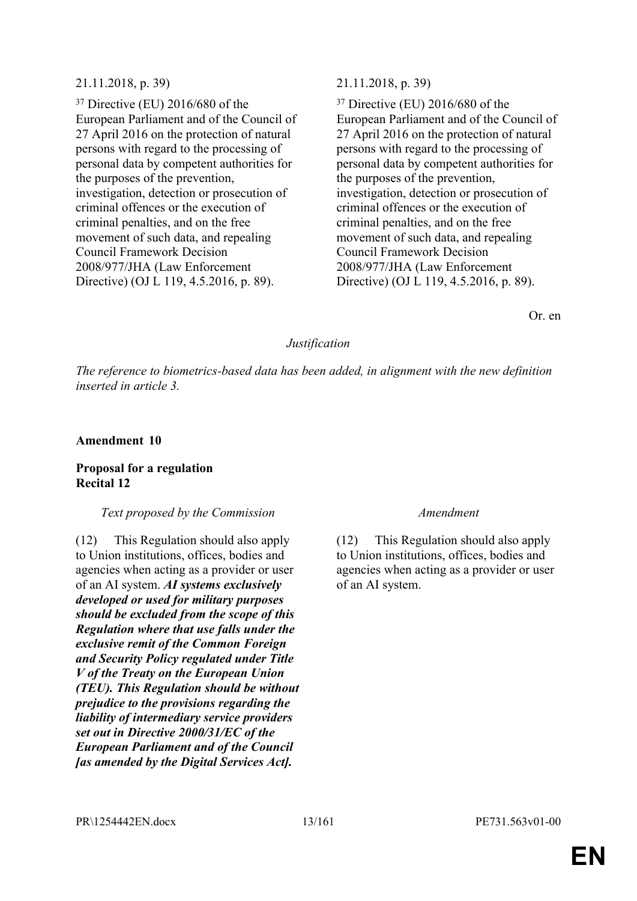| | |
|---|---|
| 21.11.2018, p. 39) | 21.11.2018, p. 39) |
| [37] Directive (EU) 2016/680 of the European Parliament and of the Council of 27 April 2016 on the protection of natural persons with regard to the processing of personal data by competent authorities for the purposes of the prevention, investigation, detection or prosecution of criminal offences or the execution of criminal penalties, and on the free movement of such data, and repealing Council Framework Decision 2008/977/JHA (Law Enforcement Directive) (OJ L 119, 4.5.2016, p. 89). | [37] Directive (EU) 2016/680 of the European Parliament and of the Council of 27 April 2016 on the protection of natural persons with regard to the processing of personal data by competent authorities for the purposes of the prevention, investigation, detection or prosecution of criminal offences or the execution of criminal penalties, and on the free movement of such data, and repealing Council Framework Decision 2008/977/JHA (Law Enforcement Directive) (OJ L 119, 4.5.2016, p. 89). |

Or. en

*Justification*

*The reference to biometrics-based data has been added, in alignment with the new definition inserted in article 3.*

**Amendment 10**

**Proposal for a regulation**
**Recital 12**

| *Text proposed by the Commission* | *Amendment* |
|---|---|
| (12) This Regulation should also apply to Union institutions, offices, bodies and agencies when acting as a provider or user of an AI system. ***AI systems exclusively developed or used for military purposes should be excluded from the scope of this Regulation where that use falls under the exclusive remit of the Common Foreign and Security Policy regulated under Title V of the Treaty on the European Union (TEU). This Regulation should be without prejudice to the provisions regarding the liability of intermediary service providers set out in Directive 2000/31/EC of the European Parliament and of the Council [as amended by the Digital Services Act].*** | (12) This Regulation should also apply to Union institutions, offices, bodies and agencies when acting as a provider or user of an AI system. |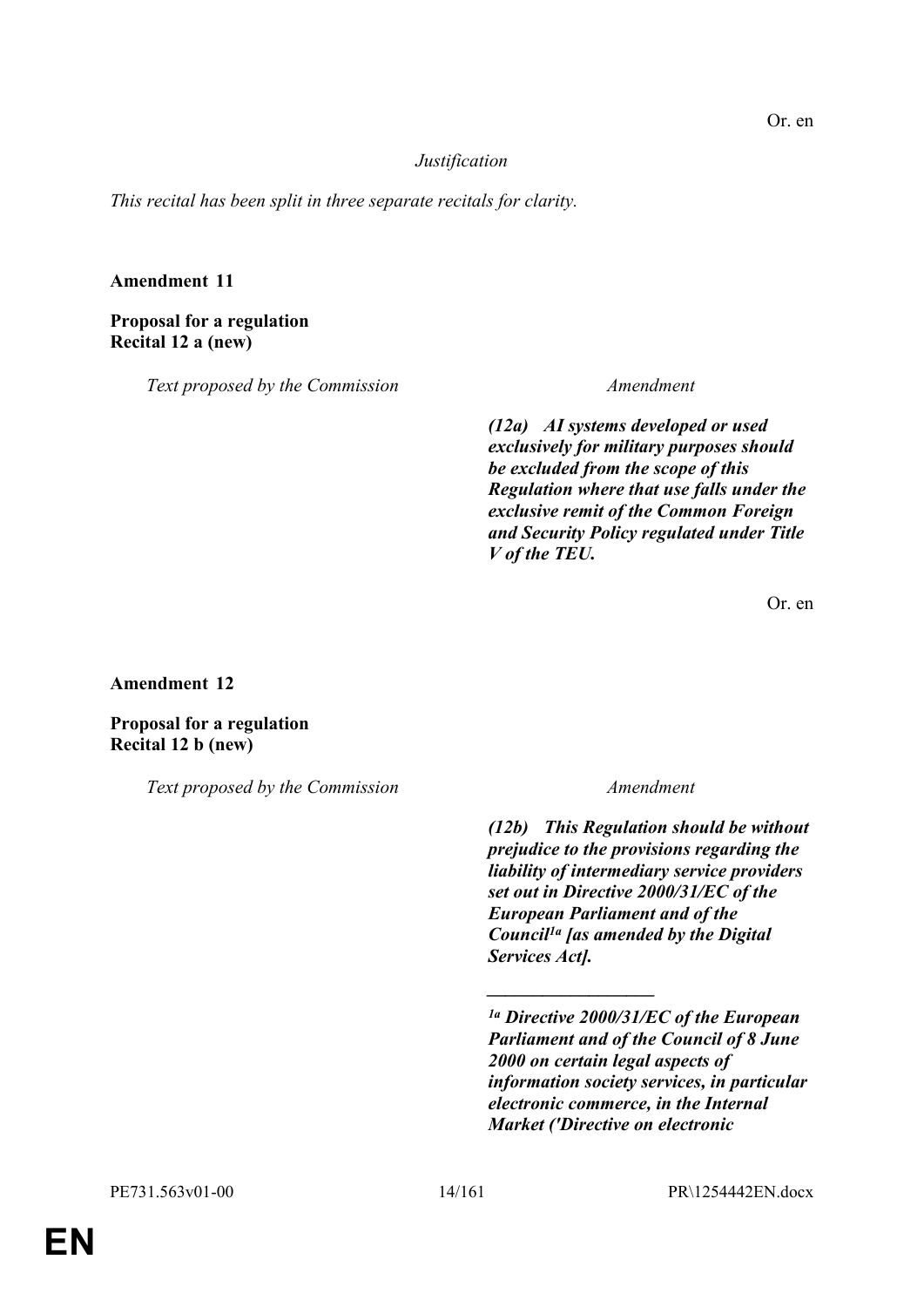Or. en

*Justification*

*This recital has been split in three separate recitals for clarity.*

**Amendment 11**

**Proposal for a regulation**
**Recital 12 a (new)**

| *Text proposed by the Commission* | *Amendment* |
|---|---|
| | ***(12a) AI systems developed or used exclusively for military purposes should be excluded from the scope of this Regulation where that use falls under the exclusive remit of the Common Foreign and Security Policy regulated under Title V of the TEU.*** |

Or. en

**Amendment 12**

**Proposal for a regulation**
**Recital 12 b (new)**

| *Text proposed by the Commission* | *Amendment* |
|---|---|
| | ***(12b) This Regulation should be without prejudice to the provisions regarding the liability of intermediary service providers set out in Directive 2000/31/EC of the European Parliament and of the Council[1a] [as amended by the Digital Services Act].*** |

___________________

***[1a] Directive 2000/31/EC of the European Parliament and of the Council of 8 June 2000 on certain legal aspects of information society services, in particular electronic commerce, in the Internal Market ('Directive on electronic***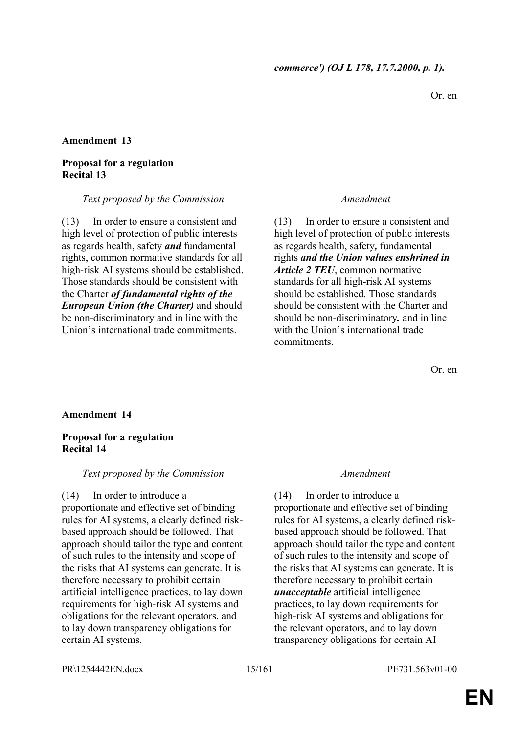*commerce') (OJ L 178, 17.7.2000, p. 1).*

Or. en

**Amendment 13**

**Proposal for a regulation**
**Recital 13**

| *Text proposed by the Commission* | *Amendment* |
|---|---|
| (13) In order to ensure a consistent and high level of protection of public interests as regards health, safety ***and*** fundamental rights, common normative standards for all high-risk AI systems should be established. Those standards should be consistent with the Charter ***of fundamental rights of the European Union (the Charter)*** and should be non-discriminatory and in line with the Union's international trade commitments. | (13) In order to ensure a consistent and high level of protection of public interests as regards health, safety***,*** fundamental rights ***and the Union values enshrined in Article 2 TEU***, common normative standards for all high-risk AI systems should be established. Those standards should be consistent with the Charter and should be non-discriminatory***.*** and in line with the Union's international trade commitments. |

Or. en

**Amendment 14**

**Proposal for a regulation**
**Recital 14**

| *Text proposed by the Commission* | *Amendment* |
|---|---|
| (14) In order to introduce a proportionate and effective set of binding rules for AI systems, a clearly defined risk-based approach should be followed. That approach should tailor the type and content of such rules to the intensity and scope of the risks that AI systems can generate. It is therefore necessary to prohibit certain artificial intelligence practices, to lay down requirements for high-risk AI systems and obligations for the relevant operators, and to lay down transparency obligations for certain AI systems. | (14) In order to introduce a proportionate and effective set of binding rules for AI systems, a clearly defined risk-based approach should be followed. That approach should tailor the type and content of such rules to the intensity and scope of the risks that AI systems can generate. It is therefore necessary to prohibit certain ***unacceptable*** artificial intelligence practices, to lay down requirements for high-risk AI systems and obligations for the relevant operators, and to lay down transparency obligations for certain AI |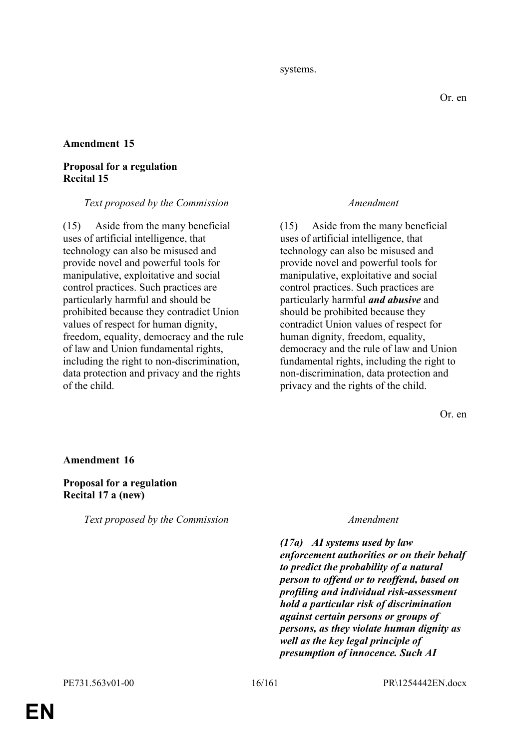systems.

Or. en

**Amendment 15**

**Proposal for a regulation**
**Recital 15**

| *Text proposed by the Commission* | *Amendment* |
|---|---|
| (15) Aside from the many beneficial uses of artificial intelligence, that technology can also be misused and provide novel and powerful tools for manipulative, exploitative and social control practices. Such practices are particularly harmful and should be prohibited because they contradict Union values of respect for human dignity, freedom, equality, democracy and the rule of law and Union fundamental rights, including the right to non-discrimination, data protection and privacy and the rights of the child. | (15) Aside from the many beneficial uses of artificial intelligence, that technology can also be misused and provide novel and powerful tools for manipulative, exploitative and social control practices. Such practices are particularly harmful ***and abusive*** and should be prohibited because they contradict Union values of respect for human dignity, freedom, equality, democracy and the rule of law and Union fundamental rights, including the right to non-discrimination, data protection and privacy and the rights of the child. |

Or. en

**Amendment 16**

**Proposal for a regulation**
**Recital 17 a (new)**

| *Text proposed by the Commission* | *Amendment* |
|---|---|
| | ***(17a) AI systems used by law enforcement authorities or on their behalf to predict the probability of a natural person to offend or to reoffend, based on profiling and individual risk-assessment hold a particular risk of discrimination against certain persons or groups of persons, as they violate human dignity as well as the key legal principle of presumption of innocence. Such AI*** |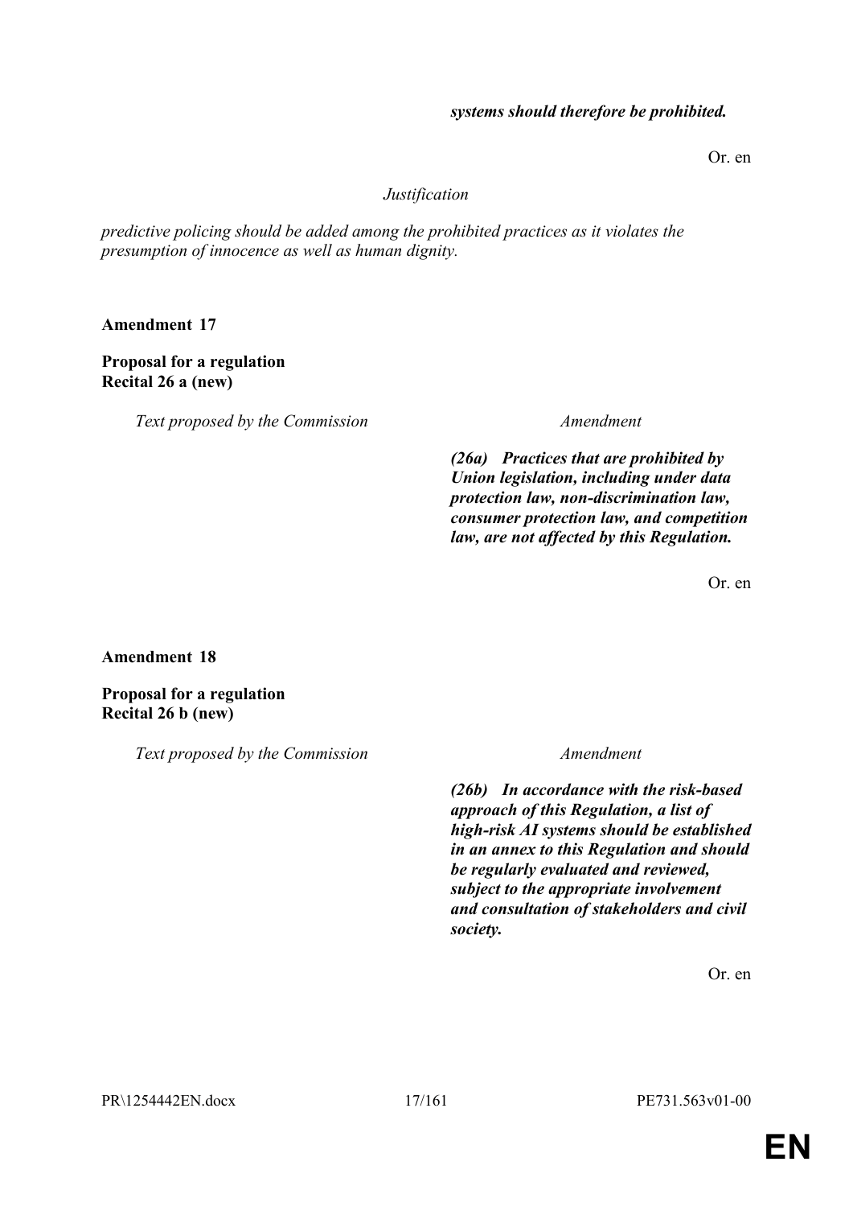| | |
|---|---|
| | ***systems should therefore be prohibited.*** |

Or. en

*Justification*

*predictive policing should be added among the prohibited practices as it violates the presumption of innocence as well as human dignity.*

**Amendment 17**

**Proposal for a regulation**
**Recital 26 a (new)**

| *Text proposed by the Commission* | *Amendment* |
|---|---|
| | ***(26a) Practices that are prohibited by Union legislation, including under data protection law, non-discrimination law, consumer protection law, and competition law, are not affected by this Regulation.*** |

Or. en

**Amendment 18**

**Proposal for a regulation**
**Recital 26 b (new)**

| *Text proposed by the Commission* | *Amendment* |
|---|---|
| | ***(26b) In accordance with the risk-based approach of this Regulation, a list of high-risk AI systems should be established in an annex to this Regulation and should be regularly evaluated and reviewed, subject to the appropriate involvement and consultation of stakeholders and civil society.*** |

Or. en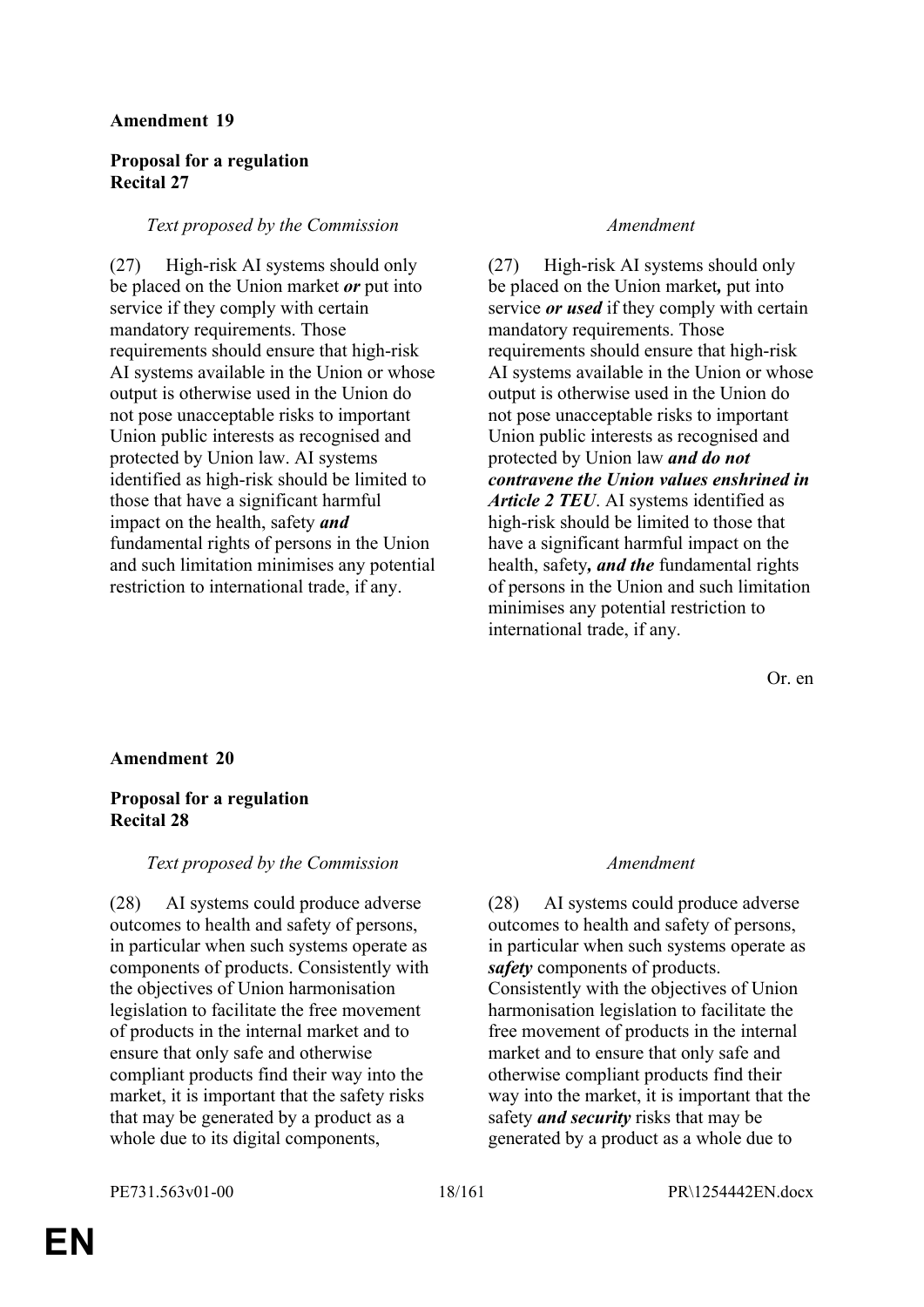**Amendment 19**

**Proposal for a regulation**
**Recital 27**

| *Text proposed by the Commission* | *Amendment* |
|---|---|
| (27) High-risk AI systems should only be placed on the Union market ***or*** put into service if they comply with certain mandatory requirements. Those requirements should ensure that high-risk AI systems available in the Union or whose output is otherwise used in the Union do not pose unacceptable risks to important Union public interests as recognised and protected by Union law. AI systems identified as high-risk should be limited to those that have a significant harmful impact on the health, safety ***and*** fundamental rights of persons in the Union and such limitation minimises any potential restriction to international trade, if any. | (27) High-risk AI systems should only be placed on the Union market***,*** put into service ***or used*** if they comply with certain mandatory requirements. Those requirements should ensure that high-risk AI systems available in the Union or whose output is otherwise used in the Union do not pose unacceptable risks to important Union public interests as recognised and protected by Union law ***and do not contravene the Union values enshrined in Article 2 TEU***. AI systems identified as high-risk should be limited to those that have a significant harmful impact on the health, safety***, and the*** fundamental rights of persons in the Union and such limitation minimises any potential restriction to international trade, if any. |

Or. en

**Amendment 20**

**Proposal for a regulation**
**Recital 28**

| *Text proposed by the Commission* | *Amendment* |
|---|---|
| (28) AI systems could produce adverse outcomes to health and safety of persons, in particular when such systems operate as components of products. Consistently with the objectives of Union harmonisation legislation to facilitate the free movement of products in the internal market and to ensure that only safe and otherwise compliant products find their way into the market, it is important that the safety risks that may be generated by a product as a whole due to its digital components, | (28) AI systems could produce adverse outcomes to health and safety of persons, in particular when such systems operate as ***safety*** components of products. Consistently with the objectives of Union harmonisation legislation to facilitate the free movement of products in the internal market and to ensure that only safe and otherwise compliant products find their way into the market, it is important that the safety ***and security*** risks that may be generated by a product as a whole due to |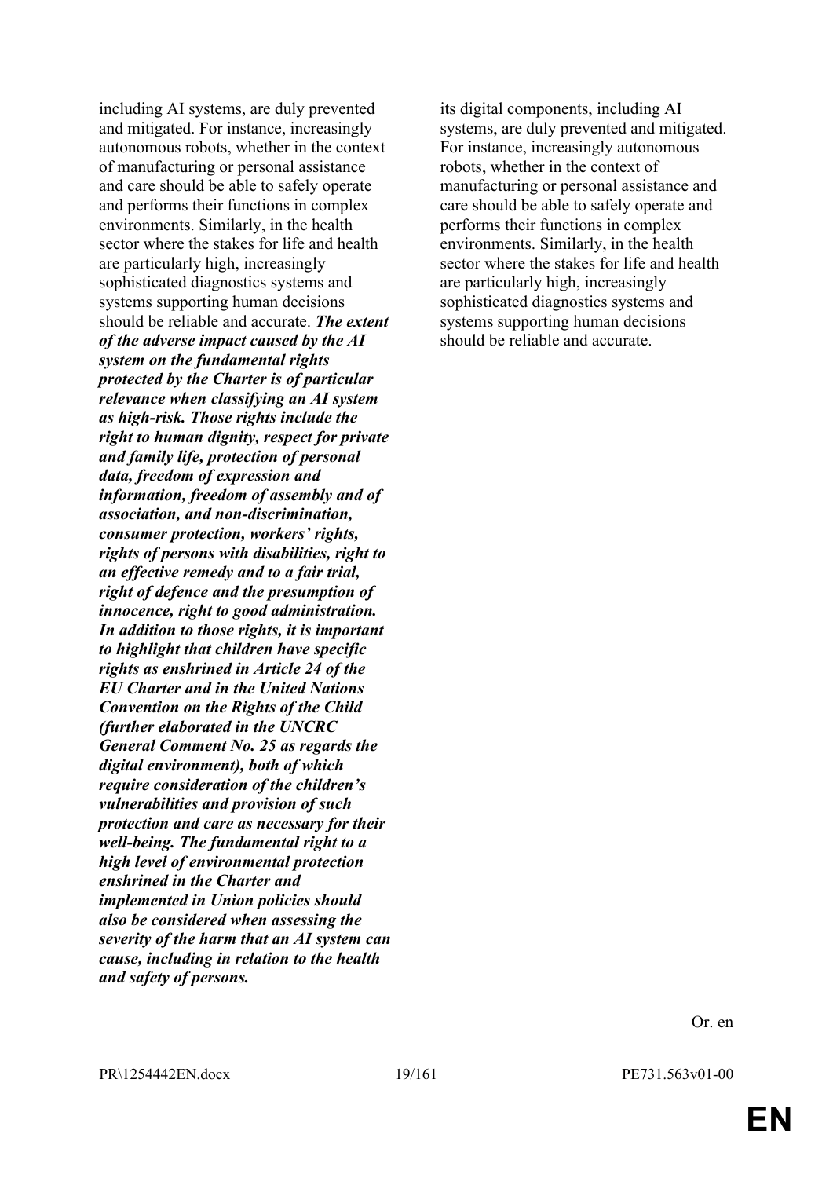| | |
|---|---|
| including AI systems, are duly prevented and mitigated. For instance, increasingly autonomous robots, whether in the context of manufacturing or personal assistance and care should be able to safely operate and performs their functions in complex environments. Similarly, in the health sector where the stakes for life and health are particularly high, increasingly sophisticated diagnostics systems and systems supporting human decisions should be reliable and accurate. ***The extent of the adverse impact caused by the AI system on the fundamental rights protected by the Charter is of particular relevance when classifying an AI system as high-risk. Those rights include the right to human dignity, respect for private and family life, protection of personal data, freedom of expression and information, freedom of assembly and of association, and non-discrimination, consumer protection, workers' rights, rights of persons with disabilities, right to an effective remedy and to a fair trial, right of defence and the presumption of innocence, right to good administration. In addition to those rights, it is important to highlight that children have specific rights as enshrined in Article 24 of the EU Charter and in the United Nations Convention on the Rights of the Child (further elaborated in the UNCRC General Comment No. 25 as regards the digital environment), both of which require consideration of the children's vulnerabilities and provision of such protection and care as necessary for their well-being. The fundamental right to a high level of environmental protection enshrined in the Charter and implemented in Union policies should also be considered when assessing the severity of the harm that an AI system can cause, including in relation to the health and safety of persons.*** | its digital components, including AI systems, are duly prevented and mitigated. For instance, increasingly autonomous robots, whether in the context of manufacturing or personal assistance and care should be able to safely operate and performs their functions in complex environments. Similarly, in the health sector where the stakes for life and health are particularly high, increasingly sophisticated diagnostics systems and systems supporting human decisions should be reliable and accurate. |

Or. en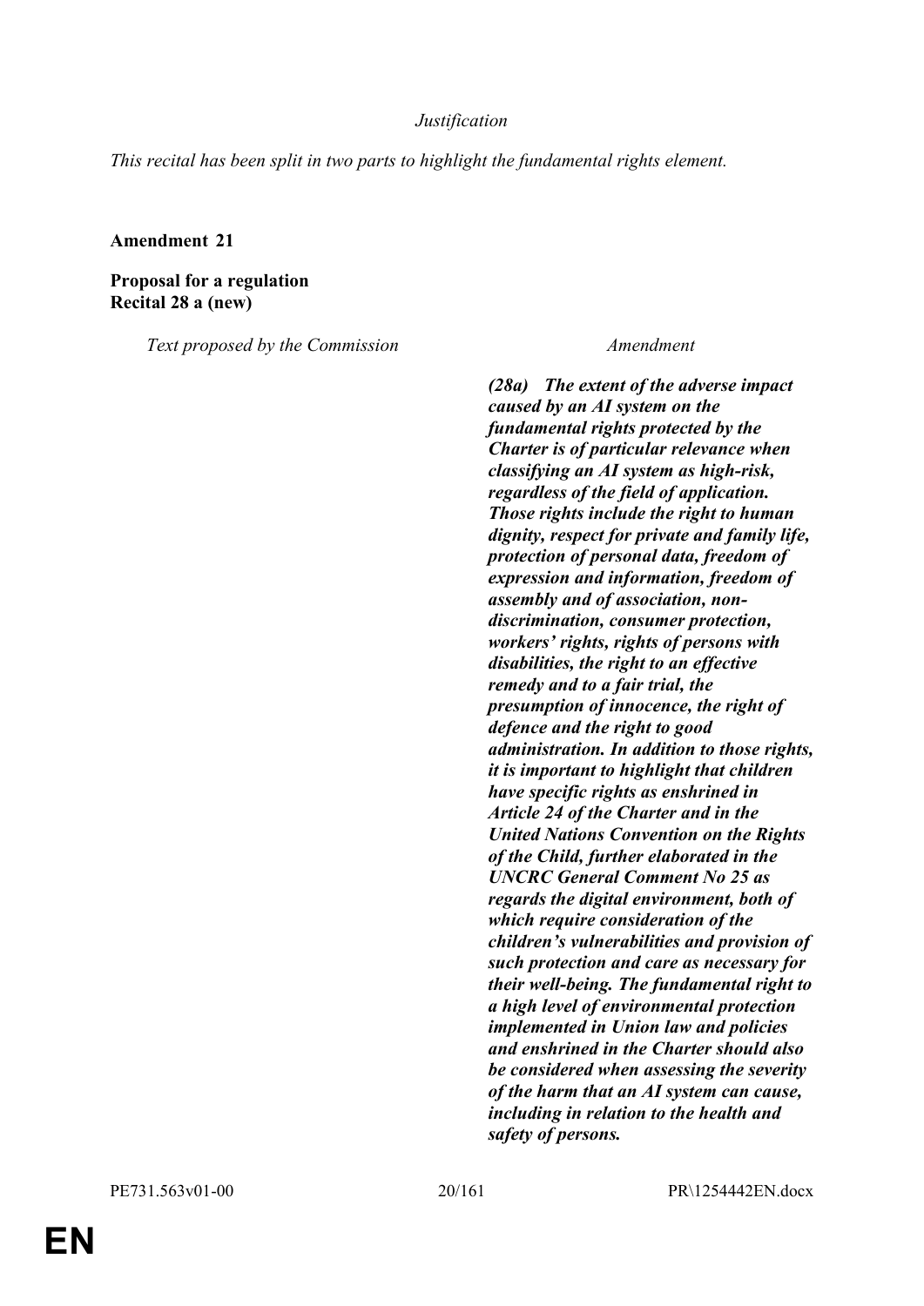*Justification*

*This recital has been split in two parts to highlight the fundamental rights element.*

**Amendment 21**

**Proposal for a regulation**
**Recital 28 a (new)**

| *Text proposed by the Commission* | *Amendment* |
| --- | --- |
| | ***(28a) The extent of the adverse impact caused by an AI system on the fundamental rights protected by the Charter is of particular relevance when classifying an AI system as high-risk, regardless of the field of application. Those rights include the right to human dignity, respect for private and family life, protection of personal data, freedom of expression and information, freedom of assembly and of association, non-discrimination, consumer protection, workers' rights, rights of persons with disabilities, the right to an effective remedy and to a fair trial, the presumption of innocence, the right of defence and the right to good administration. In addition to those rights, it is important to highlight that children have specific rights as enshrined in Article 24 of the Charter and in the United Nations Convention on the Rights of the Child, further elaborated in the UNCRC General Comment No 25 as regards the digital environment, both of which require consideration of the children's vulnerabilities and provision of such protection and care as necessary for their well-being. The fundamental right to a high level of environmental protection implemented in Union law and policies and enshrined in the Charter should also be considered when assessing the severity of the harm that an AI system can cause, including in relation to the health and safety of persons.*** |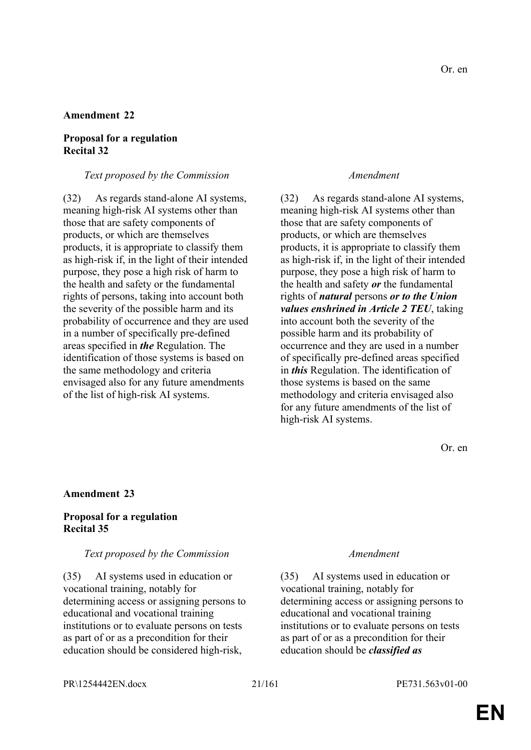Or. en

**Amendment 22**

**Proposal for a regulation**
**Recital 32**

| *Text proposed by the Commission* | *Amendment* |
|---|---|
| (32) As regards stand-alone AI systems, meaning high-risk AI systems other than those that are safety components of products, or which are themselves products, it is appropriate to classify them as high-risk if, in the light of their intended purpose, they pose a high risk of harm to the health and safety or the fundamental rights of persons, taking into account both the severity of the possible harm and its probability of occurrence and they are used in a number of specifically pre-defined areas specified in ***the*** Regulation. The identification of those systems is based on the same methodology and criteria envisaged also for any future amendments of the list of high-risk AI systems. | (32) As regards stand-alone AI systems, meaning high-risk AI systems other than those that are safety components of products, or which are themselves products, it is appropriate to classify them as high-risk if, in the light of their intended purpose, they pose a high risk of harm to the health and safety ***or*** the fundamental rights of ***natural*** persons ***or to the Union values enshrined in Article 2 TEU***, taking into account both the severity of the possible harm and its probability of occurrence and they are used in a number of specifically pre-defined areas specified in ***this*** Regulation. The identification of those systems is based on the same methodology and criteria envisaged also for any future amendments of the list of high-risk AI systems. |

Or. en

**Amendment 23**

**Proposal for a regulation**
**Recital 35**

| *Text proposed by the Commission* | *Amendment* |
|---|---|
| (35) AI systems used in education or vocational training, notably for determining access or assigning persons to educational and vocational training institutions or to evaluate persons on tests as part of or as a precondition for their education should be considered high-risk, | (35) AI systems used in education or vocational training, notably for determining access or assigning persons to educational and vocational training institutions or to evaluate persons on tests as part of or as a precondition for their education should be ***classified as*** |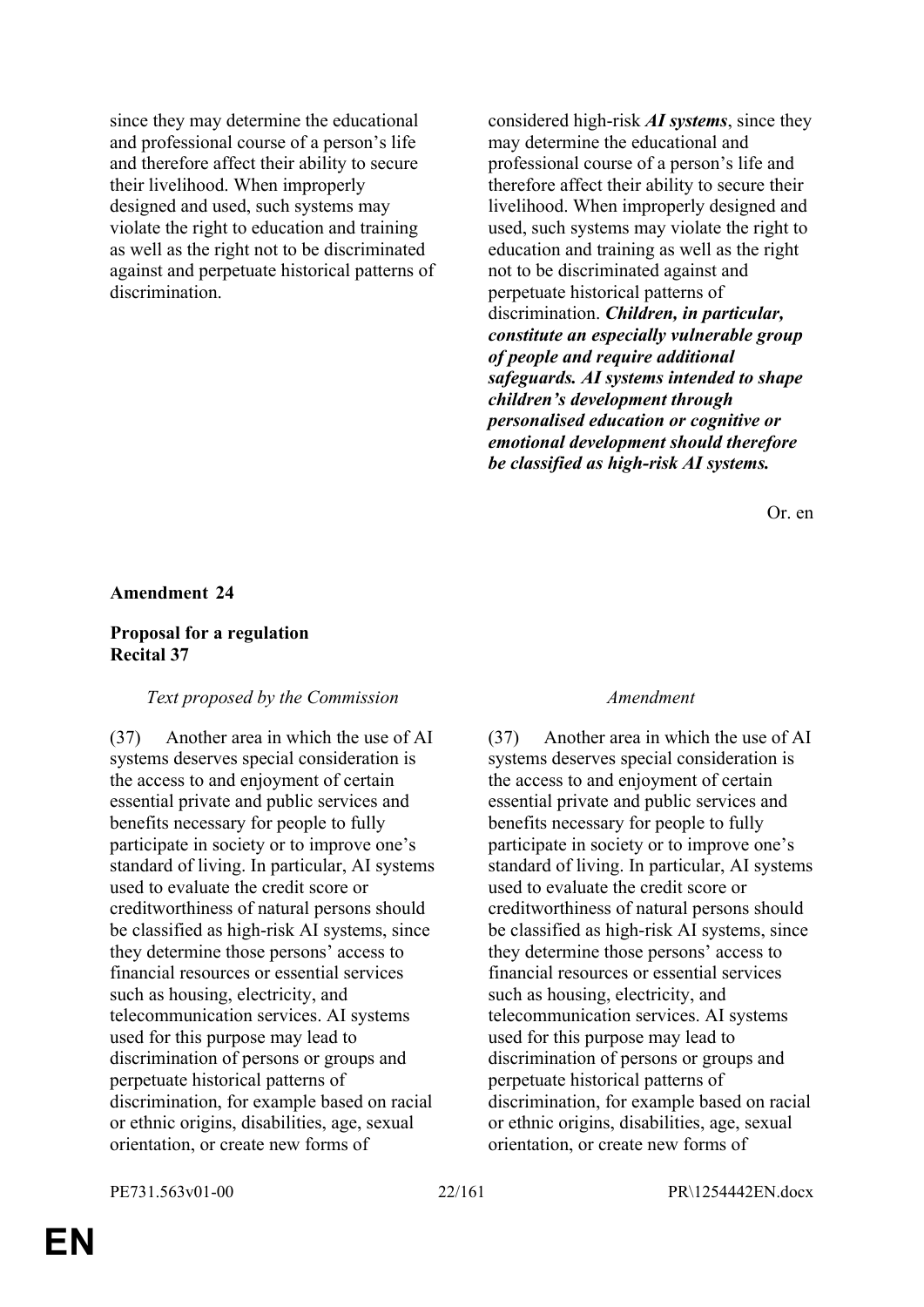| | |
|---|---|
| since they may determine the educational and professional course of a person's life and therefore affect their ability to secure their livelihood. When improperly designed and used, such systems may violate the right to education and training as well as the right not to be discriminated against and perpetuate historical patterns of discrimination. | considered high-risk ***AI systems***, since they may determine the educational and professional course of a person's life and therefore affect their ability to secure their livelihood. When improperly designed and used, such systems may violate the right to education and training as well as the right not to be discriminated against and perpetuate historical patterns of discrimination. ***Children, in particular, constitute an especially vulnerable group of people and require additional safeguards. AI systems intended to shape children's development through personalised education or cognitive or emotional development should therefore be classified as high-risk AI systems.*** |

Or. en

**Amendment 24**

**Proposal for a regulation**
**Recital 37**

| *Text proposed by the Commission* | *Amendment* |
|---|---|
| (37) Another area in which the use of AI systems deserves special consideration is the access to and enjoyment of certain essential private and public services and benefits necessary for people to fully participate in society or to improve one's standard of living. In particular, AI systems used to evaluate the credit score or creditworthiness of natural persons should be classified as high-risk AI systems, since they determine those persons' access to financial resources or essential services such as housing, electricity, and telecommunication services. AI systems used for this purpose may lead to discrimination of persons or groups and perpetuate historical patterns of discrimination, for example based on racial or ethnic origins, disabilities, age, sexual orientation, or create new forms of | (37) Another area in which the use of AI systems deserves special consideration is the access to and enjoyment of certain essential private and public services and benefits necessary for people to fully participate in society or to improve one's standard of living. In particular, AI systems used to evaluate the credit score or creditworthiness of natural persons should be classified as high-risk AI systems, since they determine those persons' access to financial resources or essential services such as housing, electricity, and telecommunication services. AI systems used for this purpose may lead to discrimination of persons or groups and perpetuate historical patterns of discrimination, for example based on racial or ethnic origins, disabilities, age, sexual orientation, or create new forms of |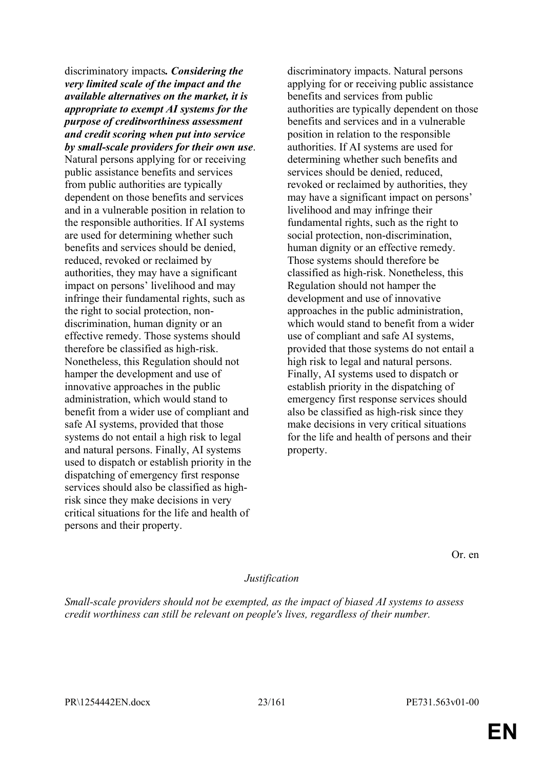| | |
|---|---|
| discriminatory impacts***. Considering the very limited scale of the impact and the available alternatives on the market, it is appropriate to exempt AI systems for the purpose of creditworthiness assessment and credit scoring when put into service by small-scale providers for their own use***. Natural persons applying for or receiving public assistance benefits and services from public authorities are typically dependent on those benefits and services and in a vulnerable position in relation to the responsible authorities. If AI systems are used for determining whether such benefits and services should be denied, reduced, revoked or reclaimed by authorities, they may have a significant impact on persons' livelihood and may infringe their fundamental rights, such as the right to social protection, non-discrimination, human dignity or an effective remedy. Those systems should therefore be classified as high-risk. Nonetheless, this Regulation should not hamper the development and use of innovative approaches in the public administration, which would stand to benefit from a wider use of compliant and safe AI systems, provided that those systems do not entail a high risk to legal and natural persons. Finally, AI systems used to dispatch or establish priority in the dispatching of emergency first response services should also be classified as high-risk since they make decisions in very critical situations for the life and health of persons and their property. | discriminatory impacts. Natural persons applying for or receiving public assistance benefits and services from public authorities are typically dependent on those benefits and services and in a vulnerable position in relation to the responsible authorities. If AI systems are used for determining whether such benefits and services should be denied, reduced, revoked or reclaimed by authorities, they may have a significant impact on persons' livelihood and may infringe their fundamental rights, such as the right to social protection, non-discrimination, human dignity or an effective remedy. Those systems should therefore be classified as high-risk. Nonetheless, this Regulation should not hamper the development and use of innovative approaches in the public administration, which would stand to benefit from a wider use of compliant and safe AI systems, provided that those systems do not entail a high risk to legal and natural persons. Finally, AI systems used to dispatch or establish priority in the dispatching of emergency first response services should also be classified as high-risk since they make decisions in very critical situations for the life and health of persons and their property. |

Or. en

*Justification*

*Small-scale providers should not be exempted, as the impact of biased AI systems to assess credit worthiness can still be relevant on people's lives, regardless of their number.*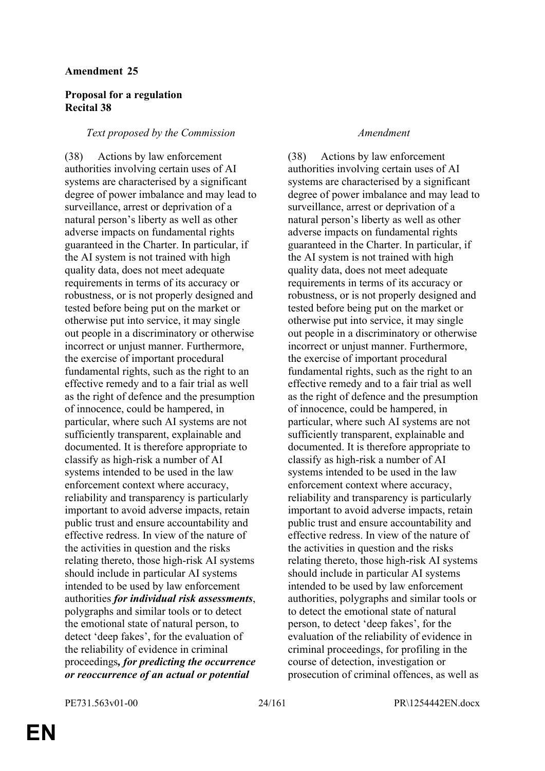**Amendment 25**

**Proposal for a regulation**
**Recital 38**

| *Text proposed by the Commission* | *Amendment* |
|---|---|
| (38) Actions by law enforcement authorities involving certain uses of AI systems are characterised by a significant degree of power imbalance and may lead to surveillance, arrest or deprivation of a natural person's liberty as well as other adverse impacts on fundamental rights guaranteed in the Charter. In particular, if the AI system is not trained with high quality data, does not meet adequate requirements in terms of its accuracy or robustness, or is not properly designed and tested before being put on the market or otherwise put into service, it may single out people in a discriminatory or otherwise incorrect or unjust manner. Furthermore, the exercise of important procedural fundamental rights, such as the right to an effective remedy and to a fair trial as well as the right of defence and the presumption of innocence, could be hampered, in particular, where such AI systems are not sufficiently transparent, explainable and documented. It is therefore appropriate to classify as high-risk a number of AI systems intended to be used in the law enforcement context where accuracy, reliability and transparency is particularly important to avoid adverse impacts, retain public trust and ensure accountability and effective redress. In view of the nature of the activities in question and the risks relating thereto, those high-risk AI systems should include in particular AI systems intended to be used by law enforcement authorities ***for individual risk assessments***, polygraphs and similar tools or to detect the emotional state of natural person, to detect 'deep fakes', for the evaluation of the reliability of evidence in criminal proceedings***, for predicting the occurrence or reoccurrence of an actual or potential*** | (38) Actions by law enforcement authorities involving certain uses of AI systems are characterised by a significant degree of power imbalance and may lead to surveillance, arrest or deprivation of a natural person's liberty as well as other adverse impacts on fundamental rights guaranteed in the Charter. In particular, if the AI system is not trained with high quality data, does not meet adequate requirements in terms of its accuracy or robustness, or is not properly designed and tested before being put on the market or otherwise put into service, it may single out people in a discriminatory or otherwise incorrect or unjust manner. Furthermore, the exercise of important procedural fundamental rights, such as the right to an effective remedy and to a fair trial as well as the right of defence and the presumption of innocence, could be hampered, in particular, where such AI systems are not sufficiently transparent, explainable and documented. It is therefore appropriate to classify as high-risk a number of AI systems intended to be used in the law enforcement context where accuracy, reliability and transparency is particularly important to avoid adverse impacts, retain public trust and ensure accountability and effective redress. In view of the nature of the activities in question and the risks relating thereto, those high-risk AI systems should include in particular AI systems intended to be used by law enforcement authorities, polygraphs and similar tools or to detect the emotional state of natural person, to detect 'deep fakes', for the evaluation of the reliability of evidence in criminal proceedings, for profiling in the course of detection, investigation or prosecution of criminal offences, as well as |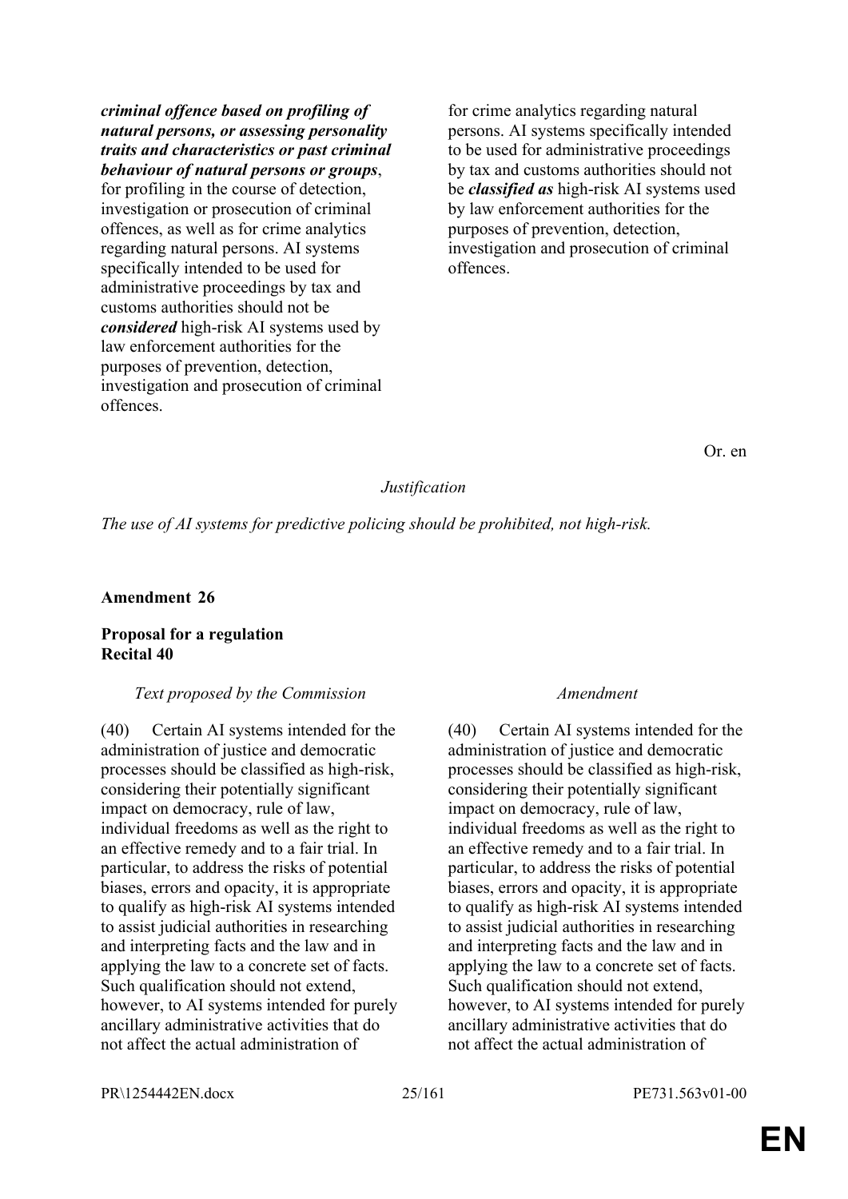| | |
|---|---|
| ***criminal offence based on profiling of natural persons, or assessing personality traits and characteristics or past criminal behaviour of natural persons or groups***, for profiling in the course of detection, investigation or prosecution of criminal offences, as well as for crime analytics regarding natural persons. AI systems specifically intended to be used for administrative proceedings by tax and customs authorities should not be ***considered*** high-risk AI systems used by law enforcement authorities for the purposes of prevention, detection, investigation and prosecution of criminal offences. | for crime analytics regarding natural persons. AI systems specifically intended to be used for administrative proceedings by tax and customs authorities should not be ***classified as*** high-risk AI systems used by law enforcement authorities for the purposes of prevention, detection, investigation and prosecution of criminal offences. |

Or. en

*Justification*

*The use of AI systems for predictive policing should be prohibited, not high-risk.*

**Amendment 26**

**Proposal for a regulation**
**Recital 40**

| *Text proposed by the Commission* | *Amendment* |
|---|---|
| (40) Certain AI systems intended for the administration of justice and democratic processes should be classified as high-risk, considering their potentially significant impact on democracy, rule of law, individual freedoms as well as the right to an effective remedy and to a fair trial. In particular, to address the risks of potential biases, errors and opacity, it is appropriate to qualify as high-risk AI systems intended to assist judicial authorities in researching and interpreting facts and the law and in applying the law to a concrete set of facts. Such qualification should not extend, however, to AI systems intended for purely ancillary administrative activities that do not affect the actual administration of | (40) Certain AI systems intended for the administration of justice and democratic processes should be classified as high-risk, considering their potentially significant impact on democracy, rule of law, individual freedoms as well as the right to an effective remedy and to a fair trial. In particular, to address the risks of potential biases, errors and opacity, it is appropriate to qualify as high-risk AI systems intended to assist judicial authorities in researching and interpreting facts and the law and in applying the law to a concrete set of facts. Such qualification should not extend, however, to AI systems intended for purely ancillary administrative activities that do not affect the actual administration of |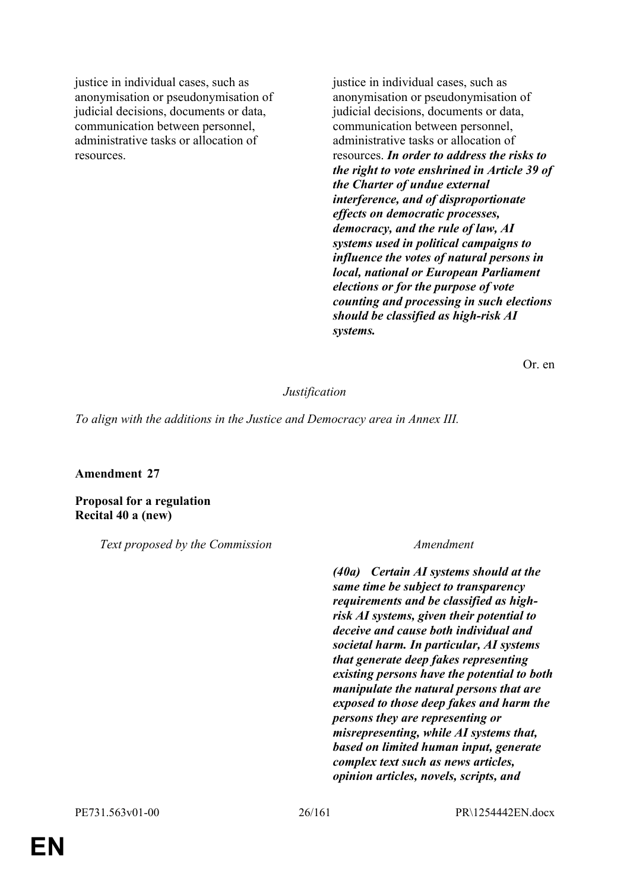| | |
|---|---|
| justice in individual cases, such as anonymisation or pseudonymisation of judicial decisions, documents or data, communication between personnel, administrative tasks or allocation of resources. | justice in individual cases, such as anonymisation or pseudonymisation of judicial decisions, documents or data, communication between personnel, administrative tasks or allocation of resources. ***In order to address the risks to the right to vote enshrined in Article 39 of the Charter of undue external interference, and of disproportionate effects on democratic processes, democracy, and the rule of law, AI systems used in political campaigns to influence the votes of natural persons in local, national or European Parliament elections or for the purpose of vote counting and processing in such elections should be classified as high-risk AI systems.*** |

Or. en

*Justification*

*To align with the additions in the Justice and Democracy area in Annex III.*

**Amendment 27**

**Proposal for a regulation**
**Recital 40 a (new)**

| *Text proposed by the Commission* | *Amendment* |
|---|---|
| | ***(40a) Certain AI systems should at the same time be subject to transparency requirements and be classified as high-risk AI systems, given their potential to deceive and cause both individual and societal harm. In particular, AI systems that generate deep fakes representing existing persons have the potential to both manipulate the natural persons that are exposed to those deep fakes and harm the persons they are representing or misrepresenting, while AI systems that, based on limited human input, generate complex text such as news articles, opinion articles, novels, scripts, and*** |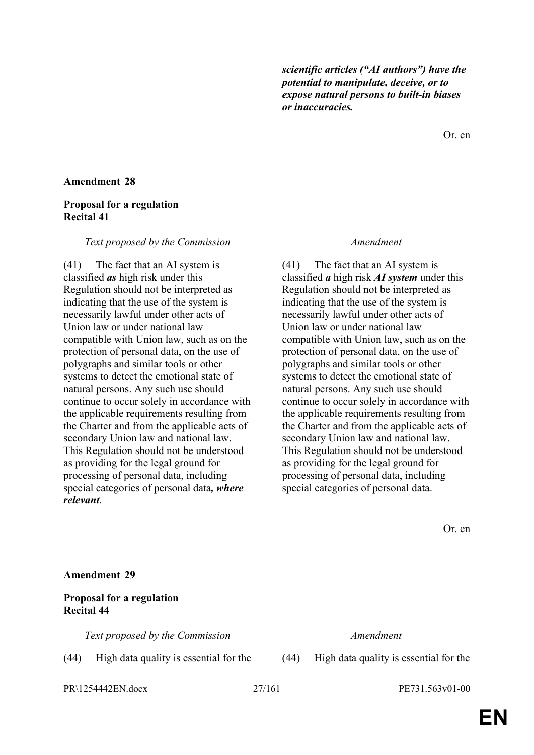| | |
|---|---|
| | ***scientific articles ("AI authors") have the potential to manipulate, deceive, or to expose natural persons to built-in biases or inaccuracies.*** |

Or. en

**Amendment 28**

**Proposal for a regulation**
**Recital 41**

| *Text proposed by the Commission* | *Amendment* |
|---|---|
| (41) The fact that an AI system is classified ***as*** high risk under this Regulation should not be interpreted as indicating that the use of the system is necessarily lawful under other acts of Union law or under national law compatible with Union law, such as on the protection of personal data, on the use of polygraphs and similar tools or other systems to detect the emotional state of natural persons. Any such use should continue to occur solely in accordance with the applicable requirements resulting from the Charter and from the applicable acts of secondary Union law and national law. This Regulation should not be understood as providing for the legal ground for processing of personal data, including special categories of personal data***, where relevant***. | (41) The fact that an AI system is classified ***a*** high risk ***AI system*** under this Regulation should not be interpreted as indicating that the use of the system is necessarily lawful under other acts of Union law or under national law compatible with Union law, such as on the protection of personal data, on the use of polygraphs and similar tools or other systems to detect the emotional state of natural persons. Any such use should continue to occur solely in accordance with the applicable requirements resulting from the Charter and from the applicable acts of secondary Union law and national law. This Regulation should not be understood as providing for the legal ground for processing of personal data, including special categories of personal data. |

Or. en

**Amendment 29**

**Proposal for a regulation**
**Recital 44**

| *Text proposed by the Commission* | *Amendment* |
|---|---|
| (44) High data quality is essential for the | (44) High data quality is essential for the |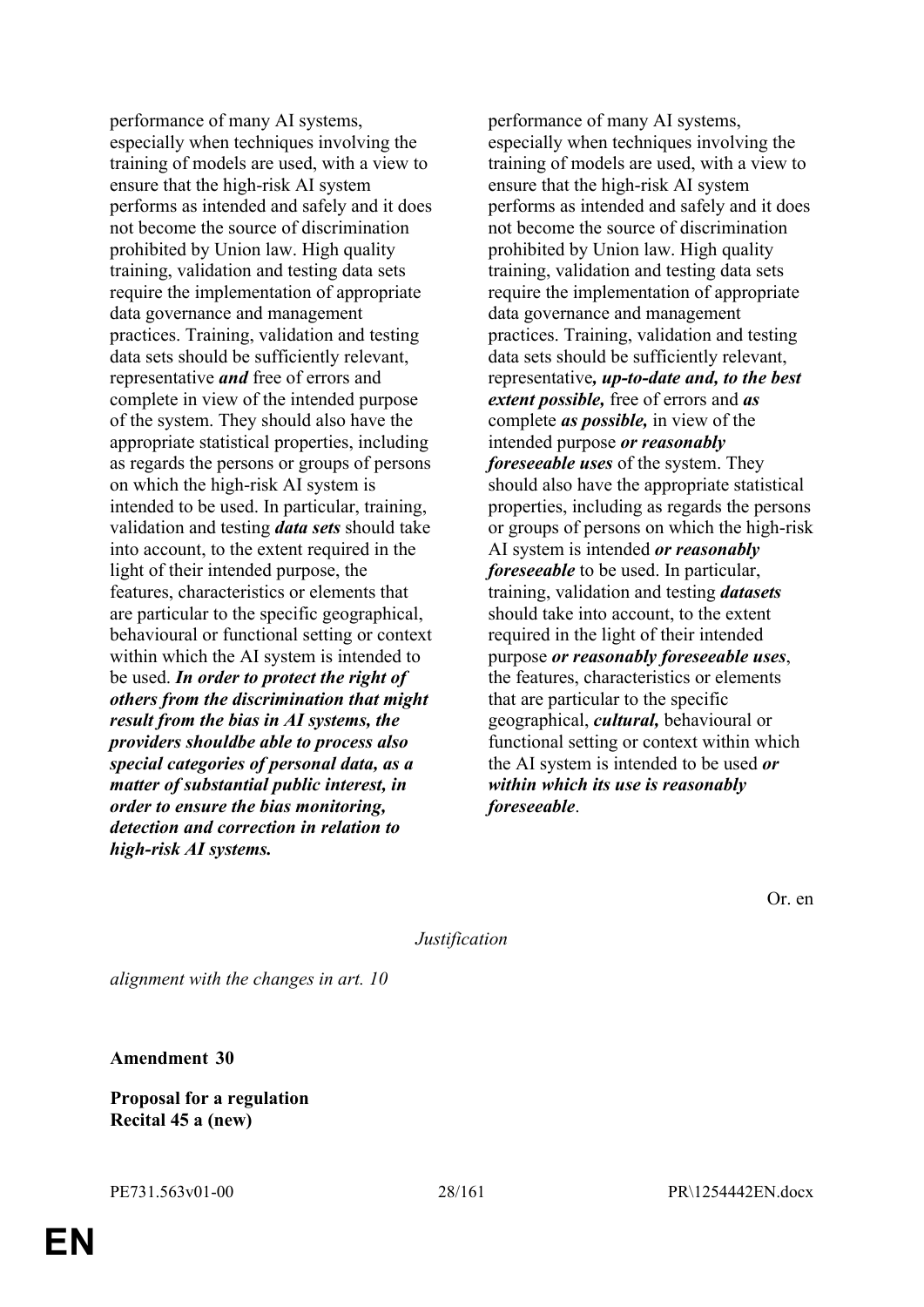| | |
|---|---|
| performance of many AI systems, especially when techniques involving the training of models are used, with a view to ensure that the high-risk AI system performs as intended and safely and it does not become the source of discrimination prohibited by Union law. High quality training, validation and testing data sets require the implementation of appropriate data governance and management practices. Training, validation and testing data sets should be sufficiently relevant, representative ***and*** free of errors and complete in view of the intended purpose of the system. They should also have the appropriate statistical properties, including as regards the persons or groups of persons on which the high-risk AI system is intended to be used. In particular, training, validation and testing ***data sets*** should take into account, to the extent required in the light of their intended purpose, the features, characteristics or elements that are particular to the specific geographical, behavioural or functional setting or context within which the AI system is intended to be used. ***In order to protect the right of others from the discrimination that might result from the bias in AI systems, the providers shouldbe able to process also special categories of personal data, as a matter of substantial public interest, in order to ensure the bias monitoring, detection and correction in relation to high-risk AI systems.*** | performance of many AI systems, especially when techniques involving the training of models are used, with a view to ensure that the high-risk AI system performs as intended and safely and it does not become the source of discrimination prohibited by Union law. High quality training, validation and testing data sets require the implementation of appropriate data governance and management practices. Training, validation and testing data sets should be sufficiently relevant, representative***, up-to-date and, to the best extent possible,*** free of errors and ***as*** complete ***as possible,*** in view of the intended purpose ***or reasonably foreseeable uses*** of the system. They should also have the appropriate statistical properties, including as regards the persons or groups of persons on which the high-risk AI system is intended ***or reasonably foreseeable*** to be used. In particular, training, validation and testing ***datasets*** should take into account, to the extent required in the light of their intended purpose ***or reasonably foreseeable uses***, the features, characteristics or elements that are particular to the specific geographical, ***cultural,*** behavioural or functional setting or context within which the AI system is intended to be used ***or within which its use is reasonably foreseeable***. |

Or. en

*Justification*

*alignment with the changes in art. 10*

**Amendment 30**

**Proposal for a regulation**
**Recital 45 a (new)**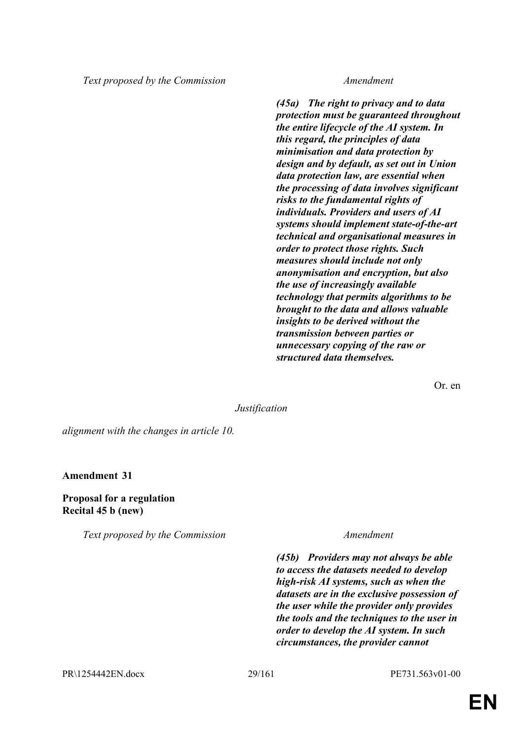| *Text proposed by the Commission* | *Amendment* |
| --- | --- |
| | ***(45a) The right to privacy and to data protection must be guaranteed throughout the entire lifecycle of the AI system. In this regard, the principles of data minimisation and data protection by design and by default, as set out in Union data protection law, are essential when the processing of data involves significant risks to the fundamental rights of individuals. Providers and users of AI systems should implement state-of-the-art technical and organisational measures in order to protect those rights. Such measures should include not only anonymisation and encryption, but also the use of increasingly available technology that permits algorithms to be brought to the data and allows valuable insights to be derived without the transmission between parties or unnecessary copying of the raw or structured data themselves.*** |

Or. en

*Justification*

*alignment with the changes in article 10.*

**Amendment 31**

**Proposal for a regulation**
**Recital 45 b (new)**

| *Text proposed by the Commission* | *Amendment* |
| --- | --- |
| | ***(45b) Providers may not always be able to access the datasets needed to develop high-risk AI systems, such as when the datasets are in the exclusive possession of the user while the provider only provides the tools and the techniques to the user in order to develop the AI system. In such circumstances, the provider cannot*** |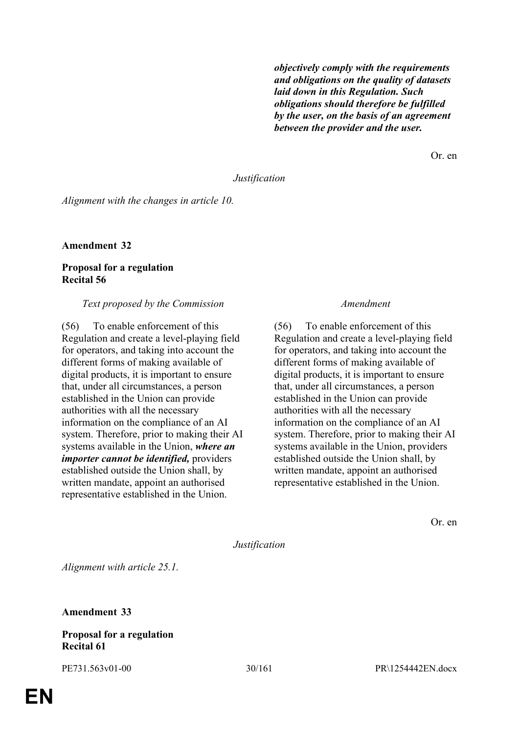| | |
|---|---|
| | ***objectively comply with the requirements and obligations on the quality of datasets laid down in this Regulation. Such obligations should therefore be fulfilled by the user, on the basis of an agreement between the provider and the user.*** |

Or. en

*Justification*

*Alignment with the changes in article 10.*

**Amendment 32**

**Proposal for a regulation**
**Recital 56**

| *Text proposed by the Commission* | *Amendment* |
|---|---|
| (56) To enable enforcement of this Regulation and create a level-playing field for operators, and taking into account the different forms of making available of digital products, it is important to ensure that, under all circumstances, a person established in the Union can provide authorities with all the necessary information on the compliance of an AI system. Therefore, prior to making their AI systems available in the Union, ***where an importer cannot be identified,*** providers established outside the Union shall, by written mandate, appoint an authorised representative established in the Union. | (56) To enable enforcement of this Regulation and create a level-playing field for operators, and taking into account the different forms of making available of digital products, it is important to ensure that, under all circumstances, a person established in the Union can provide authorities with all the necessary information on the compliance of an AI system. Therefore, prior to making their AI systems available in the Union, providers established outside the Union shall, by written mandate, appoint an authorised representative established in the Union. |

Or. en

*Justification*

*Alignment with article 25.1.*

**Amendment 33**

**Proposal for a regulation**
**Recital 61**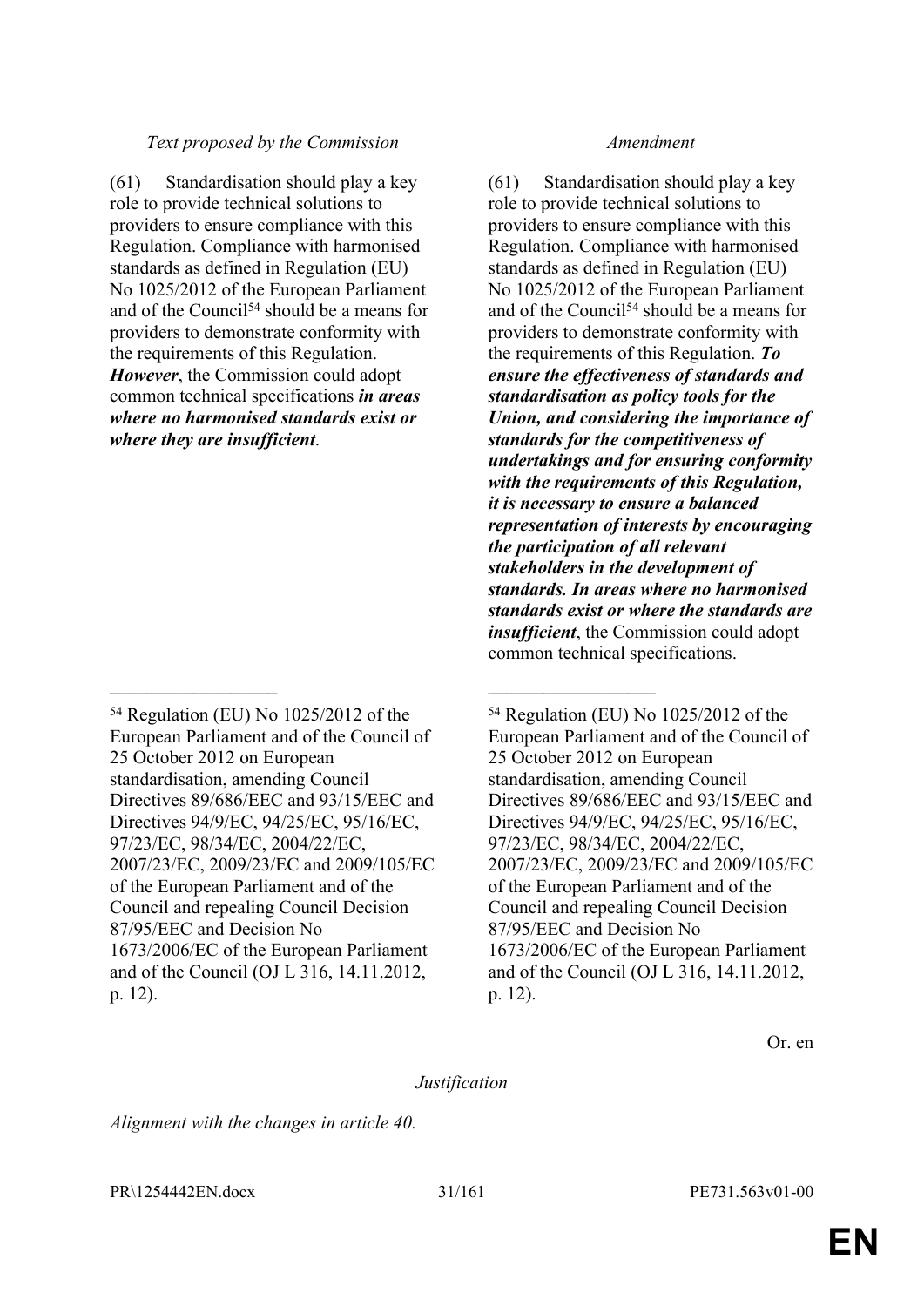| *Text proposed by the Commission* | *Amendment* |
|---|---|
| (61) Standardisation should play a key role to provide technical solutions to providers to ensure compliance with this Regulation. Compliance with harmonised standards as defined in Regulation (EU) No 1025/2012 of the European Parliament and of the Council[54] should be a means for providers to demonstrate conformity with the requirements of this Regulation. ***However***, the Commission could adopt common technical specifications ***in areas where no harmonised standards exist or where they are insufficient***. | (61) Standardisation should play a key role to provide technical solutions to providers to ensure compliance with this Regulation. Compliance with harmonised standards as defined in Regulation (EU) No 1025/2012 of the European Parliament and of the Council[54] should be a means for providers to demonstrate conformity with the requirements of this Regulation. ***To ensure the effectiveness of standards and standardisation as policy tools for the Union, and considering the importance of standards for the competitiveness of undertakings and for ensuring conformity with the requirements of this Regulation, it is necessary to ensure a balanced representation of interests by encouraging the participation of all relevant stakeholders in the development of standards. In areas where no harmonised standards exist or where the standards are insufficient***, the Commission could adopt common technical specifications. |
| __________________ | __________________ |
| [54] Regulation (EU) No 1025/2012 of the European Parliament and of the Council of 25 October 2012 on European standardisation, amending Council Directives 89/686/EEC and 93/15/EEC and Directives 94/9/EC, 94/25/EC, 95/16/EC, 97/23/EC, 98/34/EC, 2004/22/EC, 2007/23/EC, 2009/23/EC and 2009/105/EC of the European Parliament and of the Council and repealing Council Decision 87/95/EEC and Decision No 1673/2006/EC of the European Parliament and of the Council (OJ L 316, 14.11.2012, p. 12). | [54] Regulation (EU) No 1025/2012 of the European Parliament and of the Council of 25 October 2012 on European standardisation, amending Council Directives 89/686/EEC and 93/15/EEC and Directives 94/9/EC, 94/25/EC, 95/16/EC, 97/23/EC, 98/34/EC, 2004/22/EC, 2007/23/EC, 2009/23/EC and 2009/105/EC of the European Parliament and of the Council and repealing Council Decision 87/95/EEC and Decision No 1673/2006/EC of the European Parliament and of the Council (OJ L 316, 14.11.2012, p. 12). |

Or. en

*Justification*

*Alignment with the changes in article 40.*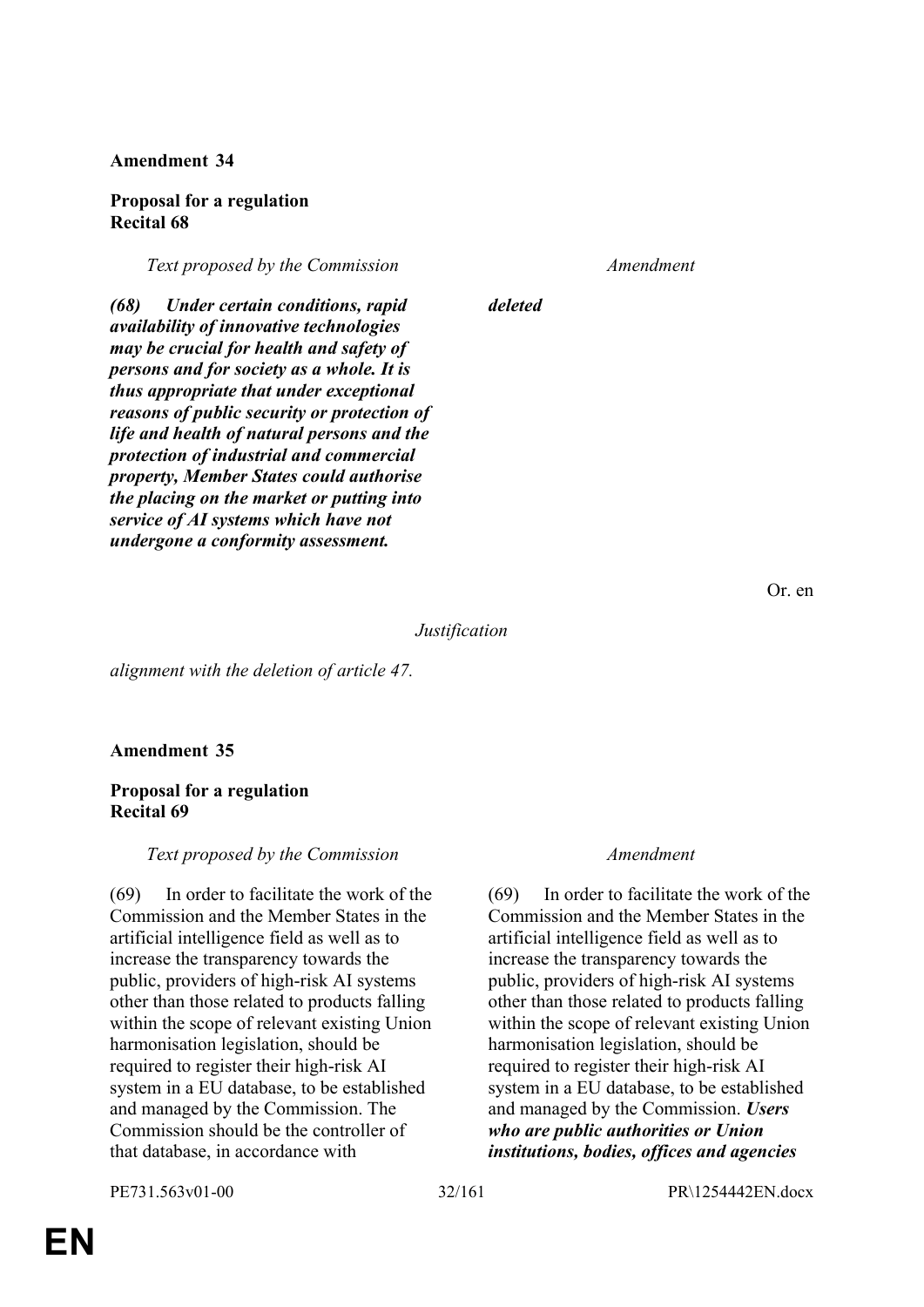**Amendment 34**

**Proposal for a regulation**
**Recital 68**

| *Text proposed by the Commission* | *Amendment* |
|---|---|
| ***(68) Under certain conditions, rapid availability of innovative technologies may be crucial for health and safety of persons and for society as a whole. It is thus appropriate that under exceptional reasons of public security or protection of life and health of natural persons and the protection of industrial and commercial property, Member States could authorise the placing on the market or putting into service of AI systems which have not undergone a conformity assessment.*** | ***deleted*** |

Or. en

*Justification*

*alignment with the deletion of article 47.*

**Amendment 35**

**Proposal for a regulation**
**Recital 69**

| *Text proposed by the Commission* | *Amendment* |
|---|---|
| (69) In order to facilitate the work of the Commission and the Member States in the artificial intelligence field as well as to increase the transparency towards the public, providers of high-risk AI systems other than those related to products falling within the scope of relevant existing Union harmonisation legislation, should be required to register their high-risk AI system in a EU database, to be established and managed by the Commission. The Commission should be the controller of that database, in accordance with | (69) In order to facilitate the work of the Commission and the Member States in the artificial intelligence field as well as to increase the transparency towards the public, providers of high-risk AI systems other than those related to products falling within the scope of relevant existing Union harmonisation legislation, should be required to register their high-risk AI system in a EU database, to be established and managed by the Commission. ***Users who are public authorities or Union institutions, bodies, offices and agencies*** |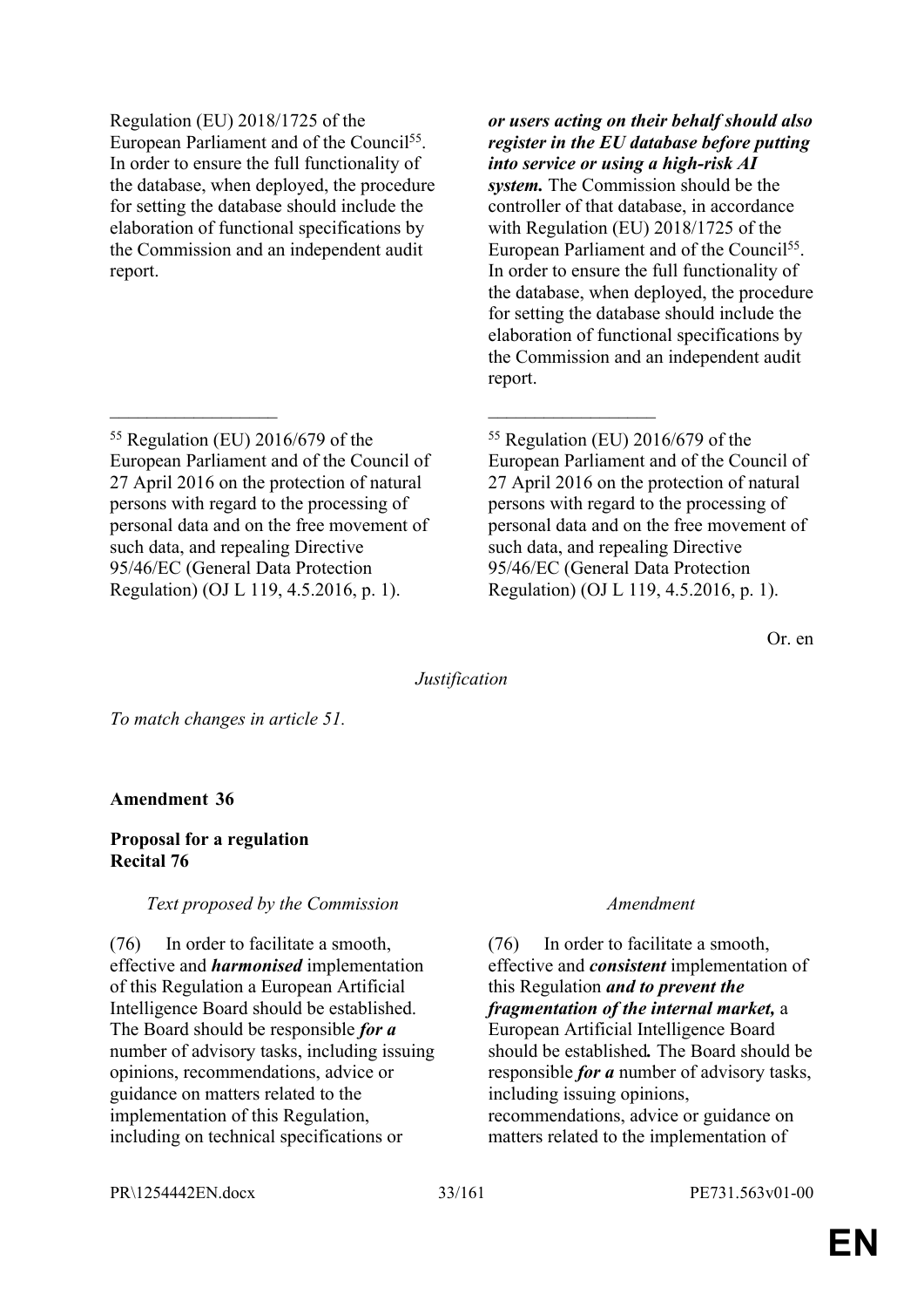| | |
|---|---|
| Regulation (EU) 2018/1725 of the European Parliament and of the Council[55]. In order to ensure the full functionality of the database, when deployed, the procedure for setting the database should include the elaboration of functional specifications by the Commission and an independent audit report. | ***or users acting on their behalf should also register in the EU database before putting into service or using a high-risk AI system.*** The Commission should be the controller of that database, in accordance with Regulation (EU) 2018/1725 of the European Parliament and of the Council[55]. In order to ensure the full functionality of the database, when deployed, the procedure for setting the database should include the elaboration of functional specifications by the Commission and an independent audit report. |
| __________________ | __________________ |
| [55] Regulation (EU) 2016/679 of the European Parliament and of the Council of 27 April 2016 on the protection of natural persons with regard to the processing of personal data and on the free movement of such data, and repealing Directive 95/46/EC (General Data Protection Regulation) (OJ L 119, 4.5.2016, p. 1). | [55] Regulation (EU) 2016/679 of the European Parliament and of the Council of 27 April 2016 on the protection of natural persons with regard to the processing of personal data and on the free movement of such data, and repealing Directive 95/46/EC (General Data Protection Regulation) (OJ L 119, 4.5.2016, p. 1). |

Or. en

*Justification*

*To match changes in article 51.*

**Amendment 36**

**Proposal for a regulation**
**Recital 76**

| *Text proposed by the Commission* | *Amendment* |
|---|---|
| (76) In order to facilitate a smooth, effective and ***harmonised*** implementation of this Regulation a European Artificial Intelligence Board should be established. The Board should be responsible ***for a*** number of advisory tasks, including issuing opinions, recommendations, advice or guidance on matters related to the implementation of this Regulation, including on technical specifications or | (76) In order to facilitate a smooth, effective and ***consistent*** implementation of this Regulation ***and to prevent the fragmentation of the internal market,*** a European Artificial Intelligence Board should be established***.*** The Board should be responsible ***for a*** number of advisory tasks, including issuing opinions, recommendations, advice or guidance on matters related to the implementation of |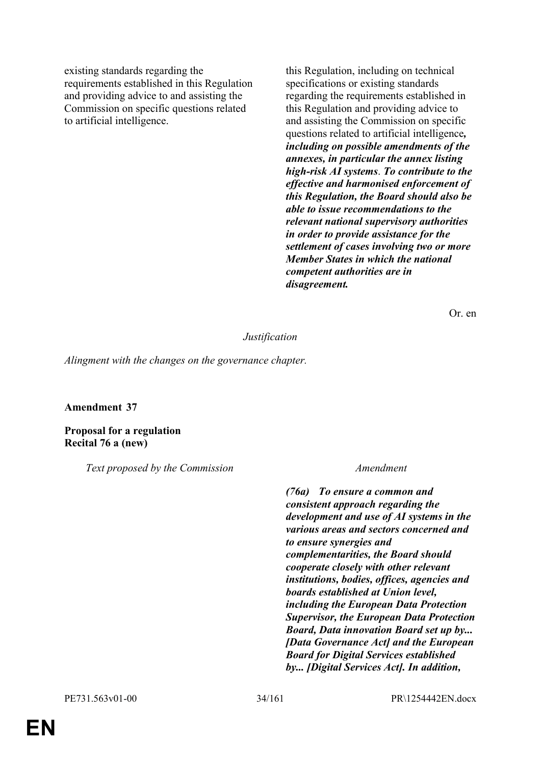| | |
|---|---|
| existing standards regarding the requirements established in this Regulation and providing advice to and assisting the Commission on specific questions related to artificial intelligence. | this Regulation, including on technical specifications or existing standards regarding the requirements established in this Regulation and providing advice to and assisting the Commission on specific questions related to artificial intelligence***, including on possible amendments of the annexes, in particular the annex listing high-risk AI systems***. ***To contribute to the effective and harmonised enforcement of this Regulation, the Board should also be able to issue recommendations to the relevant national supervisory authorities in order to provide assistance for the settlement of cases involving two or more Member States in which the national competent authorities are in disagreement.*** |

Or. en

*Justification*

*Alingment with the changes on the governance chapter.*

**Amendment 37**

**Proposal for a regulation**
**Recital 76 a (new)**

| *Text proposed by the Commission* | *Amendment* |
|---|---|
| | ***(76a) To ensure a common and consistent approach regarding the development and use of AI systems in the various areas and sectors concerned and to ensure synergies and complementarities, the Board should cooperate closely with other relevant institutions, bodies, offices, agencies and boards established at Union level, including the European Data Protection Supervisor, the European Data Protection Board, Data innovation Board set up by... [Data Governance Act] and the European Board for Digital Services established by... [Digital Services Act]. In addition,*** |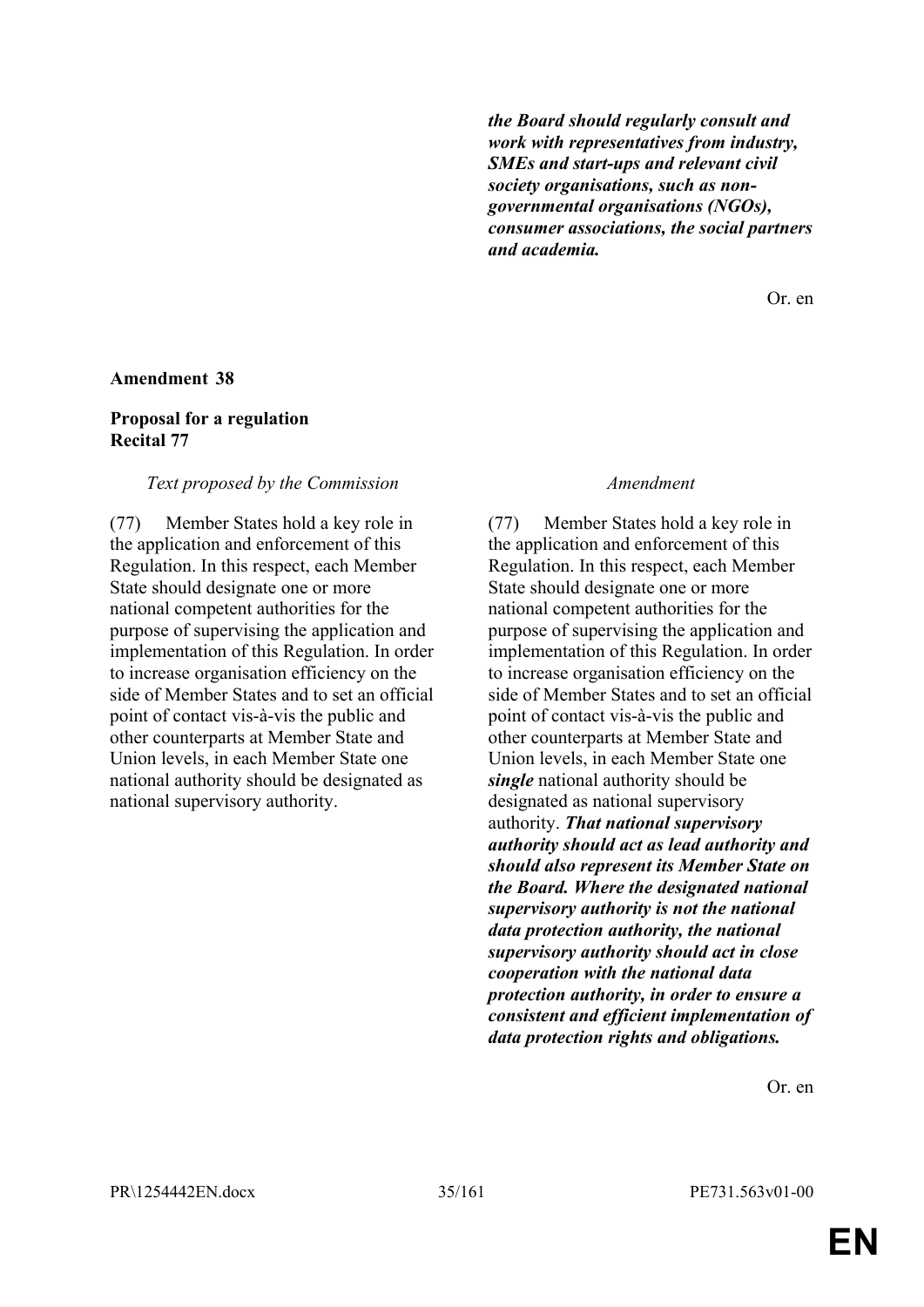| | |
|---|---|
| | ***the Board should regularly consult and work with representatives from industry, SMEs and start-ups and relevant civil society organisations, such as non-governmental organisations (NGOs), consumer associations, the social partners and academia.*** |

Or. en

**Amendment 38**

**Proposal for a regulation**
**Recital 77**

| *Text proposed by the Commission* | *Amendment* |
|---|---|
| (77) Member States hold a key role in the application and enforcement of this Regulation. In this respect, each Member State should designate one or more national competent authorities for the purpose of supervising the application and implementation of this Regulation. In order to increase organisation efficiency on the side of Member States and to set an official point of contact vis-à-vis the public and other counterparts at Member State and Union levels, in each Member State one national authority should be designated as national supervisory authority. | (77) Member States hold a key role in the application and enforcement of this Regulation. In this respect, each Member State should designate one or more national competent authorities for the purpose of supervising the application and implementation of this Regulation. In order to increase organisation efficiency on the side of Member States and to set an official point of contact vis-à-vis the public and other counterparts at Member State and Union levels, in each Member State one ***single*** national authority should be designated as national supervisory authority. ***That national supervisory authority should act as lead authority and should also represent its Member State on the Board. Where the designated national supervisory authority is not the national data protection authority, the national supervisory authority should act in close cooperation with the national data protection authority, in order to ensure a consistent and efficient implementation of data protection rights and obligations.*** |

Or. en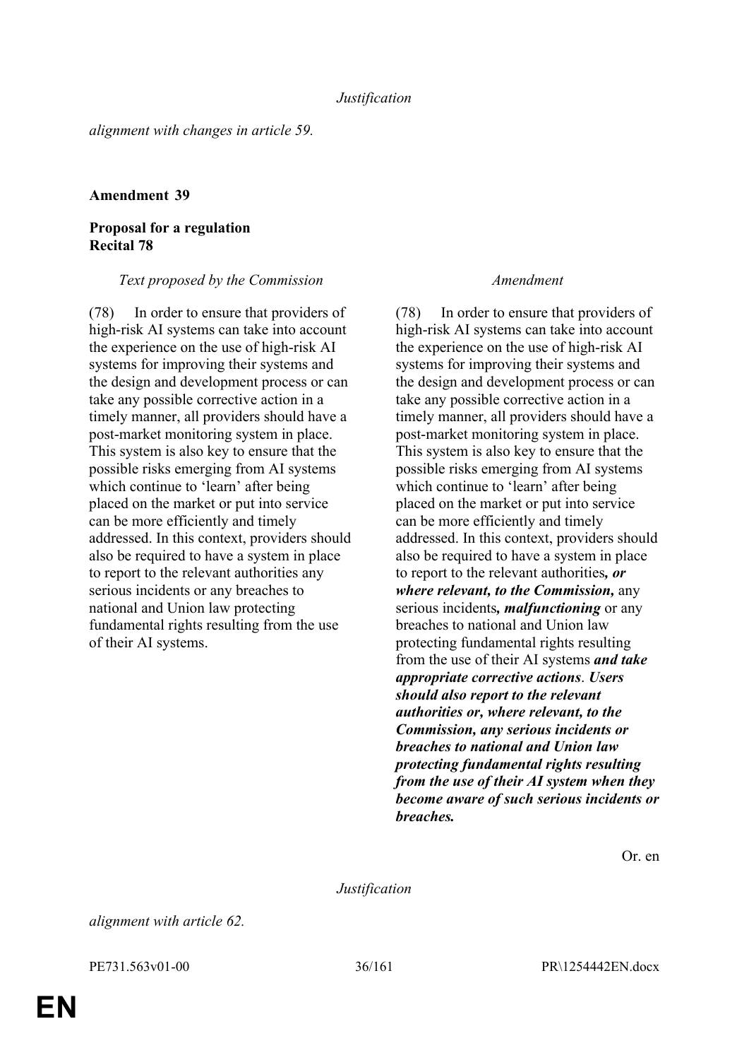*Justification*

*alignment with changes in article 59.*

**Amendment 39**

**Proposal for a regulation**
**Recital 78**

| *Text proposed by the Commission* | *Amendment* |
|---|---|
| (78) In order to ensure that providers of high-risk AI systems can take into account the experience on the use of high-risk AI systems for improving their systems and the design and development process or can take any possible corrective action in a timely manner, all providers should have a post-market monitoring system in place. This system is also key to ensure that the possible risks emerging from AI systems which continue to 'learn' after being placed on the market or put into service can be more efficiently and timely addressed. In this context, providers should also be required to have a system in place to report to the relevant authorities any serious incidents or any breaches to national and Union law protecting fundamental rights resulting from the use of their AI systems. | (78) In order to ensure that providers of high-risk AI systems can take into account the experience on the use of high-risk AI systems for improving their systems and the design and development process or can take any possible corrective action in a timely manner, all providers should have a post-market monitoring system in place. This system is also key to ensure that the possible risks emerging from AI systems which continue to 'learn' after being placed on the market or put into service can be more efficiently and timely addressed. In this context, providers should also be required to have a system in place to report to the relevant authorities***, or where relevant, to the Commission,*** any serious incidents***, malfunctioning*** or any breaches to national and Union law protecting fundamental rights resulting from the use of their AI systems ***and take appropriate corrective actions***. ***Users should also report to the relevant authorities or, where relevant, to the Commission, any serious incidents or breaches to national and Union law protecting fundamental rights resulting from the use of their AI system when they become aware of such serious incidents or breaches.*** |

Or. en

*Justification*

*alignment with article 62.*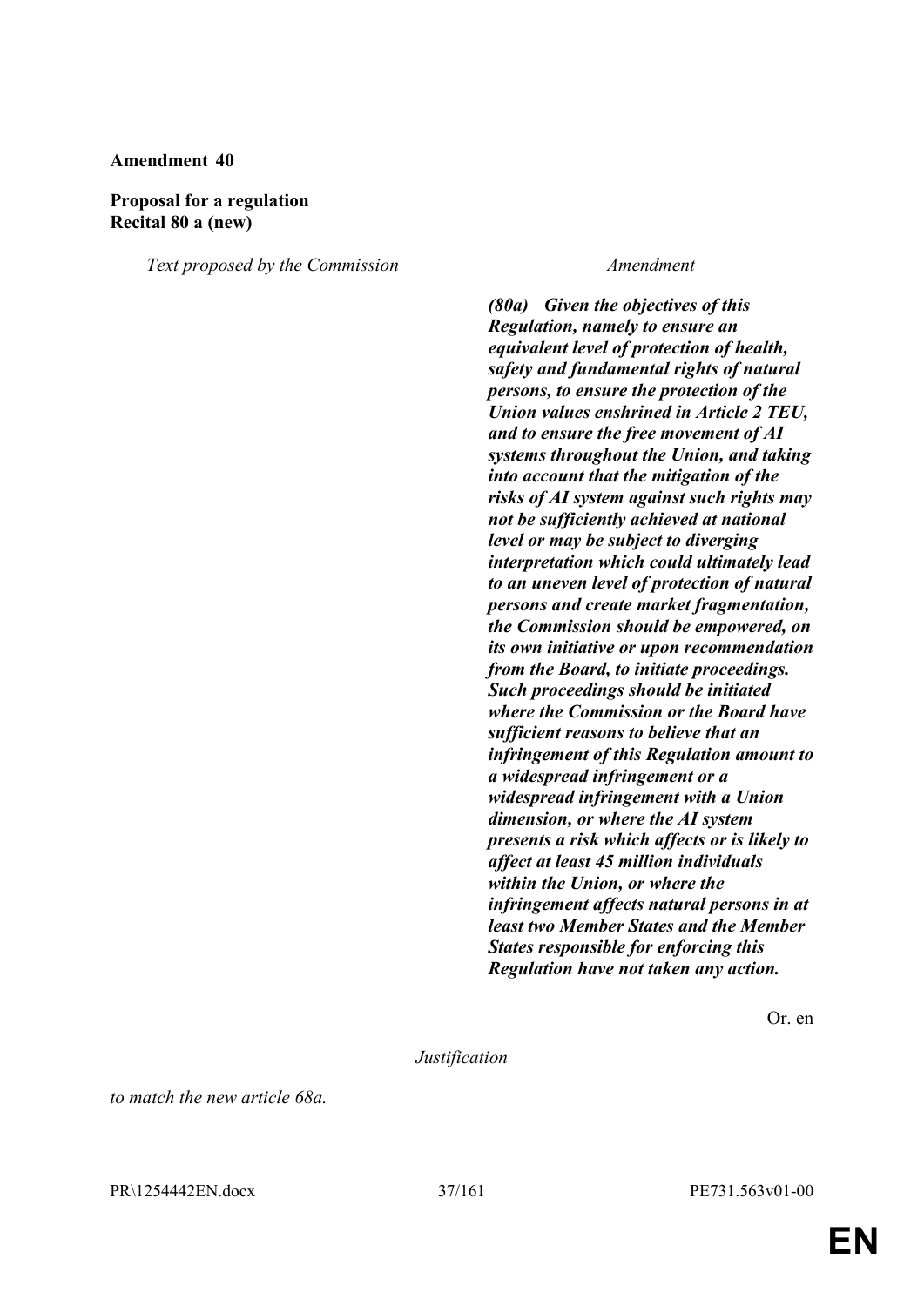**Amendment 40**

**Proposal for a regulation**
**Recital 80 a (new)**

| *Text proposed by the Commission* | *Amendment* |
|---|---|
| | ***(80a) Given the objectives of this Regulation, namely to ensure an equivalent level of protection of health, safety and fundamental rights of natural persons, to ensure the protection of the Union values enshrined in Article 2 TEU, and to ensure the free movement of AI systems throughout the Union, and taking into account that the mitigation of the risks of AI system against such rights may not be sufficiently achieved at national level or may be subject to diverging interpretation which could ultimately lead to an uneven level of protection of natural persons and create market fragmentation, the Commission should be empowered, on its own initiative or upon recommendation from the Board, to initiate proceedings. Such proceedings should be initiated where the Commission or the Board have sufficient reasons to believe that an infringement of this Regulation amount to a widespread infringement or a widespread infringement with a Union dimension, or where the AI system presents a risk which affects or is likely to affect at least 45 million individuals within the Union, or where the infringement affects natural persons in at least two Member States and the Member States responsible for enforcing this Regulation have not taken any action.*** |

Or. en

*Justification*

*to match the new article 68a.*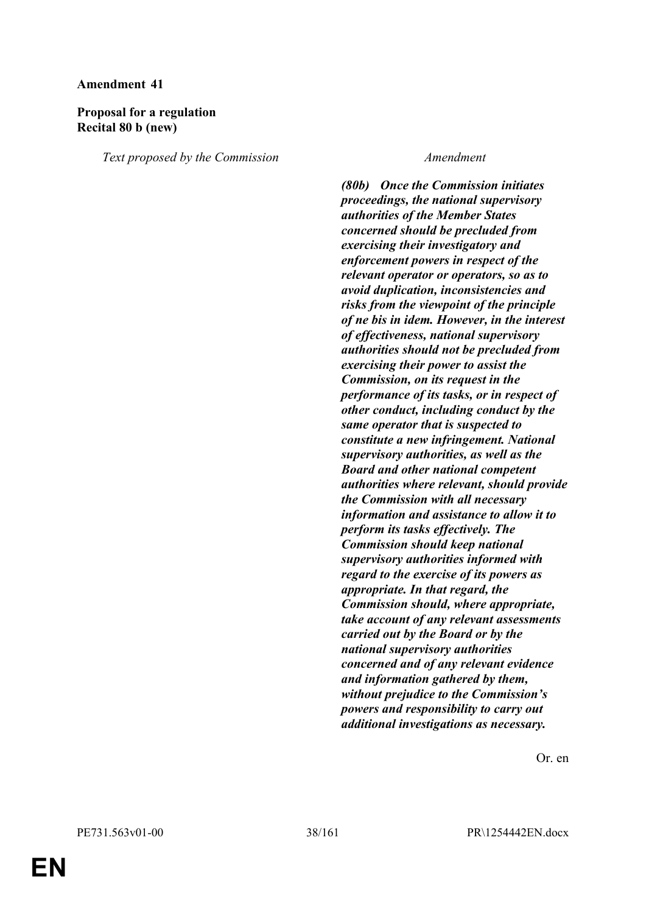**Amendment 41**

**Proposal for a regulation**
**Recital 80 b (new)**

| *Text proposed by the Commission* | *Amendment* |
|---|---|
| | ***(80b) Once the Commission initiates proceedings, the national supervisory authorities of the Member States concerned should be precluded from exercising their investigatory and enforcement powers in respect of the relevant operator or operators, so as to avoid duplication, inconsistencies and risks from the viewpoint of the principle of ne bis in idem. However, in the interest of effectiveness, national supervisory authorities should not be precluded from exercising their power to assist the Commission, on its request in the performance of its tasks, or in respect of other conduct, including conduct by the same operator that is suspected to constitute a new infringement. National supervisory authorities, as well as the Board and other national competent authorities where relevant, should provide the Commission with all necessary information and assistance to allow it to perform its tasks effectively. The Commission should keep national supervisory authorities informed with regard to the exercise of its powers as appropriate. In that regard, the Commission should, where appropriate, take account of any relevant assessments carried out by the Board or by the national supervisory authorities concerned and of any relevant evidence and information gathered by them, without prejudice to the Commission's powers and responsibility to carry out additional investigations as necessary.*** |

Or. en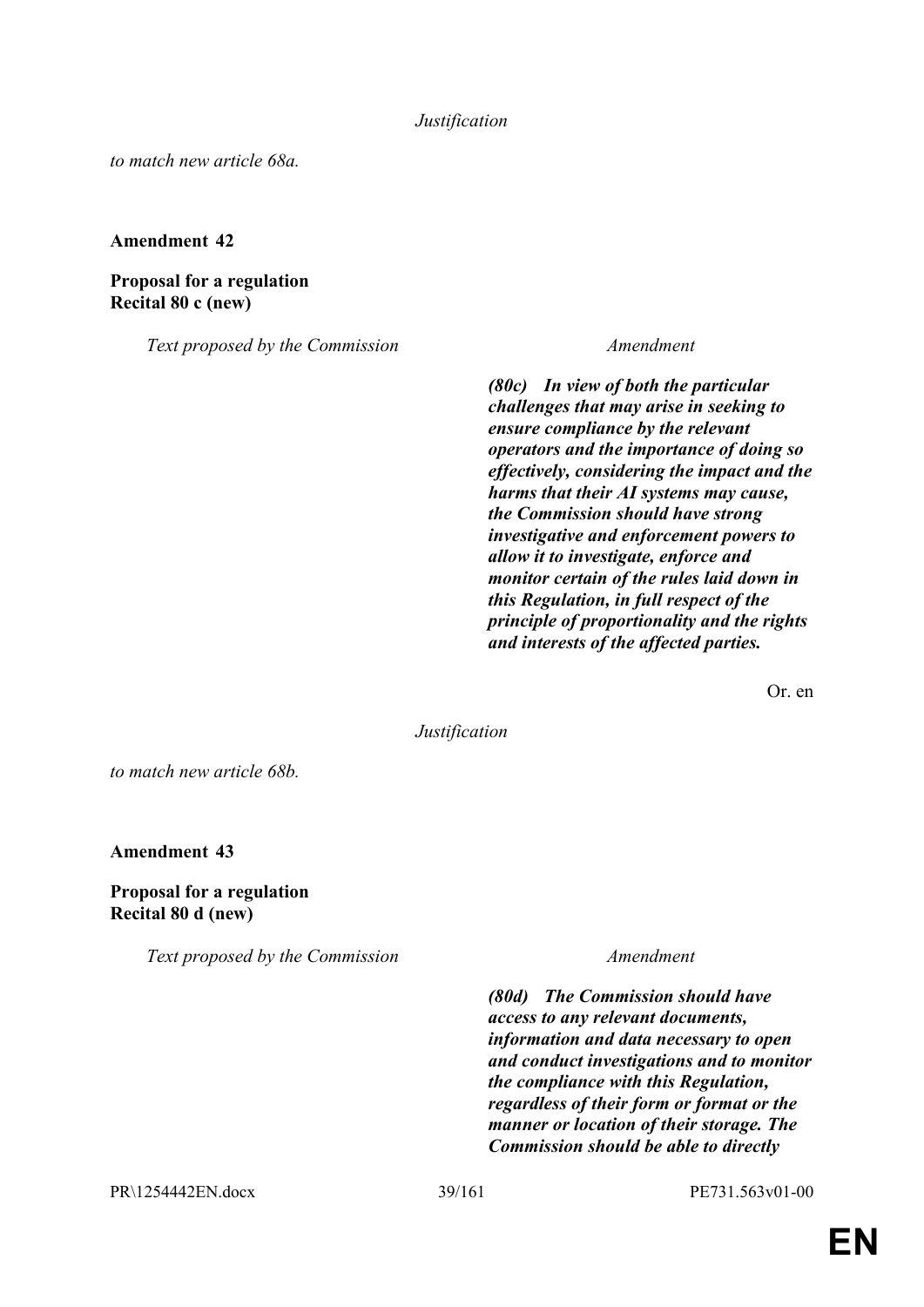*Justification*

*to match new article 68a.*

**Amendment 42**

**Proposal for a regulation**
**Recital 80 c (new)**

| *Text proposed by the Commission* | *Amendment* |
|---|---|
| | ***(80c) In view of both the particular challenges that may arise in seeking to ensure compliance by the relevant operators and the importance of doing so effectively, considering the impact and the harms that their AI systems may cause, the Commission should have strong investigative and enforcement powers to allow it to investigate, enforce and monitor certain of the rules laid down in this Regulation, in full respect of the principle of proportionality and the rights and interests of the affected parties.*** |

Or. en

*Justification*

*to match new article 68b.*

**Amendment 43**

**Proposal for a regulation**
**Recital 80 d (new)**

| *Text proposed by the Commission* | *Amendment* |
|---|---|
| | ***(80d) The Commission should have access to any relevant documents, information and data necessary to open and conduct investigations and to monitor the compliance with this Regulation, regardless of their form or format or the manner or location of their storage. The Commission should be able to directly*** |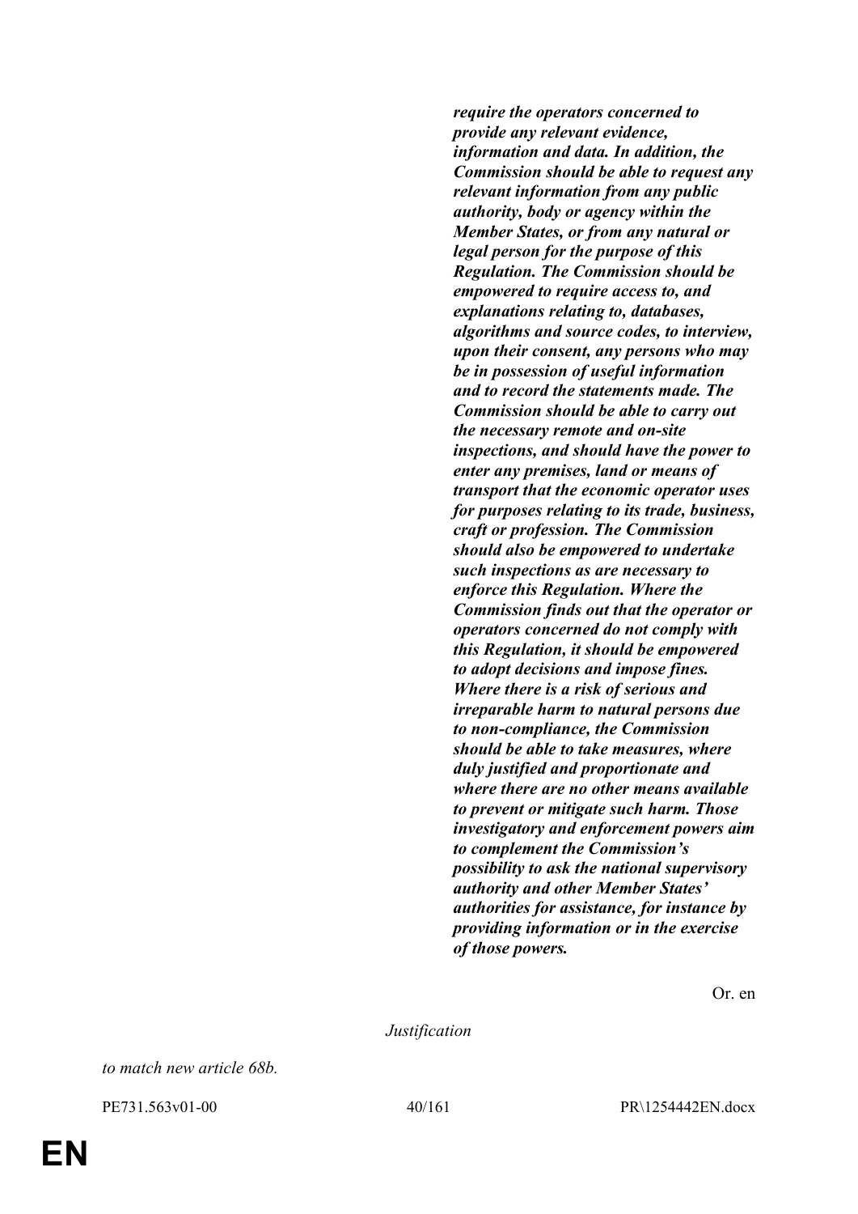***require the operators concerned to provide any relevant evidence, information and data. In addition, the Commission should be able to request any relevant information from any public authority, body or agency within the Member States, or from any natural or legal person for the purpose of this Regulation. The Commission should be empowered to require access to, and explanations relating to, databases, algorithms and source codes, to interview, upon their consent, any persons who may be in possession of useful information and to record the statements made. The Commission should be able to carry out the necessary remote and on-site inspections, and should have the power to enter any premises, land or means of transport that the economic operator uses for purposes relating to its trade, business, craft or profession. The Commission should also be empowered to undertake such inspections as are necessary to enforce this Regulation. Where the Commission finds out that the operator or operators concerned do not comply with this Regulation, it should be empowered to adopt decisions and impose fines. Where there is a risk of serious and irreparable harm to natural persons due to non-compliance, the Commission should be able to take measures, where duly justified and proportionate and where there are no other means available to prevent or mitigate such harm. Those investigatory and enforcement powers aim to complement the Commission's possibility to ask the national supervisory authority and other Member States' authorities for assistance, for instance by providing information or in the exercise of those powers.***

Or. en

*Justification*

*to match new article 68b.*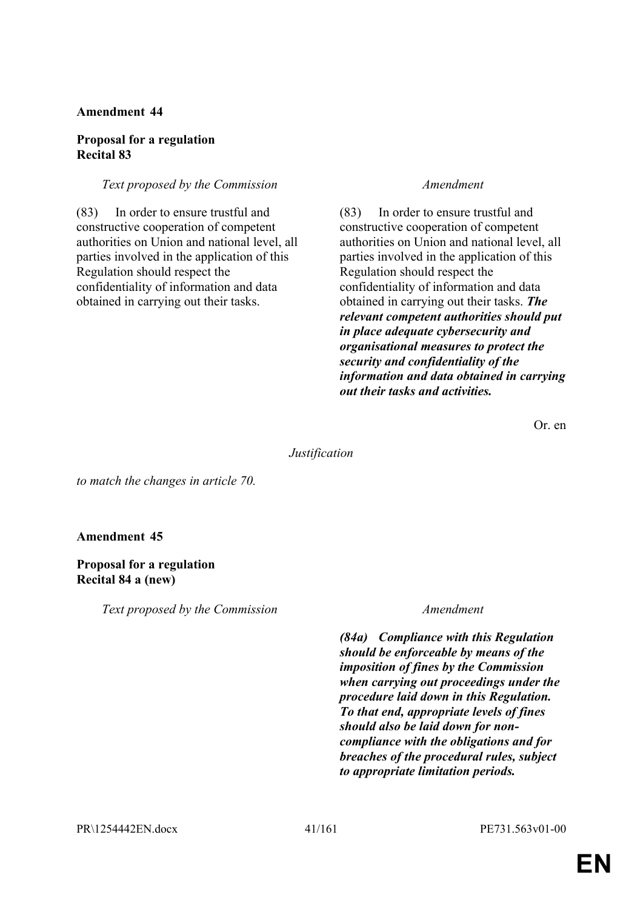**Amendment 44**

**Proposal for a regulation**
**Recital 83**

| *Text proposed by the Commission* | *Amendment* |
| --- | --- |
| (83) In order to ensure trustful and constructive cooperation of competent authorities on Union and national level, all parties involved in the application of this Regulation should respect the confidentiality of information and data obtained in carrying out their tasks. | (83) In order to ensure trustful and constructive cooperation of competent authorities on Union and national level, all parties involved in the application of this Regulation should respect the confidentiality of information and data obtained in carrying out their tasks. ***The relevant competent authorities should put in place adequate cybersecurity and organisational measures to protect the security and confidentiality of the information and data obtained in carrying out their tasks and activities.*** |

Or. en

*Justification*

*to match the changes in article 70.*

**Amendment 45**

**Proposal for a regulation**
**Recital 84 a (new)**

| *Text proposed by the Commission* | *Amendment* |
| --- | --- |
| | ***(84a) Compliance with this Regulation should be enforceable by means of the imposition of fines by the Commission when carrying out proceedings under the procedure laid down in this Regulation. To that end, appropriate levels of fines should also be laid down for non-compliance with the obligations and for breaches of the procedural rules, subject to appropriate limitation periods.*** |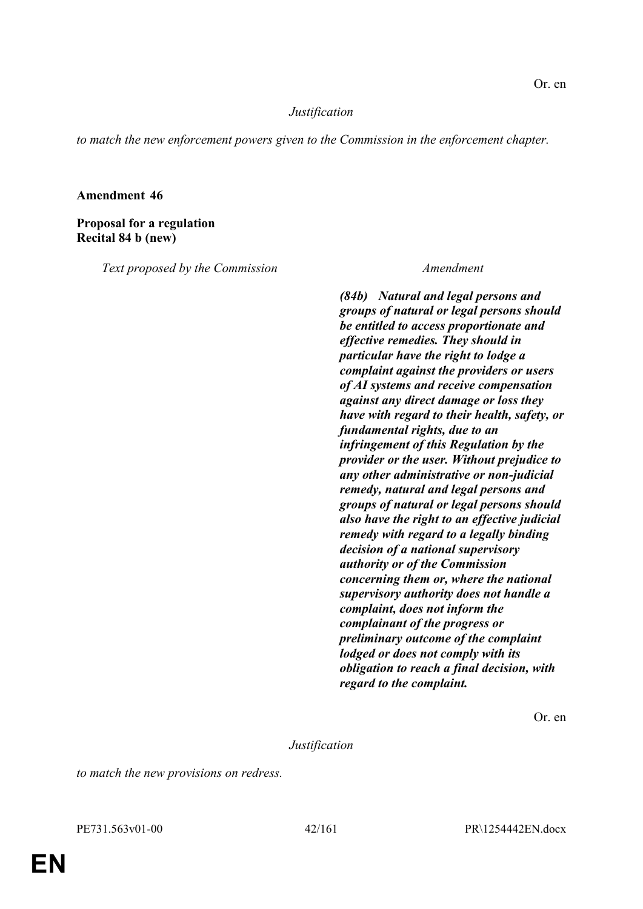Or. en

*Justification*

*to match the new enforcement powers given to the Commission in the enforcement chapter.*

**Amendment 46**

**Proposal for a regulation**
**Recital 84 b (new)**

| *Text proposed by the Commission* | *Amendment* |
|---|---|
| | ***(84b) Natural and legal persons and groups of natural or legal persons should be entitled to access proportionate and effective remedies. They should in particular have the right to lodge a complaint against the providers or users of AI systems and receive compensation against any direct damage or loss they have with regard to their health, safety, or fundamental rights, due to an infringement of this Regulation by the provider or the user. Without prejudice to any other administrative or non-judicial remedy, natural and legal persons and groups of natural or legal persons should also have the right to an effective judicial remedy with regard to a legally binding decision of a national supervisory authority or of the Commission concerning them or, where the national supervisory authority does not handle a complaint, does not inform the complainant of the progress or preliminary outcome of the complaint lodged or does not comply with its obligation to reach a final decision, with regard to the complaint.*** |

Or. en

*Justification*

*to match the new provisions on redress.*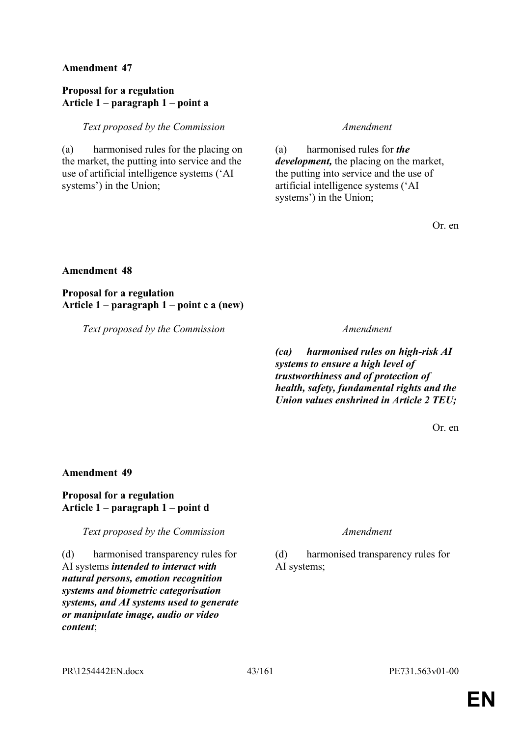**Amendment 47**

**Proposal for a regulation**
**Article 1 – paragraph 1 – point a**

| *Text proposed by the Commission* | *Amendment* |
|---|---|
| (a) harmonised rules for the placing on the market, the putting into service and the use of artificial intelligence systems ('AI systems') in the Union; | (a) harmonised rules for ***the development,*** the placing on the market, the putting into service and the use of artificial intelligence systems ('AI systems') in the Union; |

Or. en

**Amendment 48**

**Proposal for a regulation**
**Article 1 – paragraph 1 – point c a (new)**

| *Text proposed by the Commission* | *Amendment* |
|---|---|
| | ***(ca) harmonised rules on high-risk AI systems to ensure a high level of trustworthiness and of protection of health, safety, fundamental rights and the Union values enshrined in Article 2 TEU;*** |

Or. en

**Amendment 49**

**Proposal for a regulation**
**Article 1 – paragraph 1 – point d**

| *Text proposed by the Commission* | *Amendment* |
|---|---|
| (d) harmonised transparency rules for AI systems ***intended to interact with natural persons, emotion recognition systems and biometric categorisation systems, and AI systems used to generate or manipulate image, audio or video content***; | (d) harmonised transparency rules for AI systems; |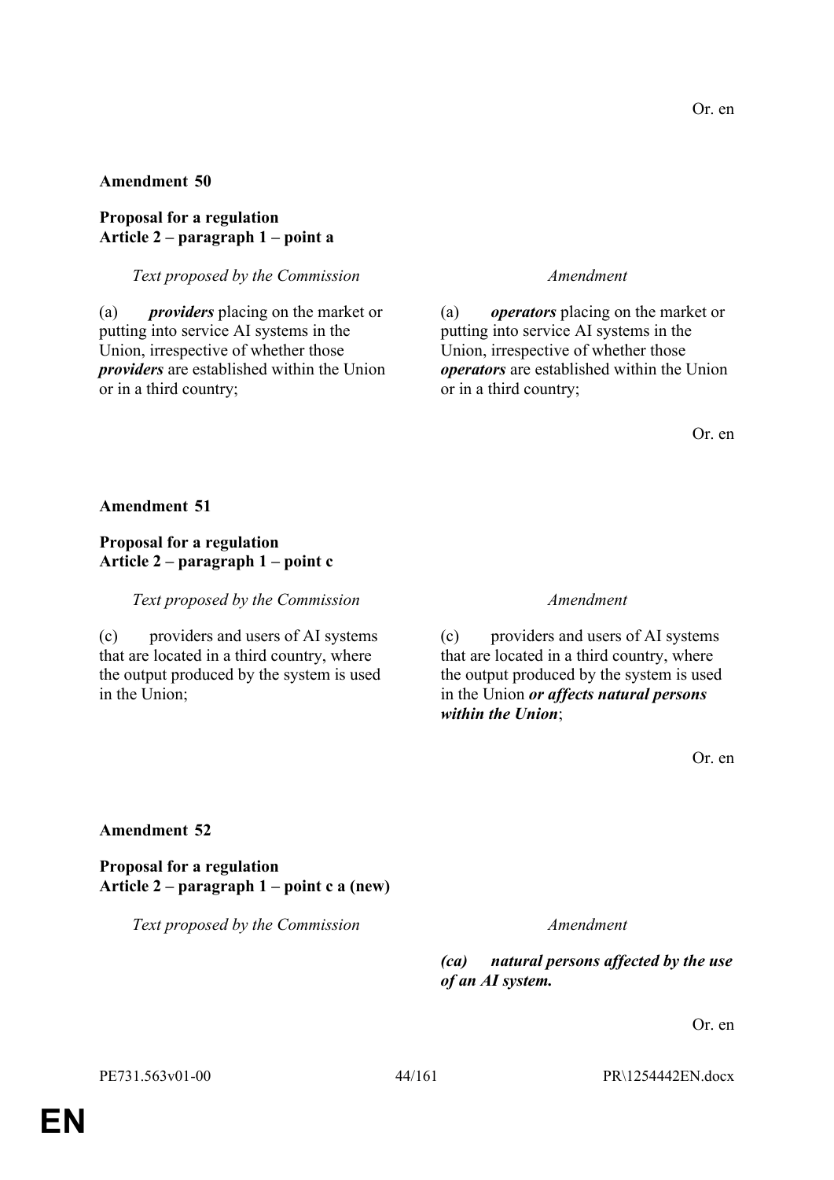Or. en

**Amendment 50**

**Proposal for a regulation**
**Article 2 – paragraph 1 – point a**

| *Text proposed by the Commission* | *Amendment* |
| --- | --- |
| (a) ***providers*** placing on the market or putting into service AI systems in the Union, irrespective of whether those ***providers*** are established within the Union or in a third country; | (a) ***operators*** placing on the market or putting into service AI systems in the Union, irrespective of whether those ***operators*** are established within the Union or in a third country; |

Or. en

**Amendment 51**

**Proposal for a regulation**
**Article 2 – paragraph 1 – point c**

| *Text proposed by the Commission* | *Amendment* |
| --- | --- |
| (c) providers and users of AI systems that are located in a third country, where the output produced by the system is used in the Union; | (c) providers and users of AI systems that are located in a third country, where the output produced by the system is used in the Union ***or affects natural persons within the Union***; |

Or. en

**Amendment 52**

**Proposal for a regulation**
**Article 2 – paragraph 1 – point c a (new)**

| *Text proposed by the Commission* | *Amendment* |
| --- | --- |
| | ***(ca) natural persons affected by the use of an AI system.*** |

Or. en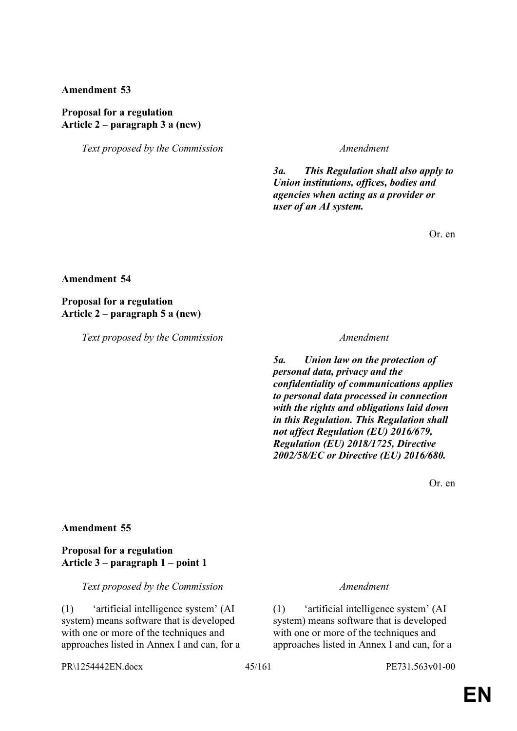**Amendment 53**

**Proposal for a regulation**
**Article 2 – paragraph 3 a (new)**

| *Text proposed by the Commission* | *Amendment* |
| --- | --- |
| | ***3a. This Regulation shall also apply to Union institutions, offices, bodies and agencies when acting as a provider or user of an AI system.*** |

Or. en

**Amendment 54**

**Proposal for a regulation**
**Article 2 – paragraph 5 a (new)**

| *Text proposed by the Commission* | *Amendment* |
| --- | --- |
| | ***5a. Union law on the protection of personal data, privacy and the confidentiality of communications applies to personal data processed in connection with the rights and obligations laid down in this Regulation. This Regulation shall not affect Regulation (EU) 2016/679, Regulation (EU) 2018/1725, Directive 2002/58/EC or Directive (EU) 2016/680.*** |

Or. en

**Amendment 55**

**Proposal for a regulation**
**Article 3 – paragraph 1 – point 1**

| *Text proposed by the Commission* | *Amendment* |
| --- | --- |
| (1) 'artificial intelligence system' (AI system) means software that is developed with one or more of the techniques and approaches listed in Annex I and can, for a | (1) 'artificial intelligence system' (AI system) means software that is developed with one or more of the techniques and approaches listed in Annex I and can, for a |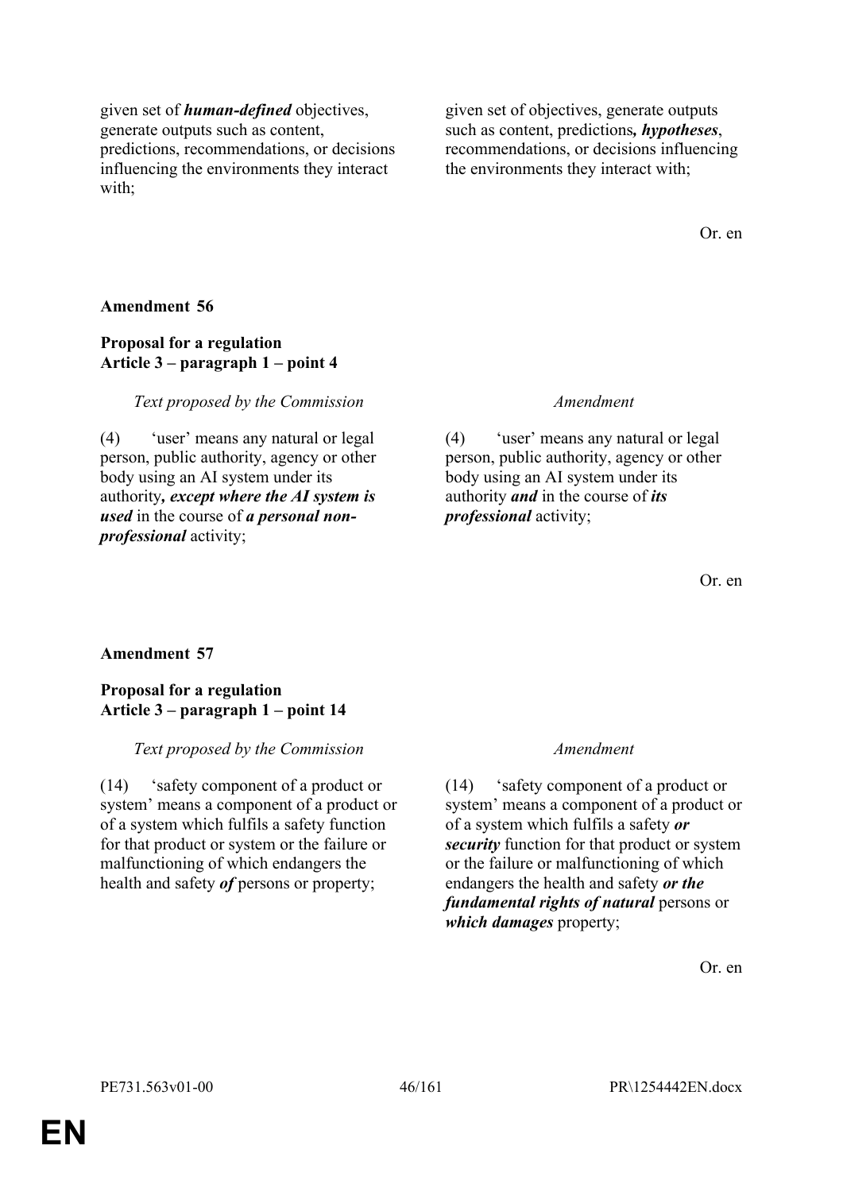| | |
|---|---|
| given set of ***human-defined*** objectives, generate outputs such as content, predictions, recommendations, or decisions influencing the environments they interact with; | given set of objectives, generate outputs such as content, predictions***, hypotheses***, recommendations, or decisions influencing the environments they interact with; |

Or. en

**Amendment 56**

**Proposal for a regulation**
**Article 3 – paragraph 1 – point 4**

| *Text proposed by the Commission* | *Amendment* |
|---|---|
| (4) 'user' means any natural or legal person, public authority, agency or other body using an AI system under its authority***, except where the AI system is used*** in the course of ***a personal non-professional*** activity; | (4) 'user' means any natural or legal person, public authority, agency or other body using an AI system under its authority ***and*** in the course of ***its professional*** activity; |

Or. en

**Amendment 57**

**Proposal for a regulation**
**Article 3 – paragraph 1 – point 14**

| *Text proposed by the Commission* | *Amendment* |
|---|---|
| (14) 'safety component of a product or system' means a component of a product or of a system which fulfils a safety function for that product or system or the failure or malfunctioning of which endangers the health and safety ***of*** persons or property; | (14) 'safety component of a product or system' means a component of a product or of a system which fulfils a safety ***or security*** function for that product or system or the failure or malfunctioning of which endangers the health and safety ***or the fundamental rights of natural*** persons or ***which damages*** property; |

Or. en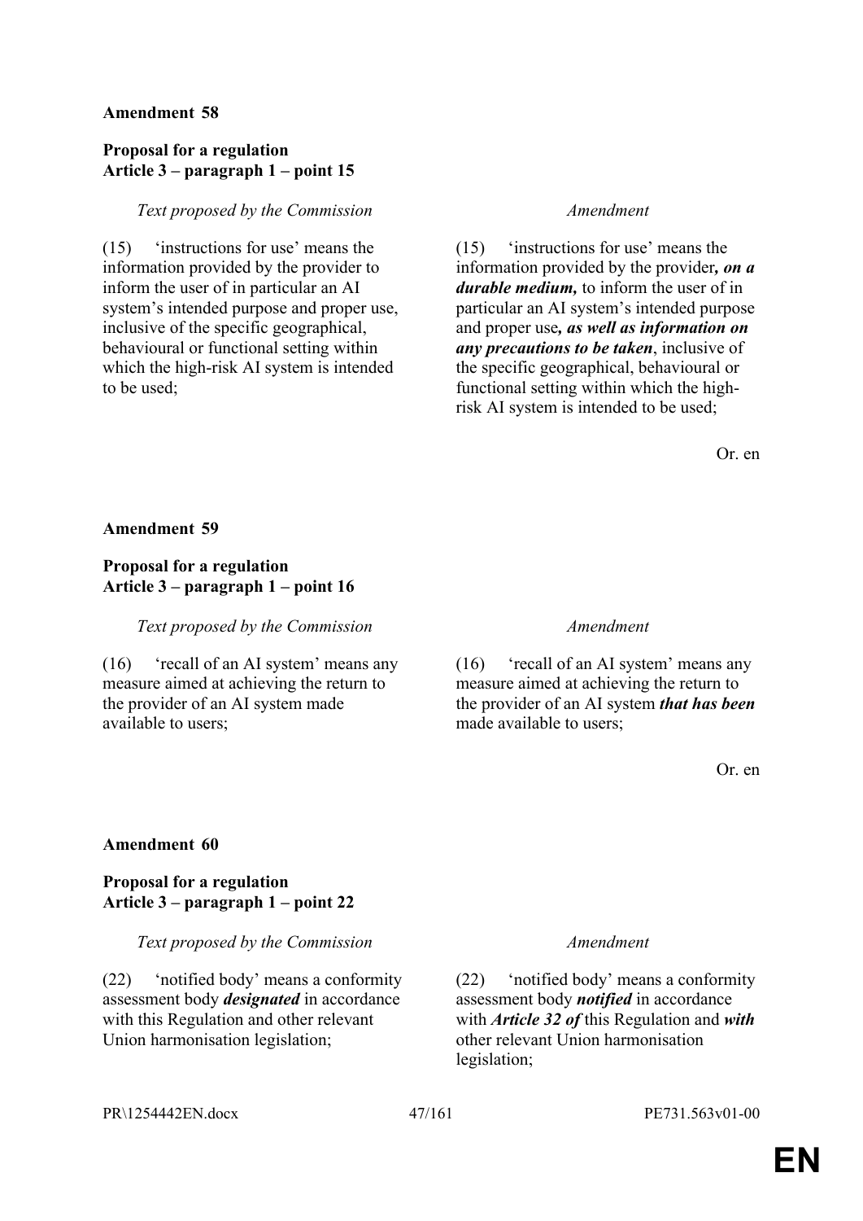**Amendment 58**

**Proposal for a regulation**
**Article 3 – paragraph 1 – point 15**

| *Text proposed by the Commission* | *Amendment* |
|---|---|
| (15) 'instructions for use' means the information provided by the provider to inform the user of in particular an AI system's intended purpose and proper use, inclusive of the specific geographical, behavioural or functional setting within which the high-risk AI system is intended to be used; | (15) 'instructions for use' means the information provided by the provider***, on a durable medium,*** to inform the user of in particular an AI system's intended purpose and proper use***, as well as information on any precautions to be taken***, inclusive of the specific geographical, behavioural or functional setting within which the high-risk AI system is intended to be used; |

Or. en

**Amendment 59**

**Proposal for a regulation**
**Article 3 – paragraph 1 – point 16**

| *Text proposed by the Commission* | *Amendment* |
|---|---|
| (16) 'recall of an AI system' means any measure aimed at achieving the return to the provider of an AI system made available to users; | (16) 'recall of an AI system' means any measure aimed at achieving the return to the provider of an AI system ***that has been*** made available to users; |

Or. en

**Amendment 60**

**Proposal for a regulation**
**Article 3 – paragraph 1 – point 22**

| *Text proposed by the Commission* | *Amendment* |
|---|---|
| (22) 'notified body' means a conformity assessment body ***designated*** in accordance with this Regulation and other relevant Union harmonisation legislation; | (22) 'notified body' means a conformity assessment body ***notified*** in accordance with ***Article 32 of*** this Regulation and ***with*** other relevant Union harmonisation legislation; |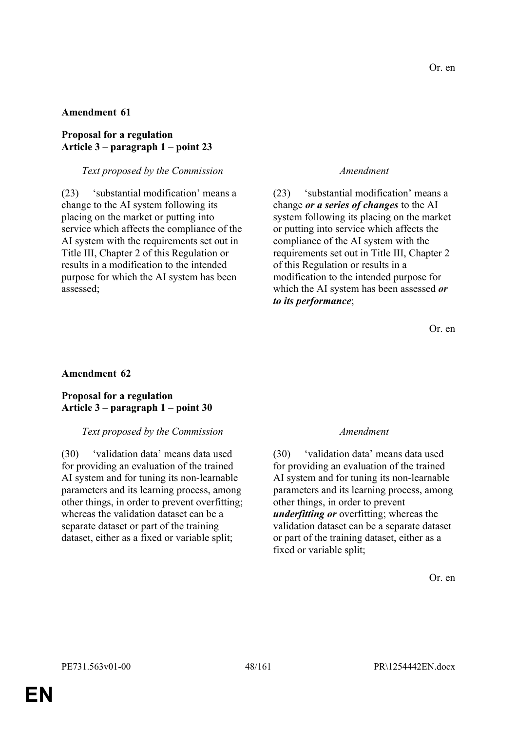Or. en

**Amendment 61**

**Proposal for a regulation**
**Article 3 – paragraph 1 – point 23**

| *Text proposed by the Commission* | *Amendment* |
|---|---|
| (23) 'substantial modification' means a change to the AI system following its placing on the market or putting into service which affects the compliance of the AI system with the requirements set out in Title III, Chapter 2 of this Regulation or results in a modification to the intended purpose for which the AI system has been assessed; | (23) 'substantial modification' means a change ***or a series of changes*** to the AI system following its placing on the market or putting into service which affects the compliance of the AI system with the requirements set out in Title III, Chapter 2 of this Regulation or results in a modification to the intended purpose for which the AI system has been assessed ***or to its performance***; |

Or. en

**Amendment 62**

**Proposal for a regulation**
**Article 3 – paragraph 1 – point 30**

| *Text proposed by the Commission* | *Amendment* |
|---|---|
| (30) 'validation data' means data used for providing an evaluation of the trained AI system and for tuning its non-learnable parameters and its learning process, among other things, in order to prevent overfitting; whereas the validation dataset can be a separate dataset or part of the training dataset, either as a fixed or variable split; | (30) 'validation data' means data used for providing an evaluation of the trained AI system and for tuning its non-learnable parameters and its learning process, among other things, in order to prevent ***underfitting or*** overfitting; whereas the validation dataset can be a separate dataset or part of the training dataset, either as a fixed or variable split; |

Or. en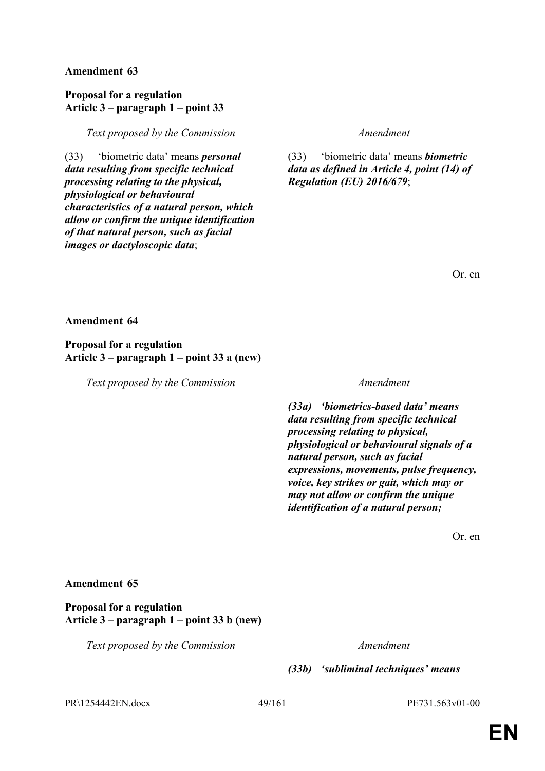**Amendment 63**

**Proposal for a regulation**
**Article 3 – paragraph 1 – point 33**

| *Text proposed by the Commission* | *Amendment* |
|---|---|
| (33) 'biometric data' means ***personal data resulting from specific technical processing relating to the physical, physiological or behavioural characteristics of a natural person, which allow or confirm the unique identification of that natural person, such as facial images or dactyloscopic data***; | (33) 'biometric data' means ***biometric data as defined in Article 4, point (14) of Regulation (EU) 2016/679***; |

Or. en

**Amendment 64**

**Proposal for a regulation**
**Article 3 – paragraph 1 – point 33 a (new)**

| *Text proposed by the Commission* | *Amendment* |
|---|---|
| | ***(33a) 'biometrics-based data' means data resulting from specific technical processing relating to physical, physiological or behavioural signals of a natural person, such as facial expressions, movements, pulse frequency, voice, key strikes or gait, which may or may not allow or confirm the unique identification of a natural person;*** |

Or. en

**Amendment 65**

**Proposal for a regulation**
**Article 3 – paragraph 1 – point 33 b (new)**

| *Text proposed by the Commission* | *Amendment* |
|---|---|
| | ***(33b) 'subliminal techniques' means*** |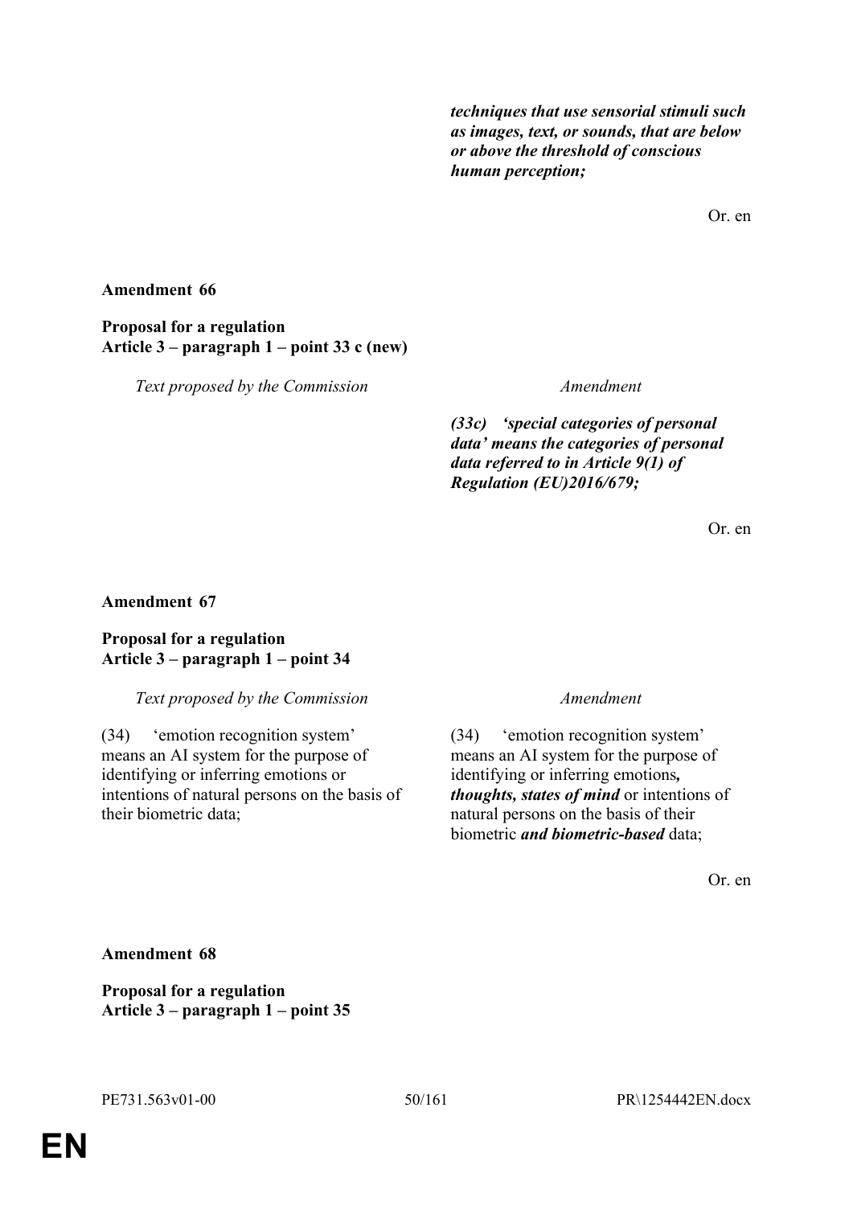| | |
|---|---|
| | ***techniques that use sensorial stimuli such as images, text, or sounds, that are below or above the threshold of conscious human perception;*** |

Or. en

**Amendment 66**

**Proposal for a regulation**
**Article 3 – paragraph 1 – point 33 c (new)**

| *Text proposed by the Commission* | *Amendment* |
|---|---|
| | ***(33c) 'special categories of personal data' means the categories of personal data referred to in Article 9(1) of Regulation (EU)2016/679;*** |

Or. en

**Amendment 67**

**Proposal for a regulation**
**Article 3 – paragraph 1 – point 34**

| *Text proposed by the Commission* | *Amendment* |
|---|---|
| (34) 'emotion recognition system' means an AI system for the purpose of identifying or inferring emotions or intentions of natural persons on the basis of their biometric data; | (34) 'emotion recognition system' means an AI system for the purpose of identifying or inferring emotions***, thoughts, states of mind*** or intentions of natural persons on the basis of their biometric ***and biometric-based*** data; |

Or. en

**Amendment 68**

**Proposal for a regulation**
**Article 3 – paragraph 1 – point 35**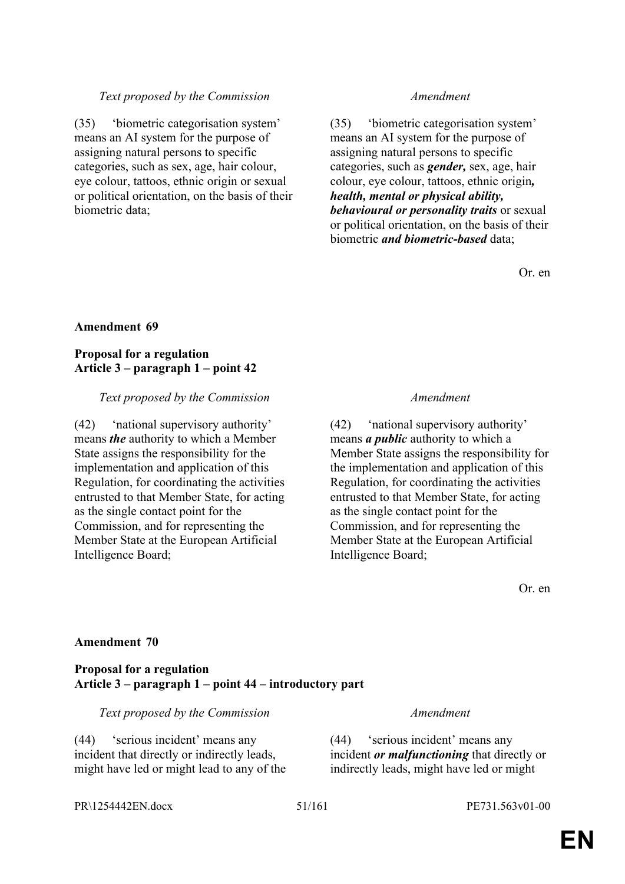| *Text proposed by the Commission* | *Amendment* |
|---|---|
| (35) ‘biometric categorisation system’ means an AI system for the purpose of assigning natural persons to specific categories, such as sex, age, hair colour, eye colour, tattoos, ethnic origin or sexual or political orientation, on the basis of their biometric data; | (35) ‘biometric categorisation system’ means an AI system for the purpose of assigning natural persons to specific categories, such as ***gender,*** sex, age, hair colour, eye colour, tattoos, ethnic origin***, health, mental or physical ability, behavioural or personality traits*** or sexual or political orientation, on the basis of their biometric ***and biometric-based*** data; |

Or. en

**Amendment 69**

**Proposal for a regulation**
**Article 3 – paragraph 1 – point 42**

| *Text proposed by the Commission* | *Amendment* |
|---|---|
| (42) ‘national supervisory authority’ means ***the*** authority to which a Member State assigns the responsibility for the implementation and application of this Regulation, for coordinating the activities entrusted to that Member State, for acting as the single contact point for the Commission, and for representing the Member State at the European Artificial Intelligence Board; | (42) ‘national supervisory authority’ means ***a public*** authority to which a Member State assigns the responsibility for the implementation and application of this Regulation, for coordinating the activities entrusted to that Member State, for acting as the single contact point for the Commission, and for representing the Member State at the European Artificial Intelligence Board; |

Or. en

**Amendment 70**

**Proposal for a regulation**
**Article 3 – paragraph 1 – point 44 – introductory part**

| *Text proposed by the Commission* | *Amendment* |
|---|---|
| (44) ‘serious incident’ means any incident that directly or indirectly leads, might have led or might lead to any of the | (44) ‘serious incident’ means any incident ***or malfunctioning*** that directly or indirectly leads, might have led or might |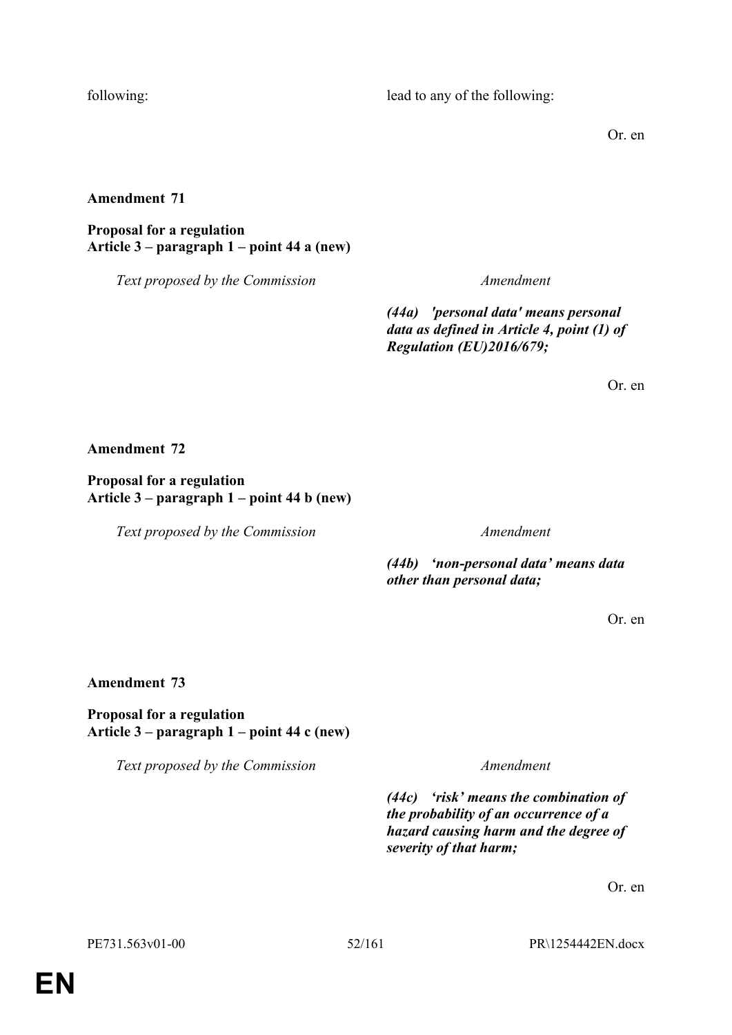| | |
|---|---|
| following: | lead to any of the following: |

Or. en

**Amendment 71**

**Proposal for a regulation**
**Article 3 – paragraph 1 – point 44 a (new)**

| *Text proposed by the Commission* | *Amendment* |
|---|---|
| | ***(44a) 'personal data' means personal data as defined in Article 4, point (1) of Regulation (EU)2016/679;*** |

Or. en

**Amendment 72**

**Proposal for a regulation**
**Article 3 – paragraph 1 – point 44 b (new)**

| *Text proposed by the Commission* | *Amendment* |
|---|---|
| | ***(44b) 'non-personal data' means data other than personal data;*** |

Or. en

**Amendment 73**

**Proposal for a regulation**
**Article 3 – paragraph 1 – point 44 c (new)**

| *Text proposed by the Commission* | *Amendment* |
|---|---|
| | ***(44c) 'risk' means the combination of the probability of an occurrence of a hazard causing harm and the degree of severity of that harm;*** |

Or. en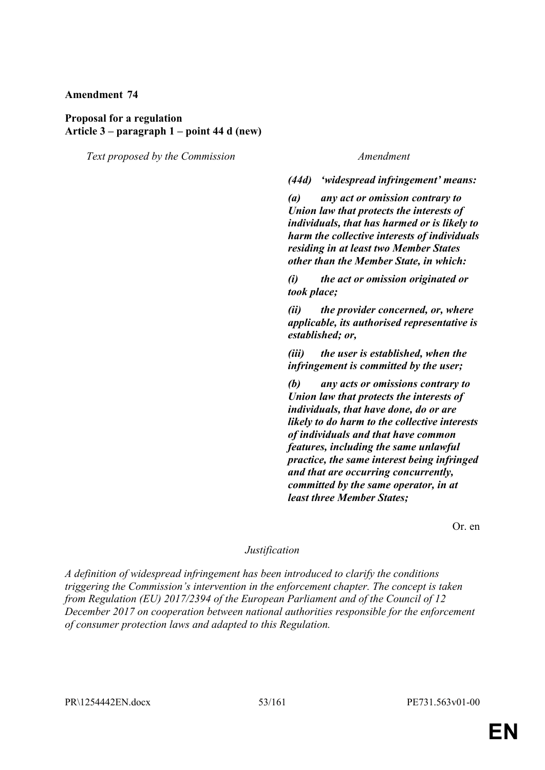**Amendment 74**

**Proposal for a regulation**
**Article 3 – paragraph 1 – point 44 d (new)**

| *Text proposed by the Commission* | *Amendment* |
| --- | --- |
| | ***(44d) 'widespread infringement' means:*** |
| | ***(a) any act or omission contrary to Union law that protects the interests of individuals, that has harmed or is likely to harm the collective interests of individuals residing in at least two Member States other than the Member State, in which:*** |
| | ***(i) the act or omission originated or took place;*** |
| | ***(ii) the provider concerned, or, where applicable, its authorised representative is established; or,*** |
| | ***(iii) the user is established, when the infringement is committed by the user;*** |
| | ***(b) any acts or omissions contrary to Union law that protects the interests of individuals, that have done, do or are likely to do harm to the collective interests of individuals and that have common features, including the same unlawful practice, the same interest being infringed and that are occurring concurrently, committed by the same operator, in at least three Member States;*** |

Or. en

*Justification*

*A definition of widespread infringement has been introduced to clarify the conditions triggering the Commission's intervention in the enforcement chapter. The concept is taken from Regulation (EU) 2017/2394 of the European Parliament and of the Council of 12 December 2017 on cooperation between national authorities responsible for the enforcement of consumer protection laws and adapted to this Regulation.*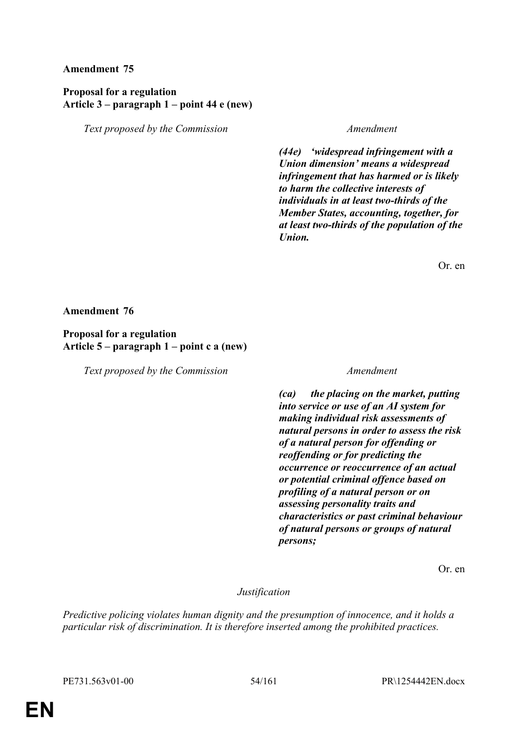**Amendment 75**

**Proposal for a regulation**
**Article 3 – paragraph 1 – point 44 e (new)**

| *Text proposed by the Commission* | *Amendment* |
|---|---|
| | ***(44e) 'widespread infringement with a Union dimension' means a widespread infringement that has harmed or is likely to harm the collective interests of individuals in at least two-thirds of the Member States, accounting, together, for at least two-thirds of the population of the Union.*** |

Or. en

**Amendment 76**

**Proposal for a regulation**
**Article 5 – paragraph 1 – point c a (new)**

| *Text proposed by the Commission* | *Amendment* |
|---|---|
| | ***(ca) the placing on the market, putting into service or use of an AI system for making individual risk assessments of natural persons in order to assess the risk of a natural person for offending or reoffending or for predicting the occurrence or reoccurrence of an actual or potential criminal offence based on profiling of a natural person or on assessing personality traits and characteristics or past criminal behaviour of natural persons or groups of natural persons;*** |

Or. en

*Justification*

*Predictive policing violates human dignity and the presumption of innocence, and it holds a particular risk of discrimination. It is therefore inserted among the prohibited practices.*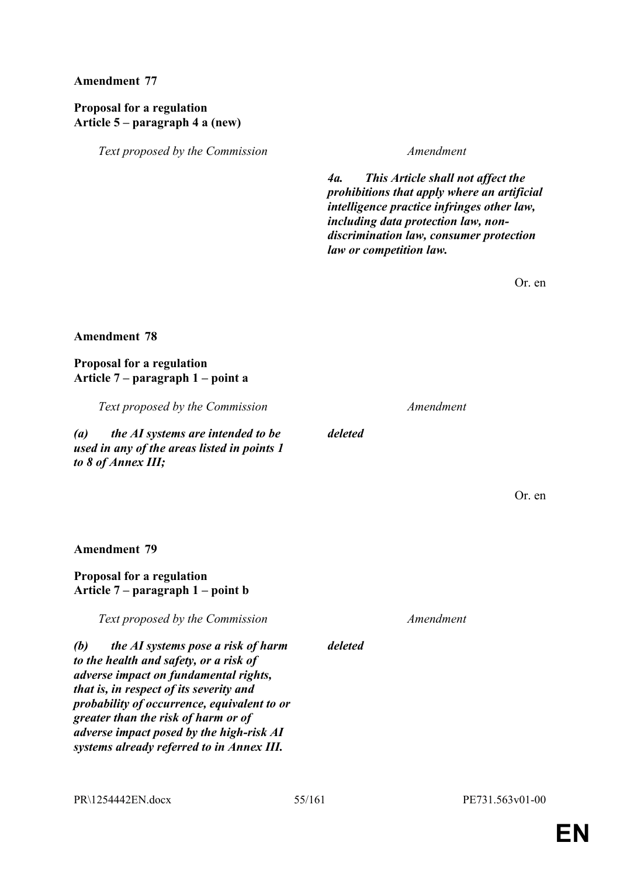**Amendment 77**

**Proposal for a regulation**
**Article 5 – paragraph 4 a (new)**

| *Text proposed by the Commission* | *Amendment* |
|---|---|
| | ***4a. This Article shall not affect the prohibitions that apply where an artificial intelligence practice infringes other law, including data protection law, non-discrimination law, consumer protection law or competition law.*** |

Or. en

**Amendment 78**

**Proposal for a regulation**
**Article 7 – paragraph 1 – point a**

| *Text proposed by the Commission* | *Amendment* |
|---|---|
| ***(a) the AI systems are intended to be used in any of the areas listed in points 1 to 8 of Annex III;*** | ***deleted*** |

Or. en

**Amendment 79**

**Proposal for a regulation**
**Article 7 – paragraph 1 – point b**

| *Text proposed by the Commission* | *Amendment* |
|---|---|
| ***(b) the AI systems pose a risk of harm to the health and safety, or a risk of adverse impact on fundamental rights, that is, in respect of its severity and probability of occurrence, equivalent to or greater than the risk of harm or of adverse impact posed by the high-risk AI systems already referred to in Annex III.*** | ***deleted*** |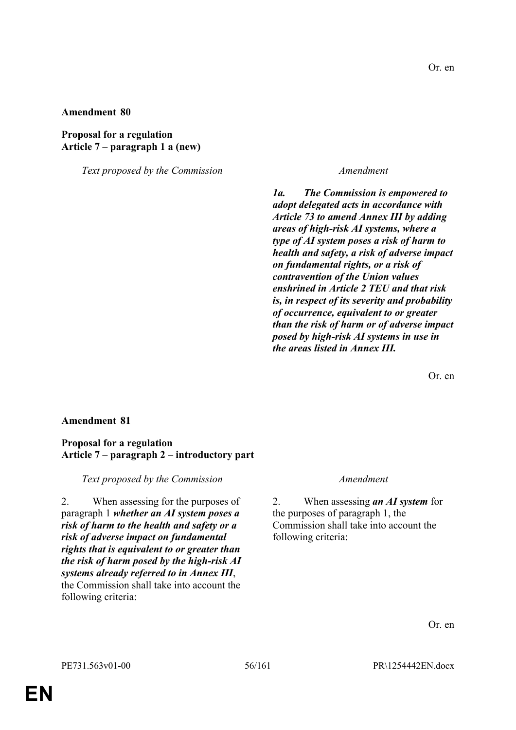Or. en

**Amendment 80**

**Proposal for a regulation**
**Article 7 – paragraph 1 a (new)**

| *Text proposed by the Commission* | *Amendment* |
|---|---|
| | ***1a. The Commission is empowered to adopt delegated acts in accordance with Article 73 to amend Annex III by adding areas of high-risk AI systems, where a type of AI system poses a risk of harm to health and safety, a risk of adverse impact on fundamental rights, or a risk of contravention of the Union values enshrined in Article 2 TEU and that risk is, in respect of its severity and probability of occurrence, equivalent to or greater than the risk of harm or of adverse impact posed by high-risk AI systems in use in the areas listed in Annex III.*** |

Or. en

**Amendment 81**

**Proposal for a regulation**
**Article 7 – paragraph 2 – introductory part**

| *Text proposed by the Commission* | *Amendment* |
|---|---|
| 2. When assessing for the purposes of paragraph 1 ***whether an AI system poses a risk of harm to the health and safety or a risk of adverse impact on fundamental rights that is equivalent to or greater than the risk of harm posed by the high-risk AI systems already referred to in Annex III***, the Commission shall take into account the following criteria: | 2. When assessing ***an AI system*** for the purposes of paragraph 1, the Commission shall take into account the following criteria: |

Or. en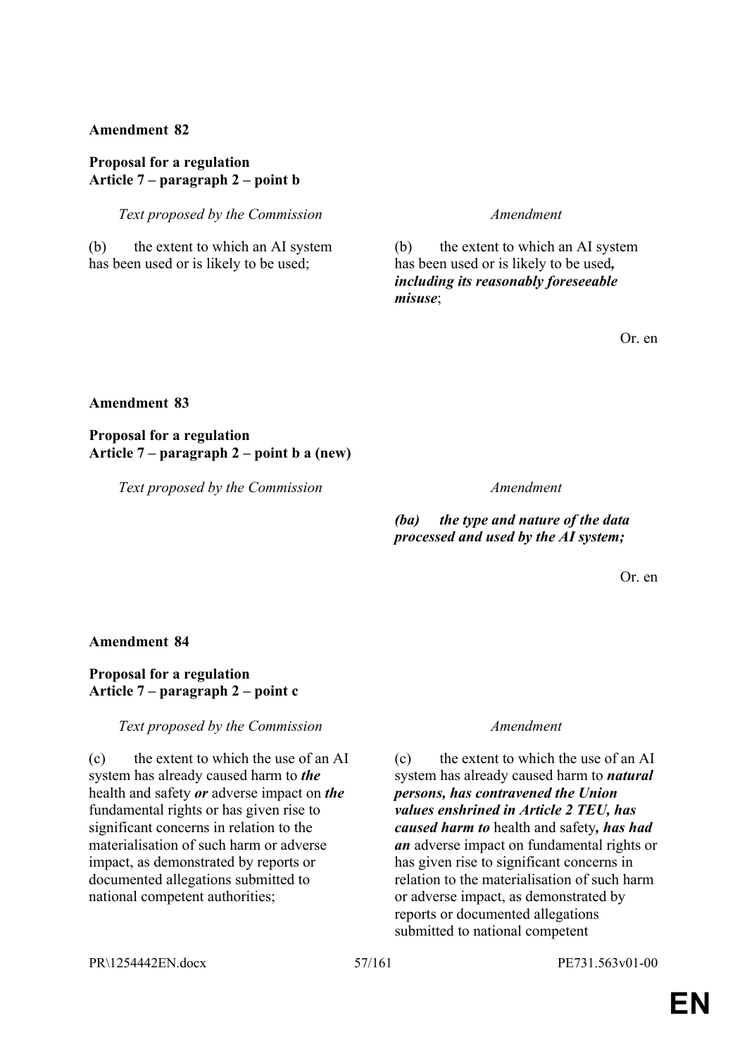**Amendment 82**

**Proposal for a regulation**
**Article 7 – paragraph 2 – point b**

| *Text proposed by the Commission* | *Amendment* |
|---|---|
| (b) the extent to which an AI system has been used or is likely to be used; | (b) the extent to which an AI system has been used or is likely to be used***, including its reasonably foreseeable misuse***; |

Or. en

**Amendment 83**

**Proposal for a regulation**
**Article 7 – paragraph 2 – point b a (new)**

| *Text proposed by the Commission* | *Amendment* |
|---|---|
| | ***(ba) the type and nature of the data processed and used by the AI system;*** |

Or. en

**Amendment 84**

**Proposal for a regulation**
**Article 7 – paragraph 2 – point c**

| *Text proposed by the Commission* | *Amendment* |
|---|---|
| (c) the extent to which the use of an AI system has already caused harm to ***the*** health and safety ***or*** adverse impact on ***the*** fundamental rights or has given rise to significant concerns in relation to the materialisation of such harm or adverse impact, as demonstrated by reports or documented allegations submitted to national competent authorities; | (c) the extent to which the use of an AI system has already caused harm to ***natural persons, has contravened the Union values enshrined in Article 2 TEU, has caused harm to*** health and safety***, has had an*** adverse impact on fundamental rights or has given rise to significant concerns in relation to the materialisation of such harm or adverse impact, as demonstrated by reports or documented allegations submitted to national competent |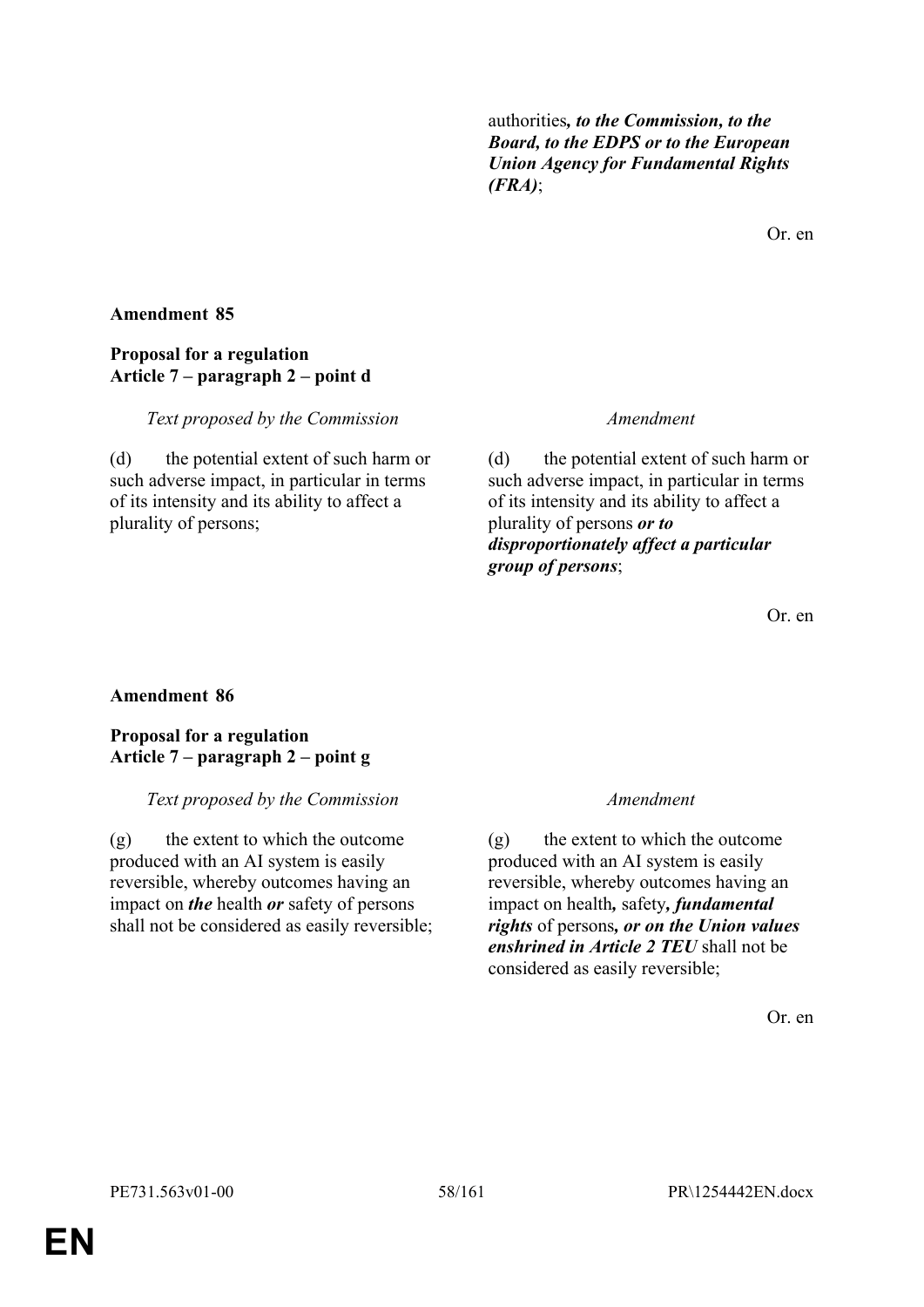| | |
|---|---|
| | authorities*, to the Commission, to the Board, to the EDPS or to the European Union Agency for Fundamental Rights (FRA)*; |

Or. en

**Amendment 85**

**Proposal for a regulation**
**Article 7 – paragraph 2 – point d**

| *Text proposed by the Commission* | *Amendment* |
|---|---|
| (d) the potential extent of such harm or such adverse impact, in particular in terms of its intensity and its ability to affect a plurality of persons; | (d) the potential extent of such harm or such adverse impact, in particular in terms of its intensity and its ability to affect a plurality of persons ***or to disproportionately affect a particular group of persons***; |

Or. en

**Amendment 86**

**Proposal for a regulation**
**Article 7 – paragraph 2 – point g**

| *Text proposed by the Commission* | *Amendment* |
|---|---|
| (g) the extent to which the outcome produced with an AI system is easily reversible, whereby outcomes having an impact on ***the*** health ***or*** safety of persons shall not be considered as easily reversible; | (g) the extent to which the outcome produced with an AI system is easily reversible, whereby outcomes having an impact on health***,*** safety***, fundamental rights*** of persons***, or on the Union values enshrined in Article 2 TEU*** shall not be considered as easily reversible; |

Or. en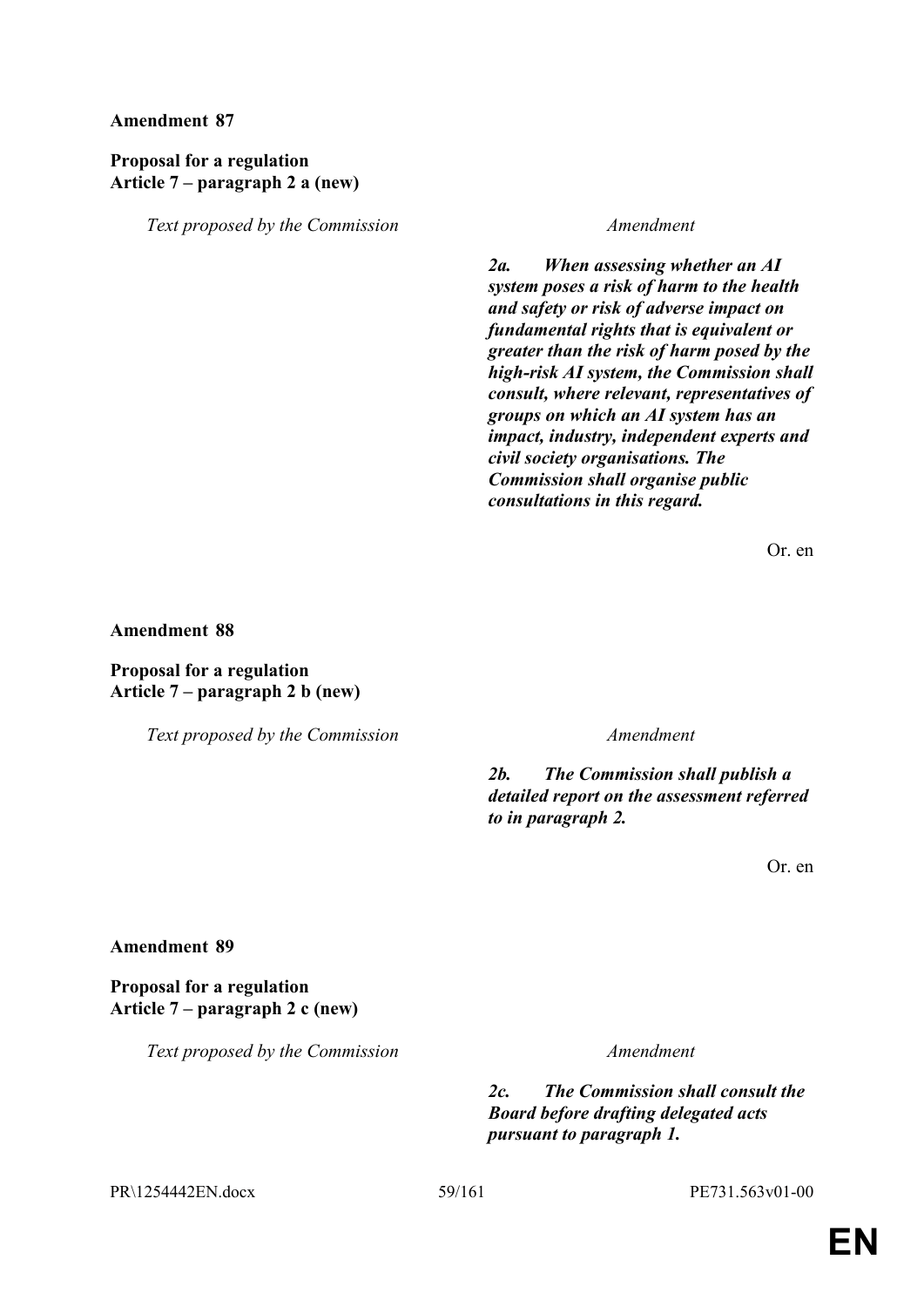**Amendment 87**

**Proposal for a regulation**
**Article 7 – paragraph 2 a (new)**

| *Text proposed by the Commission* | *Amendment* |
|---|---|
| | ***2a. When assessing whether an AI system poses a risk of harm to the health and safety or risk of adverse impact on fundamental rights that is equivalent or greater than the risk of harm posed by the high-risk AI system, the Commission shall consult, where relevant, representatives of groups on which an AI system has an impact, industry, independent experts and civil society organisations. The Commission shall organise public consultations in this regard.*** |

Or. en

**Amendment 88**

**Proposal for a regulation**
**Article 7 – paragraph 2 b (new)**

| *Text proposed by the Commission* | *Amendment* |
|---|---|
| | ***2b. The Commission shall publish a detailed report on the assessment referred to in paragraph 2.*** |

Or. en

**Amendment 89**

**Proposal for a regulation**
**Article 7 – paragraph 2 c (new)**

| *Text proposed by the Commission* | *Amendment* |
|---|---|
| | ***2c. The Commission shall consult the Board before drafting delegated acts pursuant to paragraph 1.*** |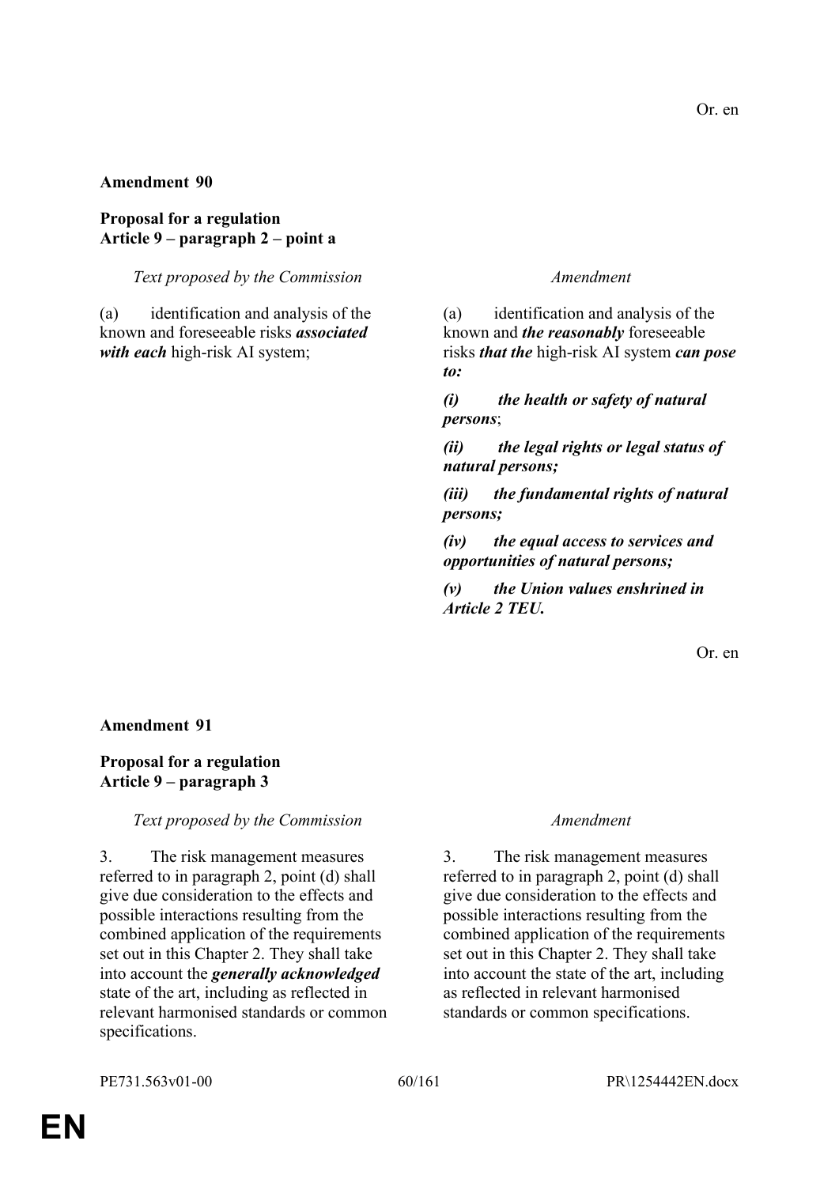Or. en

**Amendment 90**

**Proposal for a regulation**
**Article 9 – paragraph 2 – point a**

| *Text proposed by the Commission* | *Amendment* |
| --- | --- |
| (a) identification and analysis of the known and foreseeable risks ***associated with each*** high-risk AI system; | (a) identification and analysis of the known and ***the reasonably*** foreseeable risks ***that the*** high-risk AI system ***can pose to:*** |
| | ***(i) the health or safety of natural persons***; |
| | ***(ii) the legal rights or legal status of natural persons;*** |
| | ***(iii) the fundamental rights of natural persons;*** |
| | ***(iv) the equal access to services and opportunities of natural persons;*** |
| | ***(v) the Union values enshrined in Article 2 TEU.*** |

Or. en

**Amendment 91**

**Proposal for a regulation**
**Article 9 – paragraph 3**

| *Text proposed by the Commission* | *Amendment* |
| --- | --- |
| 3. The risk management measures referred to in paragraph 2, point (d) shall give due consideration to the effects and possible interactions resulting from the combined application of the requirements set out in this Chapter 2. They shall take into account the ***generally acknowledged*** state of the art, including as reflected in relevant harmonised standards or common specifications. | 3. The risk management measures referred to in paragraph 2, point (d) shall give due consideration to the effects and possible interactions resulting from the combined application of the requirements set out in this Chapter 2. They shall take into account the state of the art, including as reflected in relevant harmonised standards or common specifications. |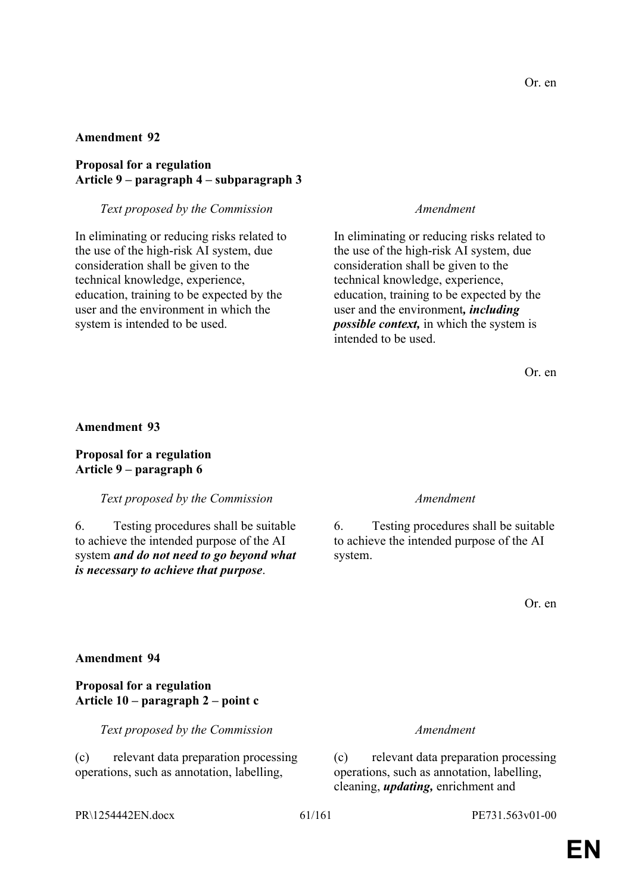Or. en

**Amendment 92**

**Proposal for a regulation**
**Article 9 – paragraph 4 – subparagraph 3**

| *Text proposed by the Commission* | *Amendment* |
|---|---|
| In eliminating or reducing risks related to the use of the high-risk AI system, due consideration shall be given to the technical knowledge, experience, education, training to be expected by the user and the environment in which the system is intended to be used. | In eliminating or reducing risks related to the use of the high-risk AI system, due consideration shall be given to the technical knowledge, experience, education, training to be expected by the user and the environment***, including possible context,*** in which the system is intended to be used. |

Or. en

**Amendment 93**

**Proposal for a regulation**
**Article 9 – paragraph 6**

| *Text proposed by the Commission* | *Amendment* |
|---|---|
| 6. Testing procedures shall be suitable to achieve the intended purpose of the AI system ***and do not need to go beyond what is necessary to achieve that purpose***. | 6. Testing procedures shall be suitable to achieve the intended purpose of the AI system. |

Or. en

**Amendment 94**

**Proposal for a regulation**
**Article 10 – paragraph 2 – point c**

| *Text proposed by the Commission* | *Amendment* |
|---|---|
| (c) relevant data preparation processing operations, such as annotation, labelling, | (c) relevant data preparation processing operations, such as annotation, labelling, cleaning, ***updating,*** enrichment and |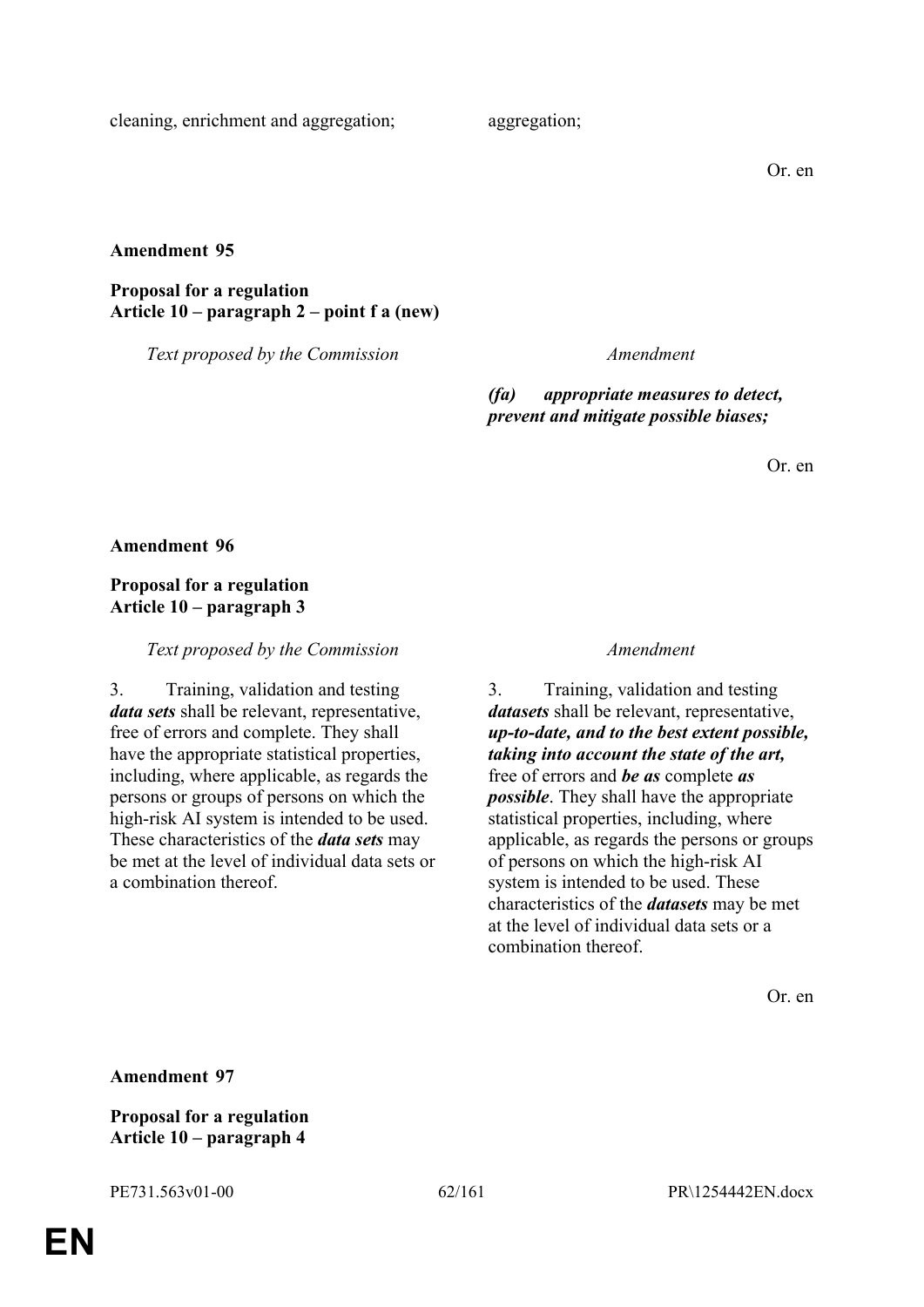| | |
|---|---|
| cleaning, enrichment and aggregation; | aggregation; |

Or. en

**Amendment 95**

**Proposal for a regulation**
**Article 10 – paragraph 2 – point f a (new)**

| *Text proposed by the Commission* | *Amendment* |
|---|---|
| | ***(fa) appropriate measures to detect, prevent and mitigate possible biases;*** |

Or. en

**Amendment 96**

**Proposal for a regulation**
**Article 10 – paragraph 3**

| *Text proposed by the Commission* | *Amendment* |
|---|---|
| 3. Training, validation and testing ***data sets*** shall be relevant, representative, free of errors and complete. They shall have the appropriate statistical properties, including, where applicable, as regards the persons or groups of persons on which the high-risk AI system is intended to be used. These characteristics of the ***data sets*** may be met at the level of individual data sets or a combination thereof. | 3. Training, validation and testing ***datasets*** shall be relevant, representative, ***up-to-date, and to the best extent possible, taking into account the state of the art,*** free of errors and ***be as*** complete ***as possible***. They shall have the appropriate statistical properties, including, where applicable, as regards the persons or groups of persons on which the high-risk AI system is intended to be used. These characteristics of the ***datasets*** may be met at the level of individual data sets or a combination thereof. |

Or. en

**Amendment 97**

**Proposal for a regulation**
**Article 10 – paragraph 4**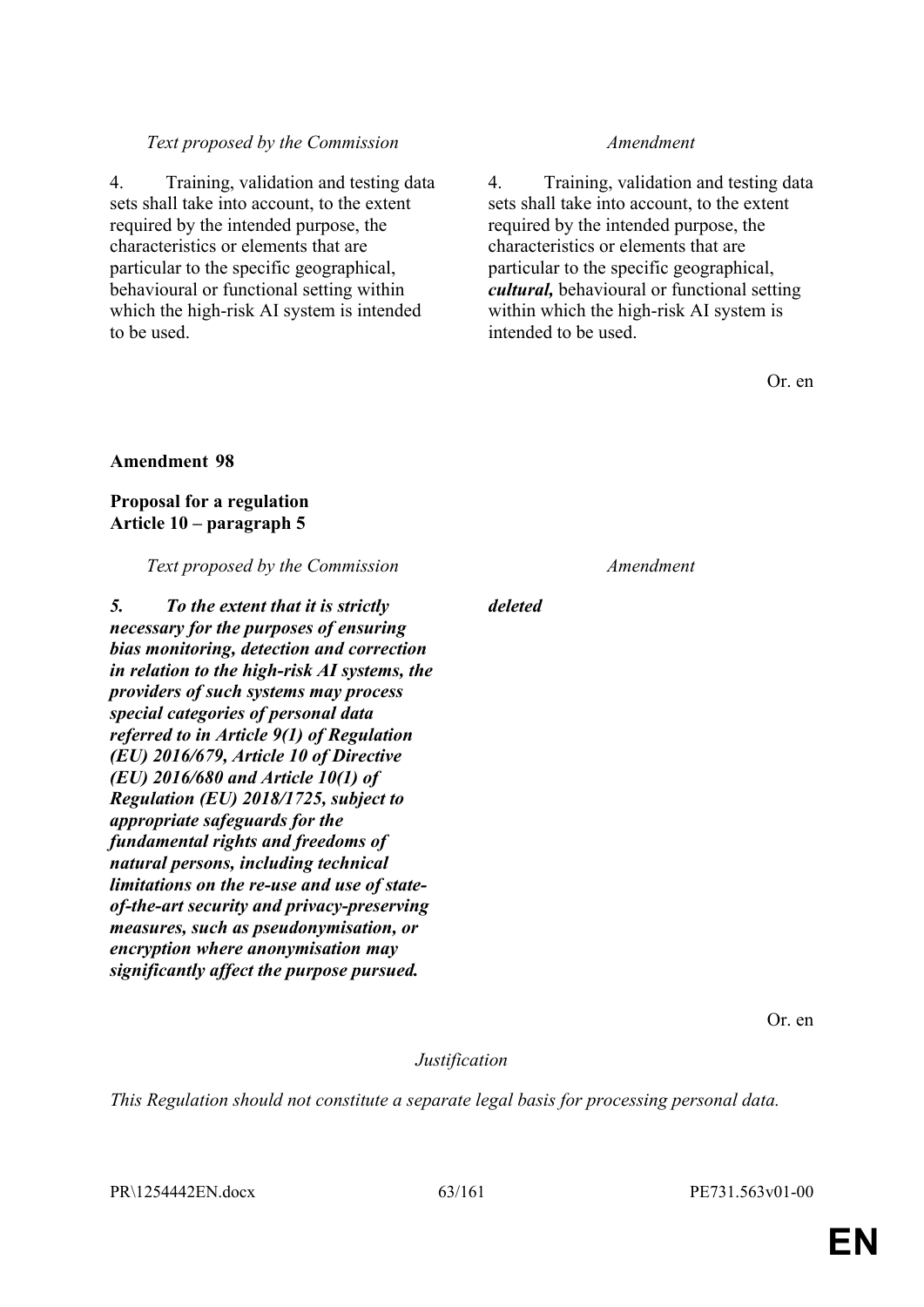| *Text proposed by the Commission* | *Amendment* |
|---|---|
| 4. Training, validation and testing data sets shall take into account, to the extent required by the intended purpose, the characteristics or elements that are particular to the specific geographical, behavioural or functional setting within which the high-risk AI system is intended to be used. | 4. Training, validation and testing data sets shall take into account, to the extent required by the intended purpose, the characteristics or elements that are particular to the specific geographical, ***cultural,*** behavioural or functional setting within which the high-risk AI system is intended to be used. |

Or. en

**Amendment 98**

**Proposal for a regulation**
**Article 10 – paragraph 5**

| *Text proposed by the Commission* | *Amendment* |
|---|---|
| ***5. To the extent that it is strictly necessary for the purposes of ensuring bias monitoring, detection and correction in relation to the high-risk AI systems, the providers of such systems may process special categories of personal data referred to in Article 9(1) of Regulation (EU) 2016/679, Article 10 of Directive (EU) 2016/680 and Article 10(1) of Regulation (EU) 2018/1725, subject to appropriate safeguards for the fundamental rights and freedoms of natural persons, including technical limitations on the re-use and use of state-of-the-art security and privacy-preserving measures, such as pseudonymisation, or encryption where anonymisation may significantly affect the purpose pursued.*** | ***deleted*** |

Or. en

*Justification*

*This Regulation should not constitute a separate legal basis for processing personal data.*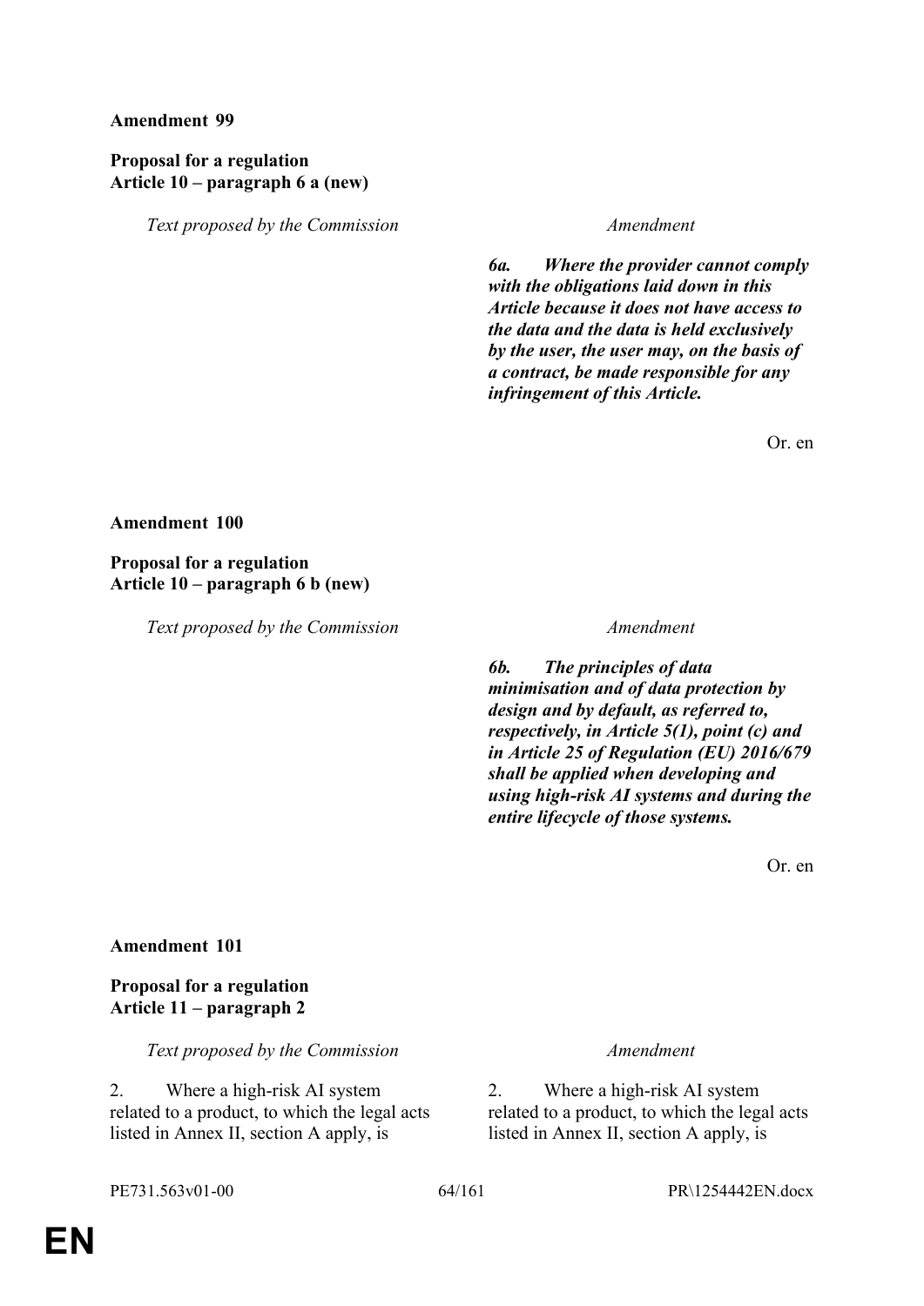**Amendment 99**

**Proposal for a regulation**
**Article 10 – paragraph 6 a (new)**

| *Text proposed by the Commission* | *Amendment* |
|---|---|
| | ***6a. Where the provider cannot comply with the obligations laid down in this Article because it does not have access to the data and the data is held exclusively by the user, the user may, on the basis of a contract, be made responsible for any infringement of this Article.*** |

Or. en

**Amendment 100**

**Proposal for a regulation**
**Article 10 – paragraph 6 b (new)**

| *Text proposed by the Commission* | *Amendment* |
|---|---|
| | ***6b. The principles of data minimisation and of data protection by design and by default, as referred to, respectively, in Article 5(1), point (c) and in Article 25 of Regulation (EU) 2016/679 shall be applied when developing and using high-risk AI systems and during the entire lifecycle of those systems.*** |

Or. en

**Amendment 101**

**Proposal for a regulation**
**Article 11 – paragraph 2**

| *Text proposed by the Commission* | *Amendment* |
|---|---|
| 2. Where a high-risk AI system related to a product, to which the legal acts listed in Annex II, section A apply, is | 2. Where a high-risk AI system related to a product, to which the legal acts listed in Annex II, section A apply, is |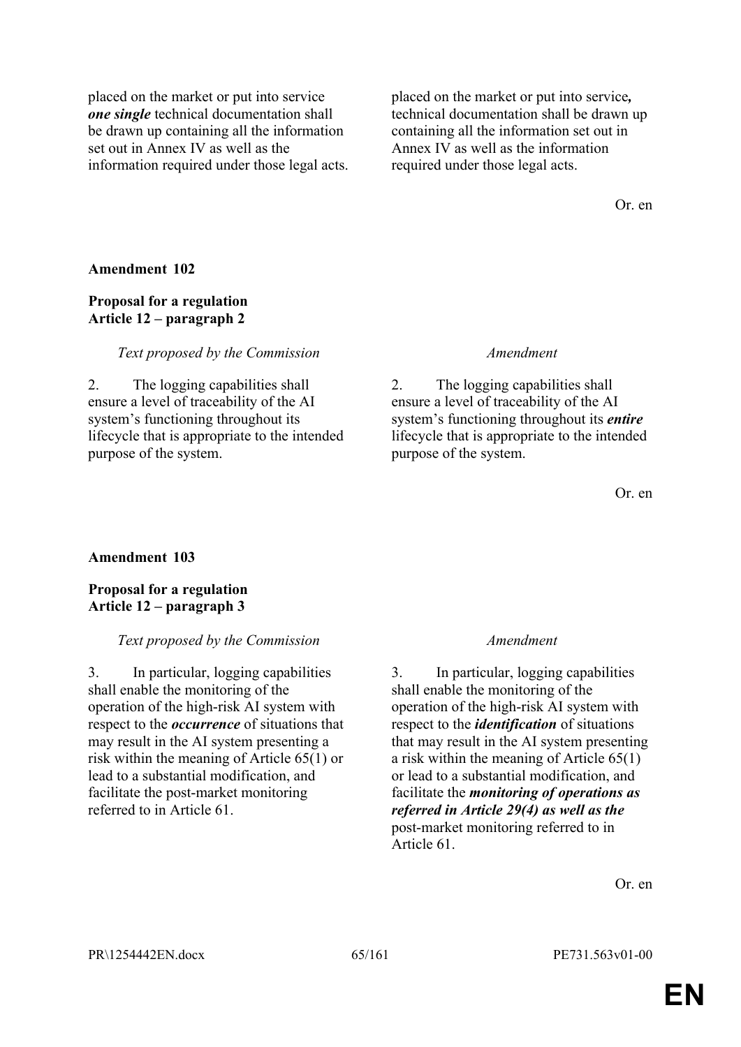| | |
|---|---|
| placed on the market or put into service ***one single*** technical documentation shall be drawn up containing all the information set out in Annex IV as well as the information required under those legal acts. | placed on the market or put into service***,*** technical documentation shall be drawn up containing all the information set out in Annex IV as well as the information required under those legal acts. |

Or. en

**Amendment 102**

**Proposal for a regulation**
**Article 12 – paragraph 2**

| *Text proposed by the Commission* | *Amendment* |
|---|---|
| 2. The logging capabilities shall ensure a level of traceability of the AI system's functioning throughout its lifecycle that is appropriate to the intended purpose of the system. | 2. The logging capabilities shall ensure a level of traceability of the AI system's functioning throughout its ***entire*** lifecycle that is appropriate to the intended purpose of the system. |

Or. en

**Amendment 103**

**Proposal for a regulation**
**Article 12 – paragraph 3**

| *Text proposed by the Commission* | *Amendment* |
|---|---|
| 3. In particular, logging capabilities shall enable the monitoring of the operation of the high-risk AI system with respect to the ***occurrence*** of situations that may result in the AI system presenting a risk within the meaning of Article 65(1) or lead to a substantial modification, and facilitate the post-market monitoring referred to in Article 61. | 3. In particular, logging capabilities shall enable the monitoring of the operation of the high-risk AI system with respect to the ***identification*** of situations that may result in the AI system presenting a risk within the meaning of Article 65(1) or lead to a substantial modification, and facilitate the ***monitoring of operations as referred in Article 29(4) as well as the*** post-market monitoring referred to in Article 61. |

Or. en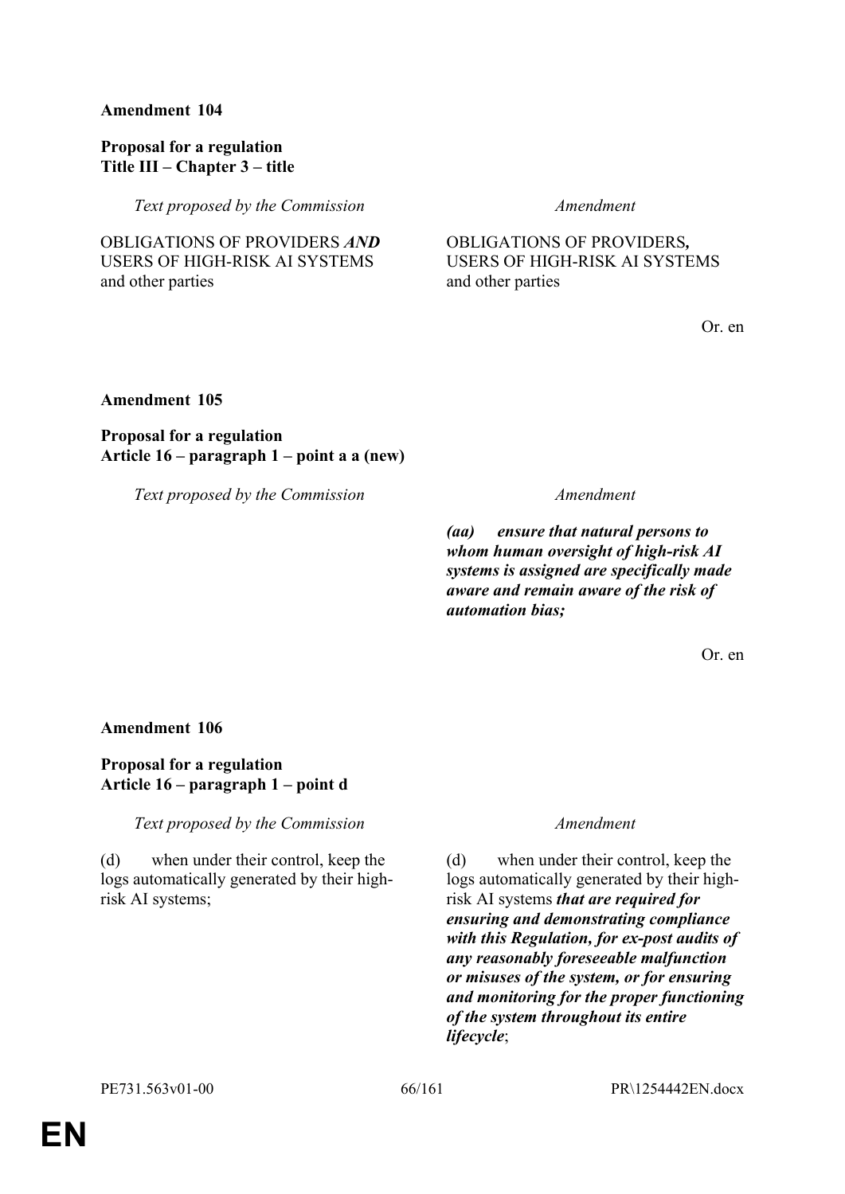**Amendment 104**

**Proposal for a regulation**
**Title III – Chapter 3 – title**

| *Text proposed by the Commission* | *Amendment* |
|---|---|
| OBLIGATIONS OF PROVIDERS ***AND*** USERS OF HIGH-RISK AI SYSTEMS and other parties | OBLIGATIONS OF PROVIDERS***,*** USERS OF HIGH-RISK AI SYSTEMS and other parties |

Or. en

**Amendment 105**

**Proposal for a regulation**
**Article 16 – paragraph 1 – point a a (new)**

| *Text proposed by the Commission* | *Amendment* |
|---|---|
| | ***(aa) ensure that natural persons to whom human oversight of high-risk AI systems is assigned are specifically made aware and remain aware of the risk of automation bias;*** |

Or. en

**Amendment 106**

**Proposal for a regulation**
**Article 16 – paragraph 1 – point d**

| *Text proposed by the Commission* | *Amendment* |
|---|---|
| (d) when under their control, keep the logs automatically generated by their high-risk AI systems; | (d) when under their control, keep the logs automatically generated by their high-risk AI systems ***that are required for ensuring and demonstrating compliance with this Regulation, for ex-post audits of any reasonably foreseeable malfunction or misuses of the system, or for ensuring and monitoring for the proper functioning of the system throughout its entire lifecycle***; |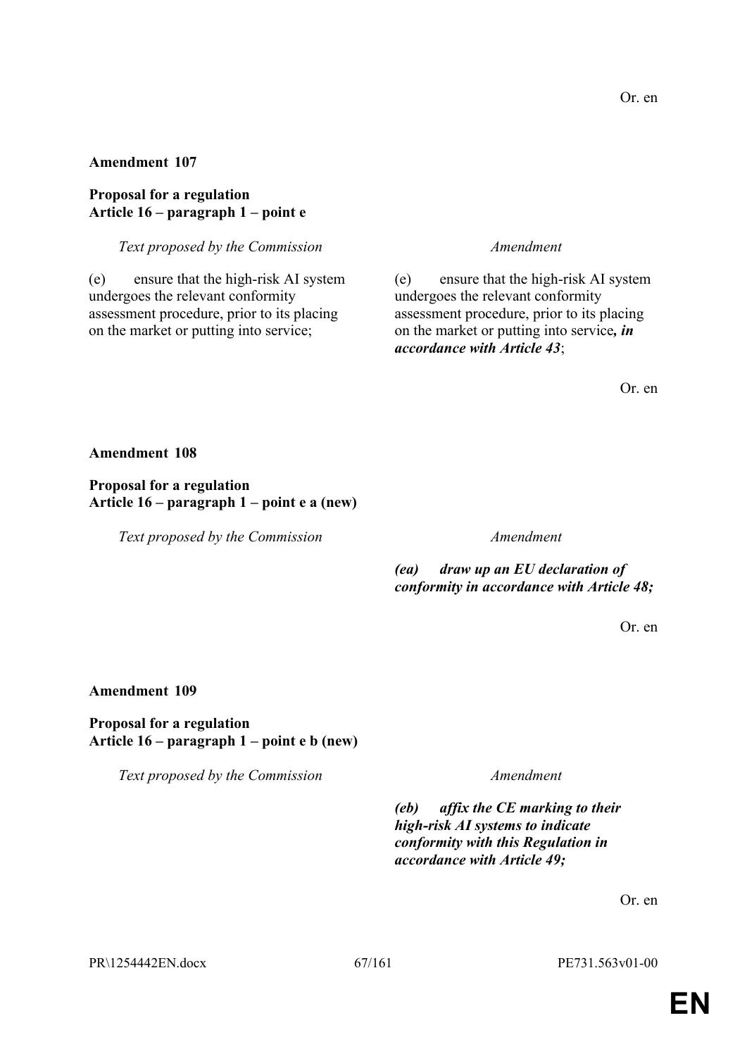Or. en

**Amendment 107**

**Proposal for a regulation**
**Article 16 – paragraph 1 – point e**

| *Text proposed by the Commission* | *Amendment* |
| --- | --- |
| (e) ensure that the high-risk AI system undergoes the relevant conformity assessment procedure, prior to its placing on the market or putting into service; | (e) ensure that the high-risk AI system undergoes the relevant conformity assessment procedure, prior to its placing on the market or putting into service***, in accordance with Article 43***; |

Or. en

**Amendment 108**

**Proposal for a regulation**
**Article 16 – paragraph 1 – point e a (new)**

| *Text proposed by the Commission* | *Amendment* |
| --- | --- |
| | ***(ea) draw up an EU declaration of conformity in accordance with Article 48;*** |

Or. en

**Amendment 109**

**Proposal for a regulation**
**Article 16 – paragraph 1 – point e b (new)**

| *Text proposed by the Commission* | *Amendment* |
| --- | --- |
| | ***(eb) affix the CE marking to their high-risk AI systems to indicate conformity with this Regulation in accordance with Article 49;*** |

Or. en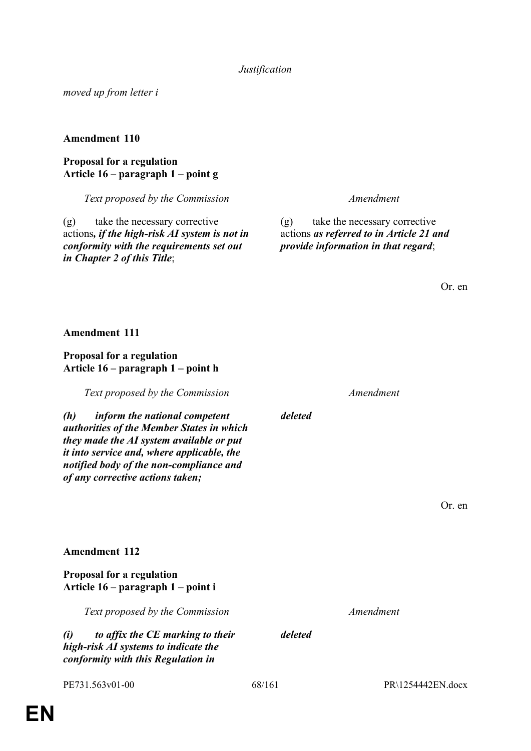*Justification*

*moved up from letter i*

**Amendment 110**

**Proposal for a regulation**
**Article 16 – paragraph 1 – point g**

| *Text proposed by the Commission* | *Amendment* |
|---|---|
| (g) take the necessary corrective actions***, if the high-risk AI system is not in conformity with the requirements set out in Chapter 2 of this Title***; | (g) take the necessary corrective actions ***as referred to in Article 21 and provide information in that regard***; |

Or. en

**Amendment 111**

**Proposal for a regulation**
**Article 16 – paragraph 1 – point h**

| *Text proposed by the Commission* | *Amendment* |
|---|---|
| ***(h) inform the national competent authorities of the Member States in which they made the AI system available or put it into service and, where applicable, the notified body of the non-compliance and of any corrective actions taken;*** | ***deleted*** |

Or. en

**Amendment 112**

**Proposal for a regulation**
**Article 16 – paragraph 1 – point i**

| *Text proposed by the Commission* | *Amendment* |
|---|---|
| ***(i) to affix the CE marking to their high-risk AI systems to indicate the conformity with this Regulation in*** | ***deleted*** |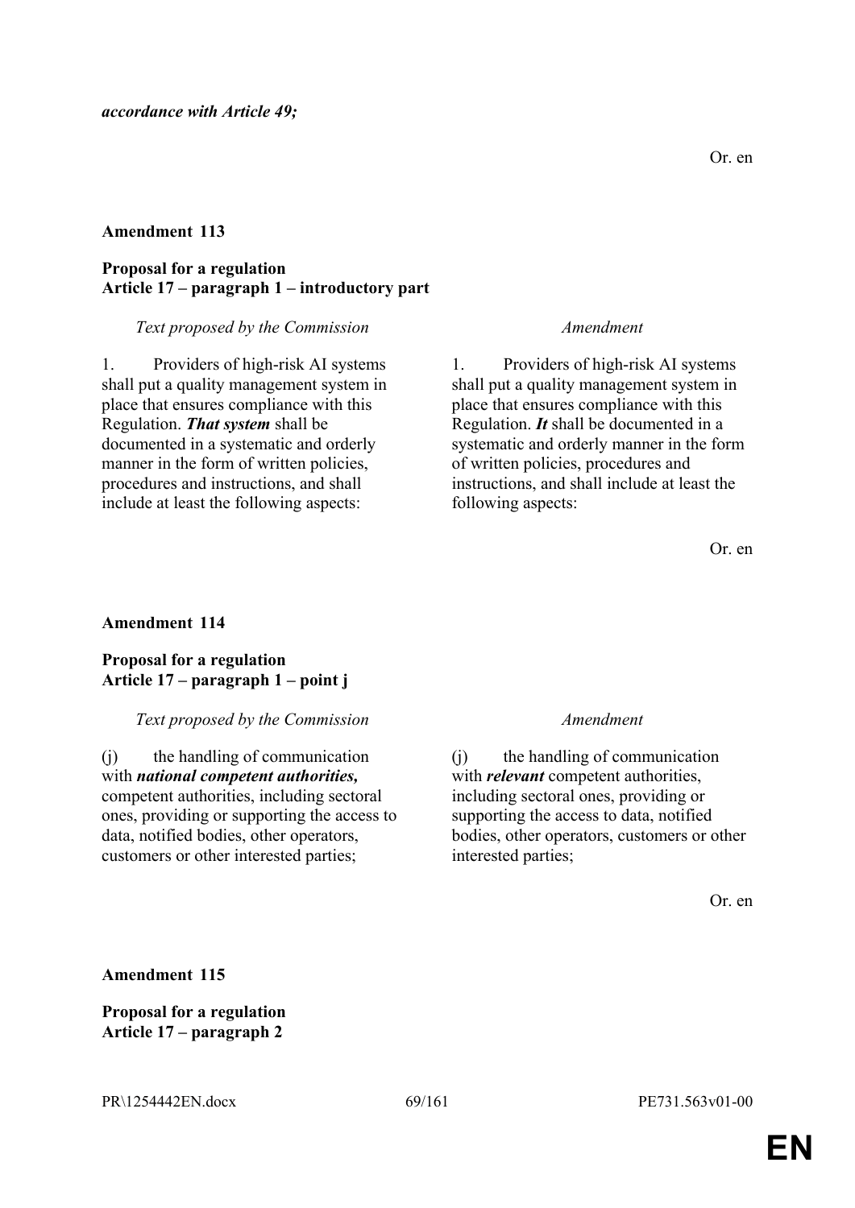***accordance with Article 49;***

Or. en

**Amendment 113**

**Proposal for a regulation**
**Article 17 – paragraph 1 – introductory part**

| *Text proposed by the Commission* | *Amendment* |
|---|---|
| 1. Providers of high-risk AI systems shall put a quality management system in place that ensures compliance with this Regulation. ***That system*** shall be documented in a systematic and orderly manner in the form of written policies, procedures and instructions, and shall include at least the following aspects: | 1. Providers of high-risk AI systems shall put a quality management system in place that ensures compliance with this Regulation. ***It*** shall be documented in a systematic and orderly manner in the form of written policies, procedures and instructions, and shall include at least the following aspects: |

Or. en

**Amendment 114**

**Proposal for a regulation**
**Article 17 – paragraph 1 – point j**

| *Text proposed by the Commission* | *Amendment* |
|---|---|
| (j) the handling of communication with ***national competent authorities,*** competent authorities, including sectoral ones, providing or supporting the access to data, notified bodies, other operators, customers or other interested parties; | (j) the handling of communication with ***relevant*** competent authorities, including sectoral ones, providing or supporting the access to data, notified bodies, other operators, customers or other interested parties; |

Or. en

**Amendment 115**

**Proposal for a regulation**
**Article 17 – paragraph 2**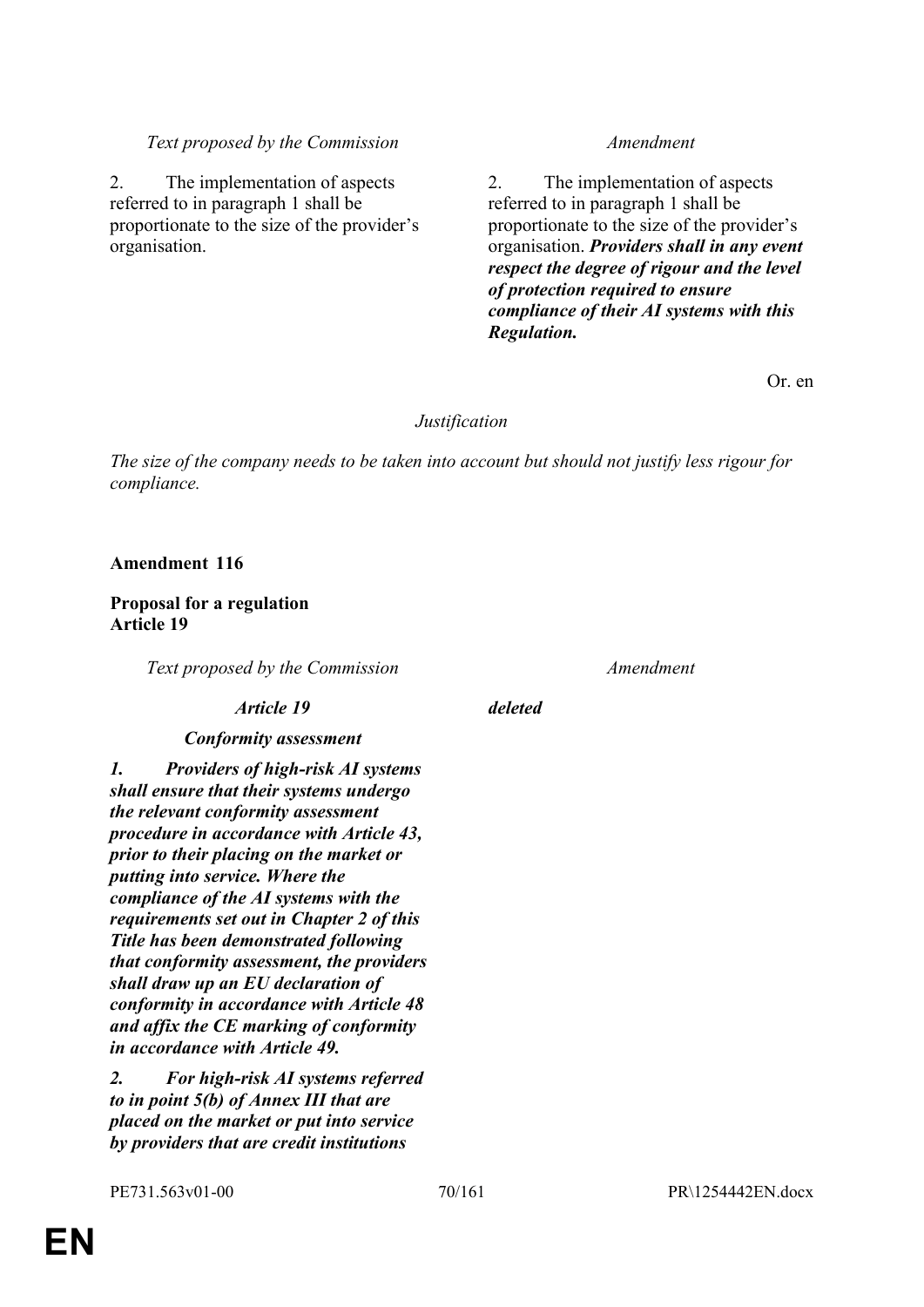| *Text proposed by the Commission* | *Amendment* |
| --- | --- |
| 2. The implementation of aspects referred to in paragraph 1 shall be proportionate to the size of the provider's organisation. | 2. The implementation of aspects referred to in paragraph 1 shall be proportionate to the size of the provider's organisation. ***Providers shall in any event respect the degree of rigour and the level of protection required to ensure compliance of their AI systems with this Regulation.*** |

Or. en

*Justification*

*The size of the company needs to be taken into account but should not justify less rigour for compliance.*

**Amendment 116**

**Proposal for a regulation**
**Article 19**

| *Text proposed by the Commission* | *Amendment* |
| --- | --- |
| ***Article 19*** | ***deleted*** |
| ***Conformity assessment*** | |
| ***1. Providers of high-risk AI systems shall ensure that their systems undergo the relevant conformity assessment procedure in accordance with Article 43, prior to their placing on the market or putting into service. Where the compliance of the AI systems with the requirements set out in Chapter 2 of this Title has been demonstrated following that conformity assessment, the providers shall draw up an EU declaration of conformity in accordance with Article 48 and affix the CE marking of conformity in accordance with Article 49.*** | |
| ***2. For high-risk AI systems referred to in point 5(b) of Annex III that are placed on the market or put into service by providers that are credit institutions*** | |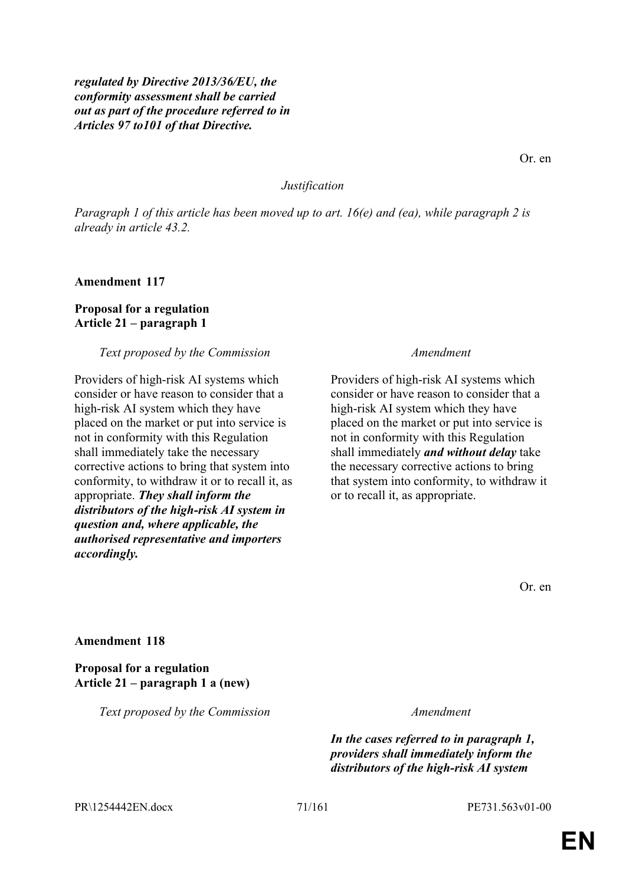***regulated by Directive 2013/36/EU, the conformity assessment shall be carried out as part of the procedure referred to in Articles 97 to101 of that Directive.***

Or. en

*Justification*

*Paragraph 1 of this article has been moved up to art. 16(e) and (ea), while paragraph 2 is already in article 43.2.*

**Amendment 117**

**Proposal for a regulation**
**Article 21 – paragraph 1**

| *Text proposed by the Commission* | *Amendment* |
|---|---|
| Providers of high-risk AI systems which consider or have reason to consider that a high-risk AI system which they have placed on the market or put into service is not in conformity with this Regulation shall immediately take the necessary corrective actions to bring that system into conformity, to withdraw it or to recall it, as appropriate. ***They shall inform the distributors of the high-risk AI system in question and, where applicable, the authorised representative and importers accordingly.*** | Providers of high-risk AI systems which consider or have reason to consider that a high-risk AI system which they have placed on the market or put into service is not in conformity with this Regulation shall immediately ***and without delay*** take the necessary corrective actions to bring that system into conformity, to withdraw it or to recall it, as appropriate. |

Or. en

**Amendment 118**

**Proposal for a regulation**
**Article 21 – paragraph 1 a (new)**

| *Text proposed by the Commission* | *Amendment* |
|---|---|
| | ***In the cases referred to in paragraph 1, providers shall immediately inform the distributors of the high-risk AI system*** |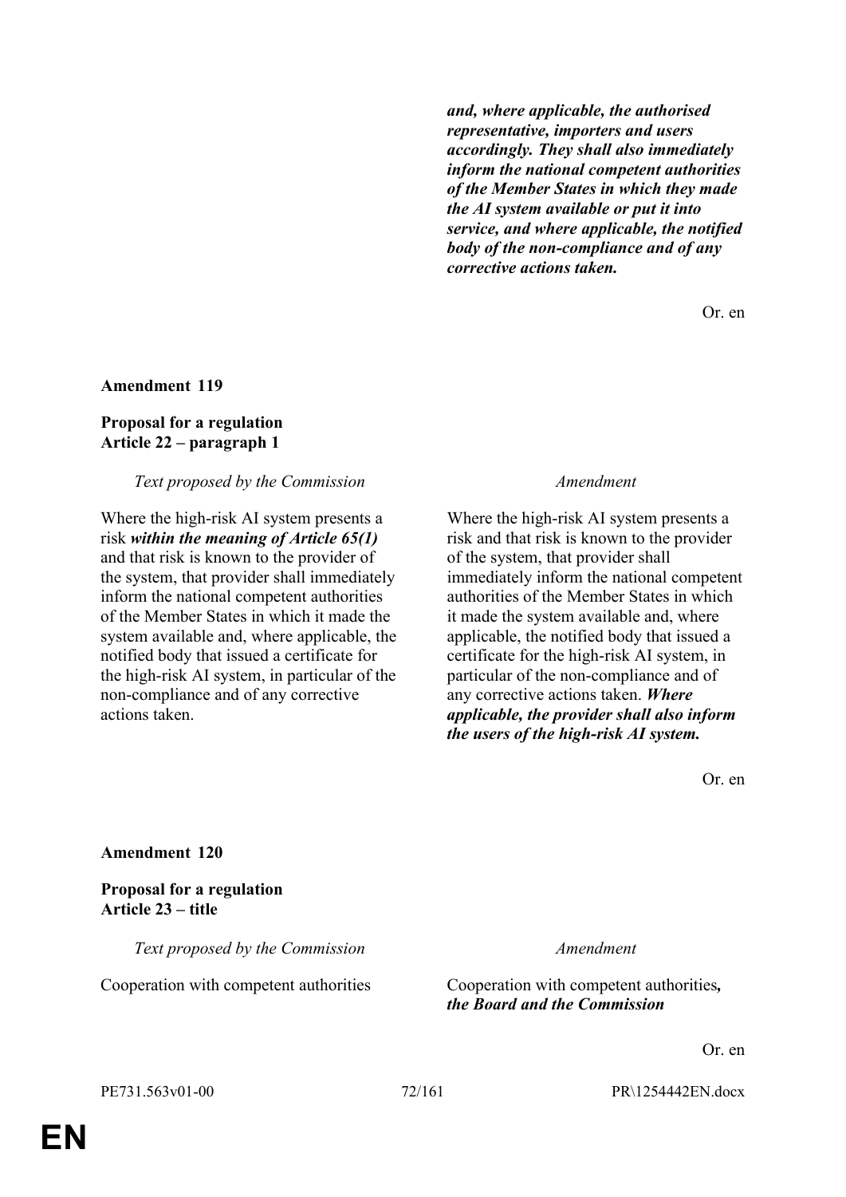| | |
|---|---|
| | ***and, where applicable, the authorised representative, importers and users accordingly. They shall also immediately inform the national competent authorities of the Member States in which they made the AI system available or put it into service, and where applicable, the notified body of the non-compliance and of any corrective actions taken.*** |

Or. en

**Amendment 119**

**Proposal for a regulation**
**Article 22 – paragraph 1**

| *Text proposed by the Commission* | *Amendment* |
|---|---|
| Where the high-risk AI system presents a risk ***within the meaning of Article 65(1)*** and that risk is known to the provider of the system, that provider shall immediately inform the national competent authorities of the Member States in which it made the system available and, where applicable, the notified body that issued a certificate for the high-risk AI system, in particular of the non-compliance and of any corrective actions taken. | Where the high-risk AI system presents a risk and that risk is known to the provider of the system, that provider shall immediately inform the national competent authorities of the Member States in which it made the system available and, where applicable, the notified body that issued a certificate for the high-risk AI system, in particular of the non-compliance and of any corrective actions taken. ***Where applicable, the provider shall also inform the users of the high-risk AI system.*** |

Or. en

**Amendment 120**

**Proposal for a regulation**
**Article 23 – title**

| *Text proposed by the Commission* | *Amendment* |
|---|---|
| Cooperation with competent authorities | Cooperation with competent authorities***, the Board and the Commission*** |

Or. en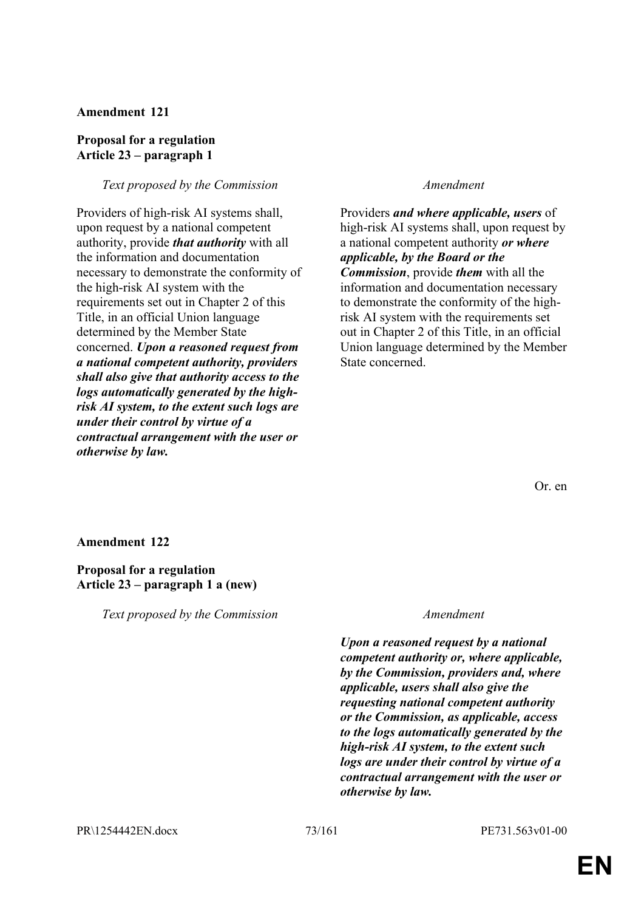**Amendment 121**

**Proposal for a regulation**
**Article 23 – paragraph 1**

| *Text proposed by the Commission* | *Amendment* |
|---|---|
| Providers of high-risk AI systems shall, upon request by a national competent authority, provide ***that authority*** with all the information and documentation necessary to demonstrate the conformity of the high-risk AI system with the requirements set out in Chapter 2 of this Title, in an official Union language determined by the Member State concerned. ***Upon a reasoned request from a national competent authority, providers shall also give that authority access to the logs automatically generated by the high-risk AI system, to the extent such logs are under their control by virtue of a contractual arrangement with the user or otherwise by law.*** | Providers ***and where applicable, users*** of high-risk AI systems shall, upon request by a national competent authority ***or where applicable, by the Board or the Commission***, provide ***them*** with all the information and documentation necessary to demonstrate the conformity of the high-risk AI system with the requirements set out in Chapter 2 of this Title, in an official Union language determined by the Member State concerned. |

Or. en

**Amendment 122**

**Proposal for a regulation**
**Article 23 – paragraph 1 a (new)**

| *Text proposed by the Commission* | *Amendment* |
|---|---|
| | ***Upon a reasoned request by a national competent authority or, where applicable, by the Commission, providers and, where applicable, users shall also give the requesting national competent authority or the Commission, as applicable, access to the logs automatically generated by the high-risk AI system, to the extent such logs are under their control by virtue of a contractual arrangement with the user or otherwise by law.*** |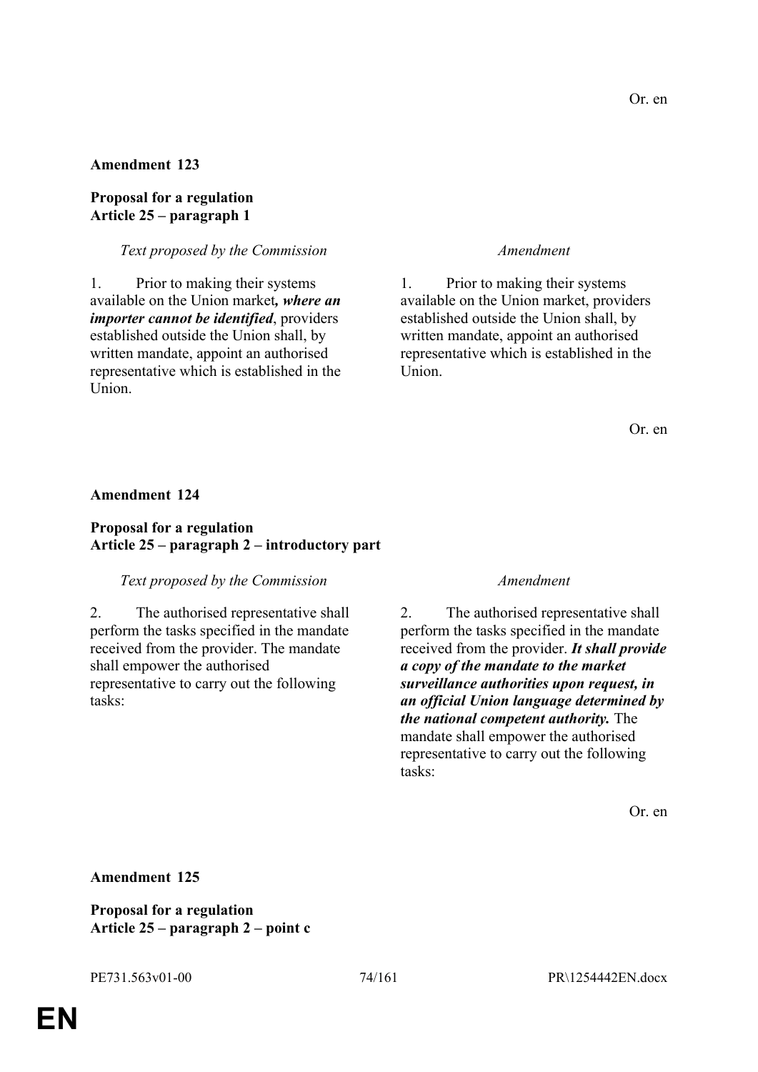Or. en

**Amendment 123**

**Proposal for a regulation**
**Article 25 – paragraph 1**

| *Text proposed by the Commission* | *Amendment* |
|---|---|
| 1. Prior to making their systems available on the Union market***, where an importer cannot be identified***, providers established outside the Union shall, by written mandate, appoint an authorised representative which is established in the Union. | 1. Prior to making their systems available on the Union market, providers established outside the Union shall, by written mandate, appoint an authorised representative which is established in the Union. |

Or. en

**Amendment 124**

**Proposal for a regulation**
**Article 25 – paragraph 2 – introductory part**

| *Text proposed by the Commission* | *Amendment* |
|---|---|
| 2. The authorised representative shall perform the tasks specified in the mandate received from the provider. The mandate shall empower the authorised representative to carry out the following tasks: | 2. The authorised representative shall perform the tasks specified in the mandate received from the provider. ***It shall provide a copy of the mandate to the market surveillance authorities upon request, in an official Union language determined by the national competent authority.*** The mandate shall empower the authorised representative to carry out the following tasks: |

Or. en

**Amendment 125**

**Proposal for a regulation**
**Article 25 – paragraph 2 – point c**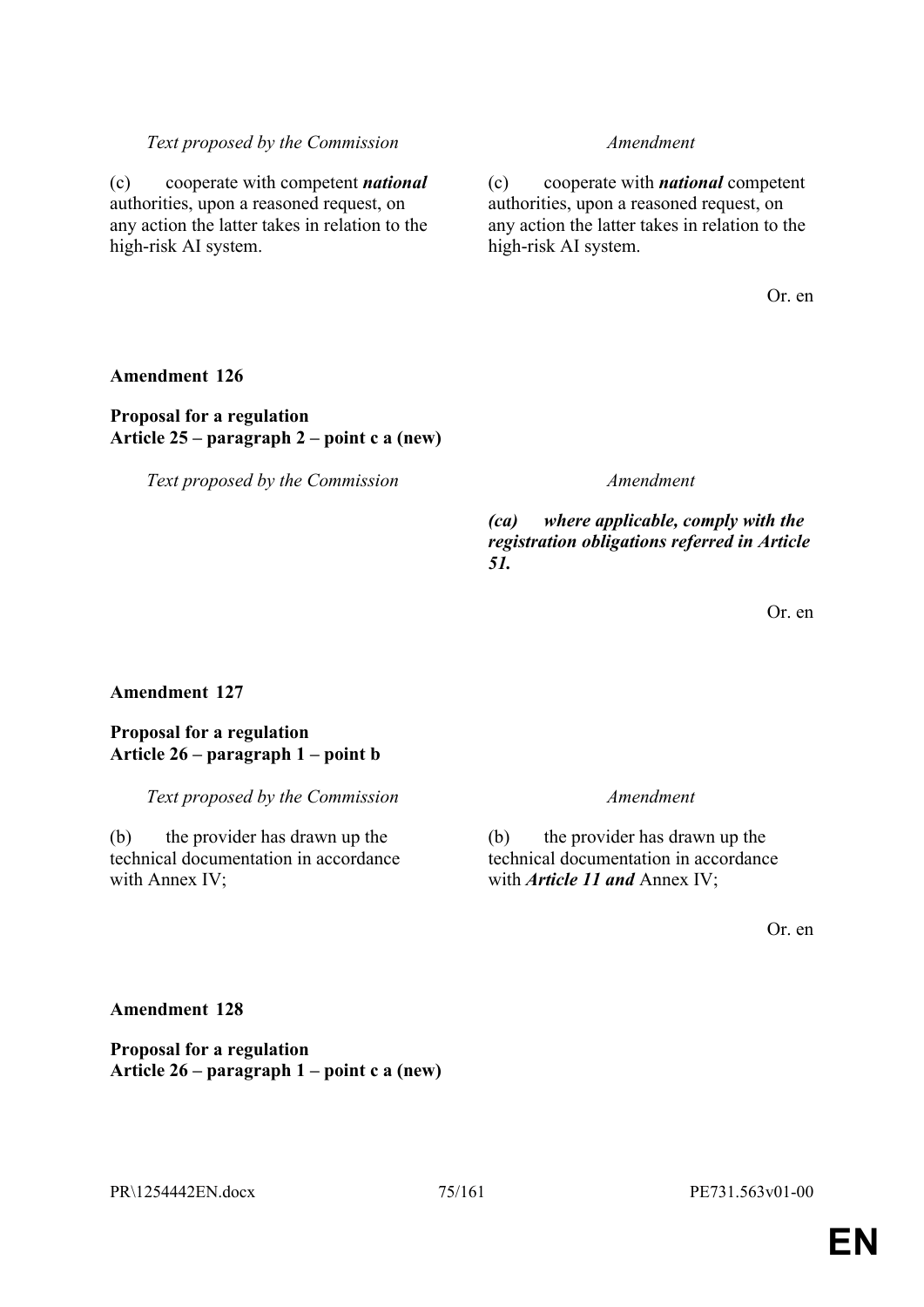| *Text proposed by the Commission* | *Amendment* |
|---|---|
| (c) cooperate with competent ***national*** authorities, upon a reasoned request, on any action the latter takes in relation to the high-risk AI system. | (c) cooperate with ***national*** competent authorities, upon a reasoned request, on any action the latter takes in relation to the high-risk AI system. |

Or. en

**Amendment 126**

**Proposal for a regulation**
**Article 25 – paragraph 2 – point c a (new)**

| *Text proposed by the Commission* | *Amendment* |
|---|---|
| | ***(ca) where applicable, comply with the registration obligations referred in Article 51.*** |

Or. en

**Amendment 127**

**Proposal for a regulation**
**Article 26 – paragraph 1 – point b**

| *Text proposed by the Commission* | *Amendment* |
|---|---|
| (b) the provider has drawn up the technical documentation in accordance with Annex IV; | (b) the provider has drawn up the technical documentation in accordance with ***Article 11 and*** Annex IV; |

Or. en

**Amendment 128**

**Proposal for a regulation**
**Article 26 – paragraph 1 – point c a (new)**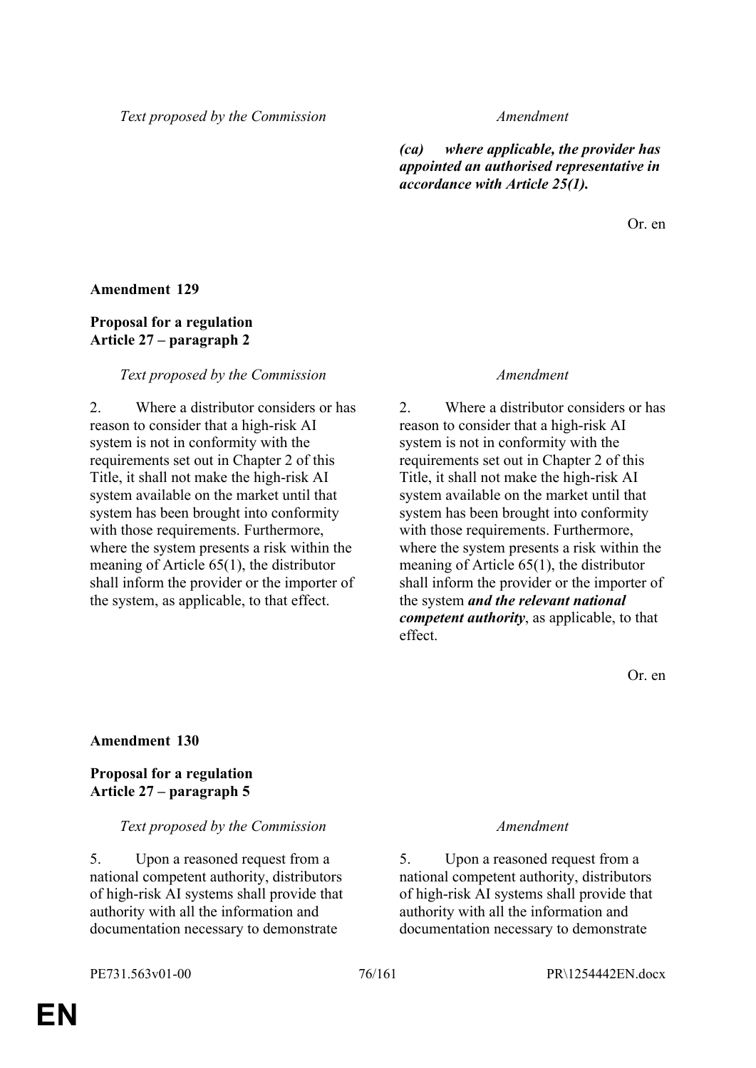| Text proposed by the Commission | Amendment |
|---|---|
| | ***(ca) where applicable, the provider has appointed an authorised representative in accordance with Article 25(1).*** |

Or. en

**Amendment 129**

**Proposal for a regulation**
**Article 27 – paragraph 2**

| Text proposed by the Commission | Amendment |
|---|---|
| 2. Where a distributor considers or has reason to consider that a high-risk AI system is not in conformity with the requirements set out in Chapter 2 of this Title, it shall not make the high-risk AI system available on the market until that system has been brought into conformity with those requirements. Furthermore, where the system presents a risk within the meaning of Article 65(1), the distributor shall inform the provider or the importer of the system, as applicable, to that effect. | 2. Where a distributor considers or has reason to consider that a high-risk AI system is not in conformity with the requirements set out in Chapter 2 of this Title, it shall not make the high-risk AI system available on the market until that system has been brought into conformity with those requirements. Furthermore, where the system presents a risk within the meaning of Article 65(1), the distributor shall inform the provider or the importer of the system ***and the relevant national competent authority***, as applicable, to that effect. |

Or. en

**Amendment 130**

**Proposal for a regulation**
**Article 27 – paragraph 5**

| Text proposed by the Commission | Amendment |
|---|---|
| 5. Upon a reasoned request from a national competent authority, distributors of high-risk AI systems shall provide that authority with all the information and documentation necessary to demonstrate | 5. Upon a reasoned request from a national competent authority, distributors of high-risk AI systems shall provide that authority with all the information and documentation necessary to demonstrate |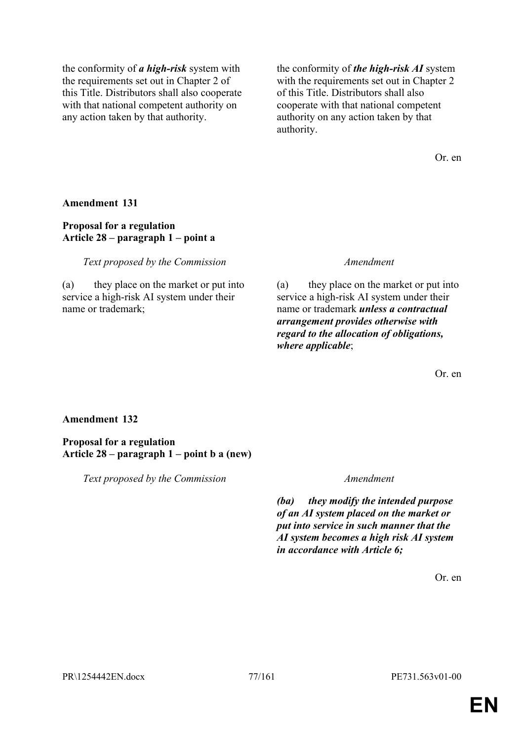| | |
|---|---|
| the conformity of ***a high-risk*** system with the requirements set out in Chapter 2 of this Title. Distributors shall also cooperate with that national competent authority on any action taken by that authority. | the conformity of ***the high-risk AI*** system with the requirements set out in Chapter 2 of this Title. Distributors shall also cooperate with that national competent authority on any action taken by that authority. |

Or. en

**Amendment 131**

**Proposal for a regulation**
**Article 28 – paragraph 1 – point a**

| *Text proposed by the Commission* | *Amendment* |
|---|---|
| (a) they place on the market or put into service a high-risk AI system under their name or trademark; | (a) they place on the market or put into service a high-risk AI system under their name or trademark ***unless a contractual arrangement provides otherwise with regard to the allocation of obligations, where applicable***; |

Or. en

**Amendment 132**

**Proposal for a regulation**
**Article 28 – paragraph 1 – point b a (new)**

| *Text proposed by the Commission* | *Amendment* |
|---|---|
| | ***(ba) they modify the intended purpose of an AI system placed on the market or put into service in such manner that the AI system becomes a high risk AI system in accordance with Article 6;*** |

Or. en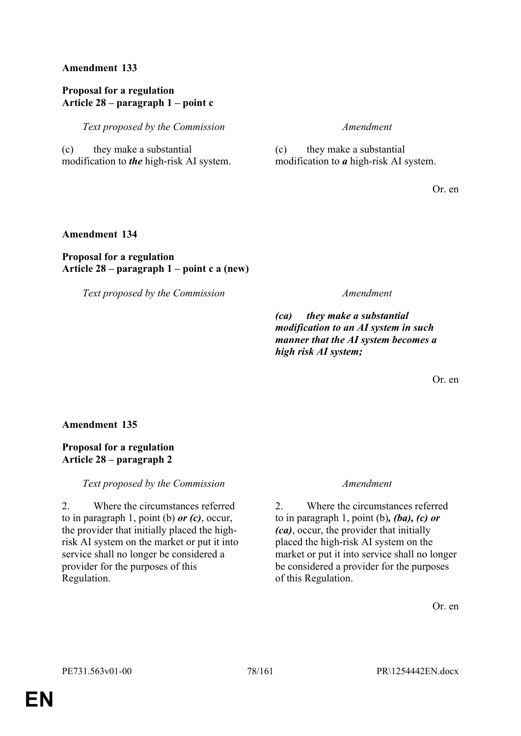**Amendment 133**

**Proposal for a regulation**
**Article 28 – paragraph 1 – point c**

| *Text proposed by the Commission* | *Amendment* |
|---|---|
| (c) they make a substantial modification to ***the*** high-risk AI system. | (c) they make a substantial modification to ***a*** high-risk AI system. |

Or. en

**Amendment 134**

**Proposal for a regulation**
**Article 28 – paragraph 1 – point c a (new)**

| *Text proposed by the Commission* | *Amendment* |
|---|---|
| | ***(ca) they make a substantial modification to an AI system in such manner that the AI system becomes a high risk AI system;*** |

Or. en

**Amendment 135**

**Proposal for a regulation**
**Article 28 – paragraph 2**

| *Text proposed by the Commission* | *Amendment* |
|---|---|
| 2. Where the circumstances referred to in paragraph 1, point (b) ***or (c)***, occur, the provider that initially placed the high-risk AI system on the market or put it into service shall no longer be considered a provider for the purposes of this Regulation. | 2. Where the circumstances referred to in paragraph 1, point (b)***, (ba), (c) or (ca)***, occur, the provider that initially placed the high-risk AI system on the market or put it into service shall no longer be considered a provider for the purposes of this Regulation. |

Or. en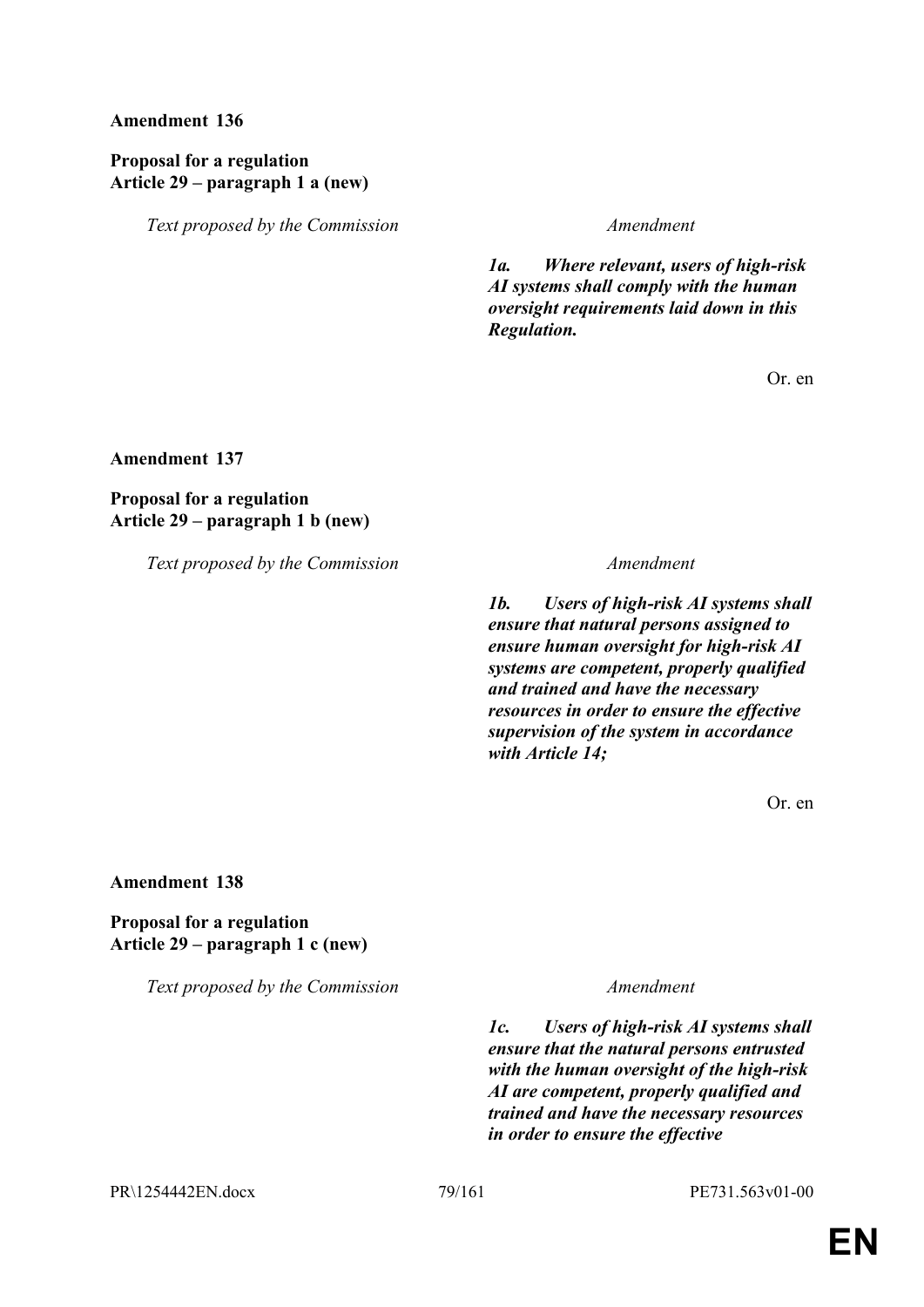**Amendment 136**

**Proposal for a regulation**
**Article 29 – paragraph 1 a (new)**

| *Text proposed by the Commission* | *Amendment* |
|---|---|
| | ***1a. Where relevant, users of high-risk AI systems shall comply with the human oversight requirements laid down in this Regulation.*** |

Or. en

**Amendment 137**

**Proposal for a regulation**
**Article 29 – paragraph 1 b (new)**

| *Text proposed by the Commission* | *Amendment* |
|---|---|
| | ***1b. Users of high-risk AI systems shall ensure that natural persons assigned to ensure human oversight for high-risk AI systems are competent, properly qualified and trained and have the necessary resources in order to ensure the effective supervision of the system in accordance with Article 14;*** |

Or. en

**Amendment 138**

**Proposal for a regulation**
**Article 29 – paragraph 1 c (new)**

| *Text proposed by the Commission* | *Amendment* |
|---|---|
| | ***1c. Users of high-risk AI systems shall ensure that the natural persons entrusted with the human oversight of the high-risk AI are competent, properly qualified and trained and have the necessary resources in order to ensure the effective*** |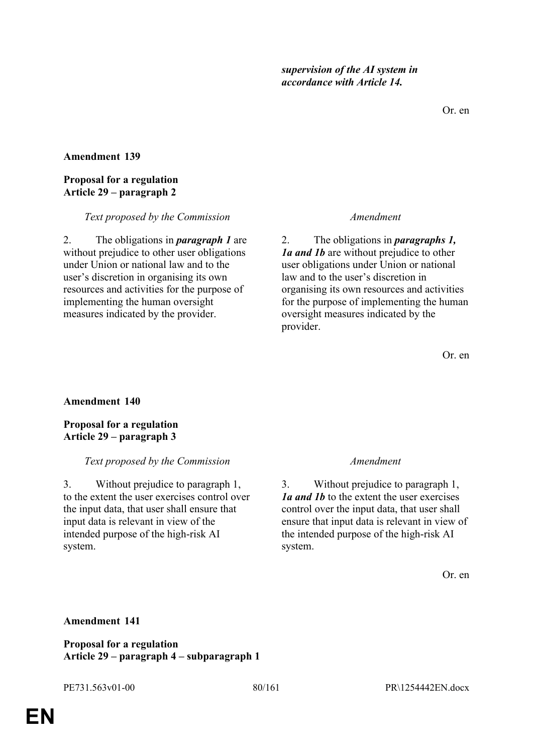| | |
|---|---|
| | ***supervision of the AI system in accordance with Article 14.*** |

Or. en

**Amendment 139**

**Proposal for a regulation**
**Article 29 – paragraph 2**

| *Text proposed by the Commission* | *Amendment* |
|---|---|
| 2. The obligations in ***paragraph 1*** are without prejudice to other user obligations under Union or national law and to the user's discretion in organising its own resources and activities for the purpose of implementing the human oversight measures indicated by the provider. | 2. The obligations in ***paragraphs 1, 1a and 1b*** are without prejudice to other user obligations under Union or national law and to the user's discretion in organising its own resources and activities for the purpose of implementing the human oversight measures indicated by the provider. |

Or. en

**Amendment 140**

**Proposal for a regulation**
**Article 29 – paragraph 3**

| *Text proposed by the Commission* | *Amendment* |
|---|---|
| 3. Without prejudice to paragraph 1, to the extent the user exercises control over the input data, that user shall ensure that input data is relevant in view of the intended purpose of the high-risk AI system. | 3. Without prejudice to paragraph 1, ***1a and 1b*** to the extent the user exercises control over the input data, that user shall ensure that input data is relevant in view of the intended purpose of the high-risk AI system. |

Or. en

**Amendment 141**

**Proposal for a regulation**
**Article 29 – paragraph 4 – subparagraph 1**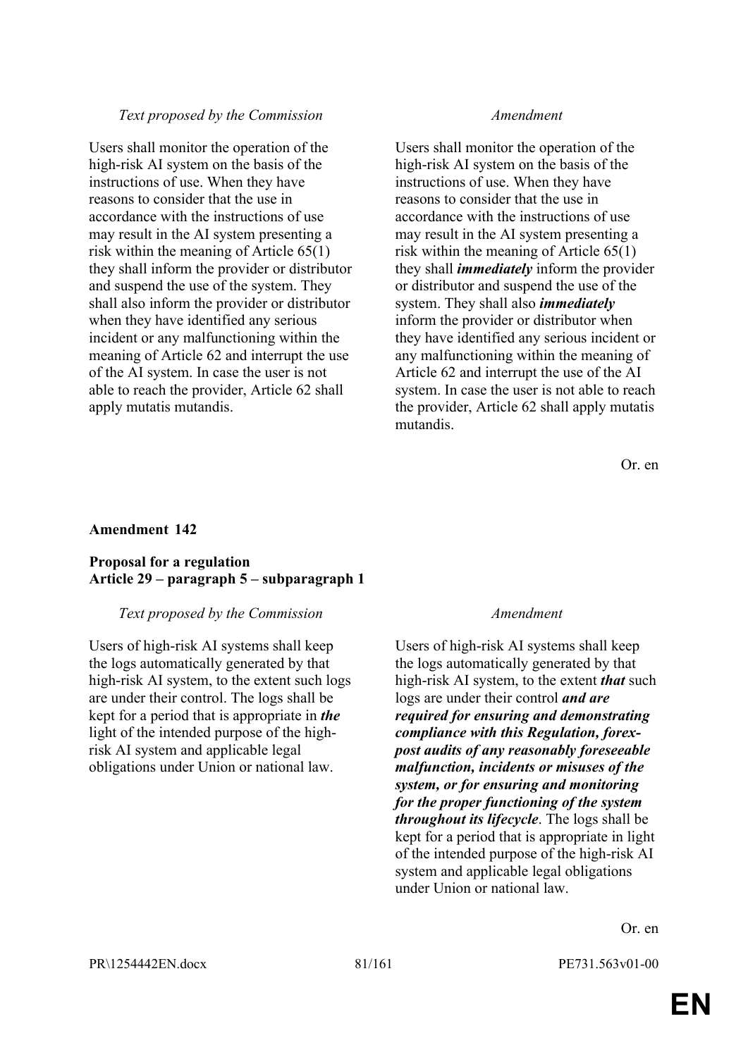| *Text proposed by the Commission* | *Amendment* |
| --- | --- |
| Users shall monitor the operation of the high-risk AI system on the basis of the instructions of use. When they have reasons to consider that the use in accordance with the instructions of use may result in the AI system presenting a risk within the meaning of Article 65(1) they shall inform the provider or distributor and suspend the use of the system. They shall also inform the provider or distributor when they have identified any serious incident or any malfunctioning within the meaning of Article 62 and interrupt the use of the AI system. In case the user is not able to reach the provider, Article 62 shall apply mutatis mutandis. | Users shall monitor the operation of the high-risk AI system on the basis of the instructions of use. When they have reasons to consider that the use in accordance with the instructions of use may result in the AI system presenting a risk within the meaning of Article 65(1) they shall ***immediately*** inform the provider or distributor and suspend the use of the system. They shall also ***immediately*** inform the provider or distributor when they have identified any serious incident or any malfunctioning within the meaning of Article 62 and interrupt the use of the AI system. In case the user is not able to reach the provider, Article 62 shall apply mutatis mutandis. |

Or. en

**Amendment 142**

**Proposal for a regulation**
**Article 29 – paragraph 5 – subparagraph 1**

| *Text proposed by the Commission* | *Amendment* |
| --- | --- |
| Users of high-risk AI systems shall keep the logs automatically generated by that high-risk AI system, to the extent such logs are under their control. The logs shall be kept for a period that is appropriate in ***the*** light of the intended purpose of the high-risk AI system and applicable legal obligations under Union or national law. | Users of high-risk AI systems shall keep the logs automatically generated by that high-risk AI system, to the extent ***that*** such logs are under their control ***and are required for ensuring and demonstrating compliance with this Regulation, forex-post audits of any reasonably foreseeable malfunction, incidents or misuses of the system, or for ensuring and monitoring for the proper functioning of the system throughout its lifecycle***. The logs shall be kept for a period that is appropriate in light of the intended purpose of the high-risk AI system and applicable legal obligations under Union or national law. |

Or. en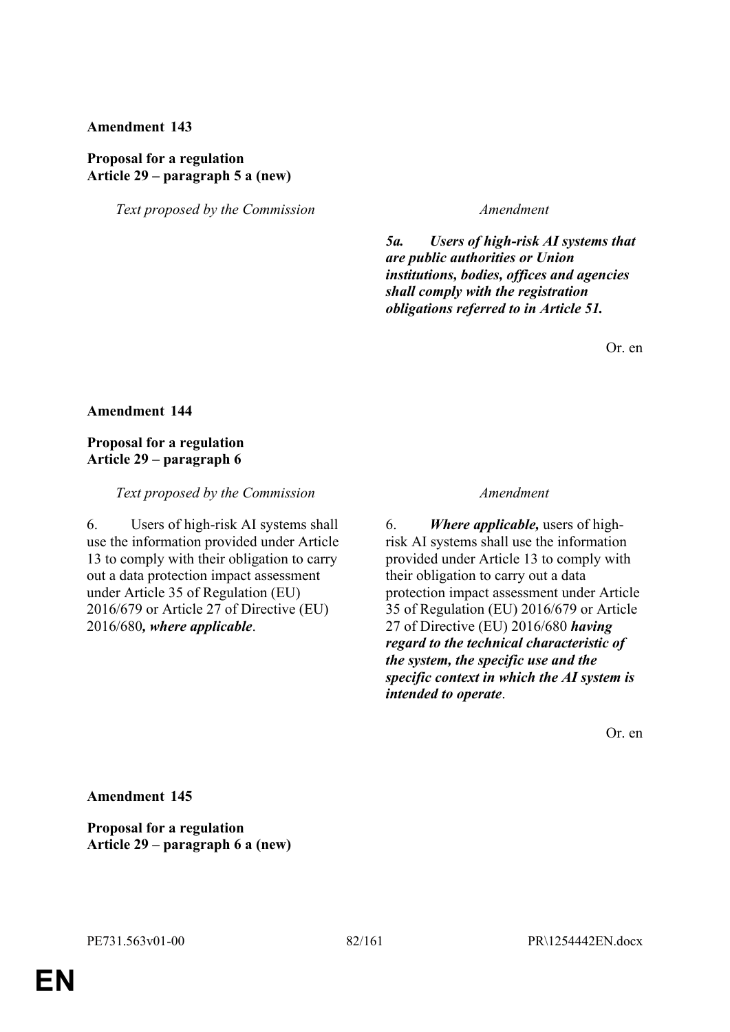**Amendment 143**

**Proposal for a regulation**
**Article 29 – paragraph 5 a (new)**

| *Text proposed by the Commission* | *Amendment* |
| --- | --- |
| | ***5a. Users of high-risk AI systems that are public authorities or Union institutions, bodies, offices and agencies shall comply with the registration obligations referred to in Article 51.*** |

Or. en

**Amendment 144**

**Proposal for a regulation**
**Article 29 – paragraph 6**

| *Text proposed by the Commission* | *Amendment* |
| --- | --- |
| 6. Users of high-risk AI systems shall use the information provided under Article 13 to comply with their obligation to carry out a data protection impact assessment under Article 35 of Regulation (EU) 2016/679 or Article 27 of Directive (EU) 2016/680***, where applicable***. | 6. ***Where applicable,*** users of high-risk AI systems shall use the information provided under Article 13 to comply with their obligation to carry out a data protection impact assessment under Article 35 of Regulation (EU) 2016/679 or Article 27 of Directive (EU) 2016/680 ***having regard to the technical characteristic of the system, the specific use and the specific context in which the AI system is intended to operate***. |

Or. en

**Amendment 145**

**Proposal for a regulation**
**Article 29 – paragraph 6 a (new)**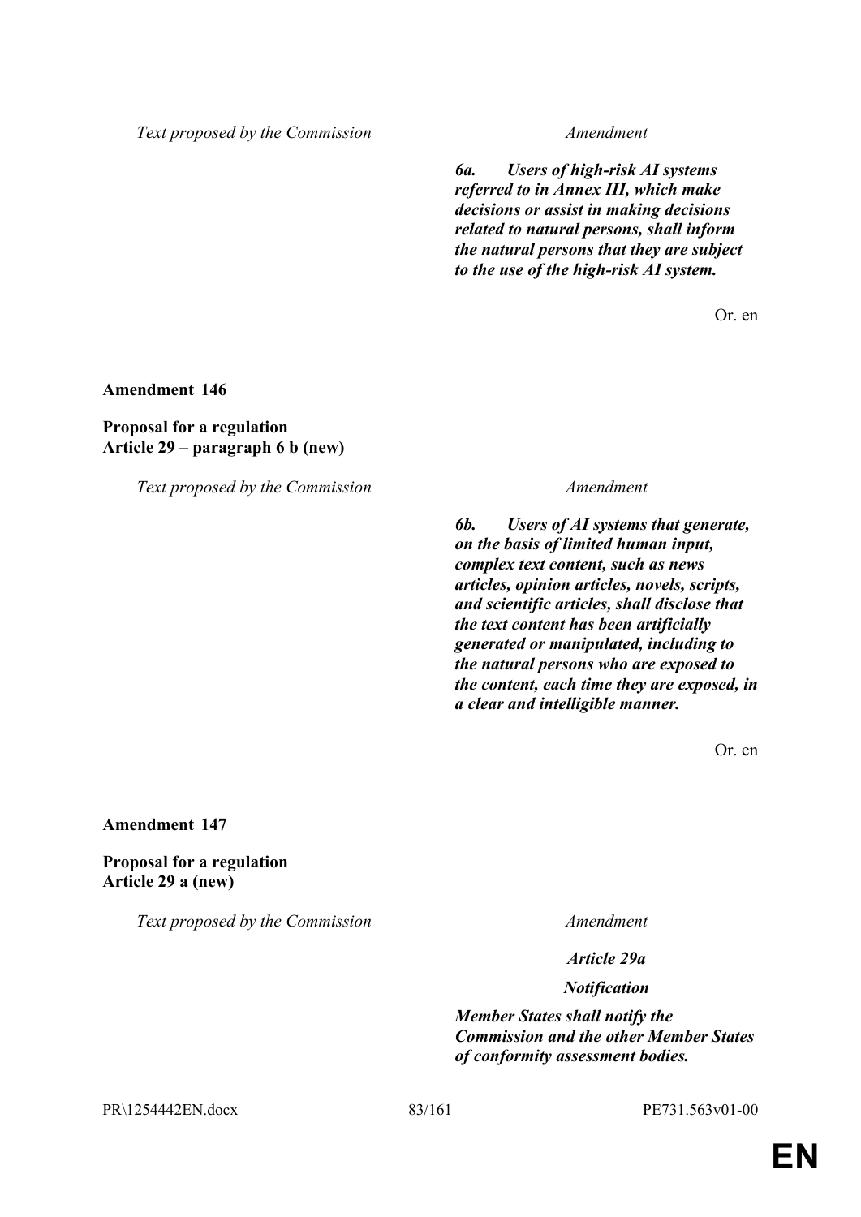| Text proposed by the Commission | Amendment |
|---|---|
| | ***6a. Users of high-risk AI systems referred to in Annex III, which make decisions or assist in making decisions related to natural persons, shall inform the natural persons that they are subject to the use of the high-risk AI system.*** |

Or. en

**Amendment 146**

**Proposal for a regulation**
**Article 29 – paragraph 6 b (new)**

| Text proposed by the Commission | Amendment |
|---|---|
| | ***6b. Users of AI systems that generate, on the basis of limited human input, complex text content, such as news articles, opinion articles, novels, scripts, and scientific articles, shall disclose that the text content has been artificially generated or manipulated, including to the natural persons who are exposed to the content, each time they are exposed, in a clear and intelligible manner.*** |

Or. en

**Amendment 147**

**Proposal for a regulation**
**Article 29 a (new)**

| Text proposed by the Commission | Amendment |
|---|---|
| | ***Article 29a*** |
| | ***Notification*** |
| | ***Member States shall notify the Commission and the other Member States of conformity assessment bodies.*** |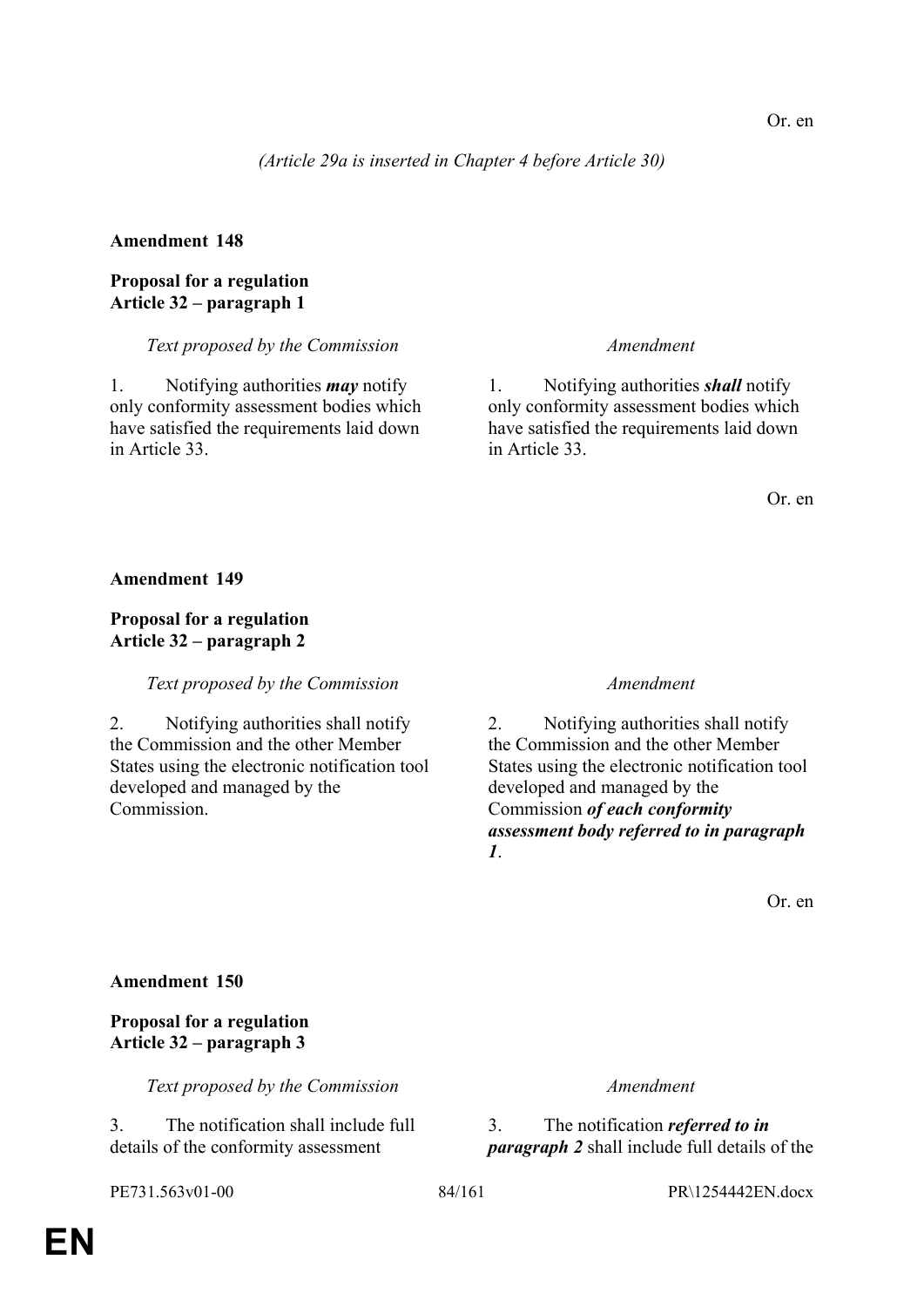Or. en

*(Article 29a is inserted in Chapter 4 before Article 30)*

**Amendment 148**

**Proposal for a regulation**
**Article 32 – paragraph 1**

| *Text proposed by the Commission* | *Amendment* |
|---|---|
| 1. Notifying authorities ***may*** notify only conformity assessment bodies which have satisfied the requirements laid down in Article 33. | 1. Notifying authorities ***shall*** notify only conformity assessment bodies which have satisfied the requirements laid down in Article 33. |

Or. en

**Amendment 149**

**Proposal for a regulation**
**Article 32 – paragraph 2**

| *Text proposed by the Commission* | *Amendment* |
|---|---|
| 2. Notifying authorities shall notify the Commission and the other Member States using the electronic notification tool developed and managed by the Commission. | 2. Notifying authorities shall notify the Commission and the other Member States using the electronic notification tool developed and managed by the Commission ***of each conformity assessment body referred to in paragraph 1***. |

Or. en

**Amendment 150**

**Proposal for a regulation**
**Article 32 – paragraph 3**

| *Text proposed by the Commission* | *Amendment* |
|---|---|
| 3. The notification shall include full details of the conformity assessment | 3. The notification ***referred to in paragraph 2*** shall include full details of the |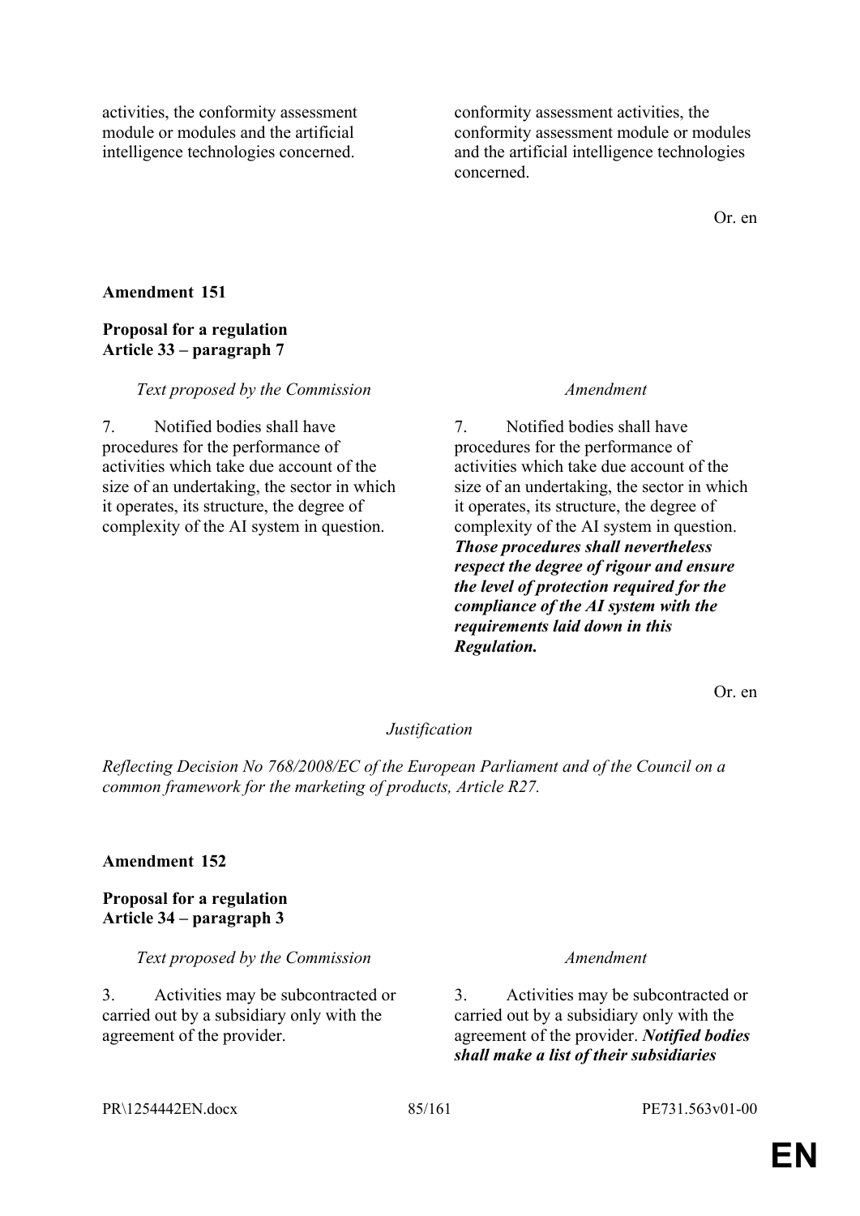| | |
|---|---|
| activities, the conformity assessment module or modules and the artificial intelligence technologies concerned. | conformity assessment activities, the conformity assessment module or modules and the artificial intelligence technologies concerned. |

Or. en

**Amendment 151**

**Proposal for a regulation**
**Article 33 – paragraph 7**

| *Text proposed by the Commission* | *Amendment* |
|---|---|
| 7. Notified bodies shall have procedures for the performance of activities which take due account of the size of an undertaking, the sector in which it operates, its structure, the degree of complexity of the AI system in question. | 7. Notified bodies shall have procedures for the performance of activities which take due account of the size of an undertaking, the sector in which it operates, its structure, the degree of complexity of the AI system in question. ***Those procedures shall nevertheless respect the degree of rigour and ensure the level of protection required for the compliance of the AI system with the requirements laid down in this Regulation.*** |

Or. en

*Justification*

*Reflecting Decision No 768/2008/EC of the European Parliament and of the Council on a common framework for the marketing of products, Article R27.*

**Amendment 152**

**Proposal for a regulation**
**Article 34 – paragraph 3**

| *Text proposed by the Commission* | *Amendment* |
|---|---|
| 3. Activities may be subcontracted or carried out by a subsidiary only with the agreement of the provider. | 3. Activities may be subcontracted or carried out by a subsidiary only with the agreement of the provider. ***Notified bodies shall make a list of their subsidiaries*** |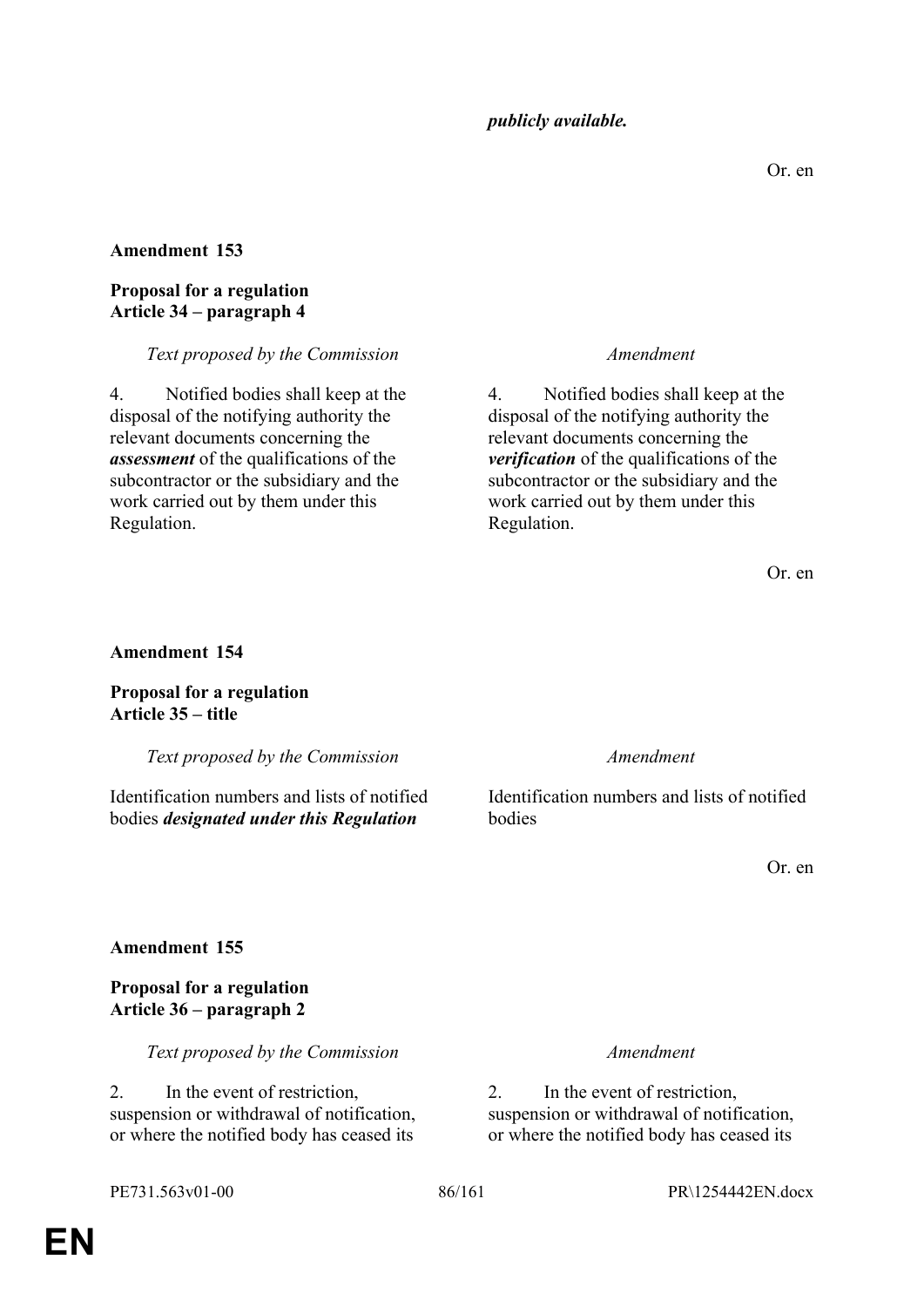*publicly available.*

Or. en

**Amendment 153**

**Proposal for a regulation**
**Article 34 – paragraph 4**

| *Text proposed by the Commission* | *Amendment* |
|---|---|
| 4. Notified bodies shall keep at the disposal of the notifying authority the relevant documents concerning the ***assessment*** of the qualifications of the subcontractor or the subsidiary and the work carried out by them under this Regulation. | 4. Notified bodies shall keep at the disposal of the notifying authority the relevant documents concerning the ***verification*** of the qualifications of the subcontractor or the subsidiary and the work carried out by them under this Regulation. |

Or. en

**Amendment 154**

**Proposal for a regulation**
**Article 35 – title**

| *Text proposed by the Commission* | *Amendment* |
|---|---|
| Identification numbers and lists of notified bodies ***designated under this Regulation*** | Identification numbers and lists of notified bodies |

Or. en

**Amendment 155**

**Proposal for a regulation**
**Article 36 – paragraph 2**

| *Text proposed by the Commission* | *Amendment* |
|---|---|
| 2. In the event of restriction, suspension or withdrawal of notification, or where the notified body has ceased its | 2. In the event of restriction, suspension or withdrawal of notification, or where the notified body has ceased its |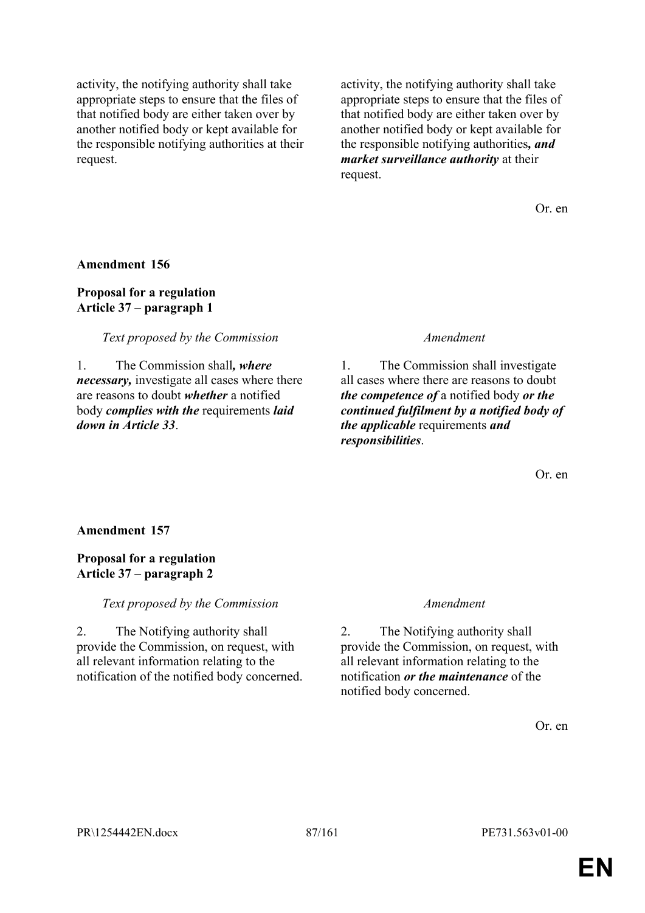| | |
|---|---|
| activity, the notifying authority shall take appropriate steps to ensure that the files of that notified body are either taken over by another notified body or kept available for the responsible notifying authorities at their request. | activity, the notifying authority shall take appropriate steps to ensure that the files of that notified body are either taken over by another notified body or kept available for the responsible notifying authorities***, and market surveillance authority*** at their request. |

Or. en

**Amendment 156**

**Proposal for a regulation**
**Article 37 – paragraph 1**

| *Text proposed by the Commission* | *Amendment* |
|---|---|
| 1. The Commission shall***, where necessary,*** investigate all cases where there are reasons to doubt ***whether*** a notified body ***complies with the*** requirements ***laid down in Article 33***. | 1. The Commission shall investigate all cases where there are reasons to doubt ***the competence of*** a notified body ***or the continued fulfilment by a notified body of the applicable*** requirements ***and responsibilities***. |

Or. en

**Amendment 157**

**Proposal for a regulation**
**Article 37 – paragraph 2**

| *Text proposed by the Commission* | *Amendment* |
|---|---|
| 2. The Notifying authority shall provide the Commission, on request, with all relevant information relating to the notification of the notified body concerned. | 2. The Notifying authority shall provide the Commission, on request, with all relevant information relating to the notification ***or the maintenance*** of the notified body concerned. |

Or. en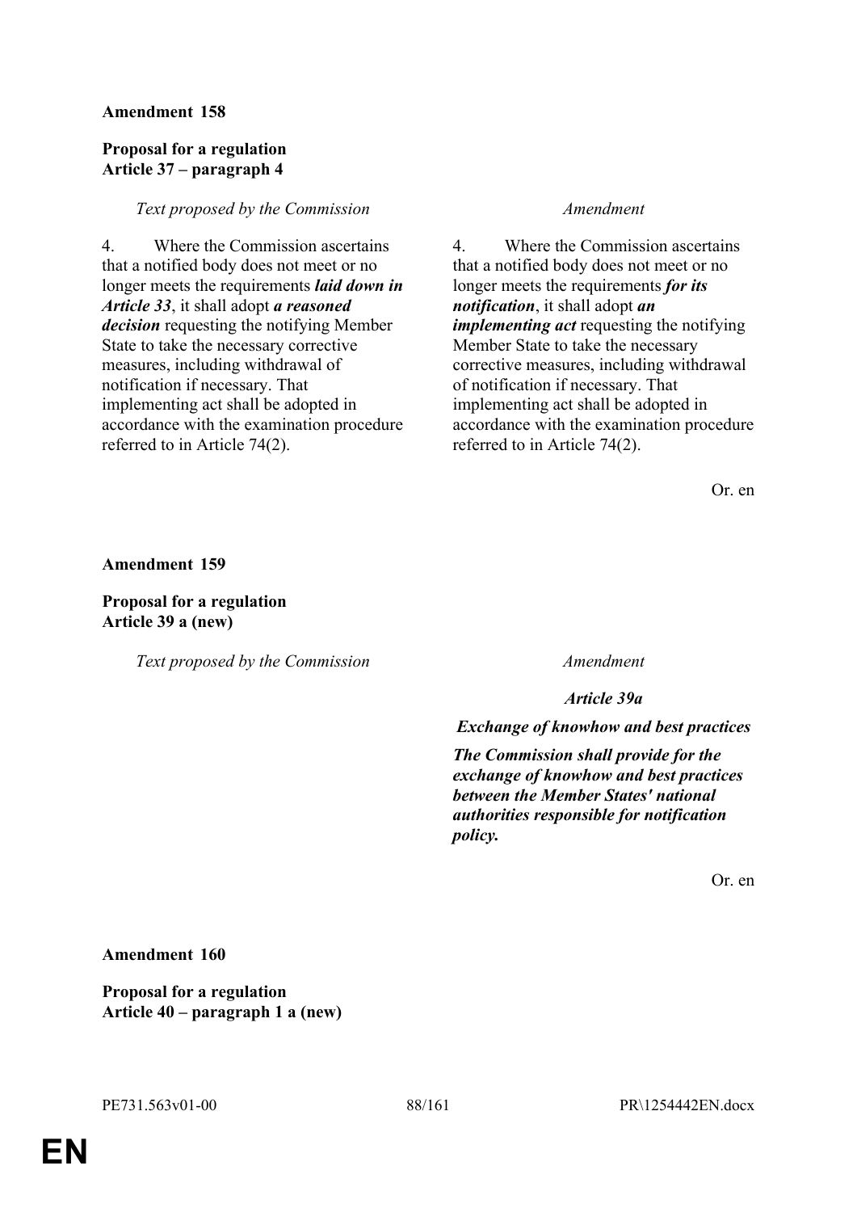**Amendment 158**

**Proposal for a regulation**
**Article 37 – paragraph 4**

| *Text proposed by the Commission* | *Amendment* |
|---|---|
| 4. Where the Commission ascertains that a notified body does not meet or no longer meets the requirements ***laid down in Article 33***, it shall adopt ***a reasoned decision*** requesting the notifying Member State to take the necessary corrective measures, including withdrawal of notification if necessary. That implementing act shall be adopted in accordance with the examination procedure referred to in Article 74(2). | 4. Where the Commission ascertains that a notified body does not meet or no longer meets the requirements ***for its notification***, it shall adopt ***an implementing act*** requesting the notifying Member State to take the necessary corrective measures, including withdrawal of notification if necessary. That implementing act shall be adopted in accordance with the examination procedure referred to in Article 74(2). |

Or. en

**Amendment 159**

**Proposal for a regulation**
**Article 39 a (new)**

| *Text proposed by the Commission* | *Amendment* |
|---|---|
| | ***Article 39a*** |
| | ***Exchange of knowhow and best practices*** |
| | ***The Commission shall provide for the exchange of knowhow and best practices between the Member States' national authorities responsible for notification policy.*** |

Or. en

**Amendment 160**

**Proposal for a regulation**
**Article 40 – paragraph 1 a (new)**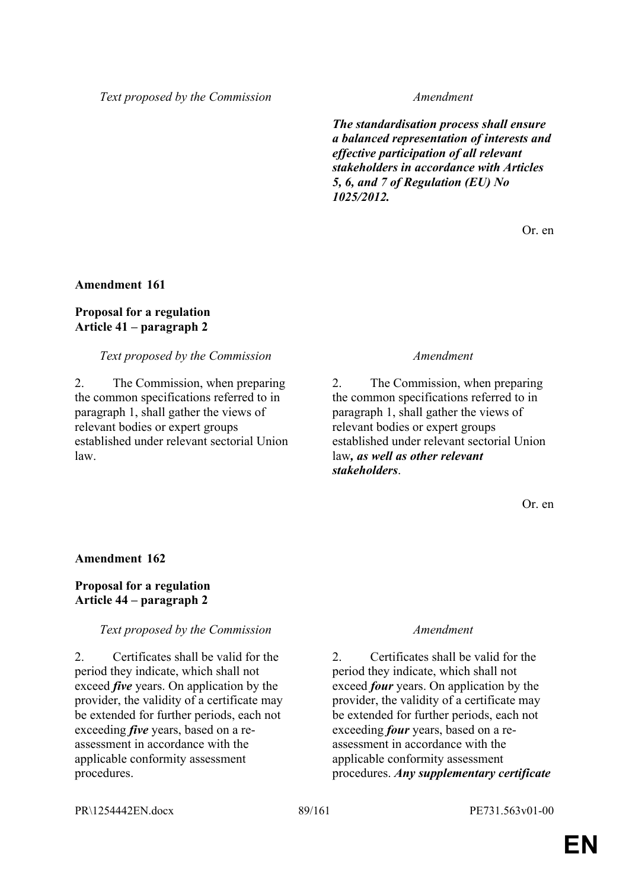| Text proposed by the Commission | Amendment |
|---|---|
| | ***The standardisation process shall ensure a balanced representation of interests and effective participation of all relevant stakeholders in accordance with Articles 5, 6, and 7 of Regulation (EU) No 1025/2012.*** |

Or. en

**Amendment 161**

**Proposal for a regulation**
**Article 41 – paragraph 2**

| Text proposed by the Commission | Amendment |
|---|---|
| 2. The Commission, when preparing the common specifications referred to in paragraph 1, shall gather the views of relevant bodies or expert groups established under relevant sectorial Union law. | 2. The Commission, when preparing the common specifications referred to in paragraph 1, shall gather the views of relevant bodies or expert groups established under relevant sectorial Union law***, as well as other relevant stakeholders***. |

Or. en

**Amendment 162**

**Proposal for a regulation**
**Article 44 – paragraph 2**

| Text proposed by the Commission | Amendment |
|---|---|
| 2. Certificates shall be valid for the period they indicate, which shall not exceed ***five*** years. On application by the provider, the validity of a certificate may be extended for further periods, each not exceeding ***five*** years, based on a re-assessment in accordance with the applicable conformity assessment procedures. | 2. Certificates shall be valid for the period they indicate, which shall not exceed ***four*** years. On application by the provider, the validity of a certificate may be extended for further periods, each not exceeding ***four*** years, based on a re-assessment in accordance with the applicable conformity assessment procedures. ***Any supplementary certificate*** |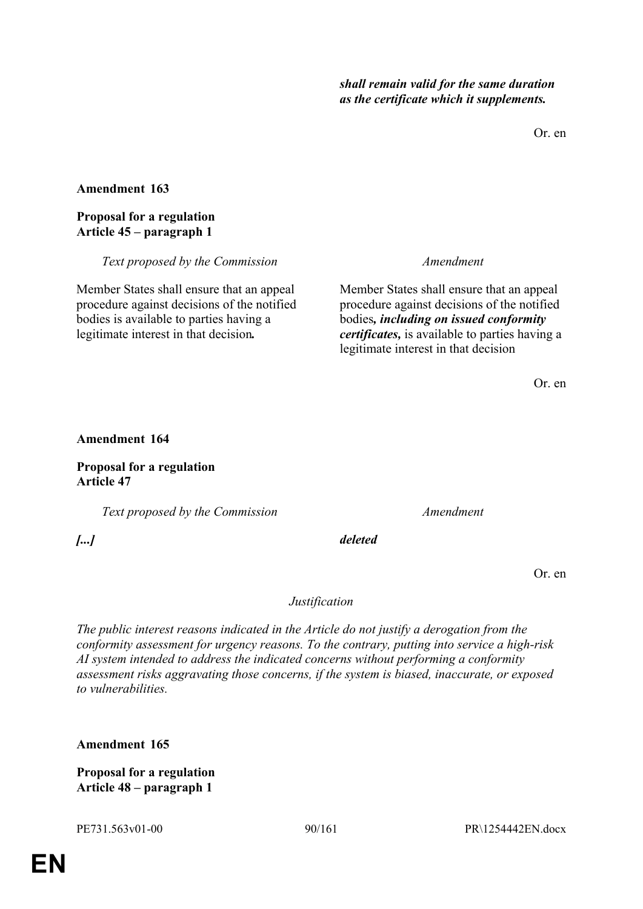| | |
|---|---|
| | ***shall remain valid for the same duration as the certificate which it supplements.*** |

Or. en

**Amendment 163**

**Proposal for a regulation**
**Article 45 – paragraph 1**

| *Text proposed by the Commission* | *Amendment* |
|---|---|
| Member States shall ensure that an appeal procedure against decisions of the notified bodies is available to parties having a legitimate interest in that decision***.*** | Member States shall ensure that an appeal procedure against decisions of the notified bodies***, including on issued conformity certificates,*** is available to parties having a legitimate interest in that decision |

Or. en

**Amendment 164**

**Proposal for a regulation**
**Article 47**

| *Text proposed by the Commission* | *Amendment* |
|---|---|
| ***[...]*** | ***deleted*** |

Or. en

*Justification*

*The public interest reasons indicated in the Article do not justify a derogation from the conformity assessment for urgency reasons. To the contrary, putting into service a high-risk AI system intended to address the indicated concerns without performing a conformity assessment risks aggravating those concerns, if the system is biased, inaccurate, or exposed to vulnerabilities.*

**Amendment 165**

**Proposal for a regulation**
**Article 48 – paragraph 1**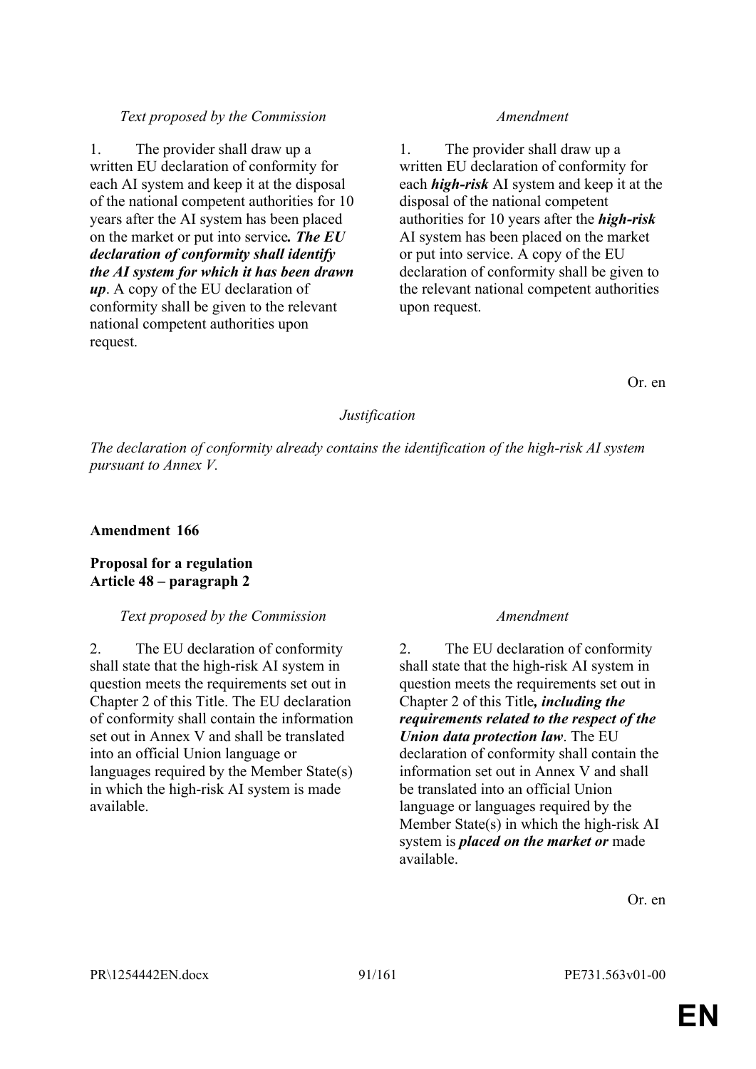| *Text proposed by the Commission* | *Amendment* |
|---|---|
| 1. The provider shall draw up a written EU declaration of conformity for each AI system and keep it at the disposal of the national competent authorities for 10 years after the AI system has been placed on the market or put into service***. The EU declaration of conformity shall identify the AI system for which it has been drawn up***. A copy of the EU declaration of conformity shall be given to the relevant national competent authorities upon request. | 1. The provider shall draw up a written EU declaration of conformity for each ***high-risk*** AI system and keep it at the disposal of the national competent authorities for 10 years after the ***high-risk*** AI system has been placed on the market or put into service. A copy of the EU declaration of conformity shall be given to the relevant national competent authorities upon request. |

Or. en

*Justification*

*The declaration of conformity already contains the identification of the high-risk AI system pursuant to Annex V.*

**Amendment 166**

**Proposal for a regulation**
**Article 48 – paragraph 2**

| *Text proposed by the Commission* | *Amendment* |
|---|---|
| 2. The EU declaration of conformity shall state that the high-risk AI system in question meets the requirements set out in Chapter 2 of this Title. The EU declaration of conformity shall contain the information set out in Annex V and shall be translated into an official Union language or languages required by the Member State(s) in which the high-risk AI system is made available. | 2. The EU declaration of conformity shall state that the high-risk AI system in question meets the requirements set out in Chapter 2 of this Title***, including the requirements related to the respect of the Union data protection law***. The EU declaration of conformity shall contain the information set out in Annex V and shall be translated into an official Union language or languages required by the Member State(s) in which the high-risk AI system is ***placed on the market or*** made available. |

Or. en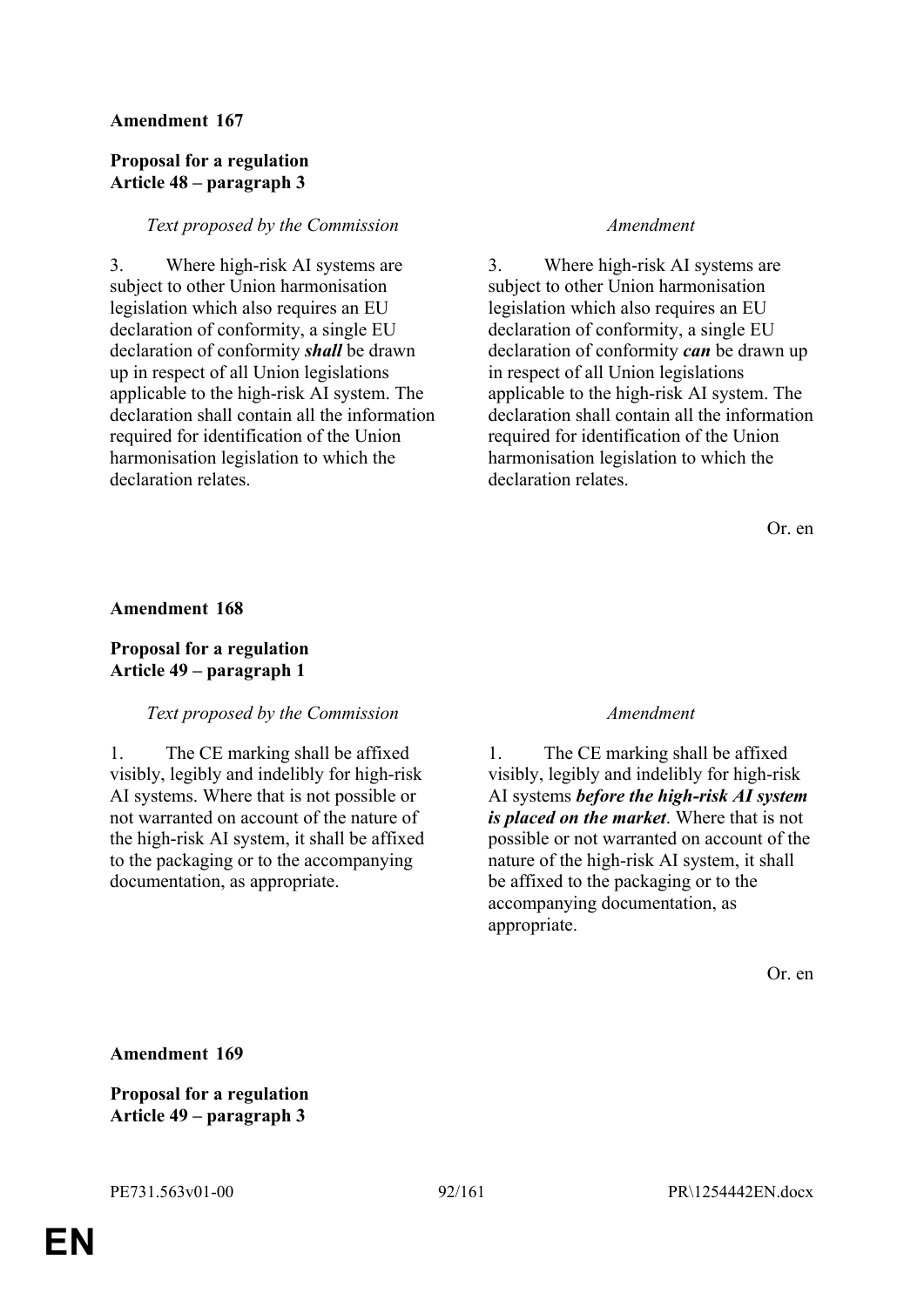**Amendment 167**

**Proposal for a regulation**
**Article 48 – paragraph 3**

| *Text proposed by the Commission* | *Amendment* |
|---|---|
| 3. Where high-risk AI systems are subject to other Union harmonisation legislation which also requires an EU declaration of conformity, a single EU declaration of conformity ***shall*** be drawn up in respect of all Union legislations applicable to the high-risk AI system. The declaration shall contain all the information required for identification of the Union harmonisation legislation to which the declaration relates. | 3. Where high-risk AI systems are subject to other Union harmonisation legislation which also requires an EU declaration of conformity, a single EU declaration of conformity ***can*** be drawn up in respect of all Union legislations applicable to the high-risk AI system. The declaration shall contain all the information required for identification of the Union harmonisation legislation to which the declaration relates. |

Or. en

**Amendment 168**

**Proposal for a regulation**
**Article 49 – paragraph 1**

| *Text proposed by the Commission* | *Amendment* |
|---|---|
| 1. The CE marking shall be affixed visibly, legibly and indelibly for high-risk AI systems. Where that is not possible or not warranted on account of the nature of the high-risk AI system, it shall be affixed to the packaging or to the accompanying documentation, as appropriate. | 1. The CE marking shall be affixed visibly, legibly and indelibly for high-risk AI systems ***before the high-risk AI system is placed on the market***. Where that is not possible or not warranted on account of the nature of the high-risk AI system, it shall be affixed to the packaging or to the accompanying documentation, as appropriate. |

Or. en

**Amendment 169**

**Proposal for a regulation**
**Article 49 – paragraph 3**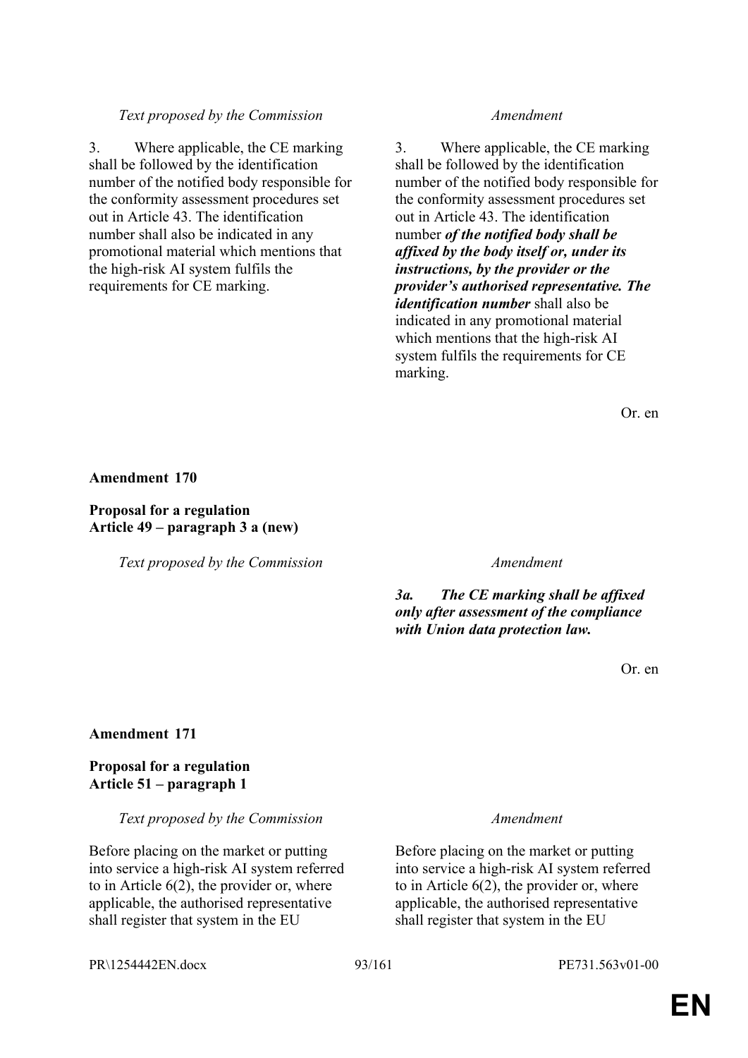| *Text proposed by the Commission* | *Amendment* |
|---|---|
| 3. Where applicable, the CE marking shall be followed by the identification number of the notified body responsible for the conformity assessment procedures set out in Article 43. The identification number shall also be indicated in any promotional material which mentions that the high-risk AI system fulfils the requirements for CE marking. | 3. Where applicable, the CE marking shall be followed by the identification number of the notified body responsible for the conformity assessment procedures set out in Article 43. The identification number ***of the notified body shall be affixed by the body itself or, under its instructions, by the provider or the provider's authorised representative. The identification number*** shall also be indicated in any promotional material which mentions that the high-risk AI system fulfils the requirements for CE marking. |

Or. en

**Amendment 170**

**Proposal for a regulation**
**Article 49 – paragraph 3 a (new)**

| *Text proposed by the Commission* | *Amendment* |
|---|---|
| | ***3a. The CE marking shall be affixed only after assessment of the compliance with Union data protection law.*** |

Or. en

**Amendment 171**

**Proposal for a regulation**
**Article 51 – paragraph 1**

| *Text proposed by the Commission* | *Amendment* |
|---|---|
| Before placing on the market or putting into service a high-risk AI system referred to in Article 6(2), the provider or, where applicable, the authorised representative shall register that system in the EU | Before placing on the market or putting into service a high-risk AI system referred to in Article 6(2), the provider or, where applicable, the authorised representative shall register that system in the EU |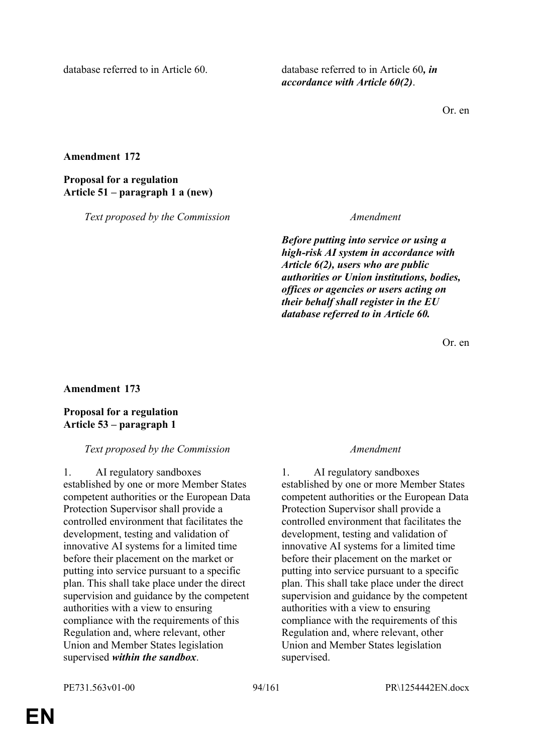| | |
|---|---|
| database referred to in Article 60. | database referred to in Article 60***, in accordance with Article 60(2)***. |

Or. en

**Amendment 172**

**Proposal for a regulation**
**Article 51 – paragraph 1 a (new)**

| *Text proposed by the Commission* | *Amendment* |
|---|---|
| | ***Before putting into service or using a high-risk AI system in accordance with Article 6(2), users who are public authorities or Union institutions, bodies, offices or agencies or users acting on their behalf shall register in the EU database referred to in Article 60.*** |

Or. en

**Amendment 173**

**Proposal for a regulation**
**Article 53 – paragraph 1**

| *Text proposed by the Commission* | *Amendment* |
|---|---|
| 1. AI regulatory sandboxes established by one or more Member States competent authorities or the European Data Protection Supervisor shall provide a controlled environment that facilitates the development, testing and validation of innovative AI systems for a limited time before their placement on the market or putting into service pursuant to a specific plan. This shall take place under the direct supervision and guidance by the competent authorities with a view to ensuring compliance with the requirements of this Regulation and, where relevant, other Union and Member States legislation supervised ***within the sandbox***. | 1. AI regulatory sandboxes established by one or more Member States competent authorities or the European Data Protection Supervisor shall provide a controlled environment that facilitates the development, testing and validation of innovative AI systems for a limited time before their placement on the market or putting into service pursuant to a specific plan. This shall take place under the direct supervision and guidance by the competent authorities with a view to ensuring compliance with the requirements of this Regulation and, where relevant, other Union and Member States legislation supervised. |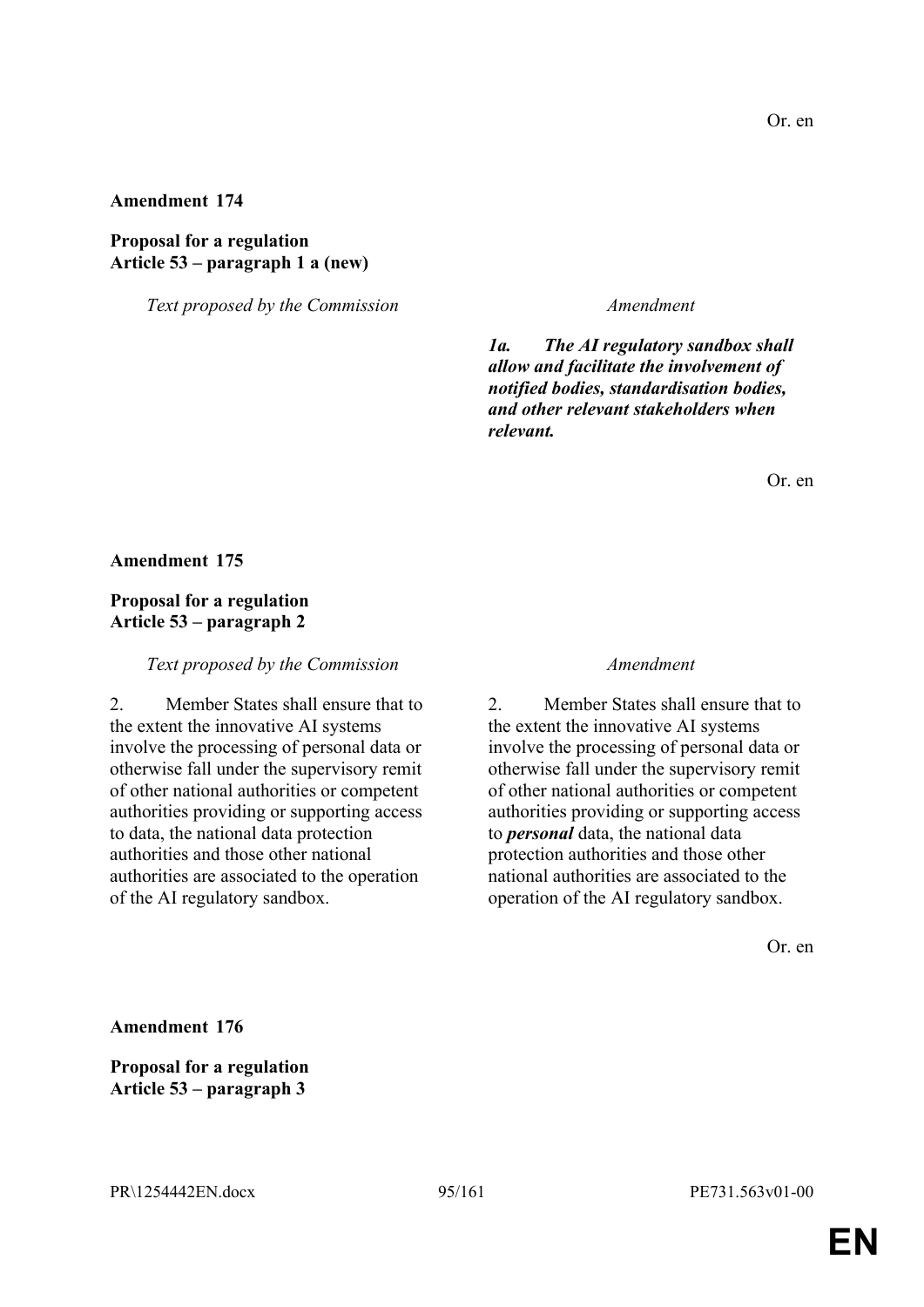Or. en

**Amendment 174**

**Proposal for a regulation**
**Article 53 – paragraph 1 a (new)**

| *Text proposed by the Commission* | *Amendment* |
|---|---|
| | ***1a. The AI regulatory sandbox shall allow and facilitate the involvement of notified bodies, standardisation bodies, and other relevant stakeholders when relevant.*** |

Or. en

**Amendment 175**

**Proposal for a regulation**
**Article 53 – paragraph 2**

| *Text proposed by the Commission* | *Amendment* |
|---|---|
| 2. Member States shall ensure that to the extent the innovative AI systems involve the processing of personal data or otherwise fall under the supervisory remit of other national authorities or competent authorities providing or supporting access to data, the national data protection authorities and those other national authorities are associated to the operation of the AI regulatory sandbox. | 2. Member States shall ensure that to the extent the innovative AI systems involve the processing of personal data or otherwise fall under the supervisory remit of other national authorities or competent authorities providing or supporting access to ***personal*** data, the national data protection authorities and those other national authorities are associated to the operation of the AI regulatory sandbox. |

Or. en

**Amendment 176**

**Proposal for a regulation**
**Article 53 – paragraph 3**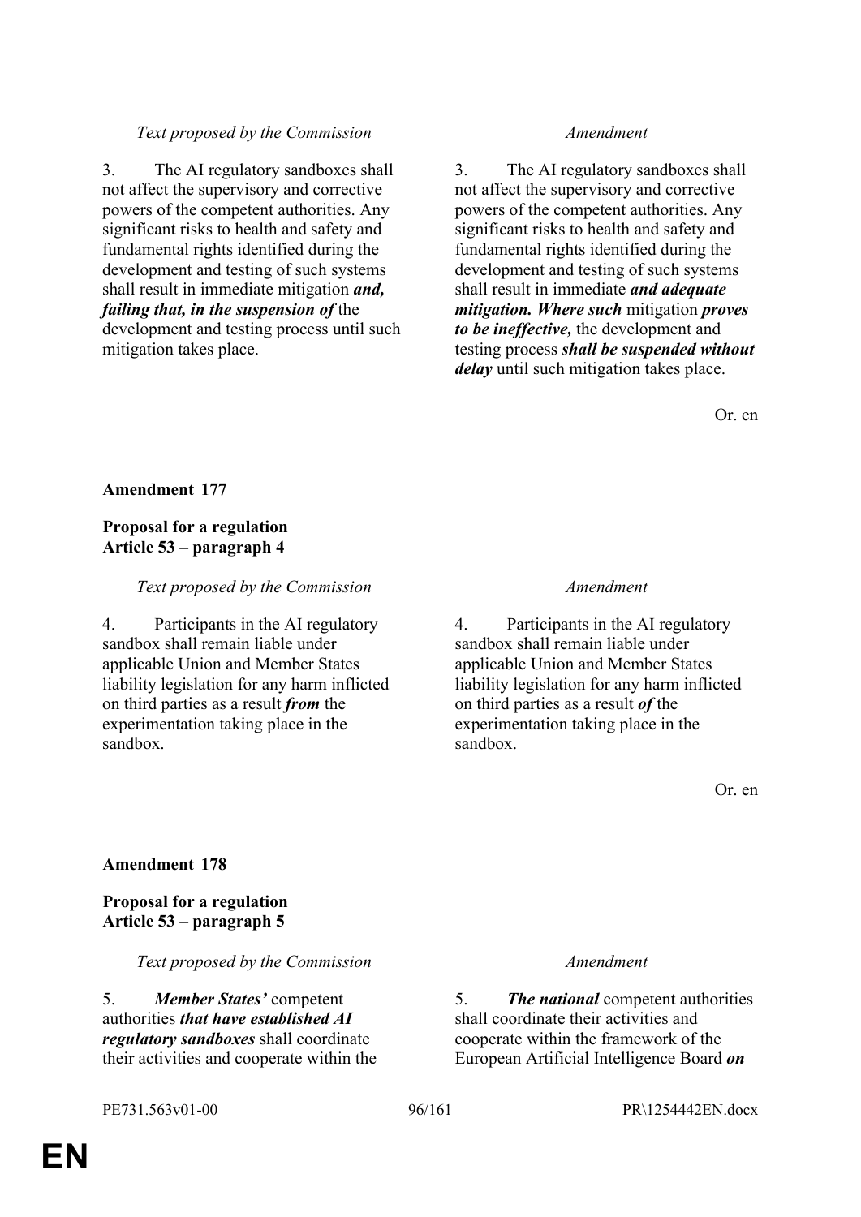| *Text proposed by the Commission* | *Amendment* |
|---|---|
| 3. The AI regulatory sandboxes shall not affect the supervisory and corrective powers of the competent authorities. Any significant risks to health and safety and fundamental rights identified during the development and testing of such systems shall result in immediate mitigation ***and, failing that, in the suspension of*** the development and testing process until such mitigation takes place. | 3. The AI regulatory sandboxes shall not affect the supervisory and corrective powers of the competent authorities. Any significant risks to health and safety and fundamental rights identified during the development and testing of such systems shall result in immediate ***and adequate mitigation. Where such*** mitigation ***proves to be ineffective,*** the development and testing process ***shall be suspended without delay*** until such mitigation takes place. |

Or. en

**Amendment 177**

**Proposal for a regulation**
**Article 53 – paragraph 4**

| *Text proposed by the Commission* | *Amendment* |
|---|---|
| 4. Participants in the AI regulatory sandbox shall remain liable under applicable Union and Member States liability legislation for any harm inflicted on third parties as a result ***from*** the experimentation taking place in the sandbox. | 4. Participants in the AI regulatory sandbox shall remain liable under applicable Union and Member States liability legislation for any harm inflicted on third parties as a result ***of*** the experimentation taking place in the sandbox. |

Or. en

**Amendment 178**

**Proposal for a regulation**
**Article 53 – paragraph 5**

| *Text proposed by the Commission* | *Amendment* |
|---|---|
| 5. ***Member States'*** competent authorities ***that have established AI regulatory sandboxes*** shall coordinate their activities and cooperate within the | 5. ***The national*** competent authorities shall coordinate their activities and cooperate within the framework of the European Artificial Intelligence Board ***on*** |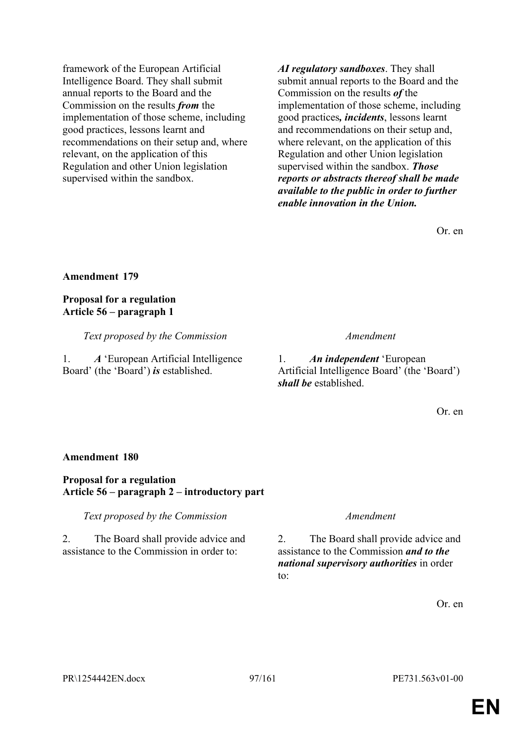| | |
|---|---|
| framework of the European Artificial Intelligence Board. They shall submit annual reports to the Board and the Commission on the results ***from*** the implementation of those scheme, including good practices, lessons learnt and recommendations on their setup and, where relevant, on the application of this Regulation and other Union legislation supervised within the sandbox. | ***AI regulatory sandboxes***. They shall submit annual reports to the Board and the Commission on the results ***of*** the implementation of those scheme, including good practices***, incidents***, lessons learnt and recommendations on their setup and, where relevant, on the application of this Regulation and other Union legislation supervised within the sandbox. ***Those reports or abstracts thereof shall be made available to the public in order to further enable innovation in the Union.*** |

Or. en

**Amendment 179**

**Proposal for a regulation**
**Article 56 – paragraph 1**

| *Text proposed by the Commission* | *Amendment* |
|---|---|
| 1. ***A*** 'European Artificial Intelligence Board' (the 'Board') ***is*** established. | 1. ***An independent*** 'European Artificial Intelligence Board' (the 'Board') ***shall be*** established. |

Or. en

**Amendment 180**

**Proposal for a regulation**
**Article 56 – paragraph 2 – introductory part**

| *Text proposed by the Commission* | *Amendment* |
|---|---|
| 2. The Board shall provide advice and assistance to the Commission in order to: | 2. The Board shall provide advice and assistance to the Commission ***and to the national supervisory authorities*** in order to: |

Or. en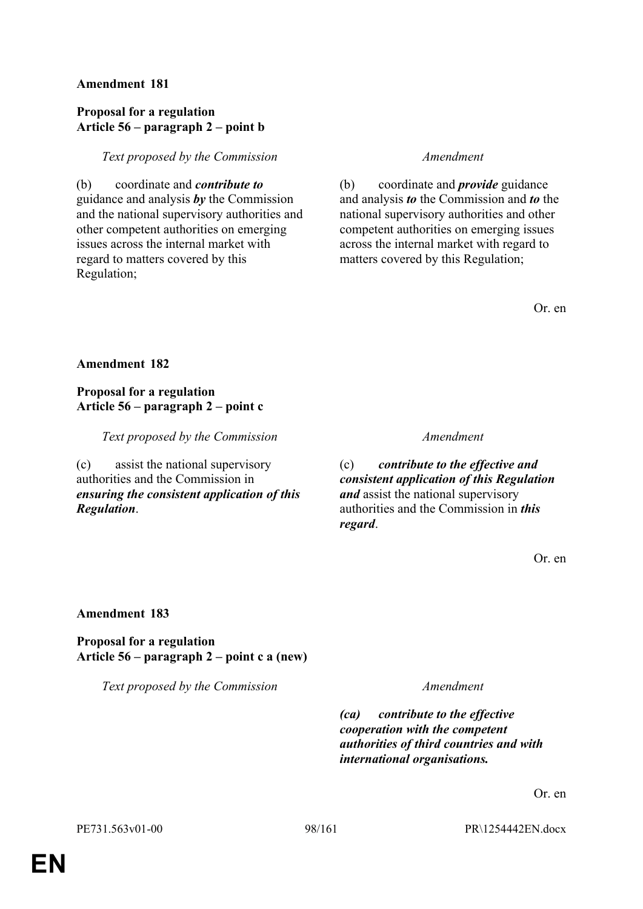**Amendment 181**

**Proposal for a regulation**
**Article 56 – paragraph 2 – point b**

| *Text proposed by the Commission* | *Amendment* |
|---|---|
| (b) coordinate and ***contribute to*** guidance and analysis ***by*** the Commission and the national supervisory authorities and other competent authorities on emerging issues across the internal market with regard to matters covered by this Regulation; | (b) coordinate and ***provide*** guidance and analysis ***to*** the Commission and ***to*** the national supervisory authorities and other competent authorities on emerging issues across the internal market with regard to matters covered by this Regulation; |

Or. en

**Amendment 182**

**Proposal for a regulation**
**Article 56 – paragraph 2 – point c**

| *Text proposed by the Commission* | *Amendment* |
|---|---|
| (c) assist the national supervisory authorities and the Commission in ***ensuring the consistent application of this Regulation***. | (c) ***contribute to the effective and consistent application of this Regulation and*** assist the national supervisory authorities and the Commission in ***this regard***. |

Or. en

**Amendment 183**

**Proposal for a regulation**
**Article 56 – paragraph 2 – point c a (new)**

| *Text proposed by the Commission* | *Amendment* |
|---|---|
| | ***(ca) contribute to the effective cooperation with the competent authorities of third countries and with international organisations.*** |

Or. en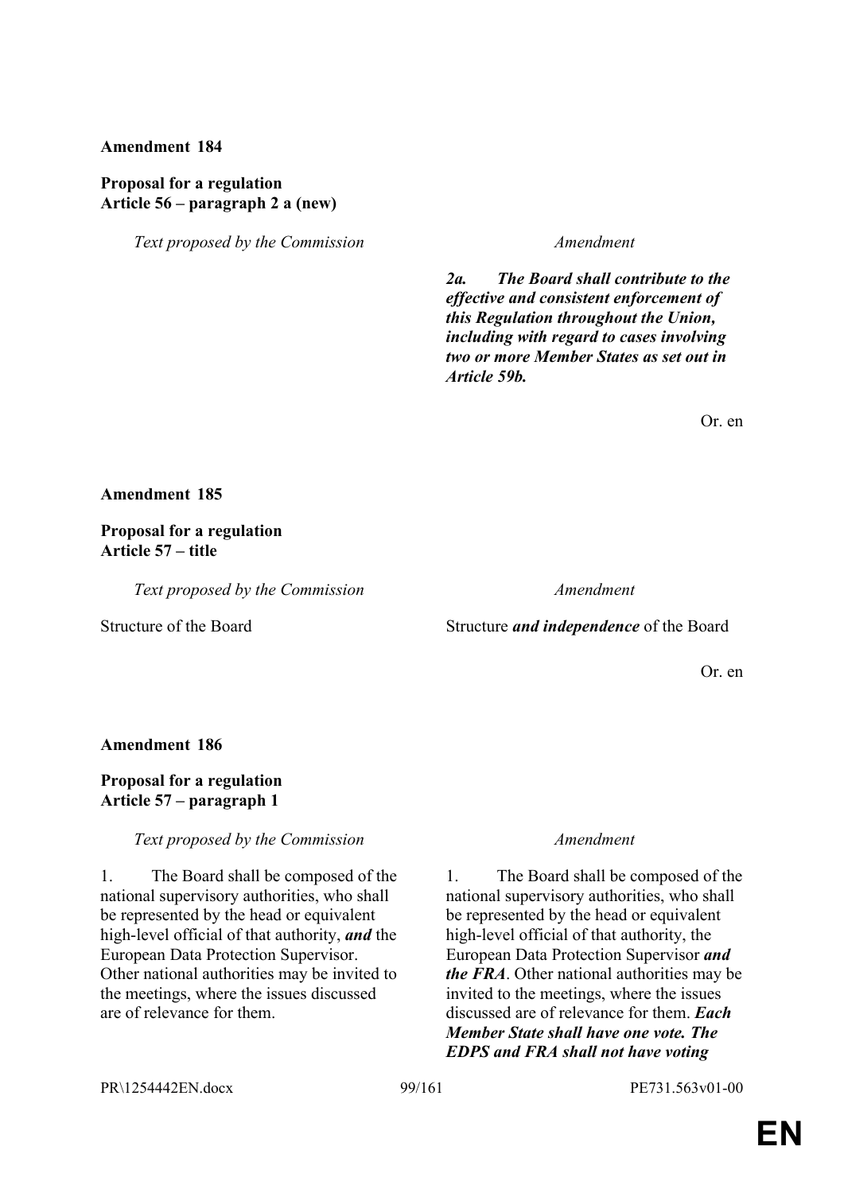**Amendment 184**

**Proposal for a regulation**
**Article 56 – paragraph 2 a (new)**

| *Text proposed by the Commission* | *Amendment* |
| --- | --- |
| | ***2a. The Board shall contribute to the effective and consistent enforcement of this Regulation throughout the Union, including with regard to cases involving two or more Member States as set out in Article 59b.*** |

Or. en

**Amendment 185**

**Proposal for a regulation**
**Article 57 – title**

| *Text proposed by the Commission* | *Amendment* |
| --- | --- |
| Structure of the Board | Structure ***and independence*** of the Board |

Or. en

**Amendment 186**

**Proposal for a regulation**
**Article 57 – paragraph 1**

| *Text proposed by the Commission* | *Amendment* |
| --- | --- |
| 1. The Board shall be composed of the national supervisory authorities, who shall be represented by the head or equivalent high-level official of that authority, ***and*** the European Data Protection Supervisor. Other national authorities may be invited to the meetings, where the issues discussed are of relevance for them. | 1. The Board shall be composed of the national supervisory authorities, who shall be represented by the head or equivalent high-level official of that authority, the European Data Protection Supervisor ***and the FRA***. Other national authorities may be invited to the meetings, where the issues discussed are of relevance for them. ***Each Member State shall have one vote. The EDPS and FRA shall not have voting*** |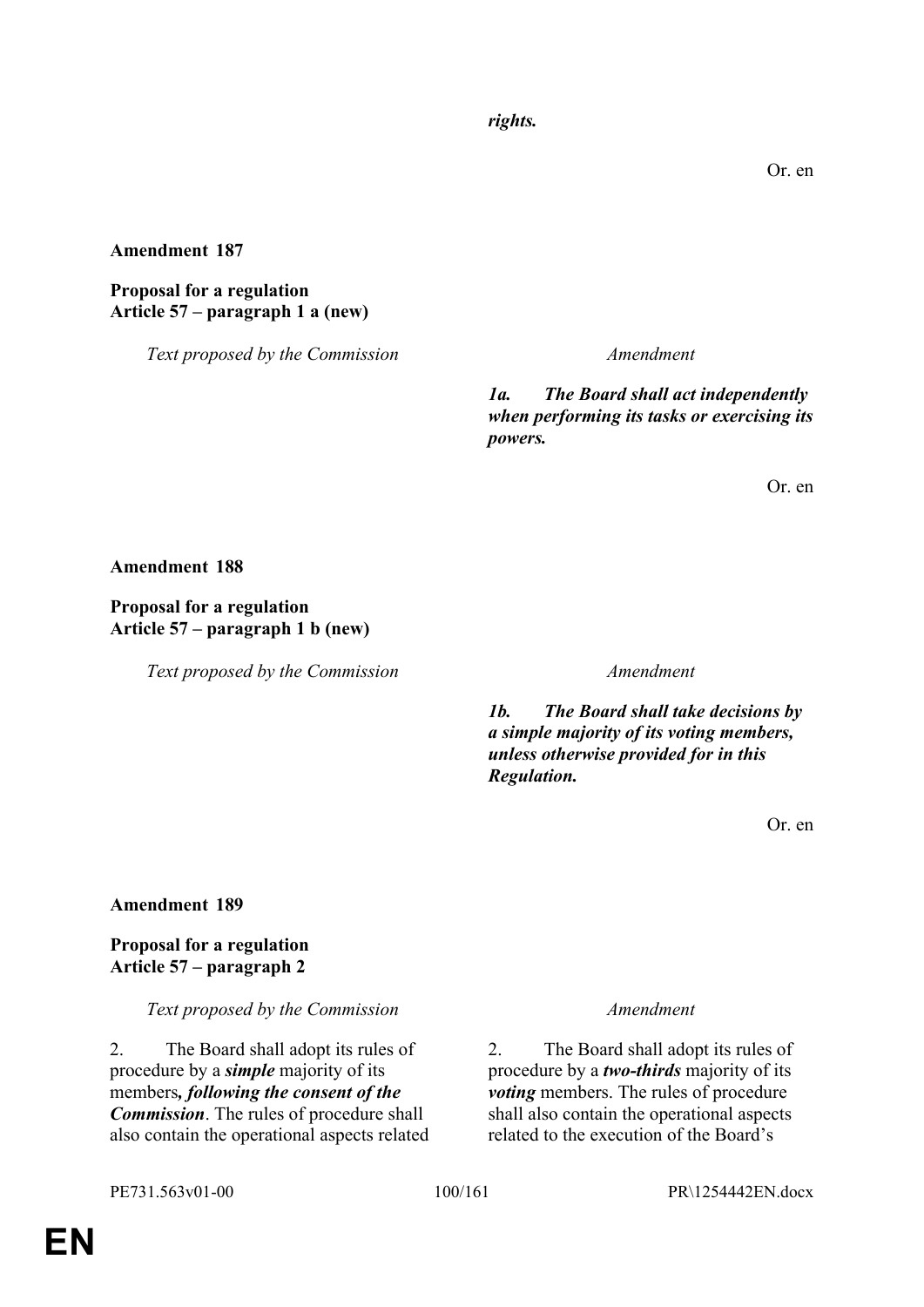***rights.***

Or. en

**Amendment 187**

**Proposal for a regulation**
**Article 57 – paragraph 1 a (new)**

| *Text proposed by the Commission* | *Amendment* |
|---|---|
| | ***1a. The Board shall act independently when performing its tasks or exercising its powers.*** |

Or. en

**Amendment 188**

**Proposal for a regulation**
**Article 57 – paragraph 1 b (new)**

| *Text proposed by the Commission* | *Amendment* |
|---|---|
| | ***1b. The Board shall take decisions by a simple majority of its voting members, unless otherwise provided for in this Regulation.*** |

Or. en

**Amendment 189**

**Proposal for a regulation**
**Article 57 – paragraph 2**

| *Text proposed by the Commission* | *Amendment* |
|---|---|
| 2. The Board shall adopt its rules of procedure by a ***simple*** majority of its members***, following the consent of the Commission***. The rules of procedure shall also contain the operational aspects related | 2. The Board shall adopt its rules of procedure by a ***two-thirds*** majority of its ***voting*** members. The rules of procedure shall also contain the operational aspects related to the execution of the Board's |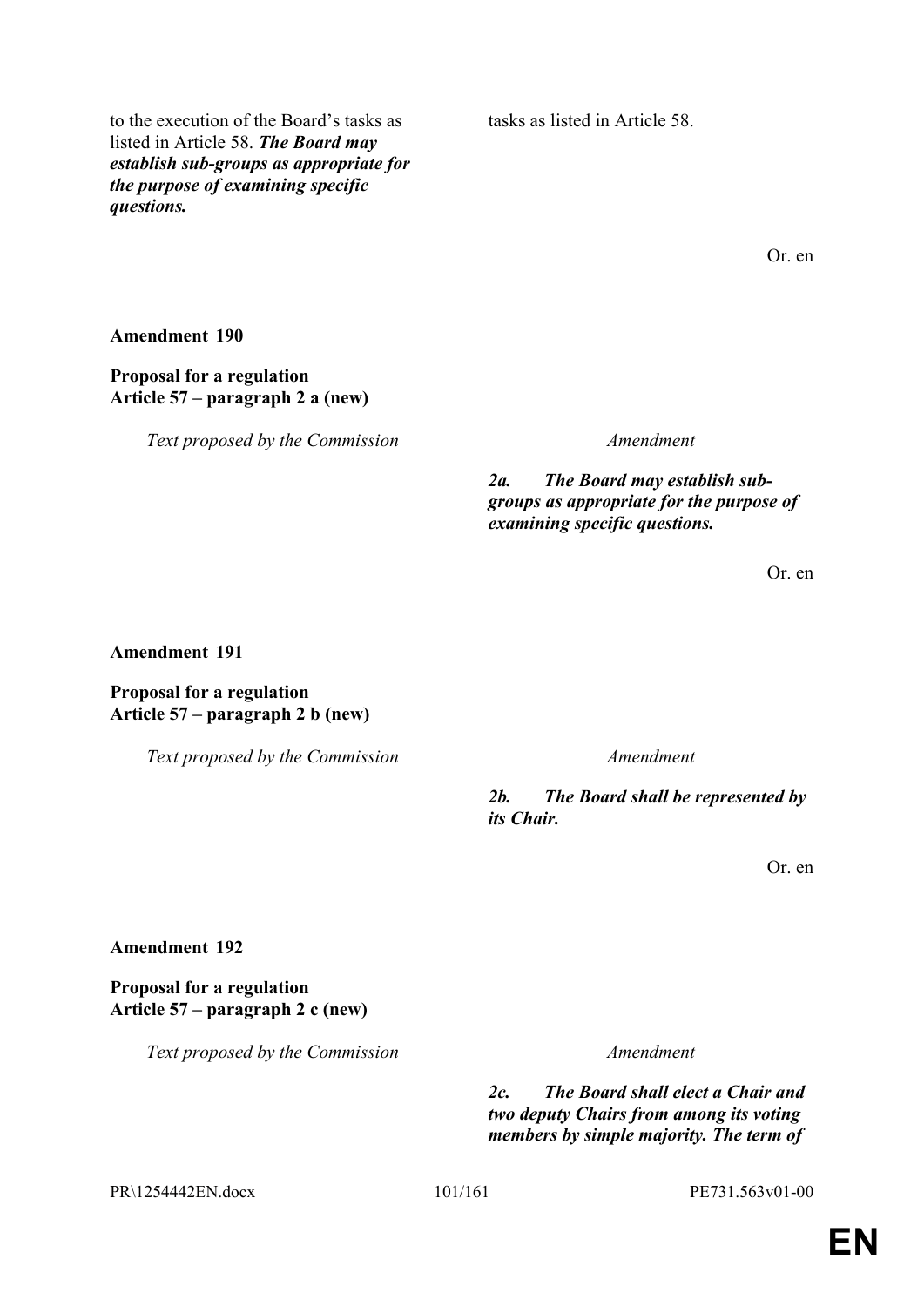| | |
|---|---|
| to the execution of the Board's tasks as listed in Article 58. ***The Board may establish sub-groups as appropriate for the purpose of examining specific questions.*** | tasks as listed in Article 58. |

Or. en

**Amendment 190**

**Proposal for a regulation**
**Article 57 – paragraph 2 a (new)**

| *Text proposed by the Commission* | *Amendment* |
|---|---|
| | ***2a. The Board may establish sub-groups as appropriate for the purpose of examining specific questions.*** |

Or. en

**Amendment 191**

**Proposal for a regulation**
**Article 57 – paragraph 2 b (new)**

| *Text proposed by the Commission* | *Amendment* |
|---|---|
| | ***2b. The Board shall be represented by its Chair.*** |

Or. en

**Amendment 192**

**Proposal for a regulation**
**Article 57 – paragraph 2 c (new)**

| *Text proposed by the Commission* | *Amendment* |
|---|---|
| | ***2c. The Board shall elect a Chair and two deputy Chairs from among its voting members by simple majority. The term of*** |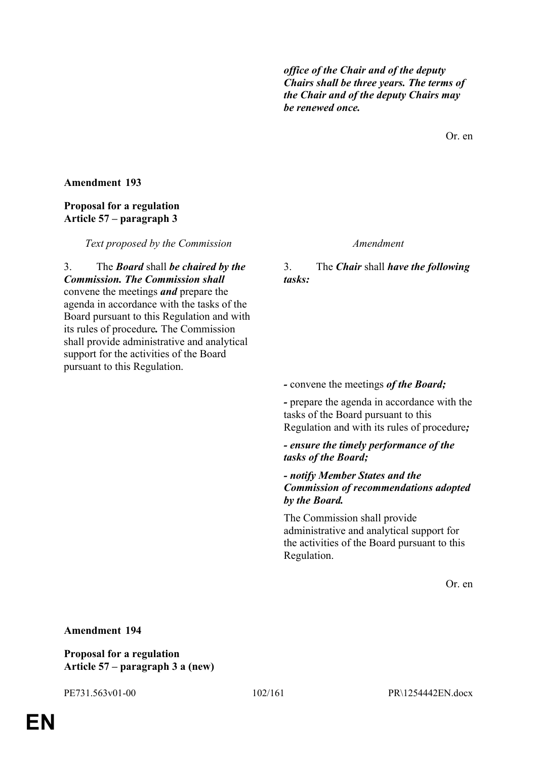| | |
|---|---|
| | ***office of the Chair and of the deputy Chairs shall be three years. The terms of the Chair and of the deputy Chairs may be renewed once.*** |

Or. en

**Amendment 193**

**Proposal for a regulation**
**Article 57 – paragraph 3**

| *Text proposed by the Commission* | *Amendment* |
|---|---|
| 3. The ***Board*** shall ***be chaired by the Commission. The Commission shall*** convene the meetings ***and*** prepare the agenda in accordance with the tasks of the Board pursuant to this Regulation and with its rules of procedure***.*** The Commission shall provide administrative and analytical support for the activities of the Board pursuant to this Regulation. | 3. The ***Chair*** shall ***have the following tasks:*** |
| | **-** convene the meetings ***of the Board;*** |
| | **-** prepare the agenda in accordance with the tasks of the Board pursuant to this Regulation and with its rules of procedure***;*** |
| | ***- ensure the timely performance of the tasks of the Board;*** |
| | ***- notify Member States and the Commission of recommendations adopted by the Board.*** |
| | The Commission shall provide administrative and analytical support for the activities of the Board pursuant to this Regulation. |

Or. en

**Amendment 194**

**Proposal for a regulation**
**Article 57 – paragraph 3 a (new)**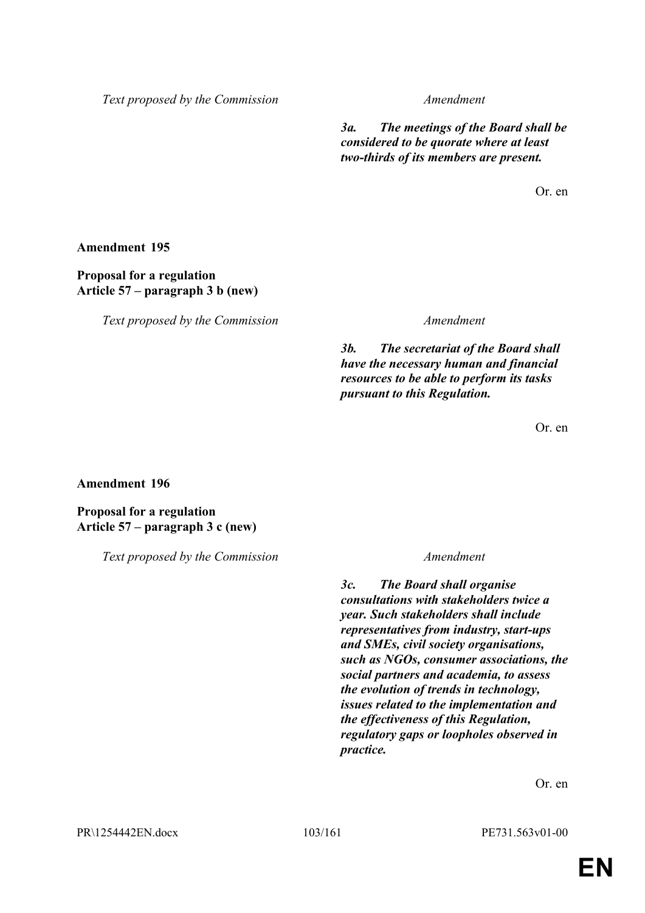| Text proposed by the Commission | Amendment |
|---|---|
| | ***3a. The meetings of the Board shall be considered to be quorate where at least two-thirds of its members are present.*** |

Or. en

**Amendment 195**

**Proposal for a regulation**
**Article 57 – paragraph 3 b (new)**

| Text proposed by the Commission | Amendment |
|---|---|
| | ***3b. The secretariat of the Board shall have the necessary human and financial resources to be able to perform its tasks pursuant to this Regulation.*** |

Or. en

**Amendment 196**

**Proposal for a regulation**
**Article 57 – paragraph 3 c (new)**

| Text proposed by the Commission | Amendment |
|---|---|
| | ***3c. The Board shall organise consultations with stakeholders twice a year. Such stakeholders shall include representatives from industry, start-ups and SMEs, civil society organisations, such as NGOs, consumer associations, the social partners and academia, to assess the evolution of trends in technology, issues related to the implementation and the effectiveness of this Regulation, regulatory gaps or loopholes observed in practice.*** |

Or. en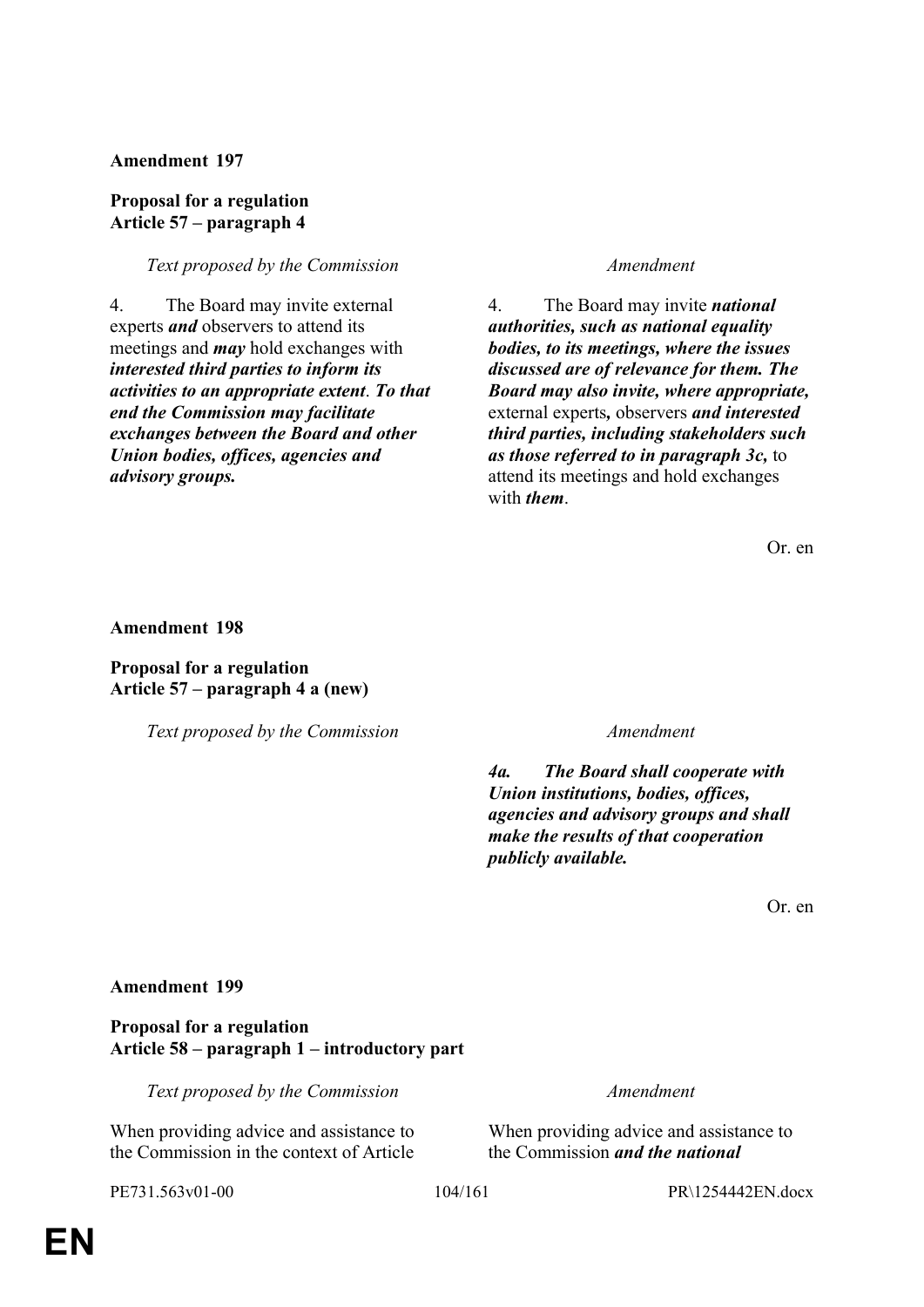**Amendment 197**

**Proposal for a regulation**
**Article 57 – paragraph 4**

| *Text proposed by the Commission* | *Amendment* |
|---|---|
| 4. The Board may invite external experts ***and*** observers to attend its meetings and ***may*** hold exchanges with ***interested third parties to inform its activities to an appropriate extent*. *To that end the Commission may facilitate exchanges between the Board and other Union bodies, offices, agencies and advisory groups.*** | 4. The Board may invite ***national authorities, such as national equality bodies, to its meetings, where the issues discussed are of relevance for them. The Board may also invite, where appropriate,*** external experts***,*** observers ***and interested third parties, including stakeholders such as those referred to in paragraph 3c,*** to attend its meetings and hold exchanges with ***them***. |

Or. en

**Amendment 198**

**Proposal for a regulation**
**Article 57 – paragraph 4 a (new)**

| *Text proposed by the Commission* | *Amendment* |
|---|---|
| | ***4a. The Board shall cooperate with Union institutions, bodies, offices, agencies and advisory groups and shall make the results of that cooperation publicly available.*** |

Or. en

**Amendment 199**

**Proposal for a regulation**
**Article 58 – paragraph 1 – introductory part**

| *Text proposed by the Commission* | *Amendment* |
|---|---|
| When providing advice and assistance to the Commission in the context of Article | When providing advice and assistance to the Commission ***and the national*** |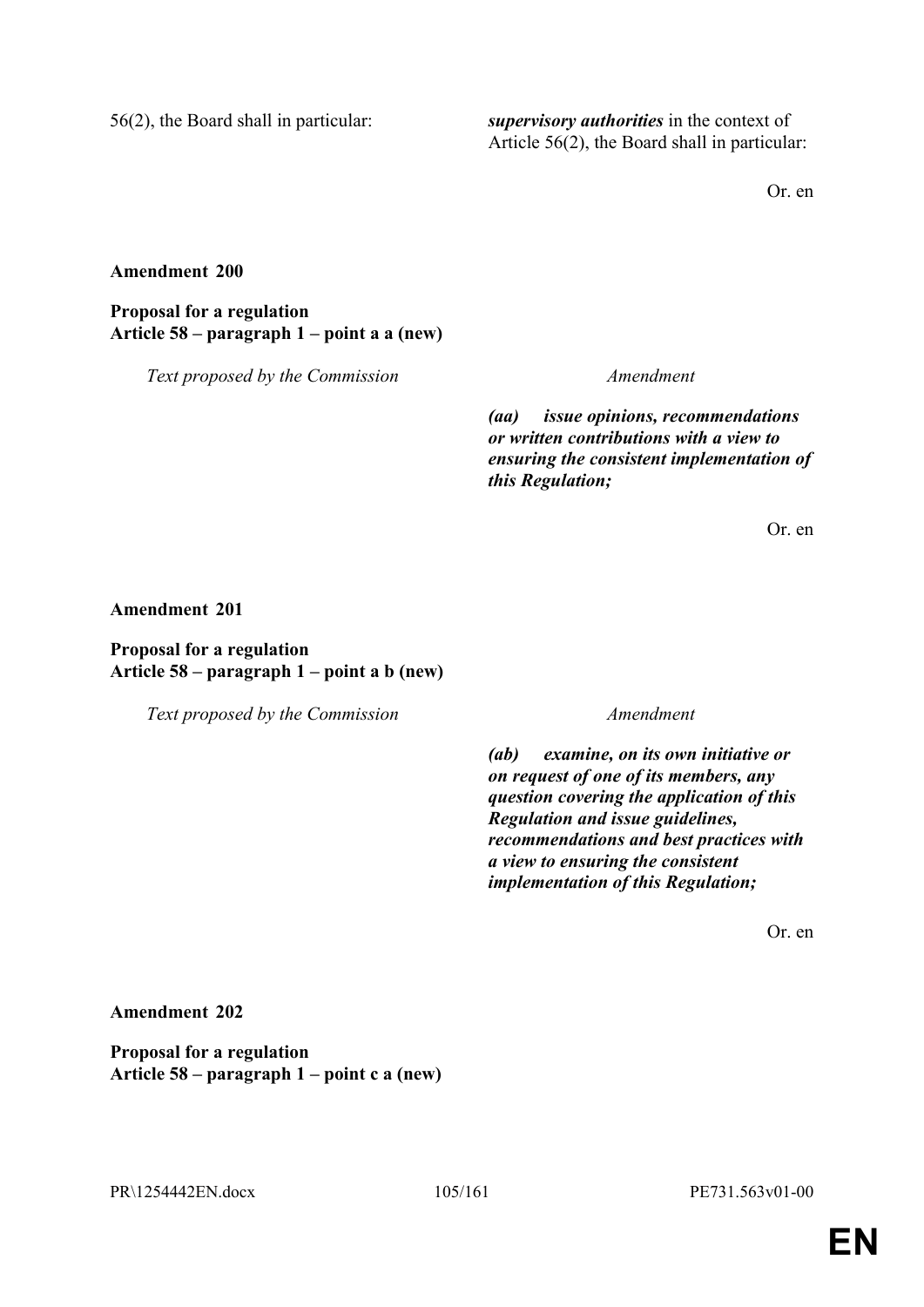| | |
|---|---|
| 56(2), the Board shall in particular: | ***supervisory authorities*** in the context of Article 56(2), the Board shall in particular: |

Or. en

**Amendment 200**

**Proposal for a regulation**
**Article 58 – paragraph 1 – point a a (new)**

| *Text proposed by the Commission* | *Amendment* |
|---|---|
| | ***(aa) issue opinions, recommendations or written contributions with a view to ensuring the consistent implementation of this Regulation;*** |

Or. en

**Amendment 201**

**Proposal for a regulation**
**Article 58 – paragraph 1 – point a b (new)**

| *Text proposed by the Commission* | *Amendment* |
|---|---|
| | ***(ab) examine, on its own initiative or on request of one of its members, any question covering the application of this Regulation and issue guidelines, recommendations and best practices with a view to ensuring the consistent implementation of this Regulation;*** |

Or. en

**Amendment 202**

**Proposal for a regulation**
**Article 58 – paragraph 1 – point c a (new)**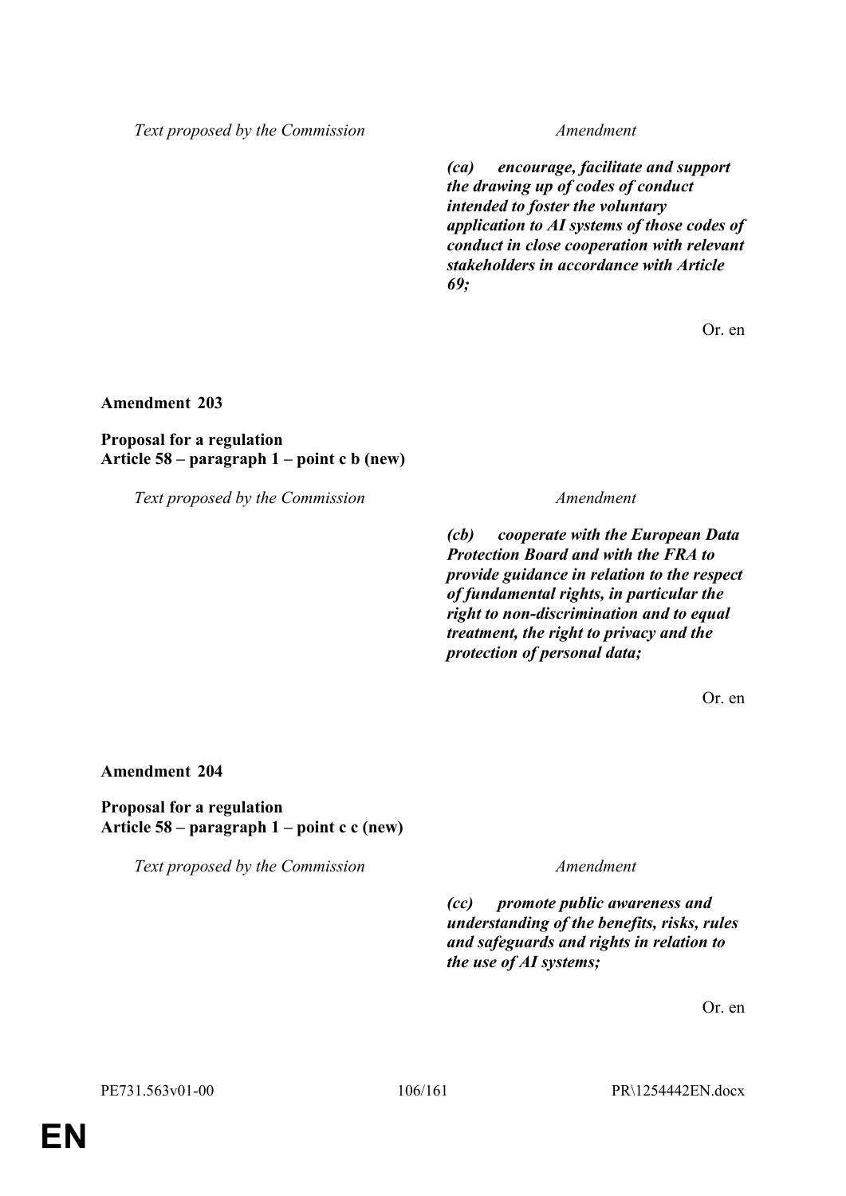| Text proposed by the Commission | Amendment |
|---|---|
| | ***(ca) encourage, facilitate and support the drawing up of codes of conduct intended to foster the voluntary application to AI systems of those codes of conduct in close cooperation with relevant stakeholders in accordance with Article 69;*** |

Or. en

**Amendment 203**

**Proposal for a regulation**
**Article 58 – paragraph 1 – point c b (new)**

| Text proposed by the Commission | Amendment |
|---|---|
| | ***(cb) cooperate with the European Data Protection Board and with the FRA to provide guidance in relation to the respect of fundamental rights, in particular the right to non-discrimination and to equal treatment, the right to privacy and the protection of personal data;*** |

Or. en

**Amendment 204**

**Proposal for a regulation**
**Article 58 – paragraph 1 – point c c (new)**

| Text proposed by the Commission | Amendment |
|---|---|
| | ***(cc) promote public awareness and understanding of the benefits, risks, rules and safeguards and rights in relation to the use of AI systems;*** |

Or. en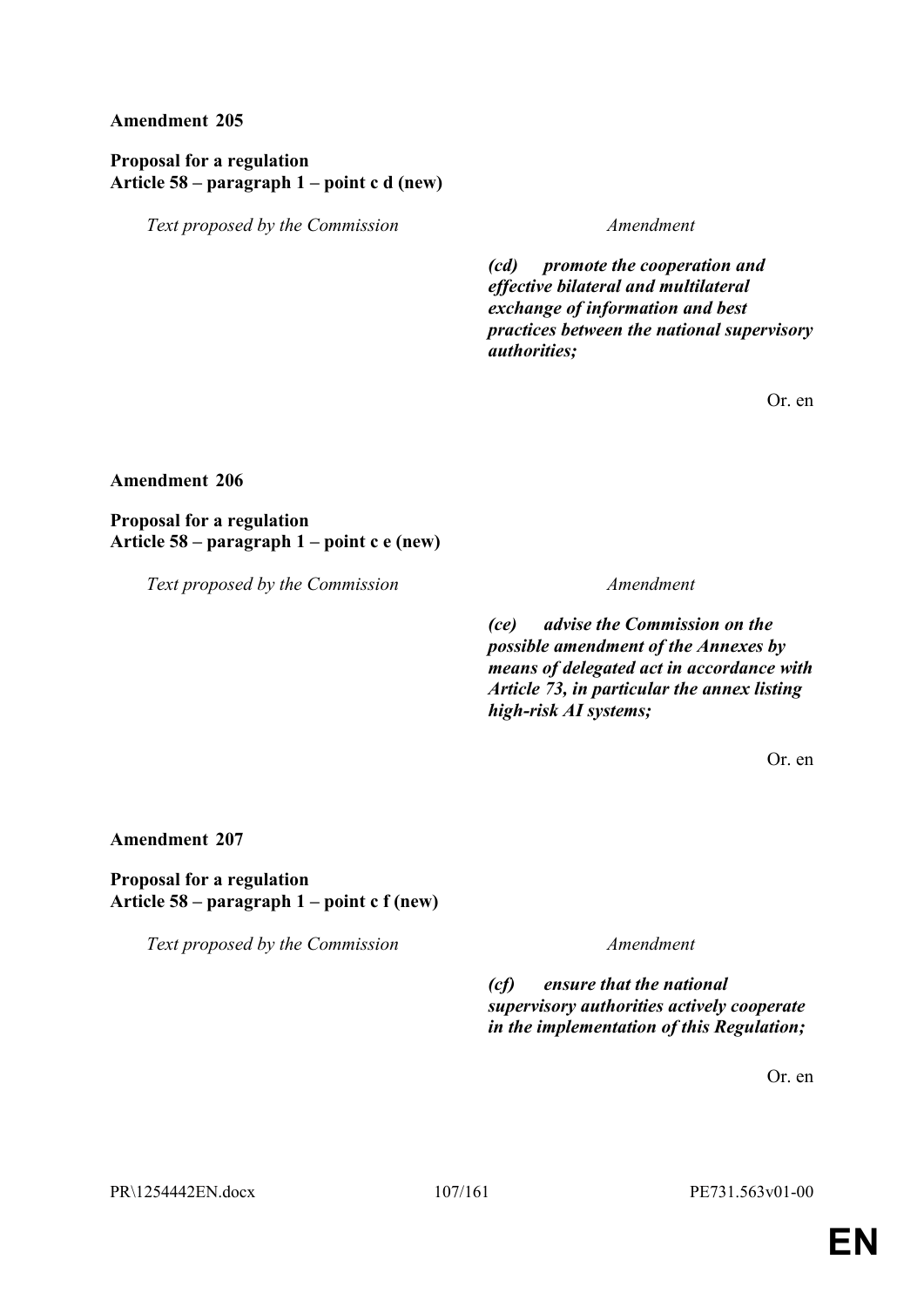**Amendment 205**

**Proposal for a regulation**
**Article 58 – paragraph 1 – point c d (new)**

| *Text proposed by the Commission* | *Amendment* |
|---|---|
| | ***(cd) promote the cooperation and effective bilateral and multilateral exchange of information and best practices between the national supervisory authorities;*** |

Or. en

**Amendment 206**

**Proposal for a regulation**
**Article 58 – paragraph 1 – point c e (new)**

| *Text proposed by the Commission* | *Amendment* |
|---|---|
| | ***(ce) advise the Commission on the possible amendment of the Annexes by means of delegated act in accordance with Article 73, in particular the annex listing high-risk AI systems;*** |

Or. en

**Amendment 207**

**Proposal for a regulation**
**Article 58 – paragraph 1 – point c f (new)**

| *Text proposed by the Commission* | *Amendment* |
|---|---|
| | ***(cf) ensure that the national supervisory authorities actively cooperate in the implementation of this Regulation;*** |

Or. en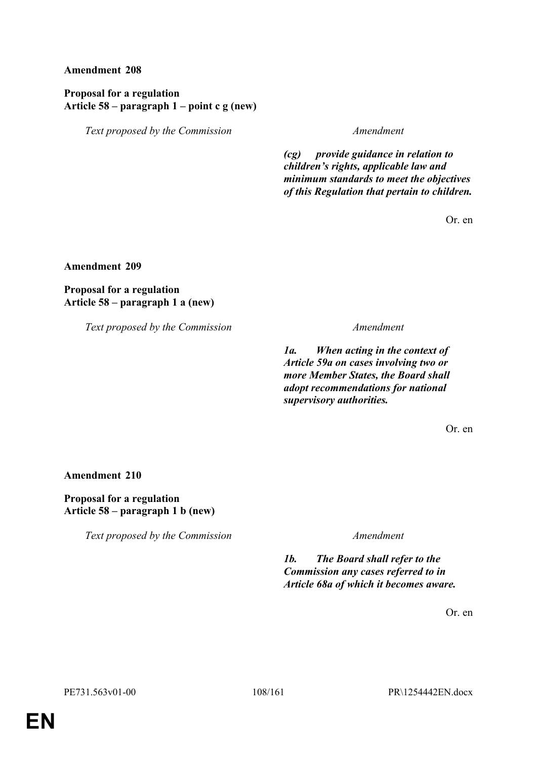**Amendment 208**

**Proposal for a regulation**
**Article 58 – paragraph 1 – point c g (new)**

| *Text proposed by the Commission* | *Amendment* |
|---|---|
| | ***(cg) provide guidance in relation to children's rights, applicable law and minimum standards to meet the objectives of this Regulation that pertain to children.*** |

Or. en

**Amendment 209**

**Proposal for a regulation**
**Article 58 – paragraph 1 a (new)**

| *Text proposed by the Commission* | *Amendment* |
|---|---|
| | ***1a. When acting in the context of Article 59a on cases involving two or more Member States, the Board shall adopt recommendations for national supervisory authorities.*** |

Or. en

**Amendment 210**

**Proposal for a regulation**
**Article 58 – paragraph 1 b (new)**

| *Text proposed by the Commission* | *Amendment* |
|---|---|
| | ***1b. The Board shall refer to the Commission any cases referred to in Article 68a of which it becomes aware.*** |

Or. en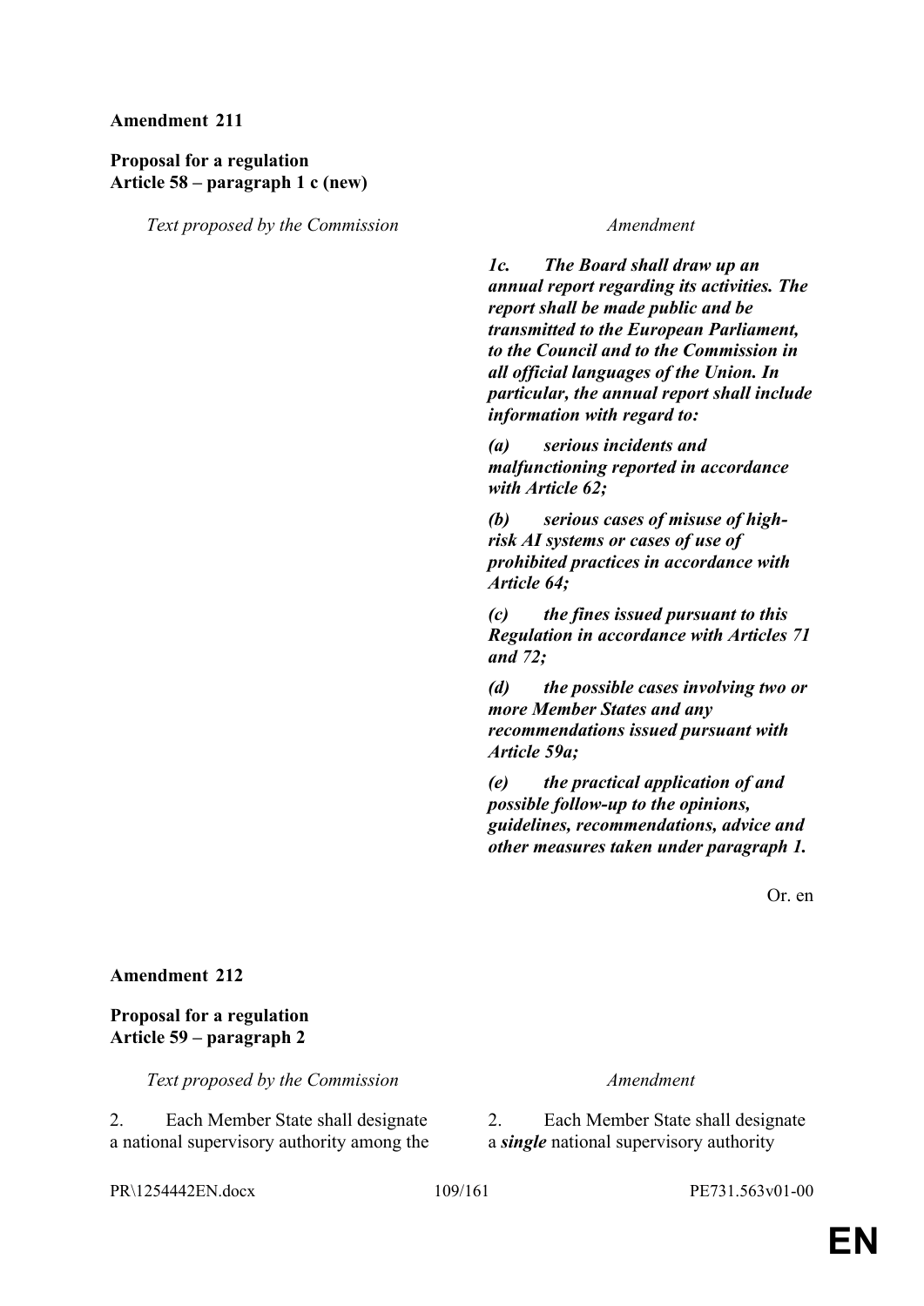**Amendment 211**

**Proposal for a regulation**
**Article 58 – paragraph 1 c (new)**

| *Text proposed by the Commission* | *Amendment* |
| --- | --- |
| | ***1c. The Board shall draw up an annual report regarding its activities. The report shall be made public and be transmitted to the European Parliament, to the Council and to the Commission in all official languages of the Union. In particular, the annual report shall include information with regard to:*** |
| | ***(a) serious incidents and malfunctioning reported in accordance with Article 62;*** |
| | ***(b) serious cases of misuse of high-risk AI systems or cases of use of prohibited practices in accordance with Article 64;*** |
| | ***(c) the fines issued pursuant to this Regulation in accordance with Articles 71 and 72;*** |
| | ***(d) the possible cases involving two or more Member States and any recommendations issued pursuant with Article 59a;*** |
| | ***(e) the practical application of and possible follow-up to the opinions, guidelines, recommendations, advice and other measures taken under paragraph 1.*** |

Or. en

**Amendment 212**

**Proposal for a regulation**
**Article 59 – paragraph 2**

| *Text proposed by the Commission* | *Amendment* |
| --- | --- |
| 2. Each Member State shall designate a national supervisory authority among the | 2. Each Member State shall designate a ***single*** national supervisory authority |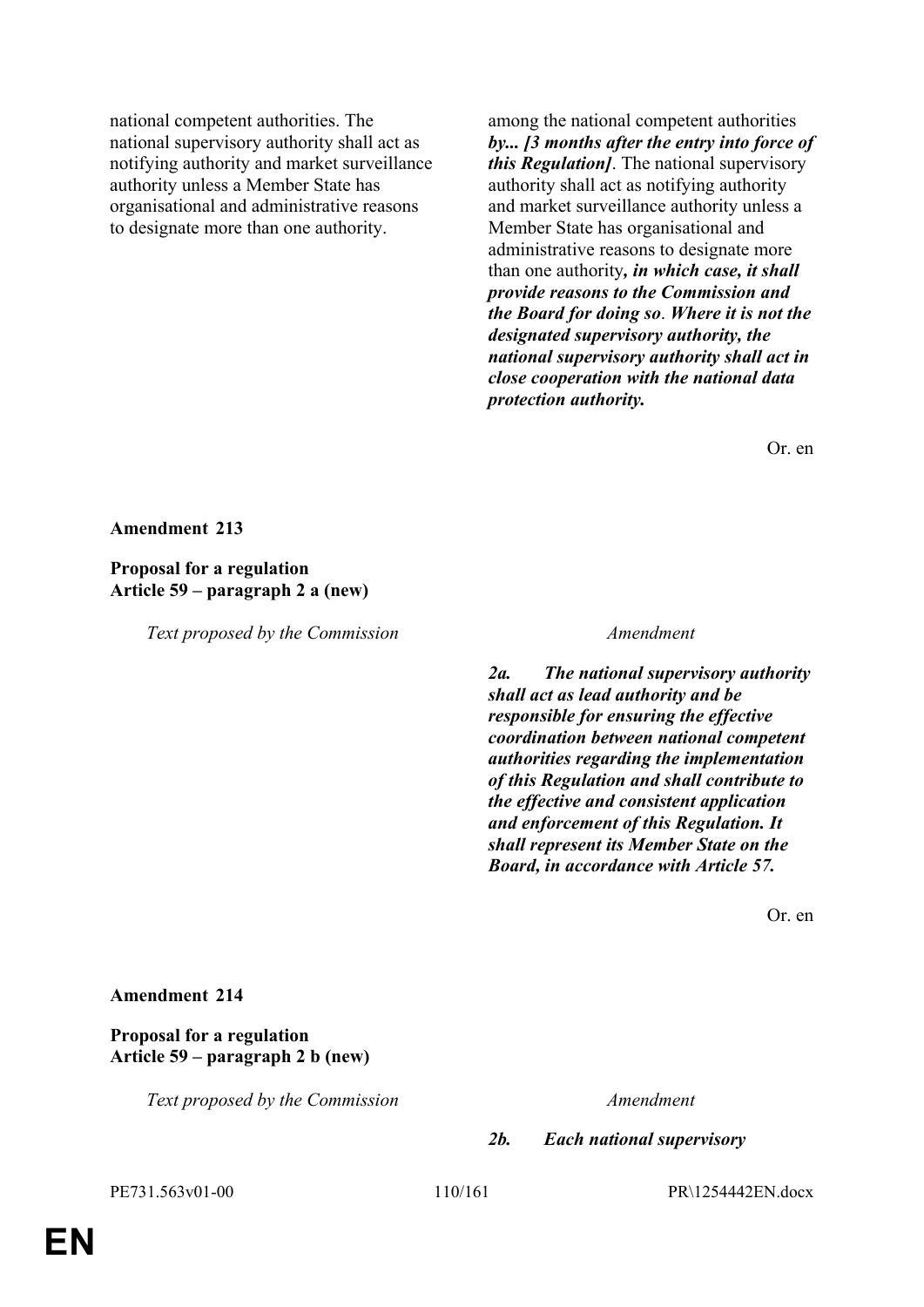| | |
|---|---|
| national competent authorities. The national supervisory authority shall act as notifying authority and market surveillance authority unless a Member State has organisational and administrative reasons to designate more than one authority. | among the national competent authorities ***by... [3 months after the entry into force of this Regulation]***. The national supervisory authority shall act as notifying authority and market surveillance authority unless a Member State has organisational and administrative reasons to designate more than one authority***, in which case, it shall provide reasons to the Commission and the Board for doing so***. ***Where it is not the designated supervisory authority, the national supervisory authority shall act in close cooperation with the national data protection authority.*** |

Or. en

**Amendment 213**

**Proposal for a regulation**
**Article 59 – paragraph 2 a (new)**

| *Text proposed by the Commission* | *Amendment* |
|---|---|
| | ***2a. The national supervisory authority shall act as lead authority and be responsible for ensuring the effective coordination between national competent authorities regarding the implementation of this Regulation and shall contribute to the effective and consistent application and enforcement of this Regulation. It shall represent its Member State on the Board, in accordance with Article 57.*** |

Or. en

**Amendment 214**

**Proposal for a regulation**
**Article 59 – paragraph 2 b (new)**

| *Text proposed by the Commission* | *Amendment* |
|---|---|
| | ***2b. Each national supervisory*** |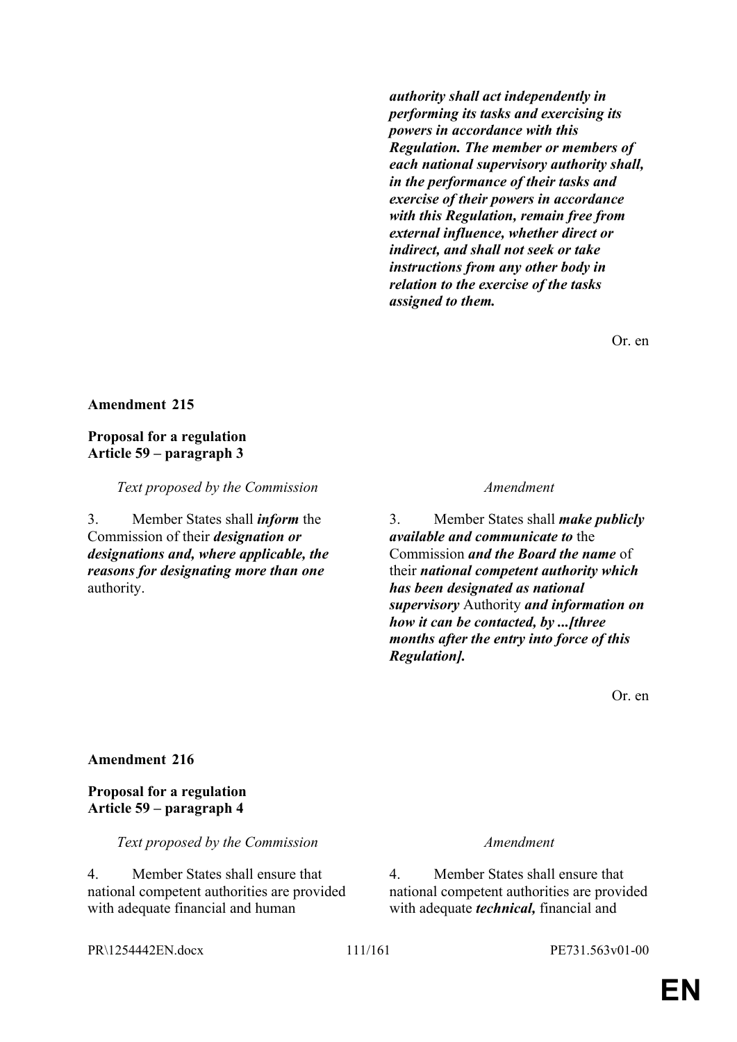| | |
|---|---|
| | ***authority shall act independently in performing its tasks and exercising its powers in accordance with this Regulation. The member or members of each national supervisory authority shall, in the performance of their tasks and exercise of their powers in accordance with this Regulation, remain free from external influence, whether direct or indirect, and shall not seek or take instructions from any other body in relation to the exercise of the tasks assigned to them.*** |

Or. en

**Amendment 215**

**Proposal for a regulation**
**Article 59 – paragraph 3**

| *Text proposed by the Commission* | *Amendment* |
|---|---|
| 3. Member States shall ***inform*** the Commission of their ***designation or designations and, where applicable, the reasons for designating more than one*** authority. | 3. Member States shall ***make publicly available and communicate to*** the Commission ***and the Board the name*** of their ***national competent authority which has been designated as national supervisory*** Authority ***and information on how it can be contacted, by ...[three months after the entry into force of this Regulation].*** |

Or. en

**Amendment 216**

**Proposal for a regulation**
**Article 59 – paragraph 4**

| *Text proposed by the Commission* | *Amendment* |
|---|---|
| 4. Member States shall ensure that national competent authorities are provided with adequate financial and human | 4. Member States shall ensure that national competent authorities are provided with adequate ***technical,*** financial and |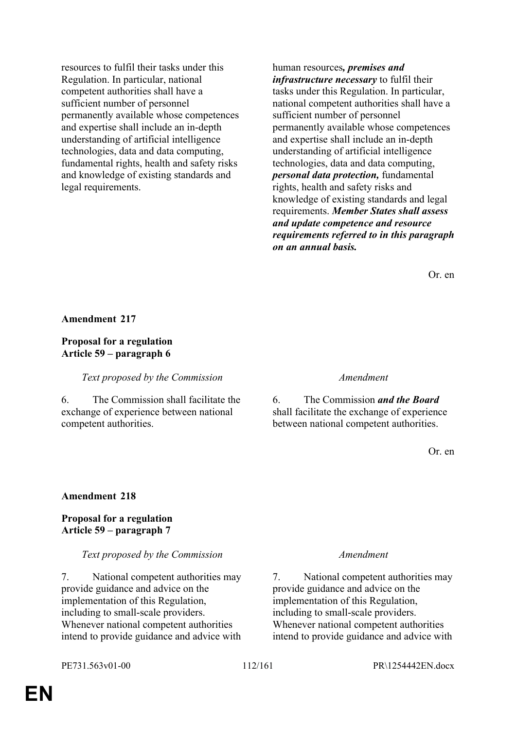| | |
|---|---|
| resources to fulfil their tasks under this Regulation. In particular, national competent authorities shall have a sufficient number of personnel permanently available whose competences and expertise shall include an in-depth understanding of artificial intelligence technologies, data and data computing, fundamental rights, health and safety risks and knowledge of existing standards and legal requirements. | human resources***, premises and infrastructure necessary*** to fulfil their tasks under this Regulation. In particular, national competent authorities shall have a sufficient number of personnel permanently available whose competences and expertise shall include an in-depth understanding of artificial intelligence technologies, data and data computing, ***personal data protection,*** fundamental rights, health and safety risks and knowledge of existing standards and legal requirements. ***Member States shall assess and update competence and resource requirements referred to in this paragraph on an annual basis.*** |

Or. en

**Amendment 217**

**Proposal for a regulation**
**Article 59 – paragraph 6**

| *Text proposed by the Commission* | *Amendment* |
|---|---|
| 6. The Commission shall facilitate the exchange of experience between national competent authorities. | 6. The Commission ***and the Board*** shall facilitate the exchange of experience between national competent authorities. |

Or. en

**Amendment 218**

**Proposal for a regulation**
**Article 59 – paragraph 7**

| *Text proposed by the Commission* | *Amendment* |
|---|---|
| 7. National competent authorities may provide guidance and advice on the implementation of this Regulation, including to small-scale providers. Whenever national competent authorities intend to provide guidance and advice with | 7. National competent authorities may provide guidance and advice on the implementation of this Regulation, including to small-scale providers. Whenever national competent authorities intend to provide guidance and advice with |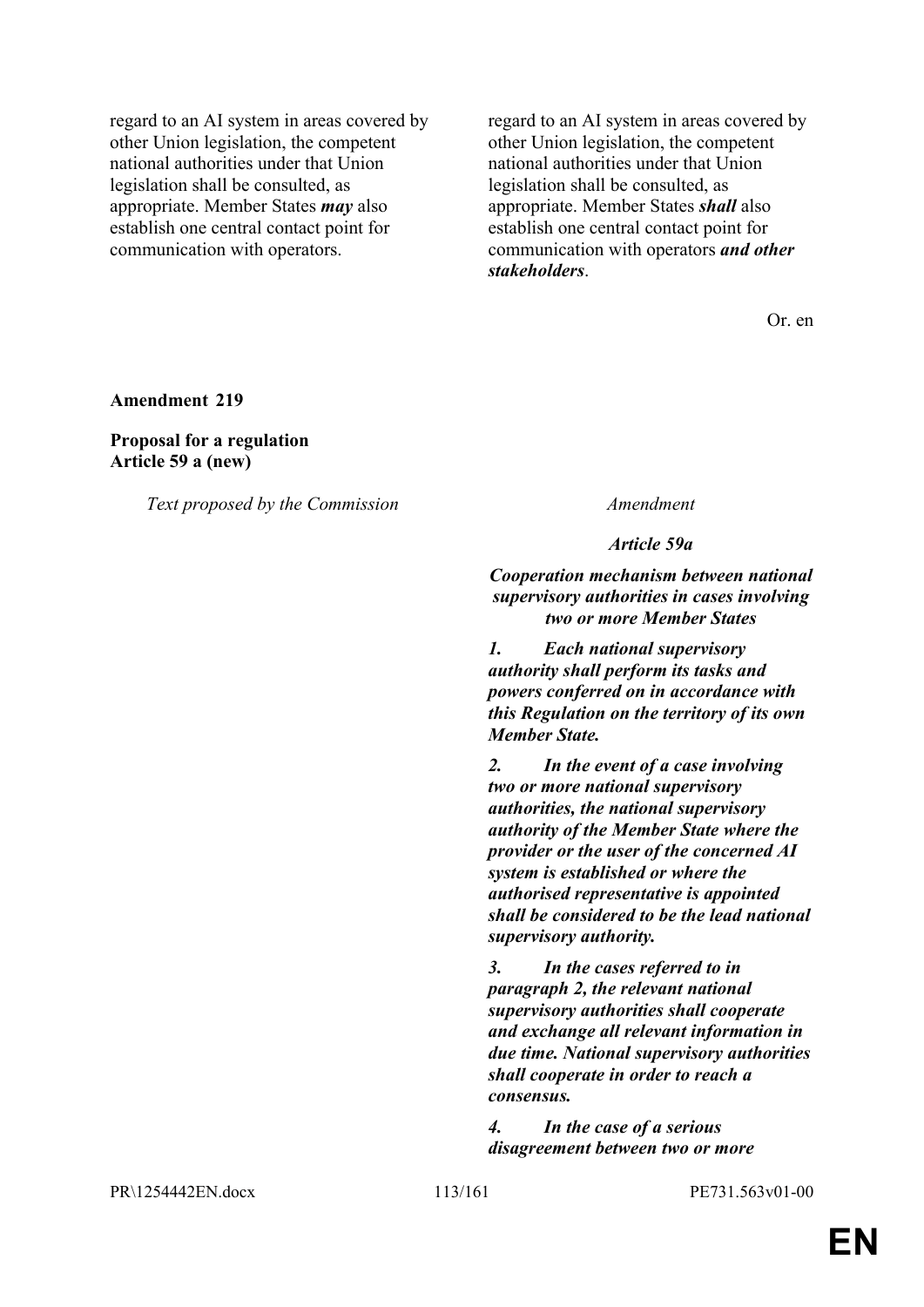| | |
|---|---|
| regard to an AI system in areas covered by other Union legislation, the competent national authorities under that Union legislation shall be consulted, as appropriate. Member States ***may*** also establish one central contact point for communication with operators. | regard to an AI system in areas covered by other Union legislation, the competent national authorities under that Union legislation shall be consulted, as appropriate. Member States ***shall*** also establish one central contact point for communication with operators ***and other stakeholders***. |

Or. en

**Amendment 219**

**Proposal for a regulation**
**Article 59 a (new)**

| *Text proposed by the Commission* | *Amendment* |
|---|---|
| | ***Article 59a*** |
| | ***Cooperation mechanism between national supervisory authorities in cases involving two or more Member States*** |
| | ***1. Each national supervisory authority shall perform its tasks and powers conferred on in accordance with this Regulation on the territory of its own Member State.*** |
| | ***2. In the event of a case involving two or more national supervisory authorities, the national supervisory authority of the Member State where the provider or the user of the concerned AI system is established or where the authorised representative is appointed shall be considered to be the lead national supervisory authority.*** |
| | ***3. In the cases referred to in paragraph 2, the relevant national supervisory authorities shall cooperate and exchange all relevant information in due time. National supervisory authorities shall cooperate in order to reach a consensus.*** |
| | ***4. In the case of a serious disagreement between two or more*** |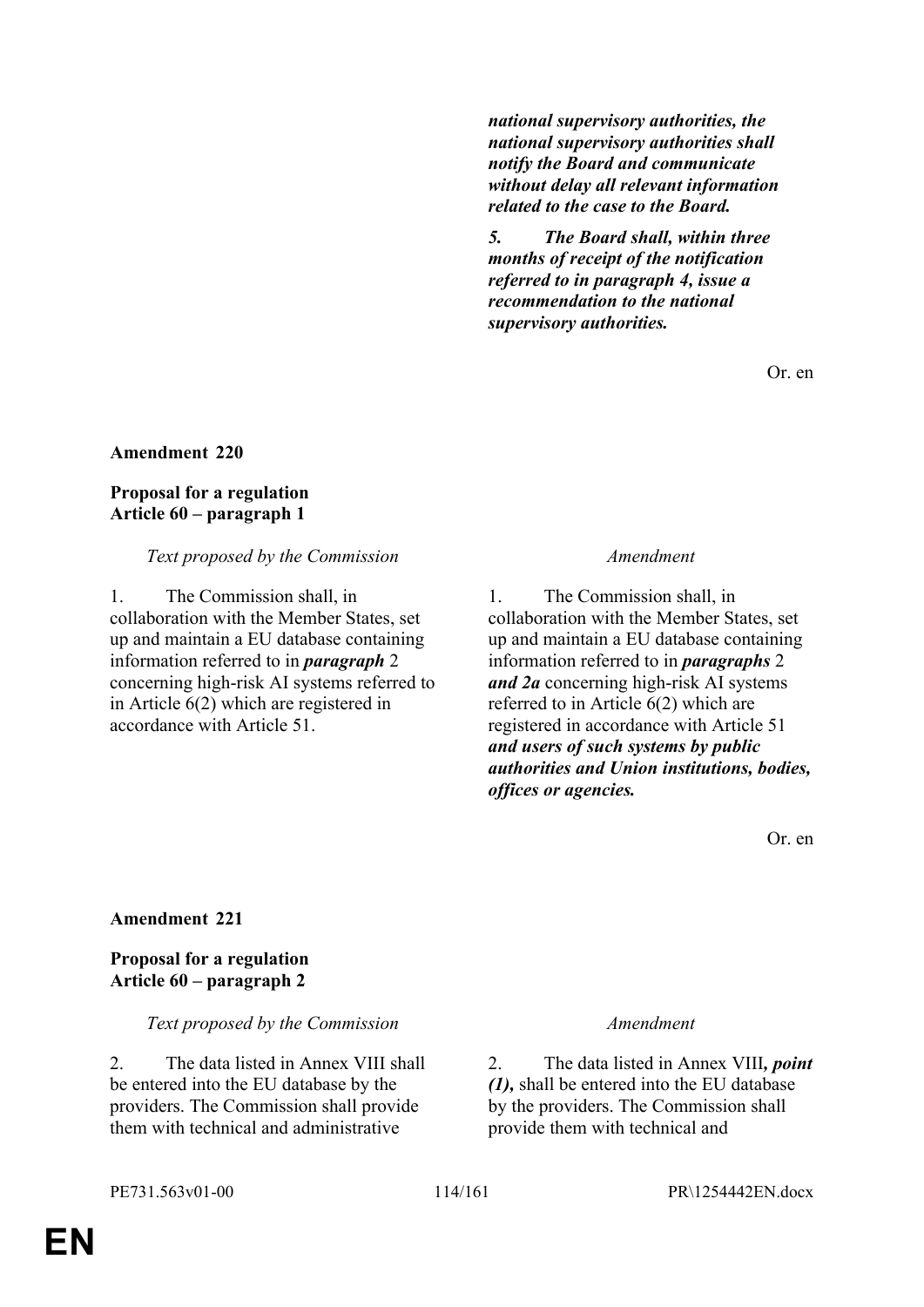| | |
|---|---|
| | ***national supervisory authorities, the national supervisory authorities shall notify the Board and communicate without delay all relevant information related to the case to the Board.*** |
| | ***5. The Board shall, within three months of receipt of the notification referred to in paragraph 4, issue a recommendation to the national supervisory authorities.*** |

Or. en

**Amendment 220**

**Proposal for a regulation**
**Article 60 – paragraph 1**

| *Text proposed by the Commission* | *Amendment* |
|---|---|
| 1. The Commission shall, in collaboration with the Member States, set up and maintain a EU database containing information referred to in ***paragraph*** 2 concerning high-risk AI systems referred to in Article 6(2) which are registered in accordance with Article 51. | 1. The Commission shall, in collaboration with the Member States, set up and maintain a EU database containing information referred to in ***paragraphs*** 2 ***and 2a*** concerning high-risk AI systems referred to in Article 6(2) which are registered in accordance with Article 51 ***and users of such systems by public authorities and Union institutions, bodies, offices or agencies.*** |

Or. en

**Amendment 221**

**Proposal for a regulation**
**Article 60 – paragraph 2**

| *Text proposed by the Commission* | *Amendment* |
|---|---|
| 2. The data listed in Annex VIII shall be entered into the EU database by the providers. The Commission shall provide them with technical and administrative | 2. The data listed in Annex VIII***, point (1),*** shall be entered into the EU database by the providers. The Commission shall provide them with technical and |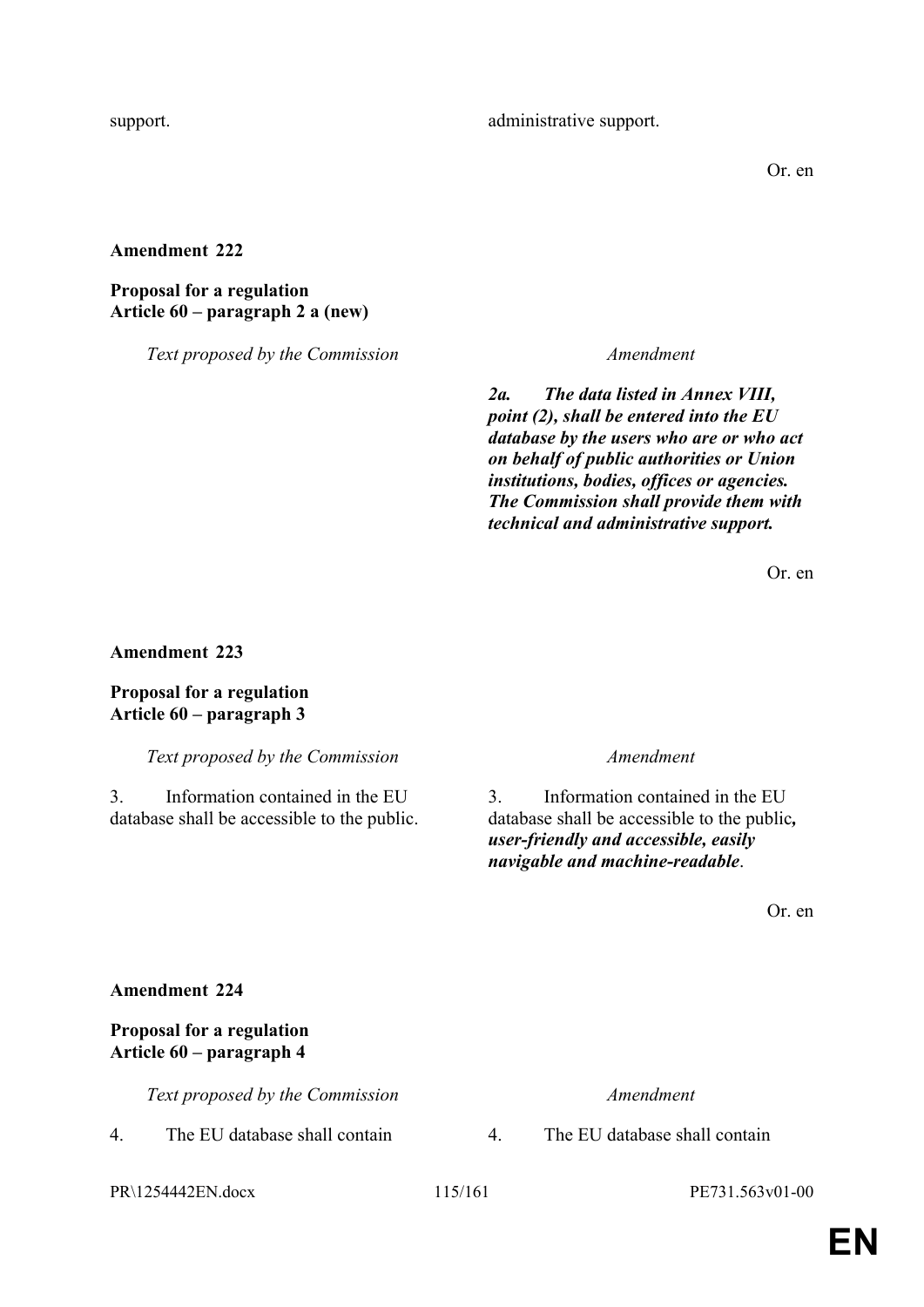| | |
|---|---|
| support. | administrative support. |

Or. en

**Amendment 222**

**Proposal for a regulation**
**Article 60 – paragraph 2 a (new)**

| *Text proposed by the Commission* | *Amendment* |
|---|---|
| | ***2a. The data listed in Annex VIII, point (2), shall be entered into the EU database by the users who are or who act on behalf of public authorities or Union institutions, bodies, offices or agencies. The Commission shall provide them with technical and administrative support.*** |

Or. en

**Amendment 223**

**Proposal for a regulation**
**Article 60 – paragraph 3**

| *Text proposed by the Commission* | *Amendment* |
|---|---|
| 3. Information contained in the EU database shall be accessible to the public. | 3. Information contained in the EU database shall be accessible to the public***, user-friendly and accessible, easily navigable and machine-readable***. |

Or. en

**Amendment 224**

**Proposal for a regulation**
**Article 60 – paragraph 4**

| *Text proposed by the Commission* | *Amendment* |
|---|---|
| 4. The EU database shall contain | 4. The EU database shall contain |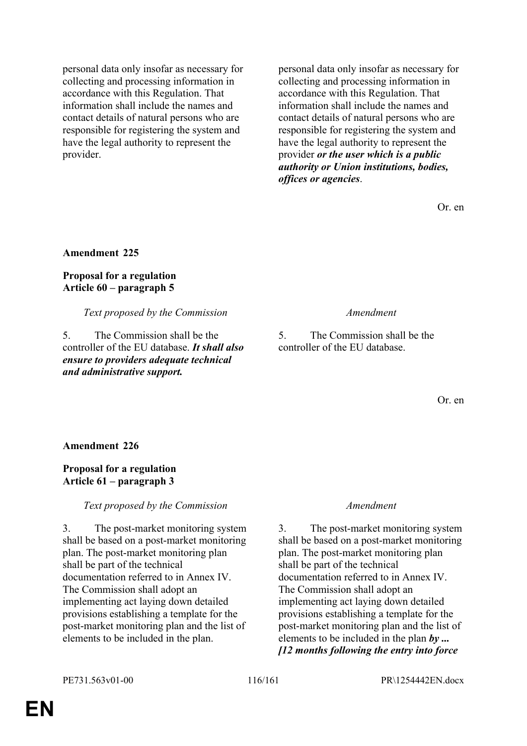| | |
|---|---|
| personal data only insofar as necessary for collecting and processing information in accordance with this Regulation. That information shall include the names and contact details of natural persons who are responsible for registering the system and have the legal authority to represent the provider. | personal data only insofar as necessary for collecting and processing information in accordance with this Regulation. That information shall include the names and contact details of natural persons who are responsible for registering the system and have the legal authority to represent the provider ***or the user which is a public authority or Union institutions, bodies, offices or agencies***. |

Or. en

**Amendment 225**

**Proposal for a regulation**
**Article 60 – paragraph 5**

| *Text proposed by the Commission* | *Amendment* |
|---|---|
| 5. The Commission shall be the controller of the EU database. ***It shall also ensure to providers adequate technical and administrative support.*** | 5. The Commission shall be the controller of the EU database. |

Or. en

**Amendment 226**

**Proposal for a regulation**
**Article 61 – paragraph 3**

| *Text proposed by the Commission* | *Amendment* |
|---|---|
| 3. The post-market monitoring system shall be based on a post-market monitoring plan. The post-market monitoring plan shall be part of the technical documentation referred to in Annex IV. The Commission shall adopt an implementing act laying down detailed provisions establishing a template for the post-market monitoring plan and the list of elements to be included in the plan. | 3. The post-market monitoring system shall be based on a post-market monitoring plan. The post-market monitoring plan shall be part of the technical documentation referred to in Annex IV. The Commission shall adopt an implementing act laying down detailed provisions establishing a template for the post-market monitoring plan and the list of elements to be included in the plan ***by ... [12 months following the entry into force*** |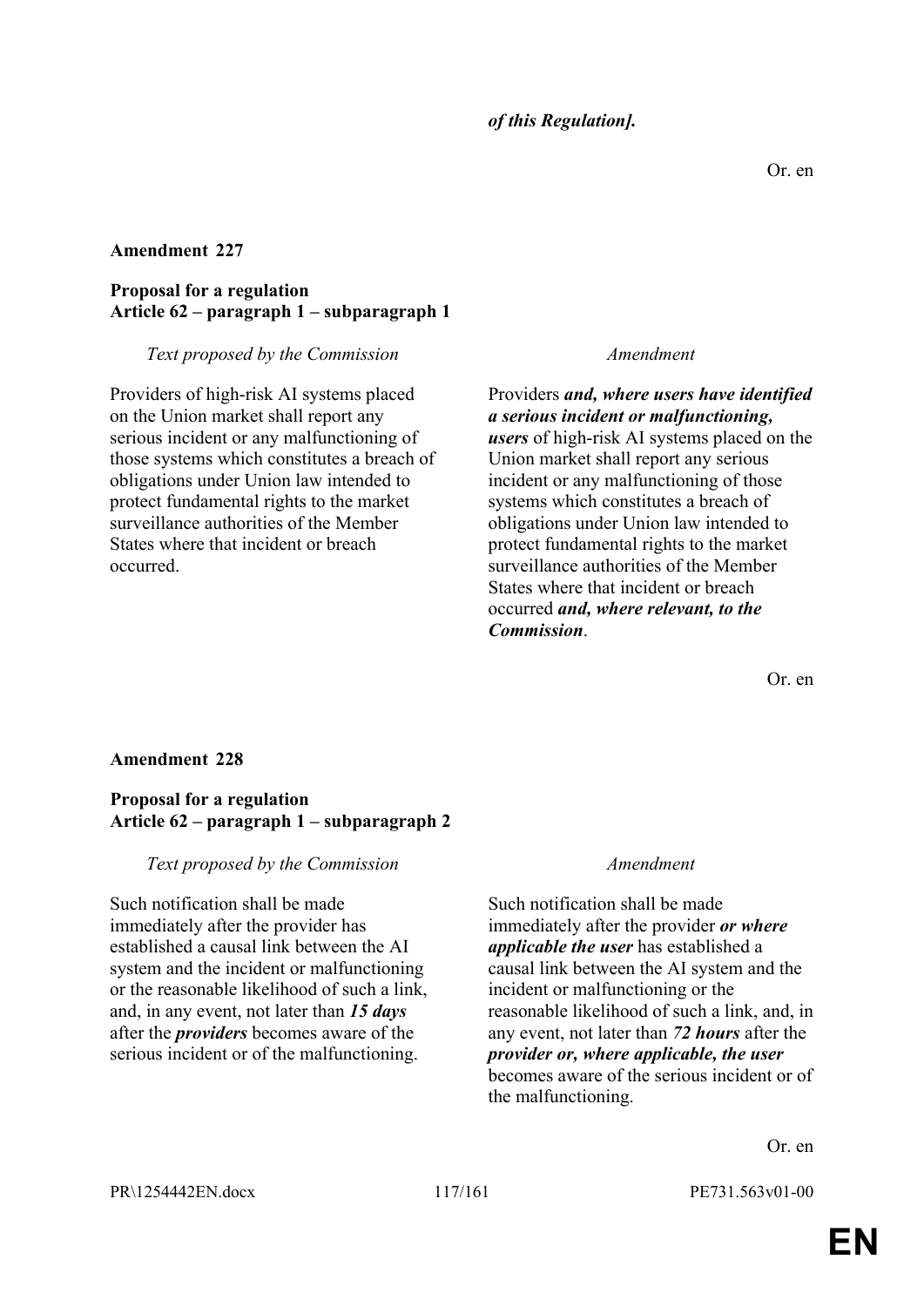***of this Regulation].***

Or. en

**Amendment 227**

**Proposal for a regulation**
**Article 62 – paragraph 1 – subparagraph 1**

| *Text proposed by the Commission* | *Amendment* |
|---|---|
| Providers of high-risk AI systems placed on the Union market shall report any serious incident or any malfunctioning of those systems which constitutes a breach of obligations under Union law intended to protect fundamental rights to the market surveillance authorities of the Member States where that incident or breach occurred. | Providers ***and, where users have identified a serious incident or malfunctioning, users*** of high-risk AI systems placed on the Union market shall report any serious incident or any malfunctioning of those systems which constitutes a breach of obligations under Union law intended to protect fundamental rights to the market surveillance authorities of the Member States where that incident or breach occurred ***and, where relevant, to the Commission***. |

Or. en

**Amendment 228**

**Proposal for a regulation**
**Article 62 – paragraph 1 – subparagraph 2**

| *Text proposed by the Commission* | *Amendment* |
|---|---|
| Such notification shall be made immediately after the provider has established a causal link between the AI system and the incident or malfunctioning or the reasonable likelihood of such a link, and, in any event, not later than ***15 days*** after the ***providers*** becomes aware of the serious incident or of the malfunctioning. | Such notification shall be made immediately after the provider ***or where applicable the user*** has established a causal link between the AI system and the incident or malfunctioning or the reasonable likelihood of such a link, and, in any event, not later than ***72 hours*** after the ***provider or, where applicable, the user*** becomes aware of the serious incident or of the malfunctioning. |

Or. en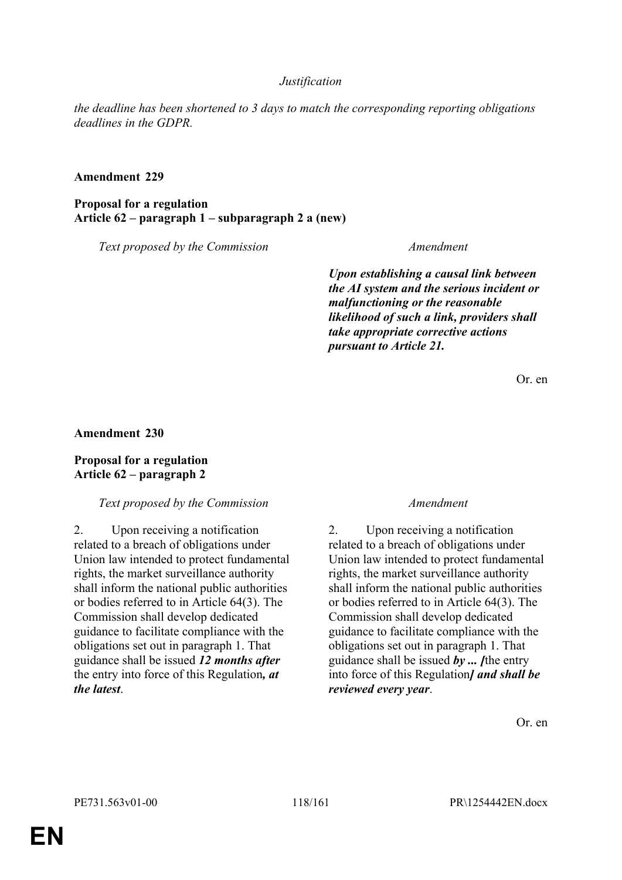*Justification*

*the deadline has been shortened to 3 days to match the corresponding reporting obligations deadlines in the GDPR.*

**Amendment 229**

**Proposal for a regulation**
**Article 62 – paragraph 1 – subparagraph 2 a (new)**

| *Text proposed by the Commission* | *Amendment* |
| --- | --- |
| | ***Upon establishing a causal link between the AI system and the serious incident or malfunctioning or the reasonable likelihood of such a link, providers shall take appropriate corrective actions pursuant to Article 21.*** |

Or. en

**Amendment 230**

**Proposal for a regulation**
**Article 62 – paragraph 2**

| *Text proposed by the Commission* | *Amendment* |
| --- | --- |
| 2. Upon receiving a notification related to a breach of obligations under Union law intended to protect fundamental rights, the market surveillance authority shall inform the national public authorities or bodies referred to in Article 64(3). The Commission shall develop dedicated guidance to facilitate compliance with the obligations set out in paragraph 1. That guidance shall be issued ***12 months after*** the entry into force of this Regulation***, at the latest***. | 2. Upon receiving a notification related to a breach of obligations under Union law intended to protect fundamental rights, the market surveillance authority shall inform the national public authorities or bodies referred to in Article 64(3). The Commission shall develop dedicated guidance to facilitate compliance with the obligations set out in paragraph 1. That guidance shall be issued ***by ... [***the entry into force of this Regulation***] and shall be reviewed every year***. |

Or. en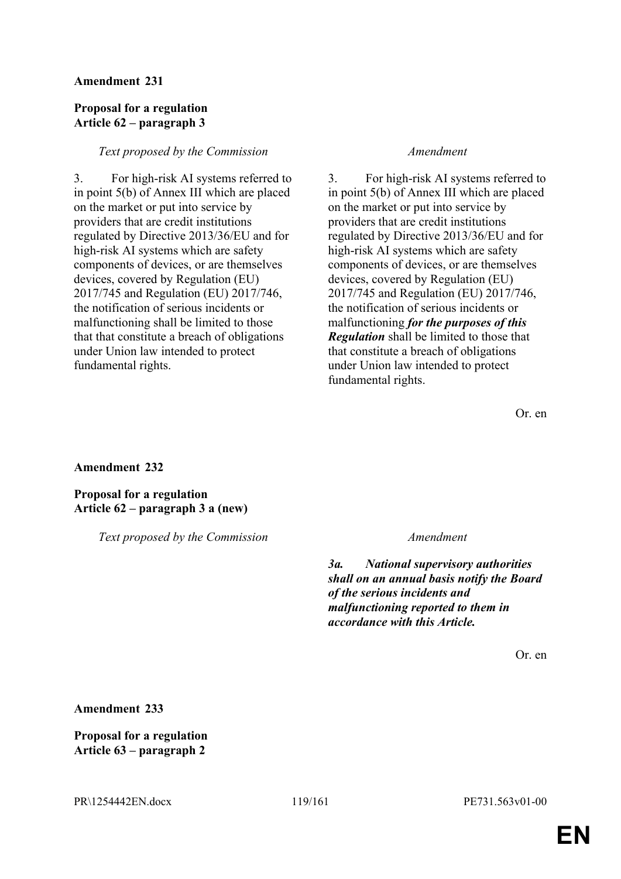**Amendment 231**

**Proposal for a regulation**
**Article 62 – paragraph 3**

| *Text proposed by the Commission* | *Amendment* |
|---|---|
| 3. For high-risk AI systems referred to in point 5(b) of Annex III which are placed on the market or put into service by providers that are credit institutions regulated by Directive 2013/36/EU and for high-risk AI systems which are safety components of devices, or are themselves devices, covered by Regulation (EU) 2017/745 and Regulation (EU) 2017/746, the notification of serious incidents or malfunctioning shall be limited to those that that constitute a breach of obligations under Union law intended to protect fundamental rights. | 3. For high-risk AI systems referred to in point 5(b) of Annex III which are placed on the market or put into service by providers that are credit institutions regulated by Directive 2013/36/EU and for high-risk AI systems which are safety components of devices, or are themselves devices, covered by Regulation (EU) 2017/745 and Regulation (EU) 2017/746, the notification of serious incidents or malfunctioning ***for the purposes of this Regulation*** shall be limited to those that that constitute a breach of obligations under Union law intended to protect fundamental rights. |

Or. en

**Amendment 232**

**Proposal for a regulation**
**Article 62 – paragraph 3 a (new)**

| *Text proposed by the Commission* | *Amendment* |
|---|---|
| | ***3a. National supervisory authorities shall on an annual basis notify the Board of the serious incidents and malfunctioning reported to them in accordance with this Article.*** |

Or. en

**Amendment 233**

**Proposal for a regulation**
**Article 63 – paragraph 2**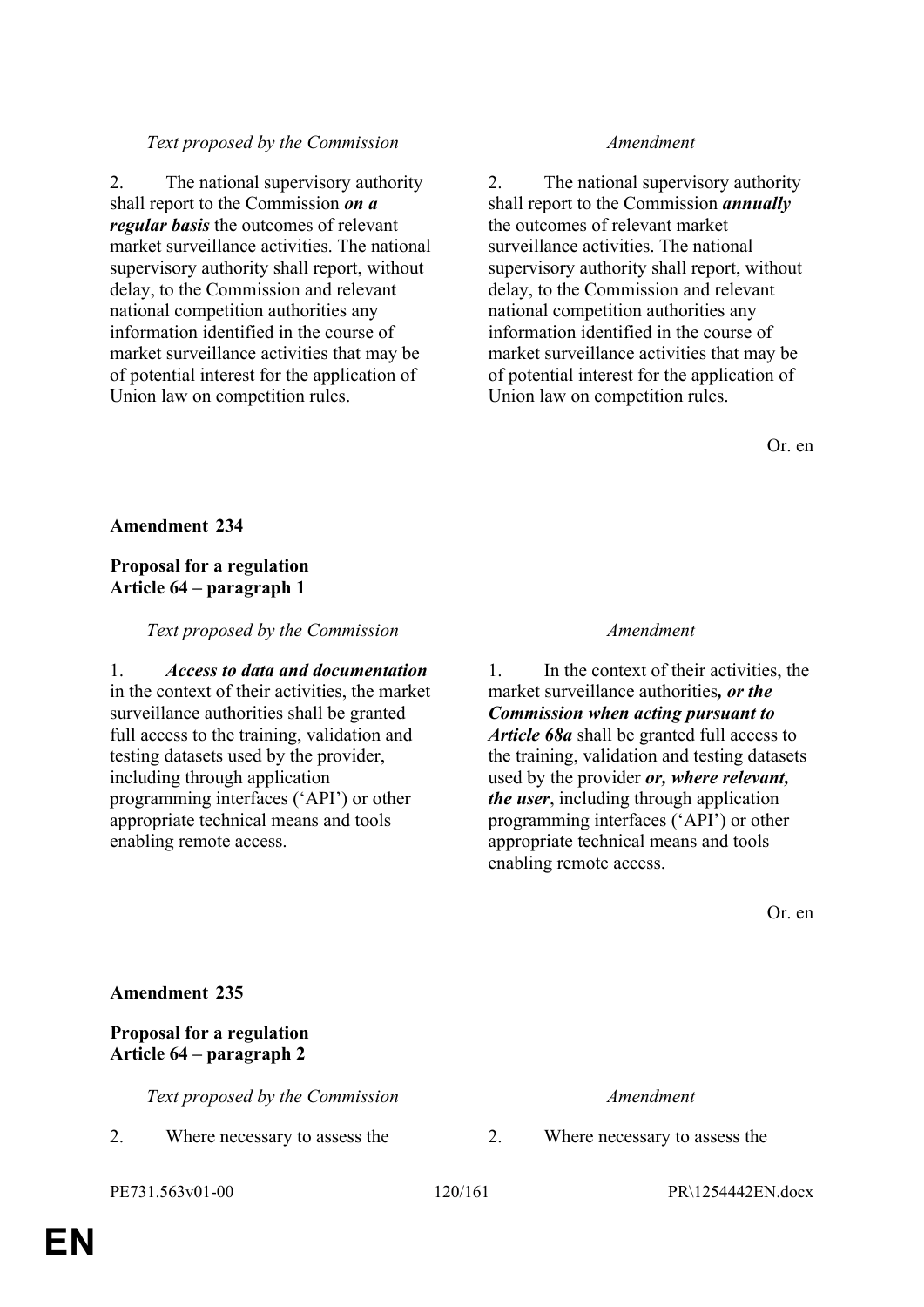| *Text proposed by the Commission* | *Amendment* |
|---|---|
| 2. The national supervisory authority shall report to the Commission ***on a regular basis*** the outcomes of relevant market surveillance activities. The national supervisory authority shall report, without delay, to the Commission and relevant national competition authorities any information identified in the course of market surveillance activities that may be of potential interest for the application of Union law on competition rules. | 2. The national supervisory authority shall report to the Commission ***annually*** the outcomes of relevant market surveillance activities. The national supervisory authority shall report, without delay, to the Commission and relevant national competition authorities any information identified in the course of market surveillance activities that may be of potential interest for the application of Union law on competition rules. |

Or. en

**Amendment 234**

**Proposal for a regulation**
**Article 64 – paragraph 1**

| *Text proposed by the Commission* | *Amendment* |
|---|---|
| 1. ***Access to data and documentation*** in the context of their activities, the market surveillance authorities shall be granted full access to the training, validation and testing datasets used by the provider, including through application programming interfaces ('API') or other appropriate technical means and tools enabling remote access. | 1. In the context of their activities, the market surveillance authorities***, or the Commission when acting pursuant to Article 68a*** shall be granted full access to the training, validation and testing datasets used by the provider ***or, where relevant, the user***, including through application programming interfaces ('API') or other appropriate technical means and tools enabling remote access. |

Or. en

**Amendment 235**

**Proposal for a regulation**
**Article 64 – paragraph 2**

| *Text proposed by the Commission* | *Amendment* |
|---|---|
| 2. Where necessary to assess the | 2. Where necessary to assess the |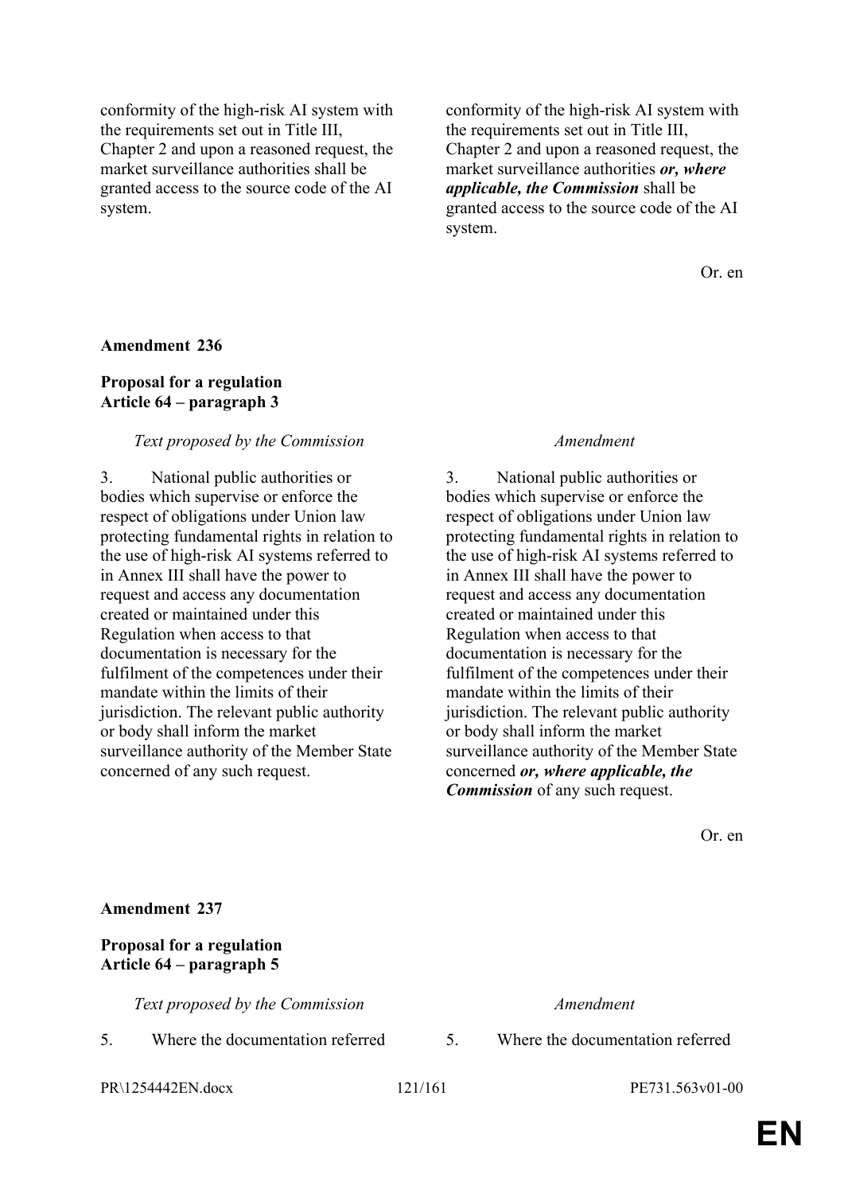| | |
|---|---|
| conformity of the high-risk AI system with the requirements set out in Title III, Chapter 2 and upon a reasoned request, the market surveillance authorities shall be granted access to the source code of the AI system. | conformity of the high-risk AI system with the requirements set out in Title III, Chapter 2 and upon a reasoned request, the market surveillance authorities ***or, where applicable, the Commission*** shall be granted access to the source code of the AI system. |

Or. en

**Amendment 236**

**Proposal for a regulation**
**Article 64 – paragraph 3**

| *Text proposed by the Commission* | *Amendment* |
|---|---|
| 3. National public authorities or bodies which supervise or enforce the respect of obligations under Union law protecting fundamental rights in relation to the use of high-risk AI systems referred to in Annex III shall have the power to request and access any documentation created or maintained under this Regulation when access to that documentation is necessary for the fulfilment of the competences under their mandate within the limits of their jurisdiction. The relevant public authority or body shall inform the market surveillance authority of the Member State concerned of any such request. | 3. National public authorities or bodies which supervise or enforce the respect of obligations under Union law protecting fundamental rights in relation to the use of high-risk AI systems referred to in Annex III shall have the power to request and access any documentation created or maintained under this Regulation when access to that documentation is necessary for the fulfilment of the competences under their mandate within the limits of their jurisdiction. The relevant public authority or body shall inform the market surveillance authority of the Member State concerned ***or, where applicable, the Commission*** of any such request. |

Or. en

**Amendment 237**

**Proposal for a regulation**
**Article 64 – paragraph 5**

| *Text proposed by the Commission* | *Amendment* |
|---|---|
| 5. Where the documentation referred | 5. Where the documentation referred |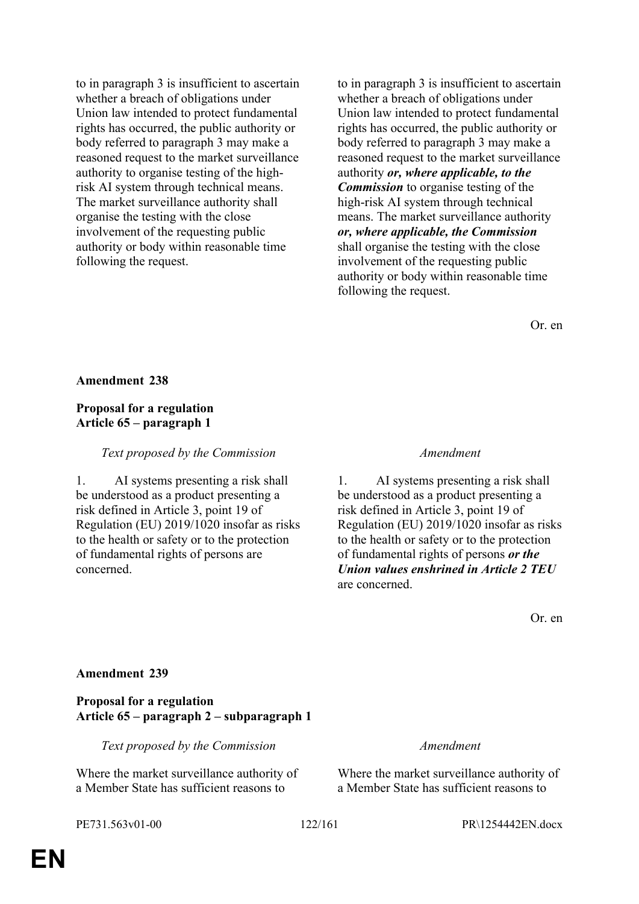| | |
|---|---|
| to in paragraph 3 is insufficient to ascertain whether a breach of obligations under Union law intended to protect fundamental rights has occurred, the public authority or body referred to paragraph 3 may make a reasoned request to the market surveillance authority to organise testing of the high-risk AI system through technical means. The market surveillance authority shall organise the testing with the close involvement of the requesting public authority or body within reasonable time following the request. | to in paragraph 3 is insufficient to ascertain whether a breach of obligations under Union law intended to protect fundamental rights has occurred, the public authority or body referred to paragraph 3 may make a reasoned request to the market surveillance authority ***or, where applicable, to the Commission*** to organise testing of the high-risk AI system through technical means. The market surveillance authority ***or, where applicable, the Commission*** shall organise the testing with the close involvement of the requesting public authority or body within reasonable time following the request. |

Or. en

**Amendment 238**

**Proposal for a regulation**
**Article 65 – paragraph 1**

| *Text proposed by the Commission* | *Amendment* |
|---|---|
| 1. AI systems presenting a risk shall be understood as a product presenting a risk defined in Article 3, point 19 of Regulation (EU) 2019/1020 insofar as risks to the health or safety or to the protection of fundamental rights of persons are concerned. | 1. AI systems presenting a risk shall be understood as a product presenting a risk defined in Article 3, point 19 of Regulation (EU) 2019/1020 insofar as risks to the health or safety or to the protection of fundamental rights of persons ***or the Union values enshrined in Article 2 TEU*** are concerned. |

Or. en

**Amendment 239**

**Proposal for a regulation**
**Article 65 – paragraph 2 – subparagraph 1**

| *Text proposed by the Commission* | *Amendment* |
|---|---|
| Where the market surveillance authority of a Member State has sufficient reasons to | Where the market surveillance authority of a Member State has sufficient reasons to |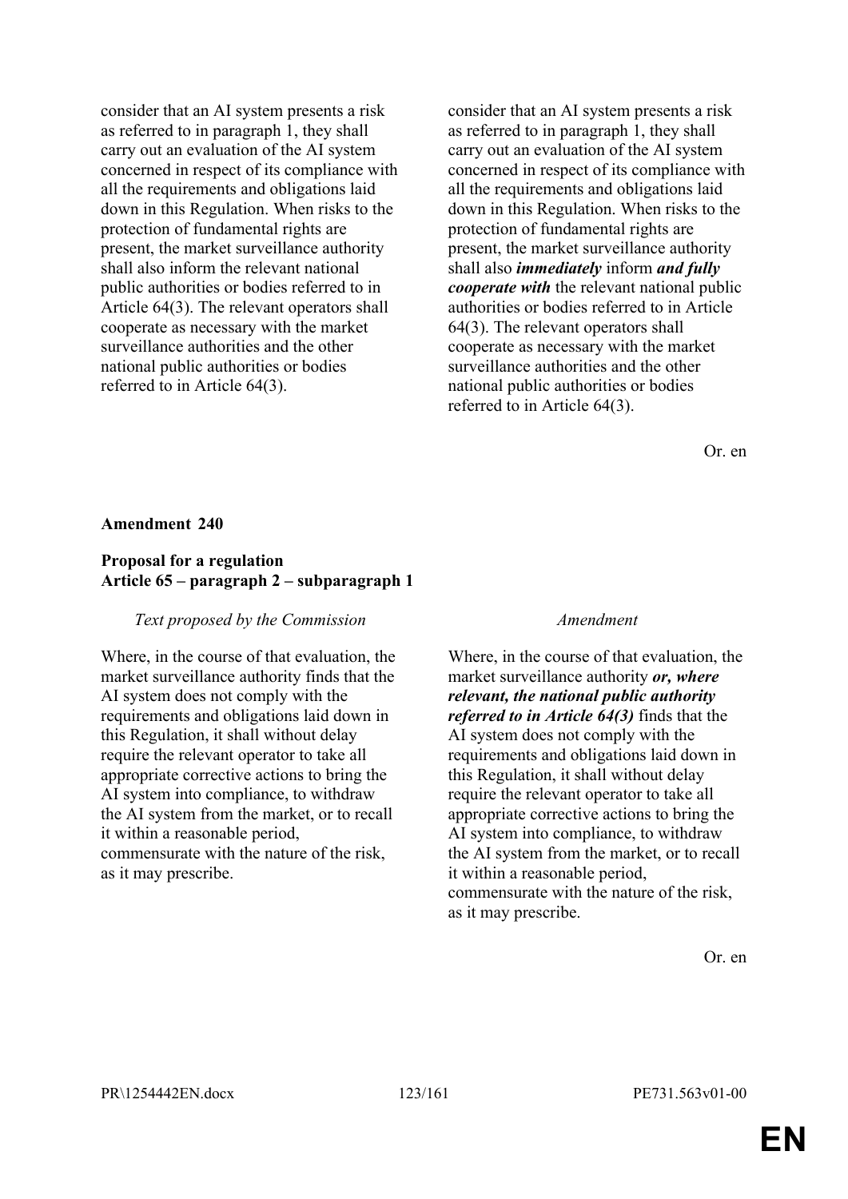| | |
|---|---|
| consider that an AI system presents a risk as referred to in paragraph 1, they shall carry out an evaluation of the AI system concerned in respect of its compliance with all the requirements and obligations laid down in this Regulation. When risks to the protection of fundamental rights are present, the market surveillance authority shall also inform the relevant national public authorities or bodies referred to in Article 64(3). The relevant operators shall cooperate as necessary with the market surveillance authorities and the other national public authorities or bodies referred to in Article 64(3). | consider that an AI system presents a risk as referred to in paragraph 1, they shall carry out an evaluation of the AI system concerned in respect of its compliance with all the requirements and obligations laid down in this Regulation. When risks to the protection of fundamental rights are present, the market surveillance authority shall also ***immediately*** inform ***and fully cooperate with*** the relevant national public authorities or bodies referred to in Article 64(3). The relevant operators shall cooperate as necessary with the market surveillance authorities and the other national public authorities or bodies referred to in Article 64(3). |

Or. en

**Amendment 240**

**Proposal for a regulation**
**Article 65 – paragraph 2 – subparagraph 1**

| *Text proposed by the Commission* | *Amendment* |
|---|---|
| Where, in the course of that evaluation, the market surveillance authority finds that the AI system does not comply with the requirements and obligations laid down in this Regulation, it shall without delay require the relevant operator to take all appropriate corrective actions to bring the AI system into compliance, to withdraw the AI system from the market, or to recall it within a reasonable period, commensurate with the nature of the risk, as it may prescribe. | Where, in the course of that evaluation, the market surveillance authority ***or, where relevant, the national public authority referred to in Article 64(3)*** finds that the AI system does not comply with the requirements and obligations laid down in this Regulation, it shall without delay require the relevant operator to take all appropriate corrective actions to bring the AI system into compliance, to withdraw the AI system from the market, or to recall it within a reasonable period, commensurate with the nature of the risk, as it may prescribe. |

Or. en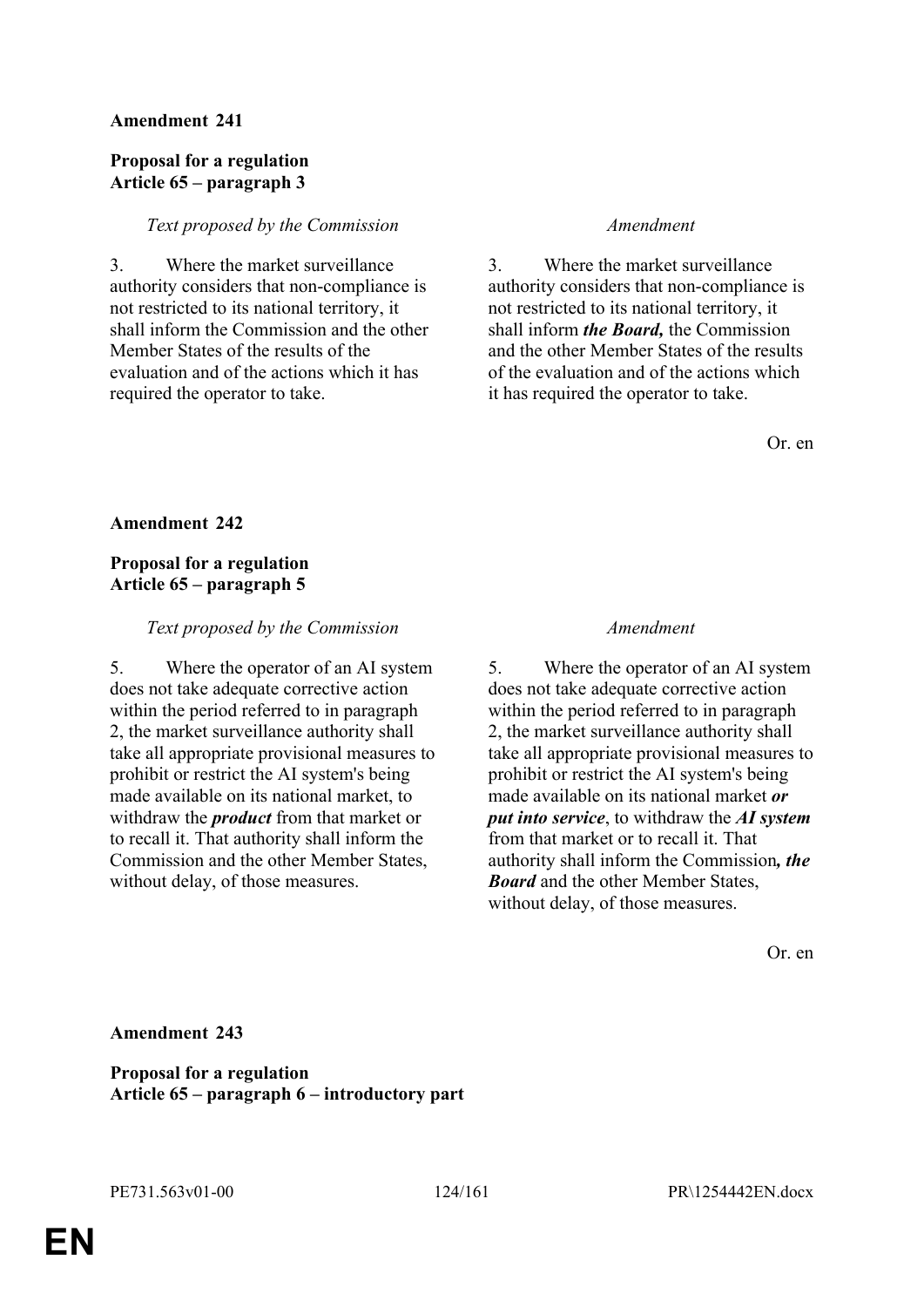**Amendment 241**

**Proposal for a regulation**
**Article 65 – paragraph 3**

| *Text proposed by the Commission* | *Amendment* |
|---|---|
| 3. Where the market surveillance authority considers that non-compliance is not restricted to its national territory, it shall inform the Commission and the other Member States of the results of the evaluation and of the actions which it has required the operator to take. | 3. Where the market surveillance authority considers that non-compliance is not restricted to its national territory, it shall inform ***the Board,*** the Commission and the other Member States of the results of the evaluation and of the actions which it has required the operator to take. |

Or. en

**Amendment 242**

**Proposal for a regulation**
**Article 65 – paragraph 5**

| *Text proposed by the Commission* | *Amendment* |
|---|---|
| 5. Where the operator of an AI system does not take adequate corrective action within the period referred to in paragraph 2, the market surveillance authority shall take all appropriate provisional measures to prohibit or restrict the AI system's being made available on its national market, to withdraw the ***product*** from that market or to recall it. That authority shall inform the Commission and the other Member States, without delay, of those measures. | 5. Where the operator of an AI system does not take adequate corrective action within the period referred to in paragraph 2, the market surveillance authority shall take all appropriate provisional measures to prohibit or restrict the AI system's being made available on its national market ***or put into service***, to withdraw the ***AI system*** from that market or to recall it. That authority shall inform the Commission***, the Board*** and the other Member States, without delay, of those measures. |

Or. en

**Amendment 243**

**Proposal for a regulation**
**Article 65 – paragraph 6 – introductory part**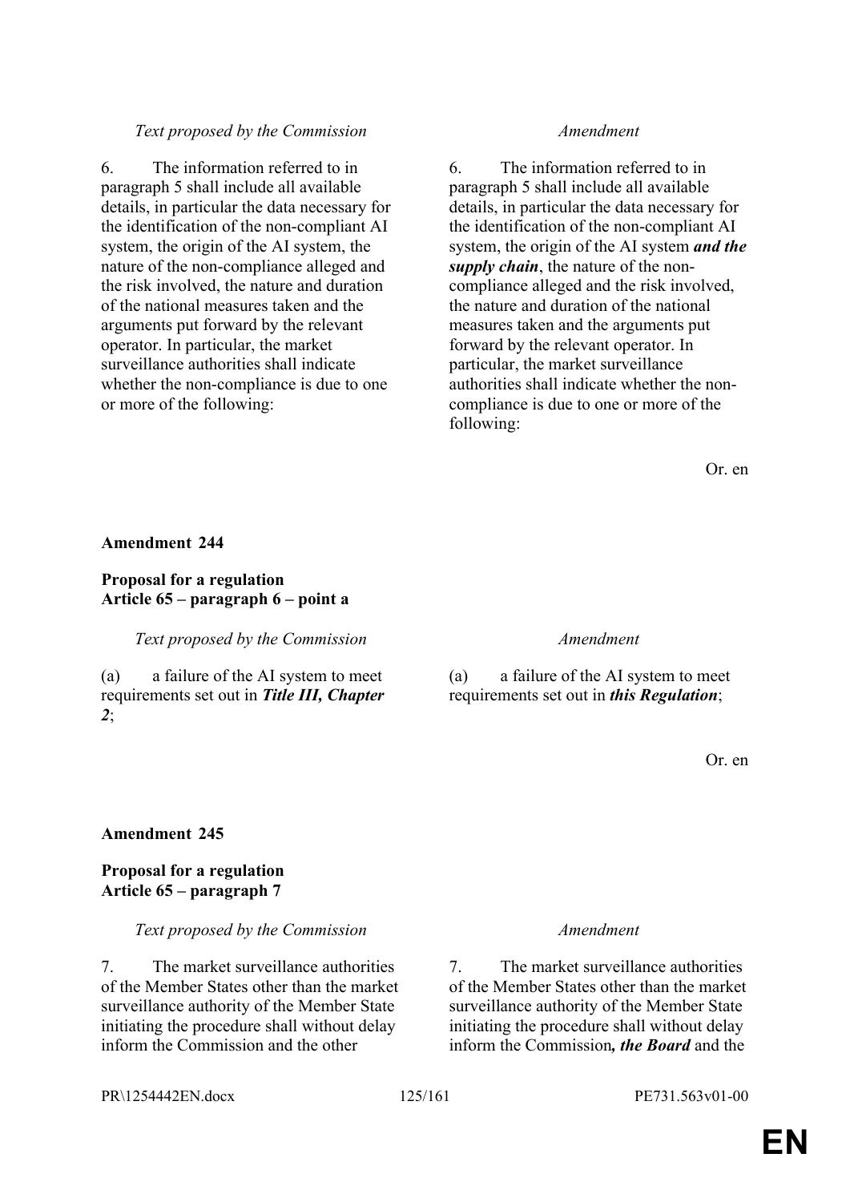| *Text proposed by the Commission* | *Amendment* |
|---|---|
| 6. The information referred to in paragraph 5 shall include all available details, in particular the data necessary for the identification of the non-compliant AI system, the origin of the AI system, the nature of the non-compliance alleged and the risk involved, the nature and duration of the national measures taken and the arguments put forward by the relevant operator. In particular, the market surveillance authorities shall indicate whether the non-compliance is due to one or more of the following: | 6. The information referred to in paragraph 5 shall include all available details, in particular the data necessary for the identification of the non-compliant AI system, the origin of the AI system ***and the supply chain***, the nature of the non-compliance alleged and the risk involved, the nature and duration of the national measures taken and the arguments put forward by the relevant operator. In particular, the market surveillance authorities shall indicate whether the non-compliance is due to one or more of the following: |

Or. en

**Amendment 244**

**Proposal for a regulation**
**Article 65 – paragraph 6 – point a**

| *Text proposed by the Commission* | *Amendment* |
|---|---|
| (a) a failure of the AI system to meet requirements set out in ***Title III, Chapter 2***; | (a) a failure of the AI system to meet requirements set out in ***this Regulation***; |

Or. en

**Amendment 245**

**Proposal for a regulation**
**Article 65 – paragraph 7**

| *Text proposed by the Commission* | *Amendment* |
|---|---|
| 7. The market surveillance authorities of the Member States other than the market surveillance authority of the Member State initiating the procedure shall without delay inform the Commission and the other | 7. The market surveillance authorities of the Member States other than the market surveillance authority of the Member State initiating the procedure shall without delay inform the Commission***, the Board*** and the |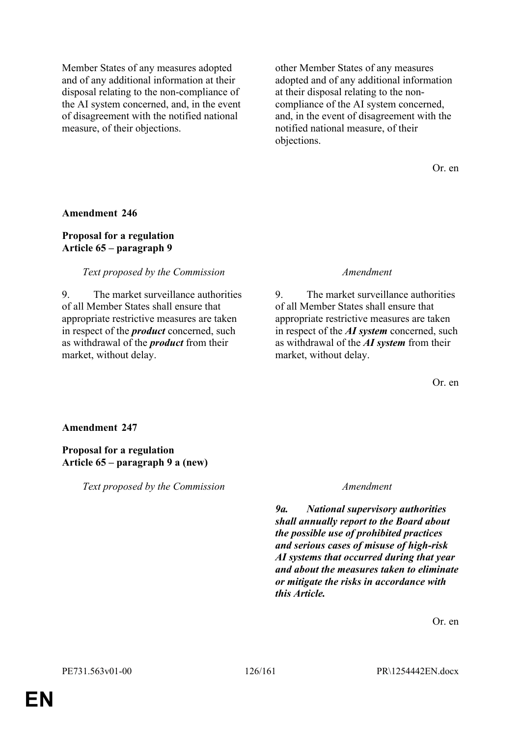| | |
|---|---|
| Member States of any measures adopted and of any additional information at their disposal relating to the non-compliance of the AI system concerned, and, in the event of disagreement with the notified national measure, of their objections. | other Member States of any measures adopted and of any additional information at their disposal relating to the non-compliance of the AI system concerned, and, in the event of disagreement with the notified national measure, of their objections. |

Or. en

**Amendment 246**

**Proposal for a regulation**
**Article 65 – paragraph 9**

| *Text proposed by the Commission* | *Amendment* |
|---|---|
| 9. The market surveillance authorities of all Member States shall ensure that appropriate restrictive measures are taken in respect of the ***product*** concerned, such as withdrawal of the ***product*** from their market, without delay. | 9. The market surveillance authorities of all Member States shall ensure that appropriate restrictive measures are taken in respect of the ***AI system*** concerned, such as withdrawal of the ***AI system*** from their market, without delay. |

Or. en

**Amendment 247**

**Proposal for a regulation**
**Article 65 – paragraph 9 a (new)**

| *Text proposed by the Commission* | *Amendment* |
|---|---|
| | ***9a. National supervisory authorities shall annually report to the Board about the possible use of prohibited practices and serious cases of misuse of high-risk AI systems that occurred during that year and about the measures taken to eliminate or mitigate the risks in accordance with this Article.*** |

Or. en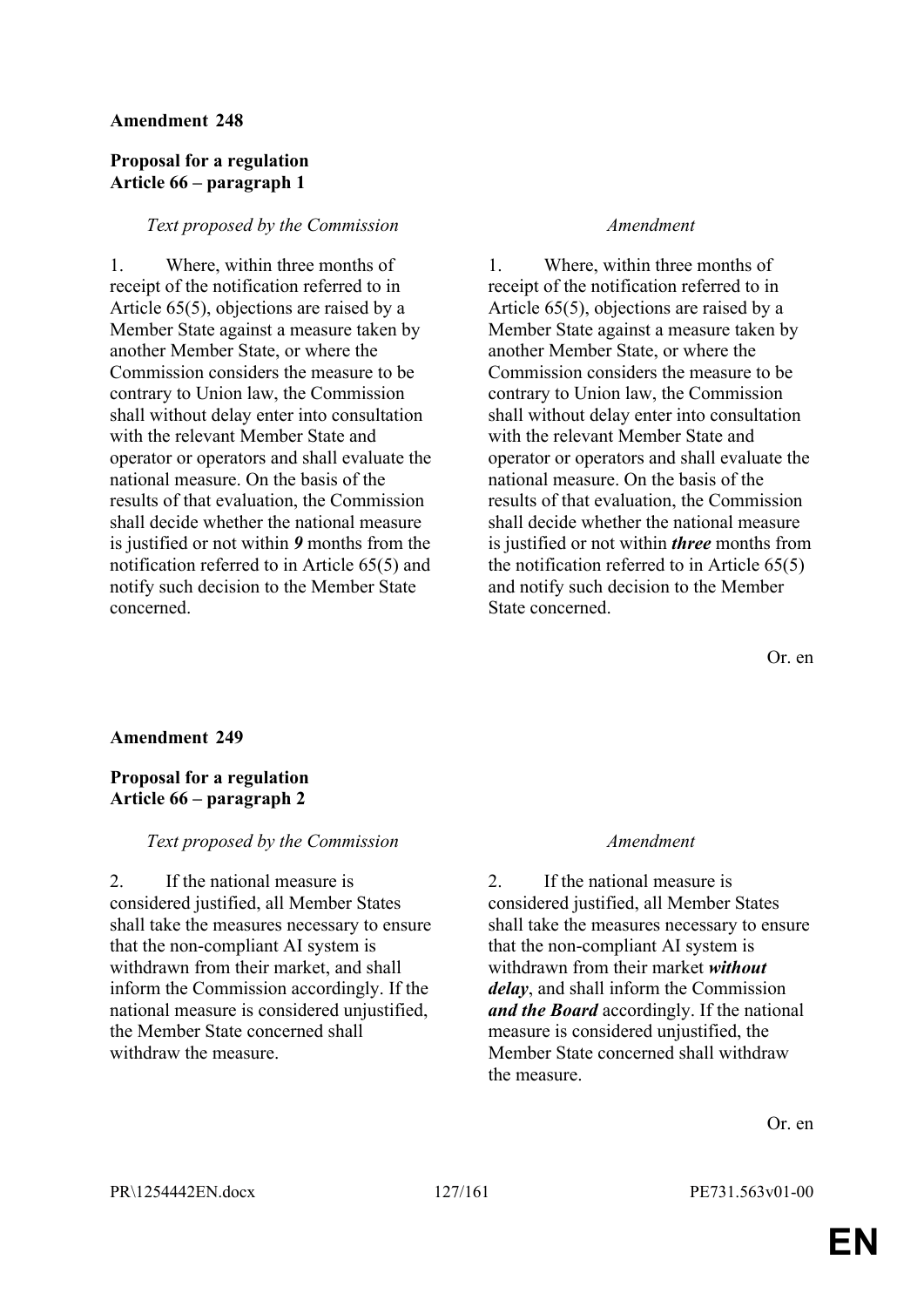**Amendment 248**

**Proposal for a regulation**
**Article 66 – paragraph 1**

| *Text proposed by the Commission* | *Amendment* |
|---|---|
| 1. Where, within three months of receipt of the notification referred to in Article 65(5), objections are raised by a Member State against a measure taken by another Member State, or where the Commission considers the measure to be contrary to Union law, the Commission shall without delay enter into consultation with the relevant Member State and operator or operators and shall evaluate the national measure. On the basis of the results of that evaluation, the Commission shall decide whether the national measure is justified or not within ***9*** months from the notification referred to in Article 65(5) and notify such decision to the Member State concerned. | 1. Where, within three months of receipt of the notification referred to in Article 65(5), objections are raised by a Member State against a measure taken by another Member State, or where the Commission considers the measure to be contrary to Union law, the Commission shall without delay enter into consultation with the relevant Member State and operator or operators and shall evaluate the national measure. On the basis of the results of that evaluation, the Commission shall decide whether the national measure is justified or not within ***three*** months from the notification referred to in Article 65(5) and notify such decision to the Member State concerned. |

Or. en

**Amendment 249**

**Proposal for a regulation**
**Article 66 – paragraph 2**

| *Text proposed by the Commission* | *Amendment* |
|---|---|
| 2. If the national measure is considered justified, all Member States shall take the measures necessary to ensure that the non-compliant AI system is withdrawn from their market, and shall inform the Commission accordingly. If the national measure is considered unjustified, the Member State concerned shall withdraw the measure. | 2. If the national measure is considered justified, all Member States shall take the measures necessary to ensure that the non-compliant AI system is withdrawn from their market ***without delay***, and shall inform the Commission ***and the Board*** accordingly. If the national measure is considered unjustified, the Member State concerned shall withdraw the measure. |

Or. en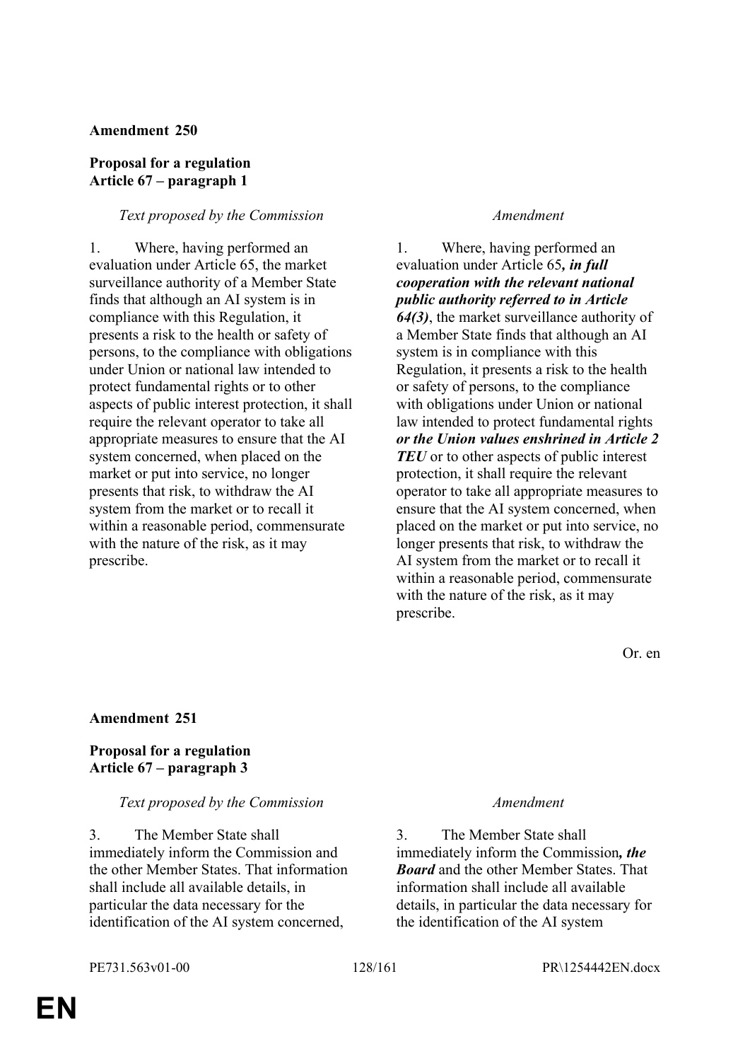**Amendment 250**

**Proposal for a regulation**
**Article 67 – paragraph 1**

| *Text proposed by the Commission* | *Amendment* |
|---|---|
| 1. Where, having performed an evaluation under Article 65, the market surveillance authority of a Member State finds that although an AI system is in compliance with this Regulation, it presents a risk to the health or safety of persons, to the compliance with obligations under Union or national law intended to protect fundamental rights or to other aspects of public interest protection, it shall require the relevant operator to take all appropriate measures to ensure that the AI system concerned, when placed on the market or put into service, no longer presents that risk, to withdraw the AI system from the market or to recall it within a reasonable period, commensurate with the nature of the risk, as it may prescribe. | 1. Where, having performed an evaluation under Article 65***, in full cooperation with the relevant national public authority referred to in Article 64(3)***, the market surveillance authority of a Member State finds that although an AI system is in compliance with this Regulation, it presents a risk to the health or safety of persons, to the compliance with obligations under Union or national law intended to protect fundamental rights ***or the Union values enshrined in Article 2 TEU*** or to other aspects of public interest protection, it shall require the relevant operator to take all appropriate measures to ensure that the AI system concerned, when placed on the market or put into service, no longer presents that risk, to withdraw the AI system from the market or to recall it within a reasonable period, commensurate with the nature of the risk, as it may prescribe. |

Or. en

**Amendment 251**

**Proposal for a regulation**
**Article 67 – paragraph 3**

| *Text proposed by the Commission* | *Amendment* |
|---|---|
| 3. The Member State shall immediately inform the Commission and the other Member States. That information shall include all available details, in particular the data necessary for the identification of the AI system concerned, | 3. The Member State shall immediately inform the Commission***, the Board*** and the other Member States. That information shall include all available details, in particular the data necessary for the identification of the AI system |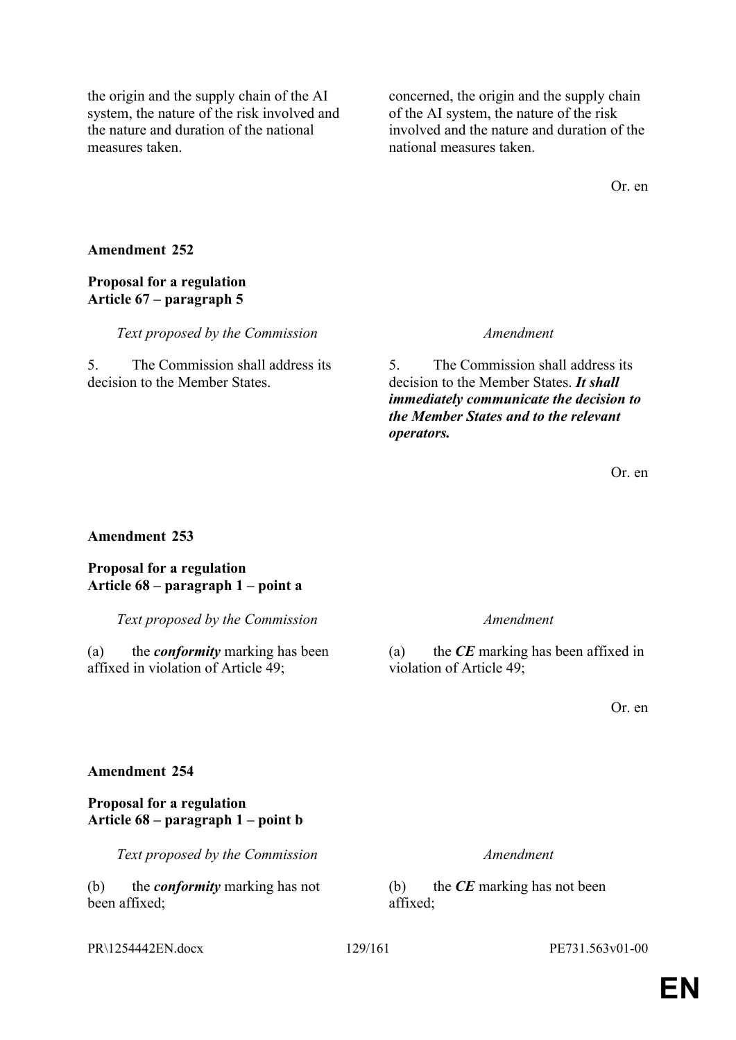| | |
|---|---|
| the origin and the supply chain of the AI system, the nature of the risk involved and the nature and duration of the national measures taken. | concerned, the origin and the supply chain of the AI system, the nature of the risk involved and the nature and duration of the national measures taken. |

Or. en

**Amendment 252**

**Proposal for a regulation**
**Article 67 – paragraph 5**

| *Text proposed by the Commission* | *Amendment* |
|---|---|
| 5. The Commission shall address its decision to the Member States. | 5. The Commission shall address its decision to the Member States. ***It shall immediately communicate the decision to the Member States and to the relevant operators.*** |

Or. en

**Amendment 253**

**Proposal for a regulation**
**Article 68 – paragraph 1 – point a**

| *Text proposed by the Commission* | *Amendment* |
|---|---|
| (a) the ***conformity*** marking has been affixed in violation of Article 49; | (a) the ***CE*** marking has been affixed in violation of Article 49; |

Or. en

**Amendment 254**

**Proposal for a regulation**
**Article 68 – paragraph 1 – point b**

| *Text proposed by the Commission* | *Amendment* |
|---|---|
| (b) the ***conformity*** marking has not been affixed; | (b) the ***CE*** marking has not been affixed; |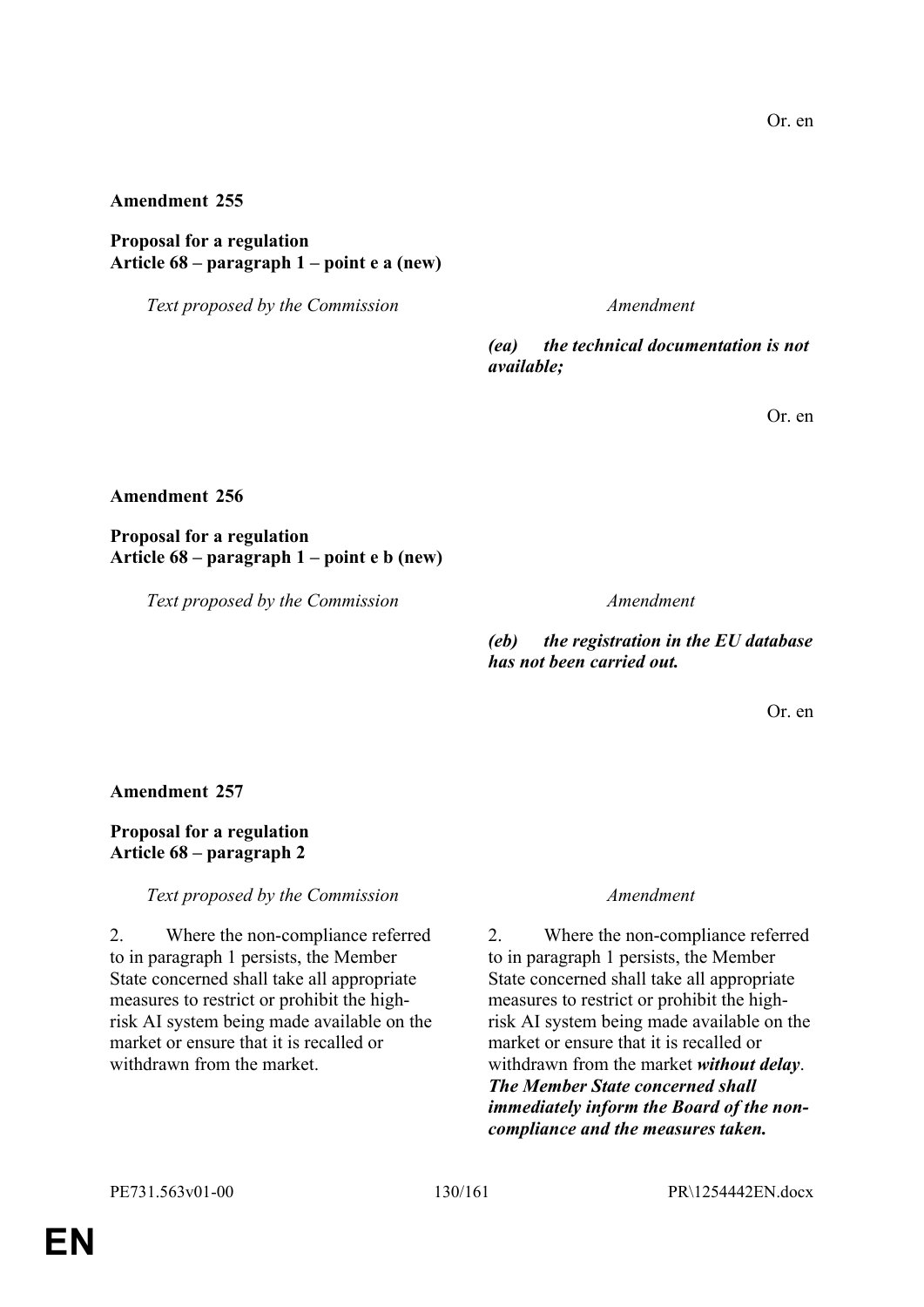Or. en

**Amendment 255**

**Proposal for a regulation**
**Article 68 – paragraph 1 – point e a (new)**

| *Text proposed by the Commission* | *Amendment* |
|---|---|
| | ***(ea) the technical documentation is not available;*** |

Or. en

**Amendment 256**

**Proposal for a regulation**
**Article 68 – paragraph 1 – point e b (new)**

| *Text proposed by the Commission* | *Amendment* |
|---|---|
| | ***(eb) the registration in the EU database has not been carried out.*** |

Or. en

**Amendment 257**

**Proposal for a regulation**
**Article 68 – paragraph 2**

| *Text proposed by the Commission* | *Amendment* |
|---|---|
| 2. Where the non-compliance referred to in paragraph 1 persists, the Member State concerned shall take all appropriate measures to restrict or prohibit the high-risk AI system being made available on the market or ensure that it is recalled or withdrawn from the market. | 2. Where the non-compliance referred to in paragraph 1 persists, the Member State concerned shall take all appropriate measures to restrict or prohibit the high-risk AI system being made available on the market or ensure that it is recalled or withdrawn from the market ***without delay***. ***The Member State concerned shall immediately inform the Board of the non-compliance and the measures taken.*** |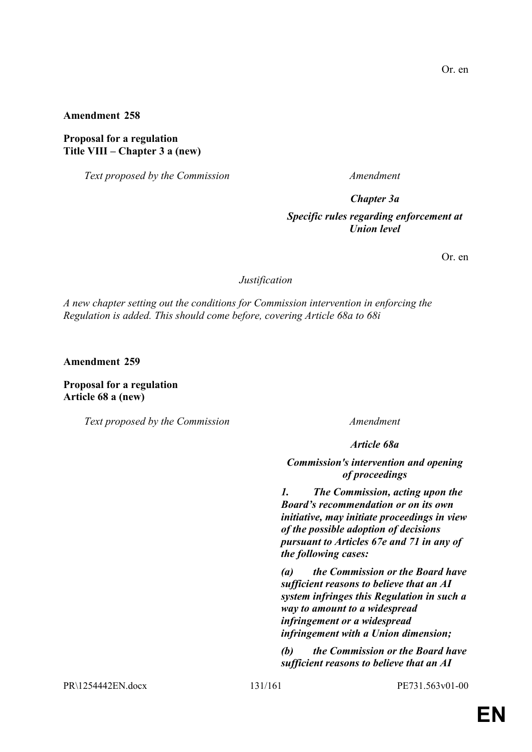Or. en

**Amendment 258**

**Proposal for a regulation**
**Title VIII – Chapter 3 a (new)**

| *Text proposed by the Commission* | *Amendment* |
|---|---|
| | ***Chapter 3a*** |
| | ***Specific rules regarding enforcement at Union level*** |

Or. en

*Justification*

*A new chapter setting out the conditions for Commission intervention in enforcing the Regulation is added. This should come before, covering Article 68a to 68i*

**Amendment 259**

**Proposal for a regulation**
**Article 68 a (new)**

| *Text proposed by the Commission* | *Amendment* |
|---|---|
| | ***Article 68a*** |
| | ***Commission's intervention and opening of proceedings*** |
| | ***1. The Commission, acting upon the Board's recommendation or on its own initiative, may initiate proceedings in view of the possible adoption of decisions pursuant to Articles 67e and 71 in any of the following cases:*** |
| | ***(a) the Commission or the Board have sufficient reasons to believe that an AI system infringes this Regulation in such a way to amount to a widespread infringement or a widespread infringement with a Union dimension;*** |
| | ***(b) the Commission or the Board have sufficient reasons to believe that an AI*** |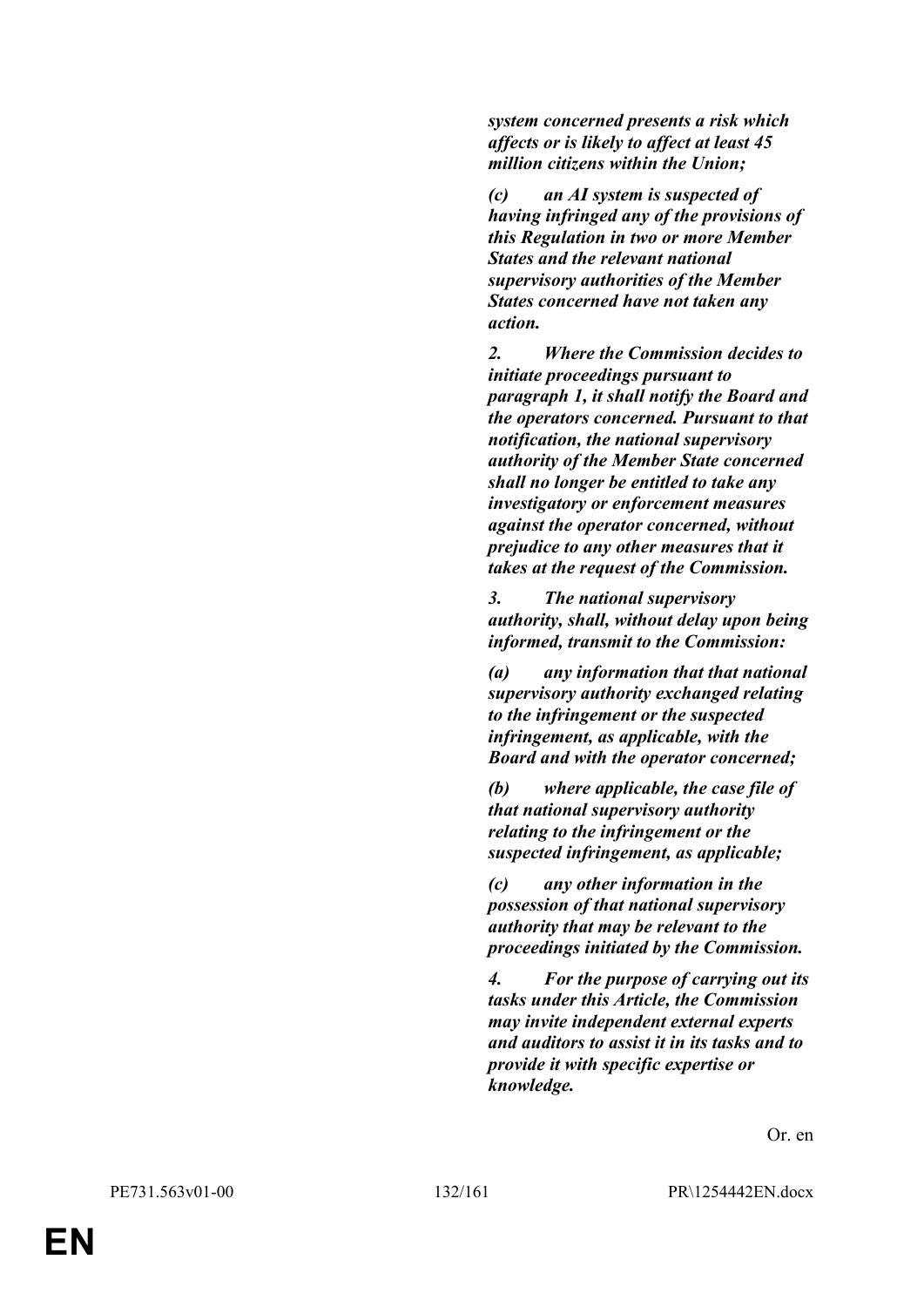***system concerned presents a risk which affects or is likely to affect at least 45 million citizens within the Union;***

***(c) an AI system is suspected of having infringed any of the provisions of this Regulation in two or more Member States and the relevant national supervisory authorities of the Member States concerned have not taken any action.***

***2. Where the Commission decides to initiate proceedings pursuant to paragraph 1, it shall notify the Board and the operators concerned. Pursuant to that notification, the national supervisory authority of the Member State concerned shall no longer be entitled to take any investigatory or enforcement measures against the operator concerned, without prejudice to any other measures that it takes at the request of the Commission.***

***3. The national supervisory authority, shall, without delay upon being informed, transmit to the Commission:***

***(a) any information that that national supervisory authority exchanged relating to the infringement or the suspected infringement, as applicable, with the Board and with the operator concerned;***

***(b) where applicable, the case file of that national supervisory authority relating to the infringement or the suspected infringement, as applicable;***

***(c) any other information in the possession of that national supervisory authority that may be relevant to the proceedings initiated by the Commission.***

***4. For the purpose of carrying out its tasks under this Article, the Commission may invite independent external experts and auditors to assist it in its tasks and to provide it with specific expertise or knowledge.***

Or. en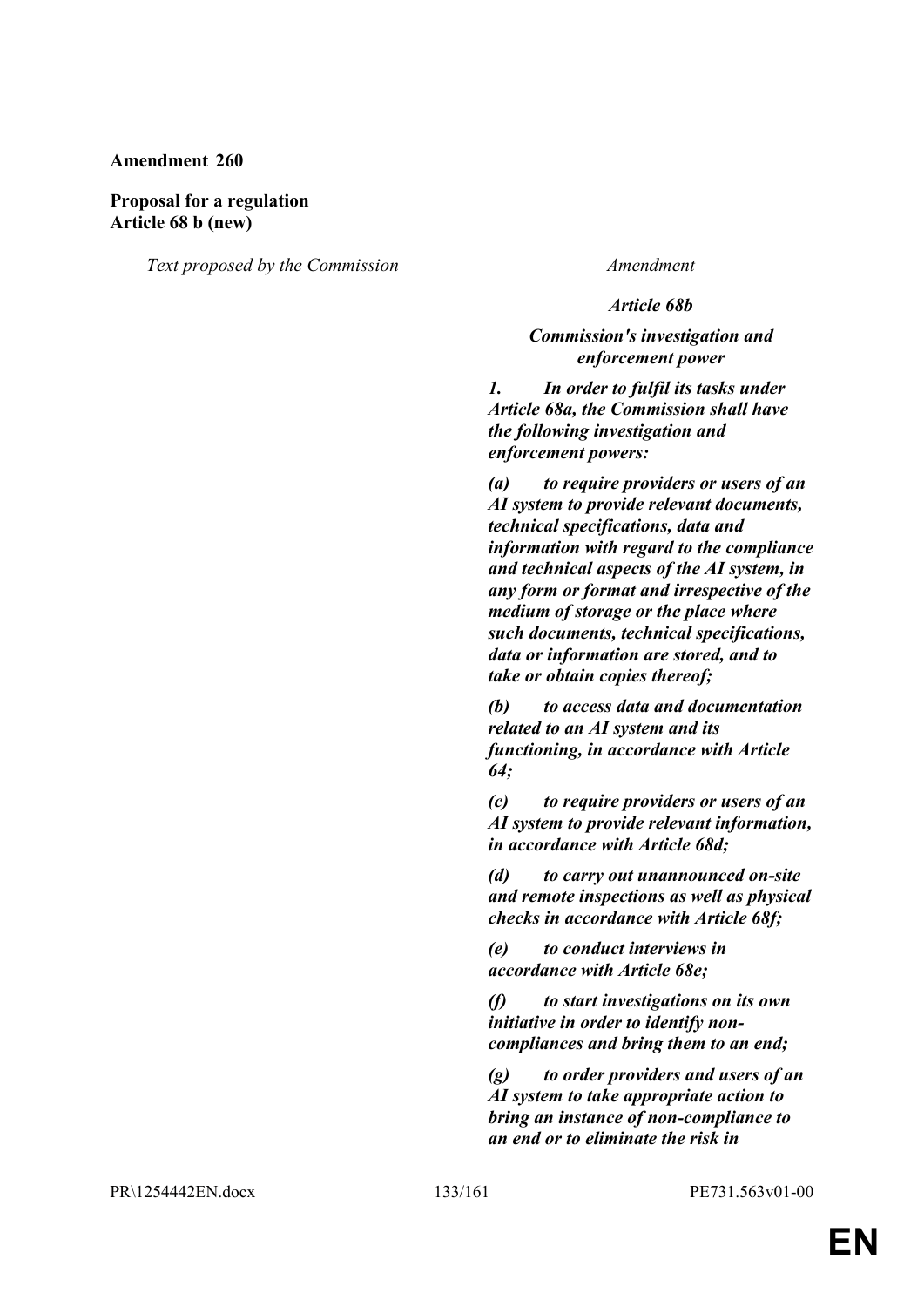**Amendment 260**

**Proposal for a regulation**
**Article 68 b (new)**

| *Text proposed by the Commission* | *Amendment* |
|---|---|
| | ***Article 68b*** |
| | ***Commission's investigation and enforcement power*** |
| | ***1. In order to fulfil its tasks under Article 68a, the Commission shall have the following investigation and enforcement powers:*** |
| | ***(a) to require providers or users of an AI system to provide relevant documents, technical specifications, data and information with regard to the compliance and technical aspects of the AI system, in any form or format and irrespective of the medium of storage or the place where such documents, technical specifications, data or information are stored, and to take or obtain copies thereof;*** |
| | ***(b) to access data and documentation related to an AI system and its functioning, in accordance with Article 64;*** |
| | ***(c) to require providers or users of an AI system to provide relevant information, in accordance with Article 68d;*** |
| | ***(d) to carry out unannounced on-site and remote inspections as well as physical checks in accordance with Article 68f;*** |
| | ***(e) to conduct interviews in accordance with Article 68e;*** |
| | ***(f) to start investigations on its own initiative in order to identify non-compliances and bring them to an end;*** |
| | ***(g) to order providers and users of an AI system to take appropriate action to bring an instance of non-compliance to an end or to eliminate the risk in*** |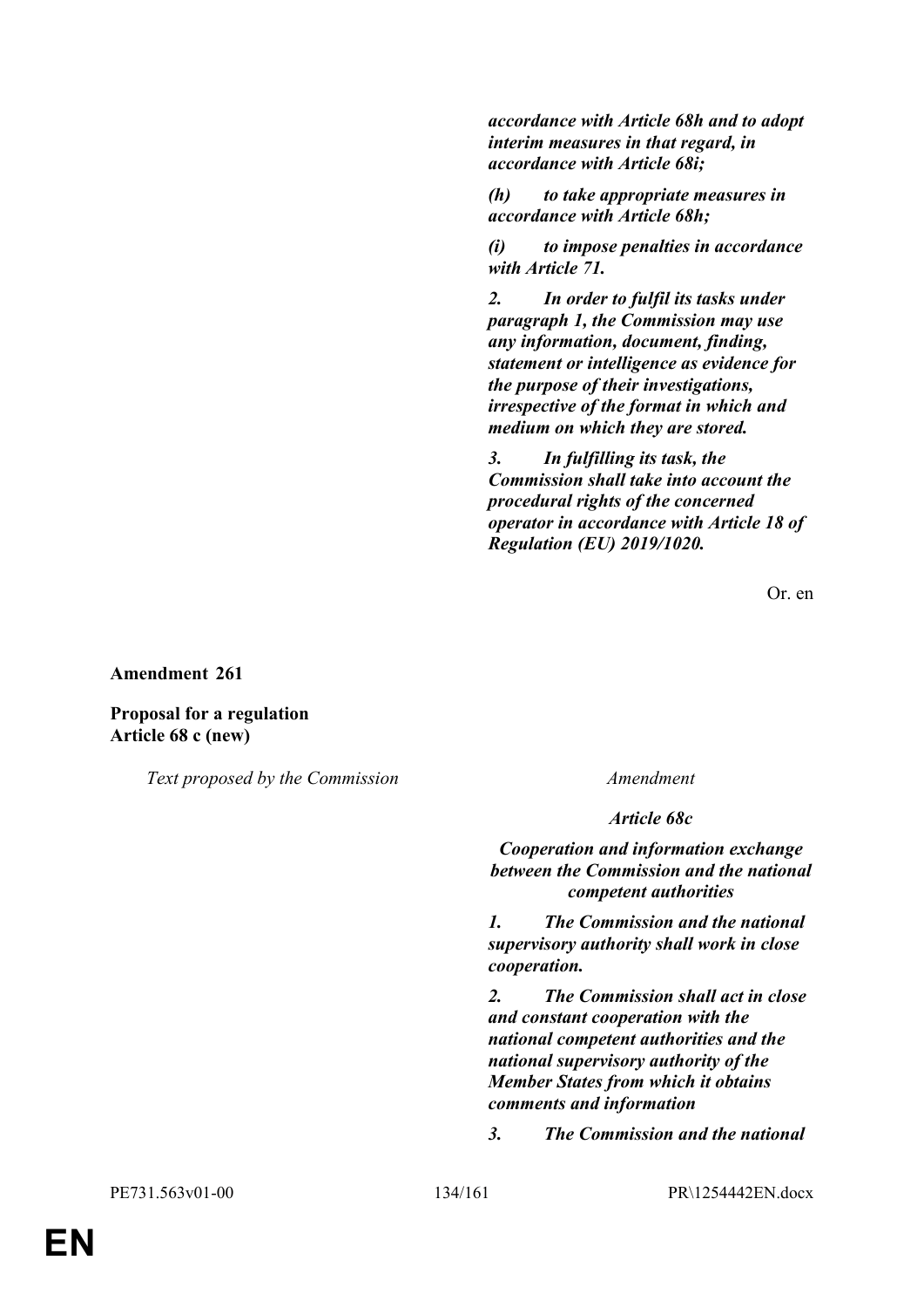| | |
|---|---|
| | ***accordance with Article 68h and to adopt interim measures in that regard, in accordance with Article 68i;*** |
| | ***(h) to take appropriate measures in accordance with Article 68h;*** |
| | ***(i) to impose penalties in accordance with Article 71.*** |
| | ***2. In order to fulfil its tasks under paragraph 1, the Commission may use any information, document, finding, statement or intelligence as evidence for the purpose of their investigations, irrespective of the format in which and medium on which they are stored.*** |
| | ***3. In fulfilling its task, the Commission shall take into account the procedural rights of the concerned operator in accordance with Article 18 of Regulation (EU) 2019/1020.*** |

Or. en

**Amendment 261**

**Proposal for a regulation**
**Article 68 c (new)**

| *Text proposed by the Commission* | *Amendment* |
|---|---|
| | ***Article 68c*** |
| | ***Cooperation and information exchange between the Commission and the national competent authorities*** |
| | ***1. The Commission and the national supervisory authority shall work in close cooperation.*** |
| | ***2. The Commission shall act in close and constant cooperation with the national competent authorities and the national supervisory authority of the Member States from which it obtains comments and information*** |
| | ***3. The Commission and the national*** |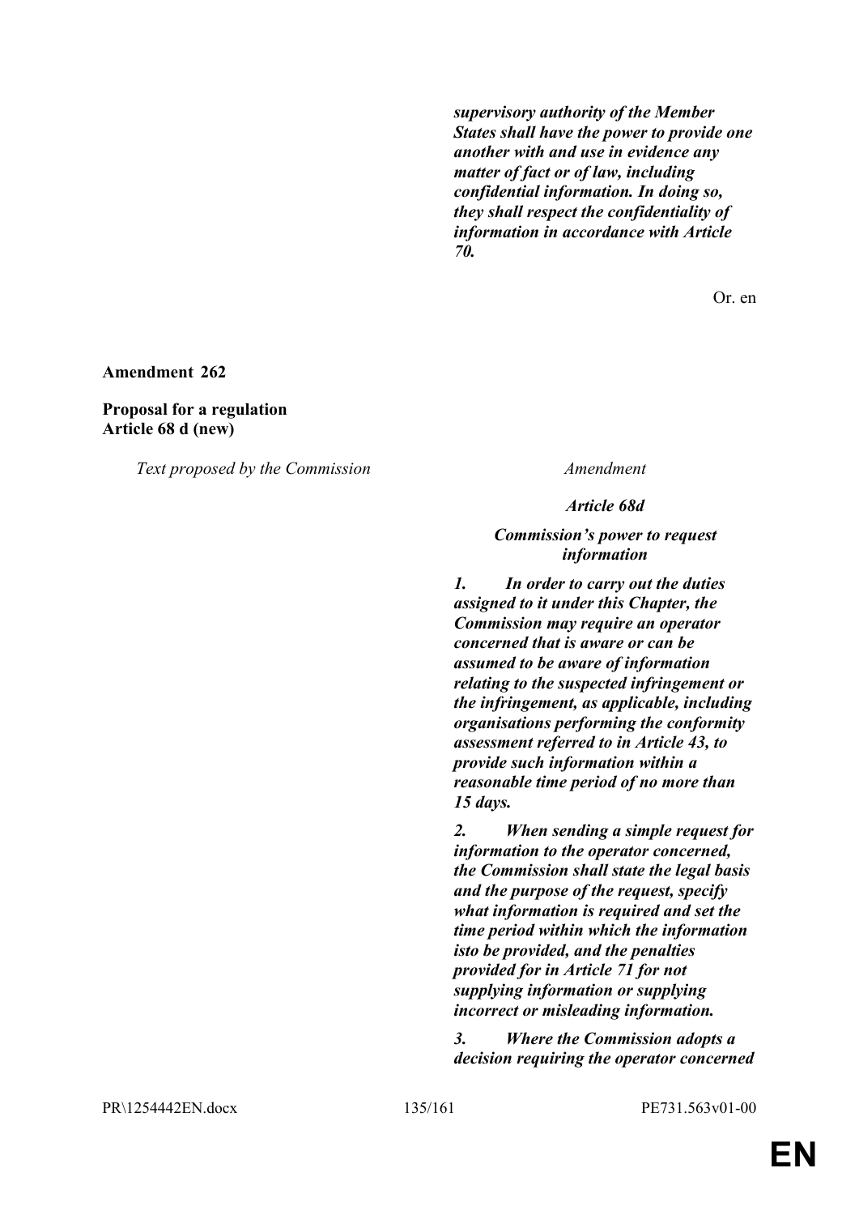| | |
|---|---|
| | ***supervisory authority of the Member States shall have the power to provide one another with and use in evidence any matter of fact or of law, including confidential information. In doing so, they shall respect the confidentiality of information in accordance with Article 70.*** |

Or. en

**Amendment 262**

**Proposal for a regulation**
**Article 68 d (new)**

| *Text proposed by the Commission* | *Amendment* |
|---|---|
| | ***Article 68d*** |
| | ***Commission's power to request information*** |
| | ***1. In order to carry out the duties assigned to it under this Chapter, the Commission may require an operator concerned that is aware or can be assumed to be aware of information relating to the suspected infringement or the infringement, as applicable, including organisations performing the conformity assessment referred to in Article 43, to provide such information within a reasonable time period of no more than 15 days.*** |
| | ***2. When sending a simple request for information to the operator concerned, the Commission shall state the legal basis and the purpose of the request, specify what information is required and set the time period within which the information isto be provided, and the penalties provided for in Article 71 for not supplying information or supplying incorrect or misleading information.*** |
| | ***3. Where the Commission adopts a decision requiring the operator concerned*** |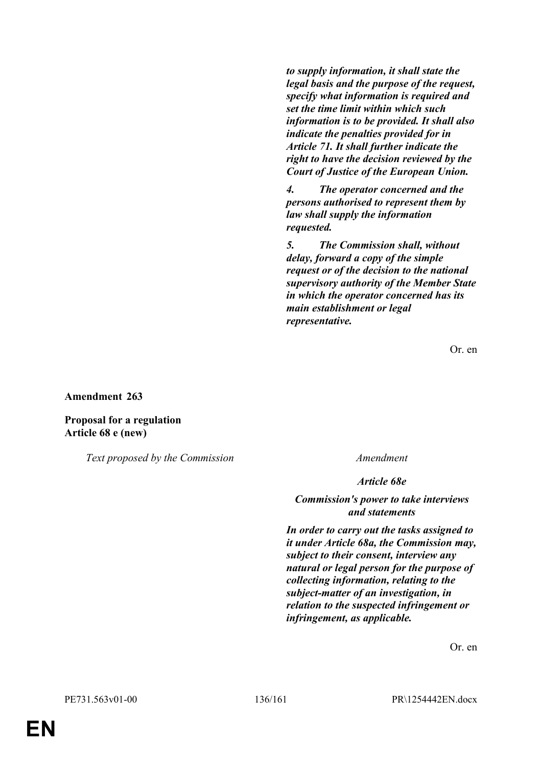| | |
|---|---|
| | ***to supply information, it shall state the legal basis and the purpose of the request, specify what information is required and set the time limit within which such information is to be provided. It shall also indicate the penalties provided for in Article 71. It shall further indicate the right to have the decision reviewed by the Court of Justice of the European Union.*** |
| | ***4. The operator concerned and the persons authorised to represent them by law shall supply the information requested.*** |
| | ***5. The Commission shall, without delay, forward a copy of the simple request or of the decision to the national supervisory authority of the Member State in which the operator concerned has its main establishment or legal representative.*** |

Or. en

**Amendment 263**

**Proposal for a regulation**
**Article 68 e (new)**

| *Text proposed by the Commission* | *Amendment* |
|---|---|
| | ***Article 68e*** |
| | ***Commission's power to take interviews and statements*** |
| | ***In order to carry out the tasks assigned to it under Article 68a, the Commission may, subject to their consent, interview any natural or legal person for the purpose of collecting information, relating to the subject-matter of an investigation, in relation to the suspected infringement or infringement, as applicable.*** |

Or. en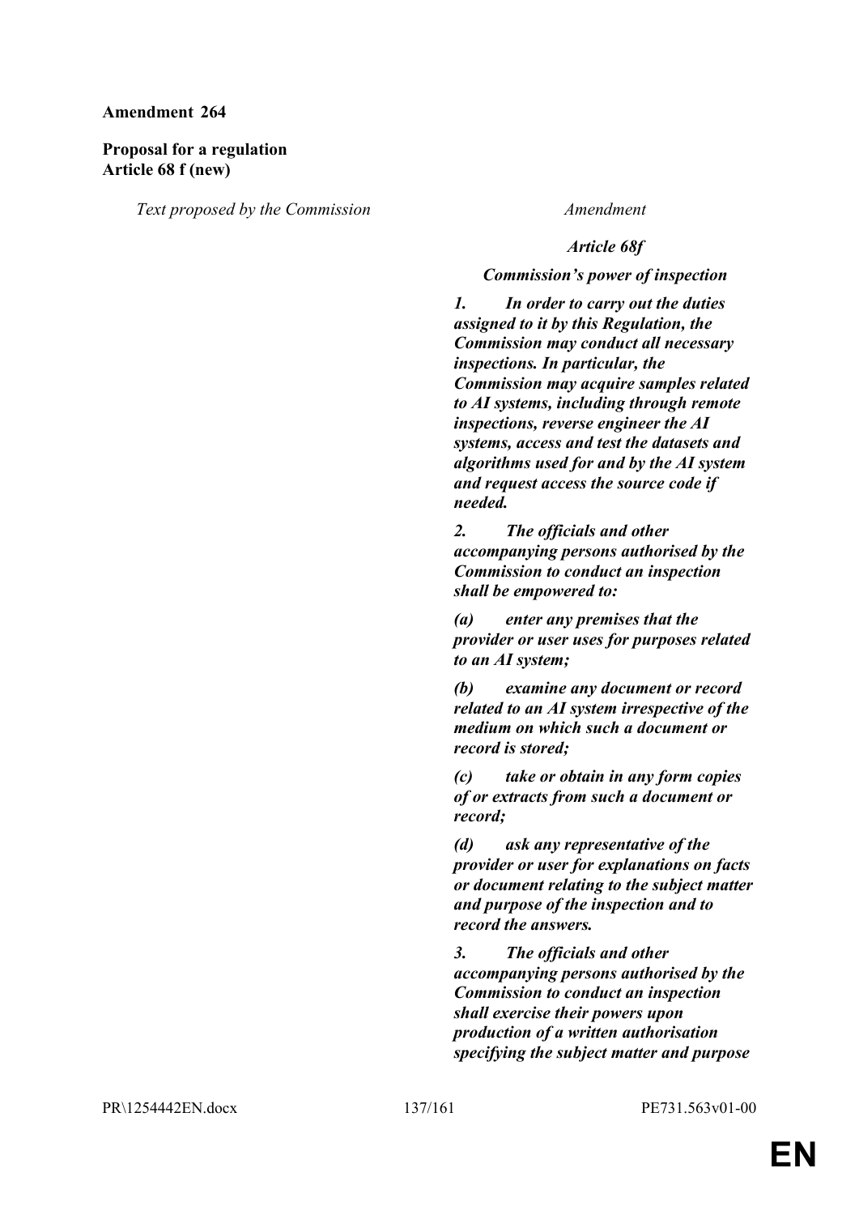**Amendment 264**

**Proposal for a regulation**
**Article 68 f (new)**

| *Text proposed by the Commission* | *Amendment* |
|---|---|
| | ***Article 68f*** |
| | ***Commission's power of inspection*** |
| | ***1. In order to carry out the duties assigned to it by this Regulation, the Commission may conduct all necessary inspections. In particular, the Commission may acquire samples related to AI systems, including through remote inspections, reverse engineer the AI systems, access and test the datasets and algorithms used for and by the AI system and request access the source code if needed.*** |
| | ***2. The officials and other accompanying persons authorised by the Commission to conduct an inspection shall be empowered to:*** |
| | ***(a) enter any premises that the provider or user uses for purposes related to an AI system;*** |
| | ***(b) examine any document or record related to an AI system irrespective of the medium on which such a document or record is stored;*** |
| | ***(c) take or obtain in any form copies of or extracts from such a document or record;*** |
| | ***(d) ask any representative of the provider or user for explanations on facts or document relating to the subject matter and purpose of the inspection and to record the answers.*** |
| | ***3. The officials and other accompanying persons authorised by the Commission to conduct an inspection shall exercise their powers upon production of a written authorisation specifying the subject matter and purpose*** |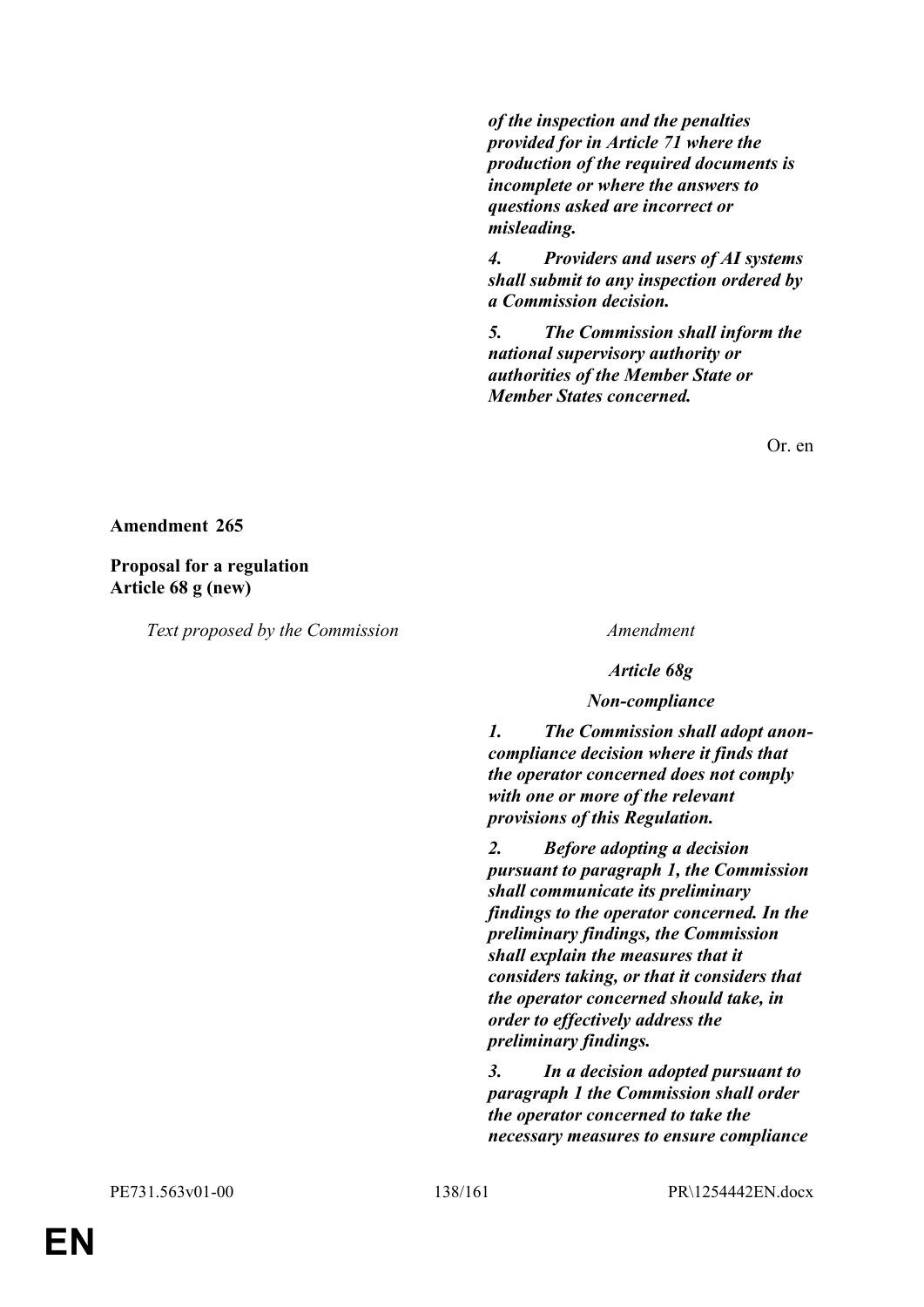| | |
|---|---|
| | ***of the inspection and the penalties provided for in Article 71 where the production of the required documents is incomplete or where the answers to questions asked are incorrect or misleading.*** |
| | ***4. Providers and users of AI systems shall submit to any inspection ordered by a Commission decision.*** |
| | ***5. The Commission shall inform the national supervisory authority or authorities of the Member State or Member States concerned.*** |

Or. en

**Amendment 265**

**Proposal for a regulation**
**Article 68 g (new)**

| *Text proposed by the Commission* | *Amendment* |
|---|---|
| | ***Article 68g*** |
| | ***Non-compliance*** |
| | ***1. The Commission shall adopt anon-compliance decision where it finds that the operator concerned does not comply with one or more of the relevant provisions of this Regulation.*** |
| | ***2. Before adopting a decision pursuant to paragraph 1, the Commission shall communicate its preliminary findings to the operator concerned. In the preliminary findings, the Commission shall explain the measures that it considers taking, or that it considers that the operator concerned should take, in order to effectively address the preliminary findings.*** |
| | ***3. In a decision adopted pursuant to paragraph 1 the Commission shall order the operator concerned to take the necessary measures to ensure compliance*** |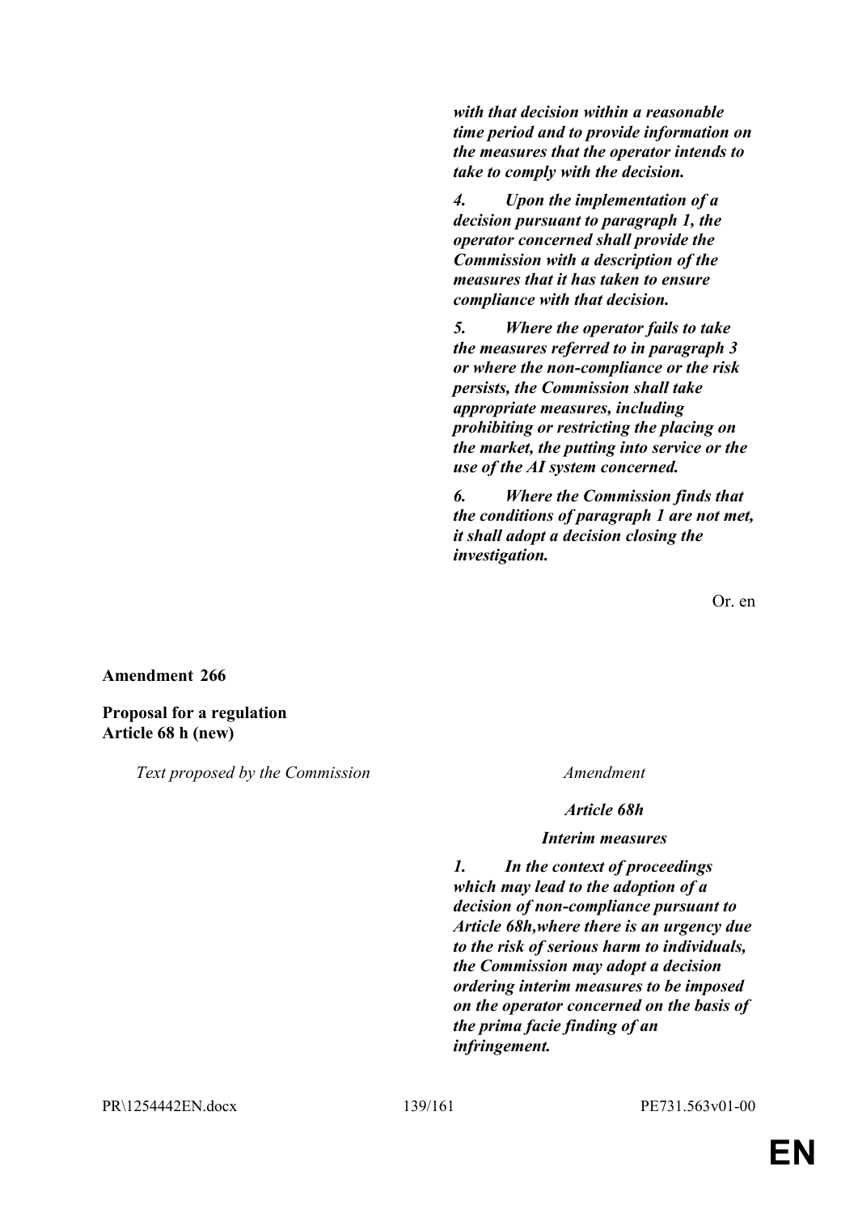***with that decision within a reasonable time period and to provide information on the measures that the operator intends to take to comply with the decision.***

***4. Upon the implementation of a decision pursuant to paragraph 1, the operator concerned shall provide the Commission with a description of the measures that it has taken to ensure compliance with that decision.***

***5. Where the operator fails to take the measures referred to in paragraph 3 or where the non-compliance or the risk persists, the Commission shall take appropriate measures, including prohibiting or restricting the placing on the market, the putting into service or the use of the AI system concerned.***

***6. Where the Commission finds that the conditions of paragraph 1 are not met, it shall adopt a decision closing the investigation.***

Or. en

**Amendment 266**

**Proposal for a regulation**
**Article 68 h (new)**

| *Text proposed by the Commission* | *Amendment* |
|---|---|
| | ***Article 68h*** |
| | ***Interim measures*** |
| | ***1. In the context of proceedings which may lead to the adoption of a decision of non-compliance pursuant to Article 68h,where there is an urgency due to the risk of serious harm to individuals, the Commission may adopt a decision ordering interim measures to be imposed on the operator concerned on the basis of the prima facie finding of an infringement.*** |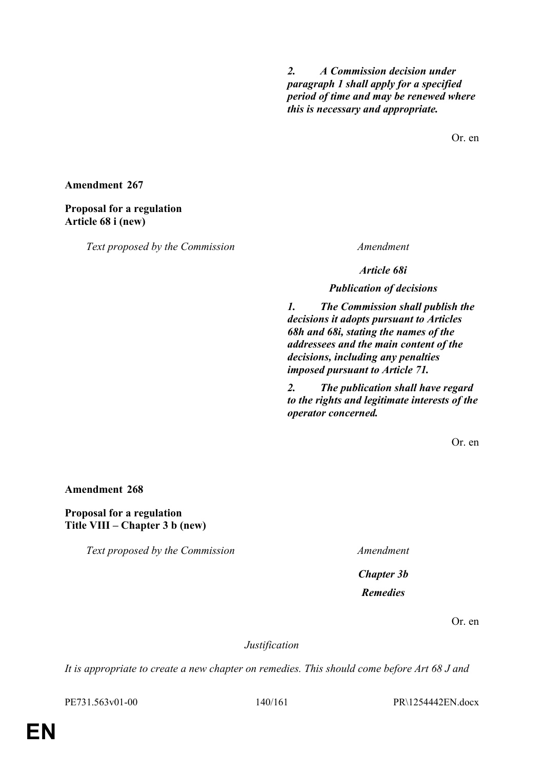| Text proposed by the Commission | Amendment |
|---|---|
| | ***2. A Commission decision under paragraph 1 shall apply for a specified period of time and may be renewed where this is necessary and appropriate.*** |

Or. en

**Amendment 267**

**Proposal for a regulation**
**Article 68 i (new)**

| *Text proposed by the Commission* | *Amendment* |
|---|---|
| | ***Article 68i*** |
| | ***Publication of decisions*** |
| | ***1. The Commission shall publish the decisions it adopts pursuant to Articles 68h and 68i, stating the names of the addressees and the main content of the decisions, including any penalties imposed pursuant to Article 71.*** |
| | ***2. The publication shall have regard to the rights and legitimate interests of the operator concerned.*** |

Or. en

**Amendment 268**

**Proposal for a regulation**
**Title VIII – Chapter 3 b (new)**

| *Text proposed by the Commission* | *Amendment* |
|---|---|
| | ***Chapter 3b*** |
| | ***Remedies*** |

Or. en

*Justification*

*It is appropriate to create a new chapter on remedies. This should come before Art 68 J and*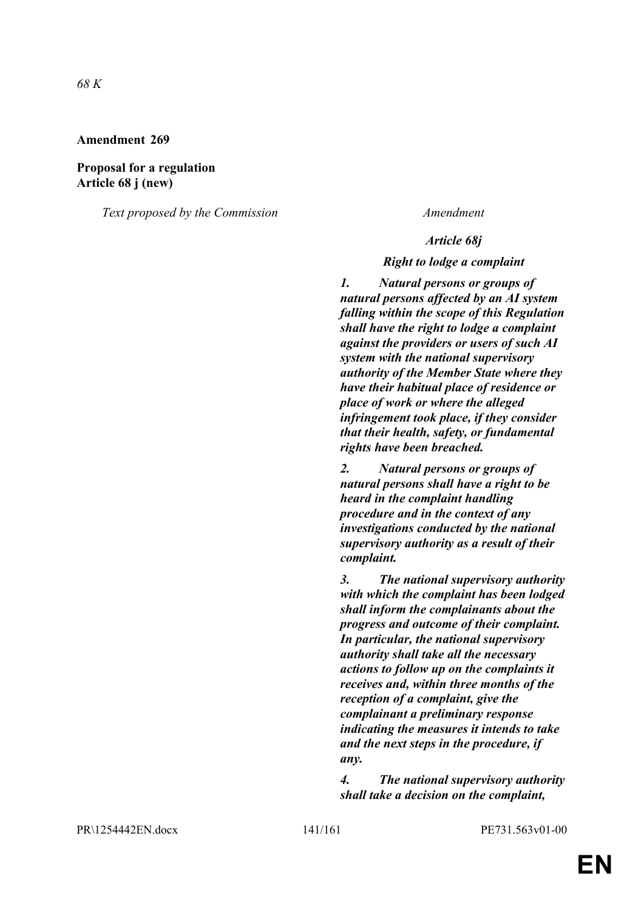*68 K*

**Amendment 269**

**Proposal for a regulation**
**Article 68 j (new)**

| *Text proposed by the Commission* | *Amendment* |
| --- | --- |
| | ***Article 68j*** |
| | ***Right to lodge a complaint*** |
| | ***1. Natural persons or groups of natural persons affected by an AI system falling within the scope of this Regulation shall have the right to lodge a complaint against the providers or users of such AI system with the national supervisory authority of the Member State where they have their habitual place of residence or place of work or where the alleged infringement took place, if they consider that their health, safety, or fundamental rights have been breached.*** |
| | ***2. Natural persons or groups of natural persons shall have a right to be heard in the complaint handling procedure and in the context of any investigations conducted by the national supervisory authority as a result of their complaint.*** |
| | ***3. The national supervisory authority with which the complaint has been lodged shall inform the complainants about the progress and outcome of their complaint. In particular, the national supervisory authority shall take all the necessary actions to follow up on the complaints it receives and, within three months of the reception of a complaint, give the complainant a preliminary response indicating the measures it intends to take and the next steps in the procedure, if any.*** |
| | ***4. The national supervisory authority shall take a decision on the complaint,*** |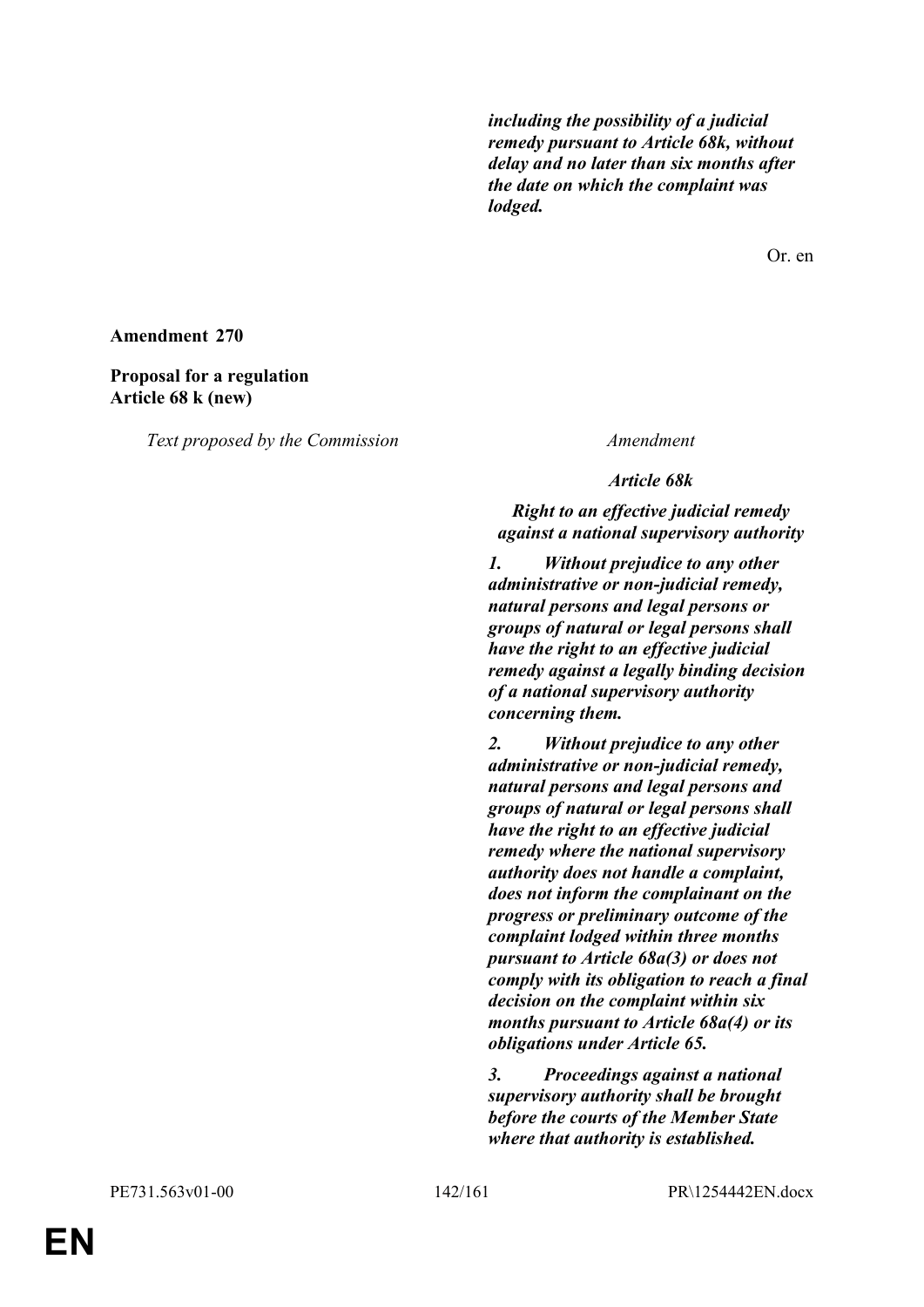| | |
|---|---|
| | ***including the possibility of a judicial remedy pursuant to Article 68k, without delay and no later than six months after the date on which the complaint was lodged.*** |

Or. en

**Amendment 270**

**Proposal for a regulation**
**Article 68 k (new)**

| *Text proposed by the Commission* | *Amendment* |
|---|---|
| | ***Article 68k*** |
| | ***Right to an effective judicial remedy against a national supervisory authority*** |
| | ***1. Without prejudice to any other administrative or non-judicial remedy, natural persons and legal persons or groups of natural or legal persons shall have the right to an effective judicial remedy against a legally binding decision of a national supervisory authority concerning them.*** |
| | ***2. Without prejudice to any other administrative or non-judicial remedy, natural persons and legal persons and groups of natural or legal persons shall have the right to an effective judicial remedy where the national supervisory authority does not handle a complaint, does not inform the complainant on the progress or preliminary outcome of the complaint lodged within three months pursuant to Article 68a(3) or does not comply with its obligation to reach a final decision on the complaint within six months pursuant to Article 68a(4) or its obligations under Article 65.*** |
| | ***3. Proceedings against a national supervisory authority shall be brought before the courts of the Member State where that authority is established.*** |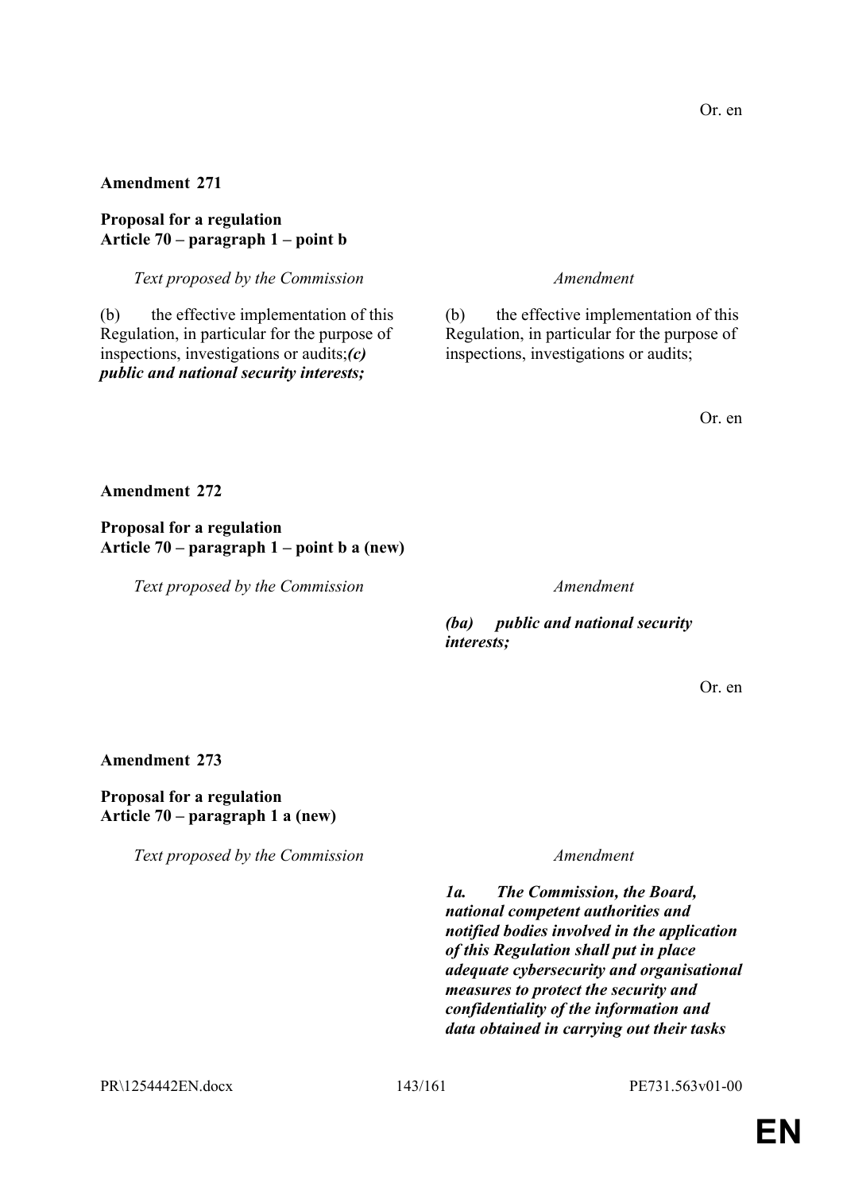Or. en

**Amendment 271**

**Proposal for a regulation**
**Article 70 – paragraph 1 – point b**

| *Text proposed by the Commission* | *Amendment* |
| --- | --- |
| (b) the effective implementation of this Regulation, in particular for the purpose of inspections, investigations or audits;***(c) public and national security interests;*** | (b) the effective implementation of this Regulation, in particular for the purpose of inspections, investigations or audits; |

Or. en

**Amendment 272**

**Proposal for a regulation**
**Article 70 – paragraph 1 – point b a (new)**

| *Text proposed by the Commission* | *Amendment* |
| --- | --- |
| | ***(ba) public and national security interests;*** |

Or. en

**Amendment 273**

**Proposal for a regulation**
**Article 70 – paragraph 1 a (new)**

| *Text proposed by the Commission* | *Amendment* |
| --- | --- |
| | ***1a. The Commission, the Board, national competent authorities and notified bodies involved in the application of this Regulation shall put in place adequate cybersecurity and organisational measures to protect the security and confidentiality of the information and data obtained in carrying out their tasks*** |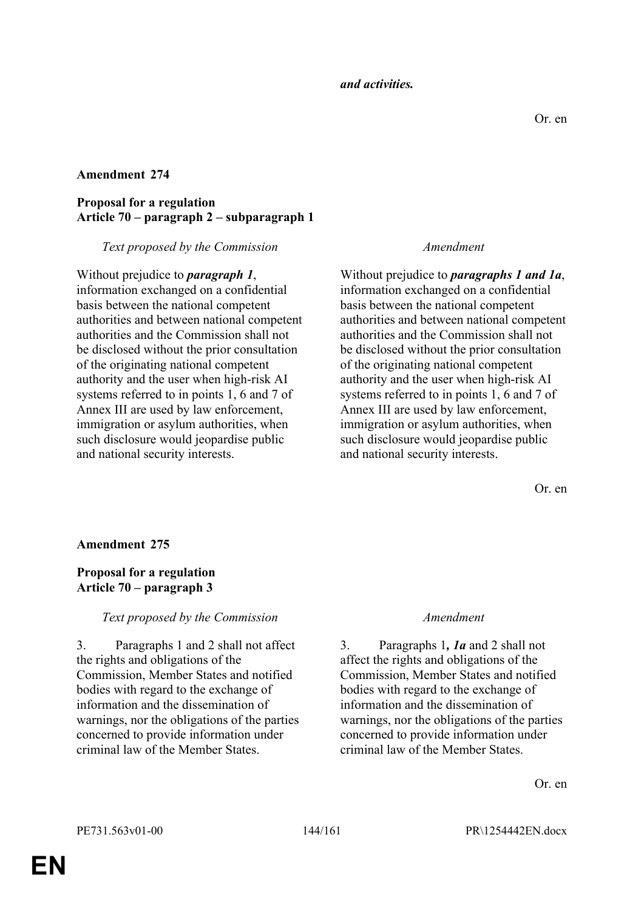| | |
|---|---|
| | ***and activities.*** |

Or. en

**Amendment 274**

**Proposal for a regulation**
**Article 70 – paragraph 2 – subparagraph 1**

| *Text proposed by the Commission* | *Amendment* |
|---|---|
| Without prejudice to ***paragraph 1***, information exchanged on a confidential basis between the national competent authorities and between national competent authorities and the Commission shall not be disclosed without the prior consultation of the originating national competent authority and the user when high-risk AI systems referred to in points 1, 6 and 7 of Annex III are used by law enforcement, immigration or asylum authorities, when such disclosure would jeopardise public and national security interests. | Without prejudice to ***paragraphs 1 and 1a***, information exchanged on a confidential basis between the national competent authorities and between national competent authorities and the Commission shall not be disclosed without the prior consultation of the originating national competent authority and the user when high-risk AI systems referred to in points 1, 6 and 7 of Annex III are used by law enforcement, immigration or asylum authorities, when such disclosure would jeopardise public and national security interests. |

Or. en

**Amendment 275**

**Proposal for a regulation**
**Article 70 – paragraph 3**

| *Text proposed by the Commission* | *Amendment* |
|---|---|
| 3. Paragraphs 1 and 2 shall not affect the rights and obligations of the Commission, Member States and notified bodies with regard to the exchange of information and the dissemination of warnings, nor the obligations of the parties concerned to provide information under criminal law of the Member States. | 3. Paragraphs 1***, 1a*** and 2 shall not affect the rights and obligations of the Commission, Member States and notified bodies with regard to the exchange of information and the dissemination of warnings, nor the obligations of the parties concerned to provide information under criminal law of the Member States. |

Or. en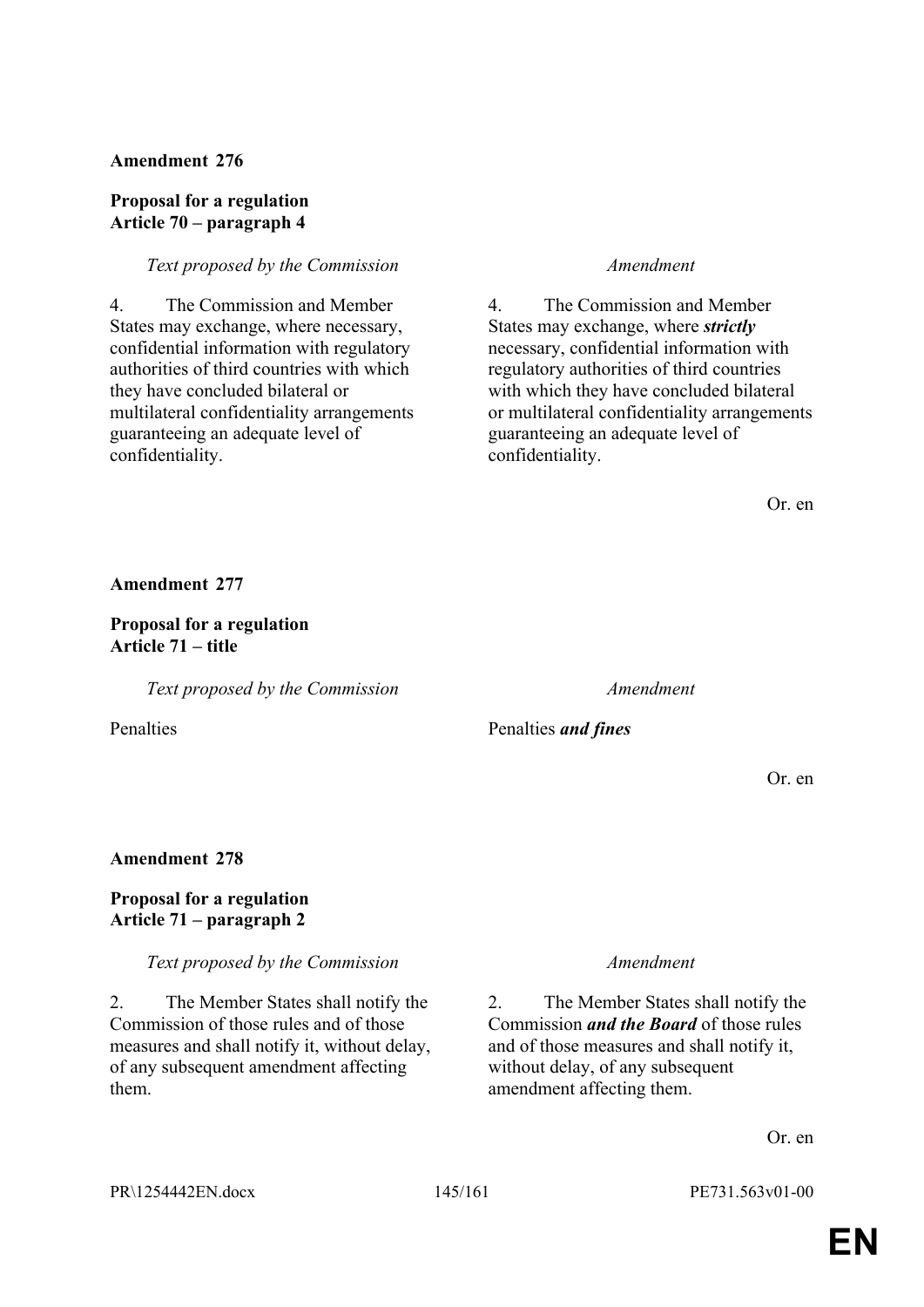**Amendment 276**

**Proposal for a regulation**
**Article 70 – paragraph 4**

| *Text proposed by the Commission* | *Amendment* |
|---|---|
| 4. The Commission and Member States may exchange, where necessary, confidential information with regulatory authorities of third countries with which they have concluded bilateral or multilateral confidentiality arrangements guaranteeing an adequate level of confidentiality. | 4. The Commission and Member States may exchange, where ***strictly*** necessary, confidential information with regulatory authorities of third countries with which they have concluded bilateral or multilateral confidentiality arrangements guaranteeing an adequate level of confidentiality. |

Or. en

**Amendment 277**

**Proposal for a regulation**
**Article 71 – title**

| *Text proposed by the Commission* | *Amendment* |
|---|---|
| Penalties | Penalties ***and fines*** |

Or. en

**Amendment 278**

**Proposal for a regulation**
**Article 71 – paragraph 2**

| *Text proposed by the Commission* | *Amendment* |
|---|---|
| 2. The Member States shall notify the Commission of those rules and of those measures and shall notify it, without delay, of any subsequent amendment affecting them. | 2. The Member States shall notify the Commission ***and the Board*** of those rules and of those measures and shall notify it, without delay, of any subsequent amendment affecting them. |

Or. en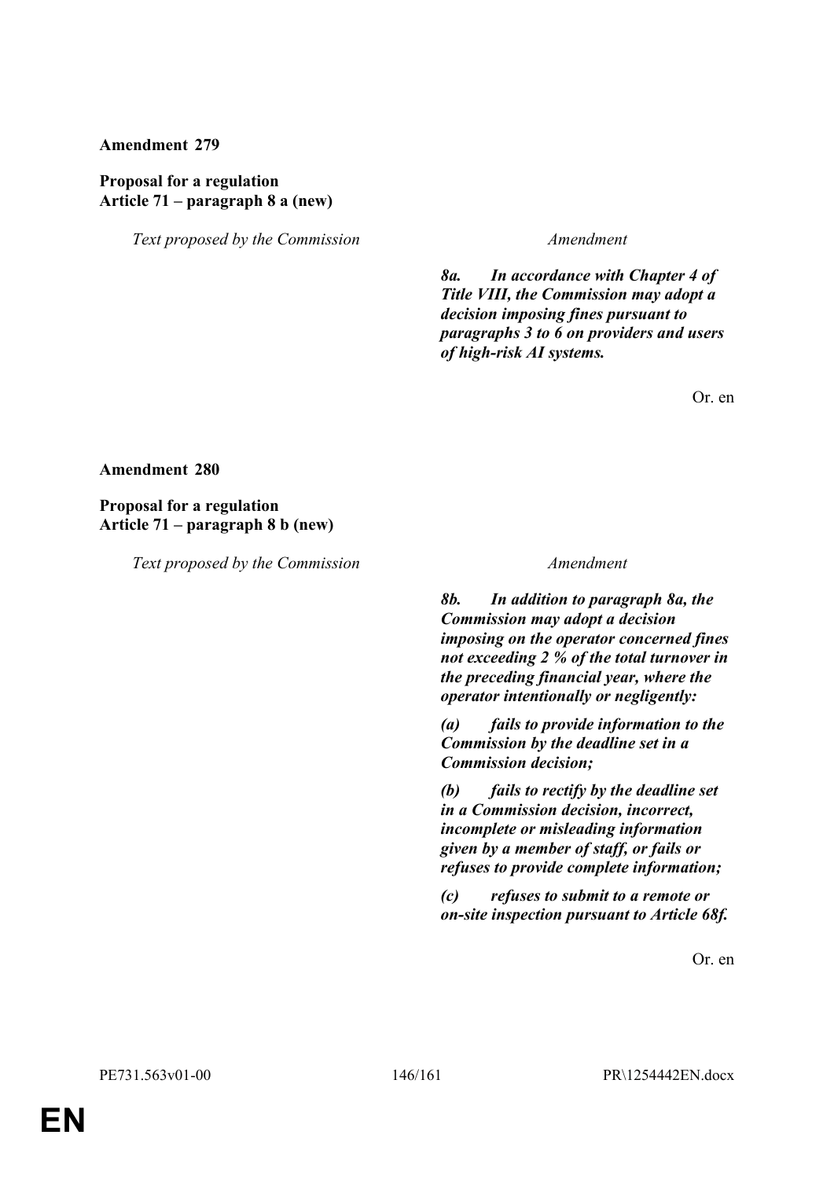**Amendment 279**

**Proposal for a regulation**
**Article 71 – paragraph 8 a (new)**

| *Text proposed by the Commission* | *Amendment* |
|---|---|
| | ***8a. In accordance with Chapter 4 of Title VIII, the Commission may adopt a decision imposing fines pursuant to paragraphs 3 to 6 on providers and users of high-risk AI systems.*** |

Or. en

**Amendment 280**

**Proposal for a regulation**
**Article 71 – paragraph 8 b (new)**

| *Text proposed by the Commission* | *Amendment* |
|---|---|
| | ***8b. In addition to paragraph 8a, the Commission may adopt a decision imposing on the operator concerned fines not exceeding 2 % of the total turnover in the preceding financial year, where the operator intentionally or negligently:*** |
| | ***(a) fails to provide information to the Commission by the deadline set in a Commission decision;*** |
| | ***(b) fails to rectify by the deadline set in a Commission decision, incorrect, incomplete or misleading information given by a member of staff, or fails or refuses to provide complete information;*** |
| | ***(c) refuses to submit to a remote or on-site inspection pursuant to Article 68f.*** |

Or. en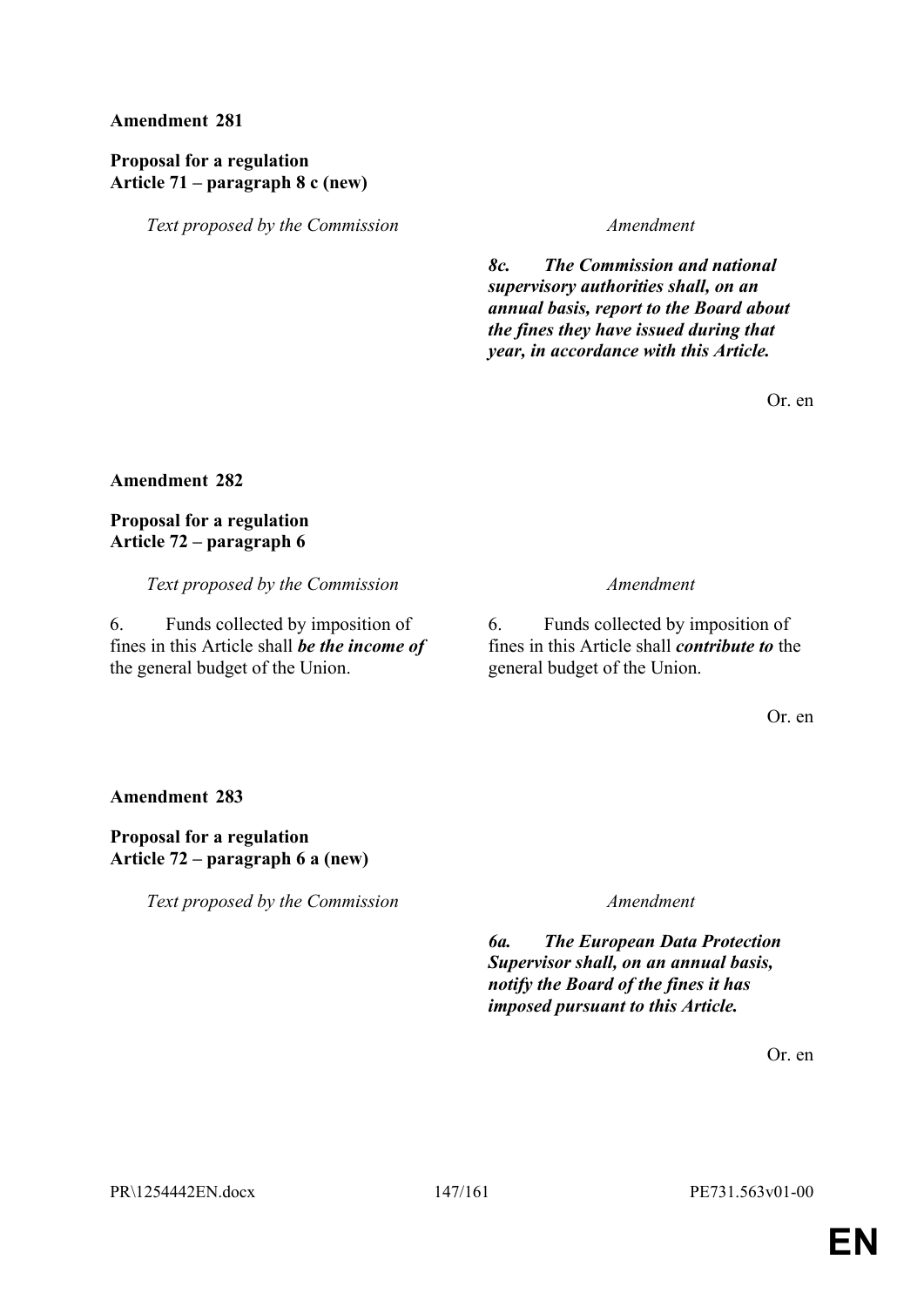**Amendment 281**

**Proposal for a regulation**
**Article 71 – paragraph 8 c (new)**

| *Text proposed by the Commission* | *Amendment* |
| --- | --- |
| | ***8c. The Commission and national supervisory authorities shall, on an annual basis, report to the Board about the fines they have issued during that year, in accordance with this Article.*** |

Or. en

**Amendment 282**

**Proposal for a regulation**
**Article 72 – paragraph 6**

| *Text proposed by the Commission* | *Amendment* |
| --- | --- |
| 6. Funds collected by imposition of fines in this Article shall ***be the income of*** the general budget of the Union. | 6. Funds collected by imposition of fines in this Article shall ***contribute to*** the general budget of the Union. |

Or. en

**Amendment 283**

**Proposal for a regulation**
**Article 72 – paragraph 6 a (new)**

| *Text proposed by the Commission* | *Amendment* |
| --- | --- |
| | ***6a. The European Data Protection Supervisor shall, on an annual basis, notify the Board of the fines it has imposed pursuant to this Article.*** |

Or. en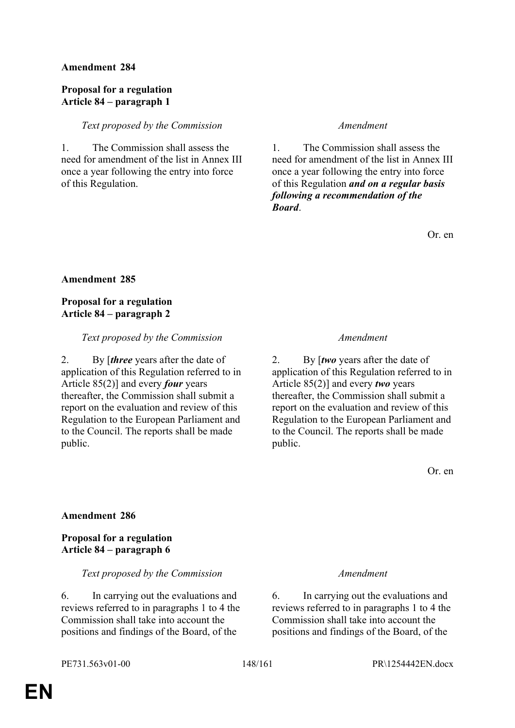**Amendment 284**

**Proposal for a regulation**
**Article 84 – paragraph 1**

| *Text proposed by the Commission* | *Amendment* |
|---|---|
| 1. The Commission shall assess the need for amendment of the list in Annex III once a year following the entry into force of this Regulation. | 1. The Commission shall assess the need for amendment of the list in Annex III once a year following the entry into force of this Regulation ***and on a regular basis following a recommendation of the Board***. |

Or. en

**Amendment 285**

**Proposal for a regulation**
**Article 84 – paragraph 2**

| *Text proposed by the Commission* | *Amendment* |
|---|---|
| 2. By [***three*** years after the date of application of this Regulation referred to in Article 85(2)] and every ***four*** years thereafter, the Commission shall submit a report on the evaluation and review of this Regulation to the European Parliament and to the Council. The reports shall be made public. | 2. By [***two*** years after the date of application of this Regulation referred to in Article 85(2)] and every ***two*** years thereafter, the Commission shall submit a report on the evaluation and review of this Regulation to the European Parliament and to the Council. The reports shall be made public. |

Or. en

**Amendment 286**

**Proposal for a regulation**
**Article 84 – paragraph 6**

| *Text proposed by the Commission* | *Amendment* |
|---|---|
| 6. In carrying out the evaluations and reviews referred to in paragraphs 1 to 4 the Commission shall take into account the positions and findings of the Board, of the | 6. In carrying out the evaluations and reviews referred to in paragraphs 1 to 4 the Commission shall take into account the positions and findings of the Board, of the |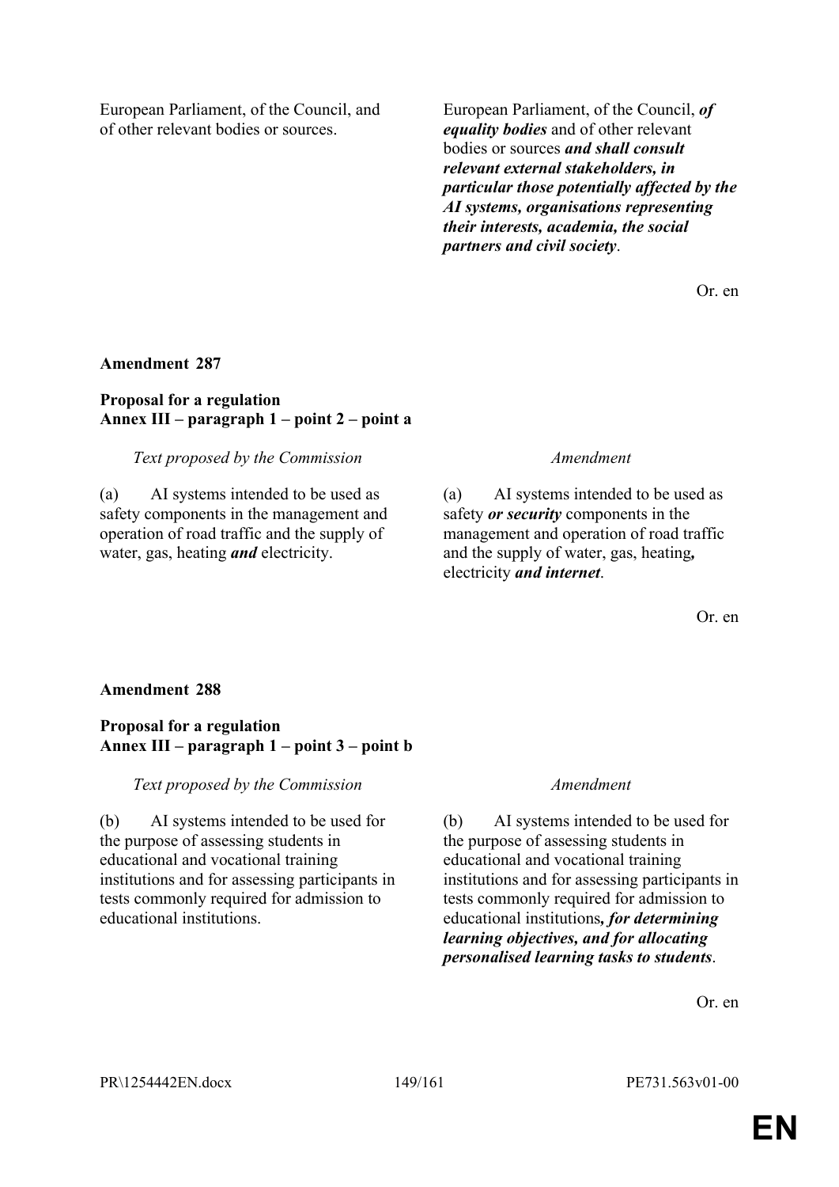| | |
|---|---|
| European Parliament, of the Council, and of other relevant bodies or sources. | European Parliament, of the Council, ***of equality bodies*** and of other relevant bodies or sources ***and shall consult relevant external stakeholders, in particular those potentially affected by the AI systems, organisations representing their interests, academia, the social partners and civil society***. |

Or. en

**Amendment 287**

**Proposal for a regulation**
**Annex III – paragraph 1 – point 2 – point a**

| *Text proposed by the Commission* | *Amendment* |
|---|---|
| (a) AI systems intended to be used as safety components in the management and operation of road traffic and the supply of water, gas, heating ***and*** electricity. | (a) AI systems intended to be used as safety ***or security*** components in the management and operation of road traffic and the supply of water, gas, heating***,*** electricity ***and internet***. |

Or. en

**Amendment 288**

**Proposal for a regulation**
**Annex III – paragraph 1 – point 3 – point b**

| *Text proposed by the Commission* | *Amendment* |
|---|---|
| (b) AI systems intended to be used for the purpose of assessing students in educational and vocational training institutions and for assessing participants in tests commonly required for admission to educational institutions. | (b) AI systems intended to be used for the purpose of assessing students in educational and vocational training institutions and for assessing participants in tests commonly required for admission to educational institutions***, for determining learning objectives, and for allocating personalised learning tasks to students***. |

Or. en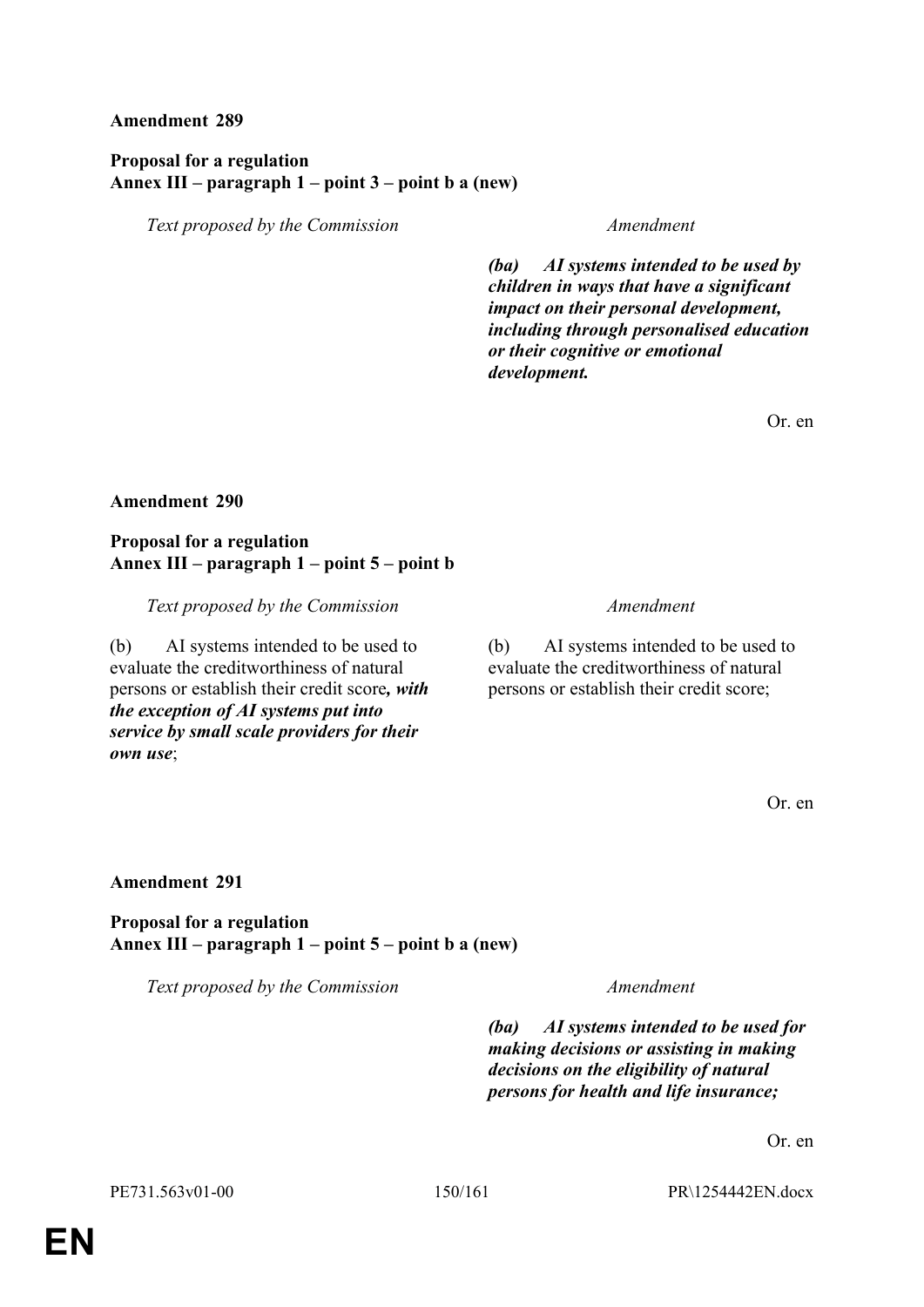**Amendment 289**

**Proposal for a regulation**
**Annex III – paragraph 1 – point 3 – point b a (new)**

| *Text proposed by the Commission* | *Amendment* |
|---|---|
| | ***(ba) AI systems intended to be used by children in ways that have a significant impact on their personal development, including through personalised education or their cognitive or emotional development.*** |

Or. en

**Amendment 290**

**Proposal for a regulation**
**Annex III – paragraph 1 – point 5 – point b**

| *Text proposed by the Commission* | *Amendment* |
|---|---|
| (b) AI systems intended to be used to evaluate the creditworthiness of natural persons or establish their credit score***, with the exception of AI systems put into service by small scale providers for their own use***; | (b) AI systems intended to be used to evaluate the creditworthiness of natural persons or establish their credit score; |

Or. en

**Amendment 291**

**Proposal for a regulation**
**Annex III – paragraph 1 – point 5 – point b a (new)**

| *Text proposed by the Commission* | *Amendment* |
|---|---|
| | ***(ba) AI systems intended to be used for making decisions or assisting in making decisions on the eligibility of natural persons for health and life insurance;*** |

Or. en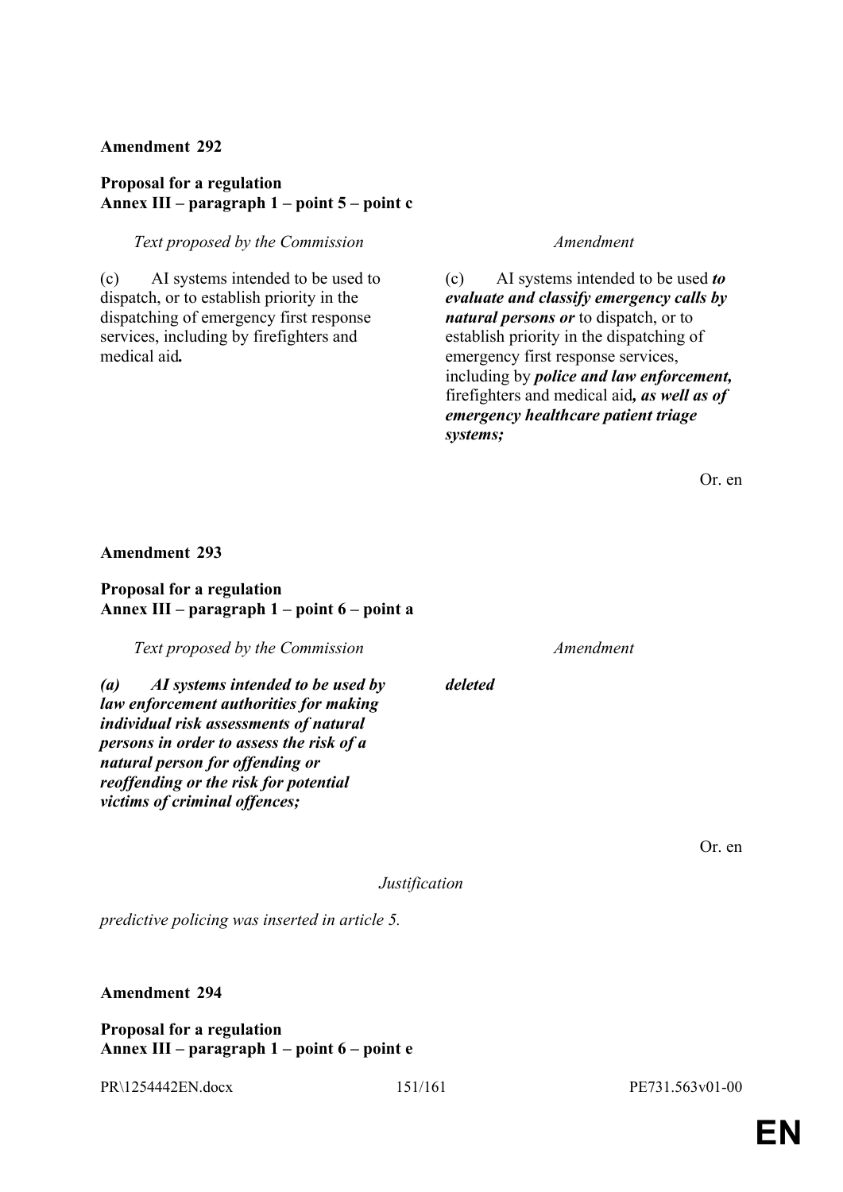**Amendment 292**

**Proposal for a regulation**
**Annex III – paragraph 1 – point 5 – point c**

| *Text proposed by the Commission* | *Amendment* |
| --- | --- |
| (c) AI systems intended to be used to dispatch, or to establish priority in the dispatching of emergency first response services, including by firefighters and medical aid**.** | (c) AI systems intended to be used ***to evaluate and classify emergency calls by natural persons or*** to dispatch, or to establish priority in the dispatching of emergency first response services, including by ***police and law enforcement,*** firefighters and medical aid***, as well as of emergency healthcare patient triage systems;*** |

Or. en

**Amendment 293**

**Proposal for a regulation**
**Annex III – paragraph 1 – point 6 – point a**

| *Text proposed by the Commission* | *Amendment* |
| --- | --- |
| ***(a) AI systems intended to be used by law enforcement authorities for making individual risk assessments of natural persons in order to assess the risk of a natural person for offending or reoffending or the risk for potential victims of criminal offences;*** | ***deleted*** |

Or. en

*Justification*

*predictive policing was inserted in article 5.*

**Amendment 294**

**Proposal for a regulation**
**Annex III – paragraph 1 – point 6 – point e**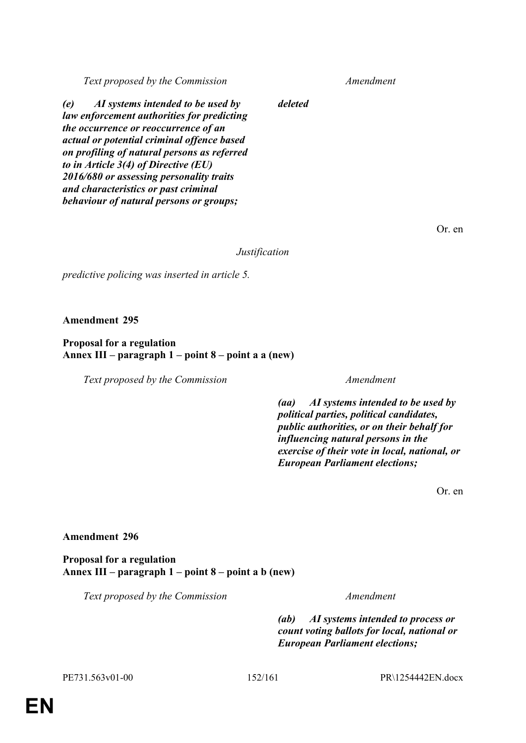| Text proposed by the Commission | Amendment |
| --- | --- |
| ***(e) AI systems intended to be used by law enforcement authorities for predicting the occurrence or reoccurrence of an actual or potential criminal offence based on profiling of natural persons as referred to in Article 3(4) of Directive (EU) 2016/680 or assessing personality traits and characteristics or past criminal behaviour of natural persons or groups;*** | ***deleted*** |

Or. en

*Justification*

*predictive policing was inserted in article 5.*

**Amendment 295**

**Proposal for a regulation**
**Annex III – paragraph 1 – point 8 – point a a (new)**

| Text proposed by the Commission | Amendment |
| --- | --- |
| | ***(aa) AI systems intended to be used by political parties, political candidates, public authorities, or on their behalf for influencing natural persons in the exercise of their vote in local, national, or European Parliament elections;*** |

Or. en

**Amendment 296**

**Proposal for a regulation**
**Annex III – paragraph 1 – point 8 – point a b (new)**

| Text proposed by the Commission | Amendment |
| --- | --- |
| | ***(ab) AI systems intended to process or count voting ballots for local, national or European Parliament elections;*** |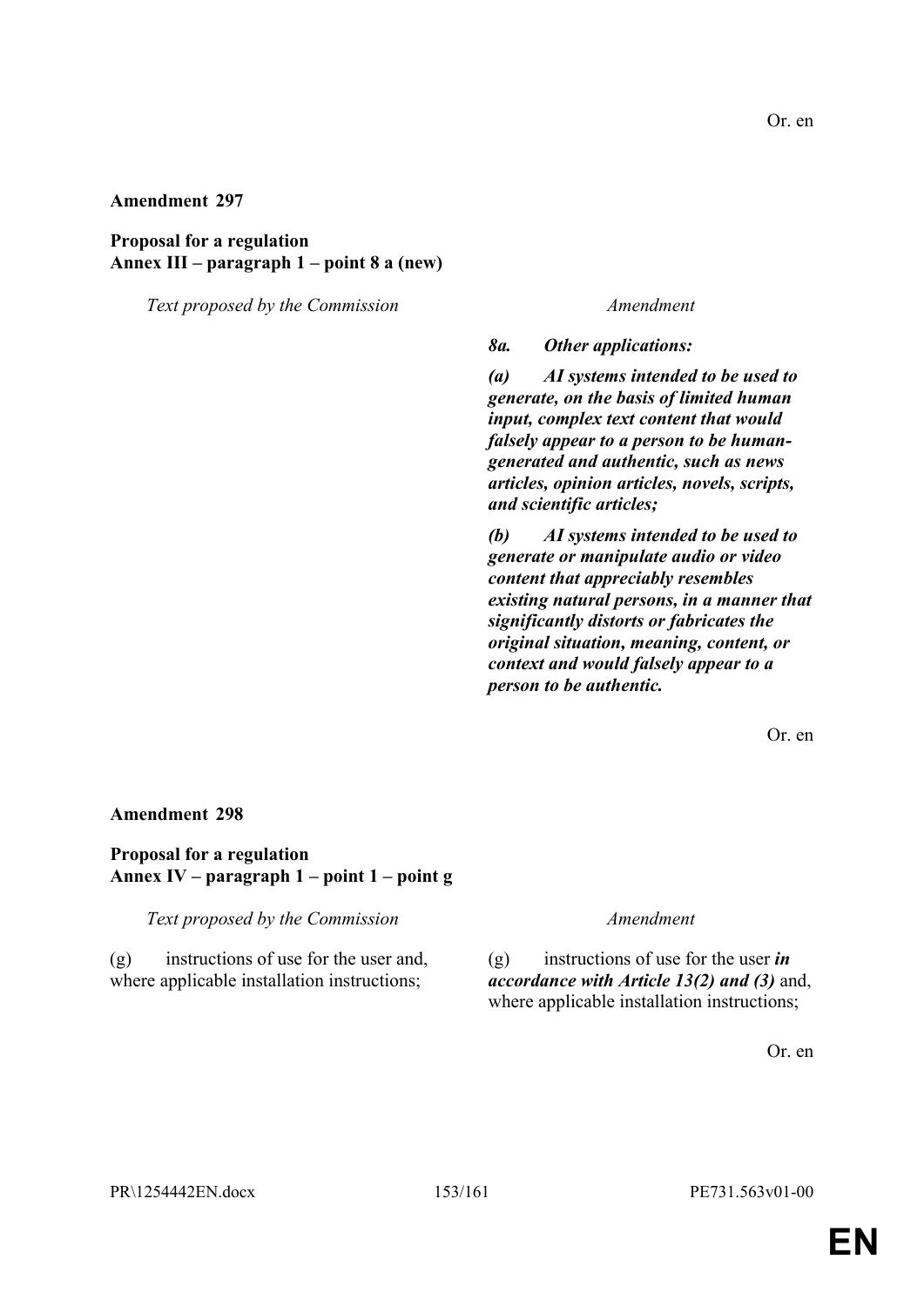Or. en

**Amendment 297**

**Proposal for a regulation**
**Annex III – paragraph 1 – point 8 a (new)**

| *Text proposed by the Commission* | *Amendment* |
|---|---|
| | ***8a. Other applications:*** |
| | ***(a) AI systems intended to be used to generate, on the basis of limited human input, complex text content that would falsely appear to a person to be human-generated and authentic, such as news articles, opinion articles, novels, scripts, and scientific articles;*** |
| | ***(b) AI systems intended to be used to generate or manipulate audio or video content that appreciably resembles existing natural persons, in a manner that significantly distorts or fabricates the original situation, meaning, content, or context and would falsely appear to a person to be authentic.*** |

Or. en

**Amendment 298**

**Proposal for a regulation**
**Annex IV – paragraph 1 – point 1 – point g**

| *Text proposed by the Commission* | *Amendment* |
|---|---|
| (g) instructions of use for the user and, where applicable installation instructions; | (g) instructions of use for the user ***in accordance with Article 13(2) and (3)*** and, where applicable installation instructions; |

Or. en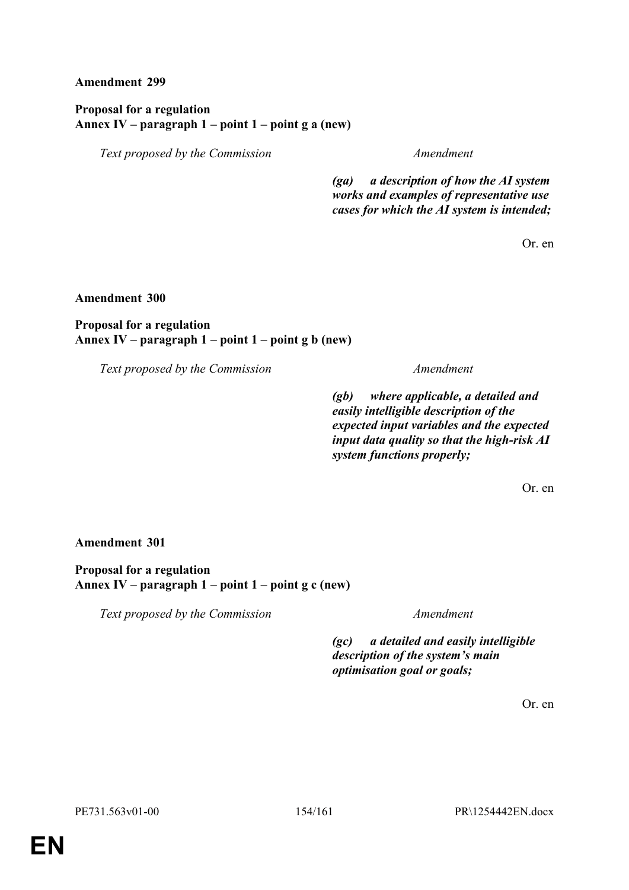**Amendment 299**

**Proposal for a regulation**
**Annex IV – paragraph 1 – point 1 – point g a (new)**

| *Text proposed by the Commission* | *Amendment* |
|---|---|
| | ***(ga) a description of how the AI system works and examples of representative use cases for which the AI system is intended;*** |

Or. en

**Amendment 300**

**Proposal for a regulation**
**Annex IV – paragraph 1 – point 1 – point g b (new)**

| *Text proposed by the Commission* | *Amendment* |
|---|---|
| | ***(gb) where applicable, a detailed and easily intelligible description of the expected input variables and the expected input data quality so that the high-risk AI system functions properly;*** |

Or. en

**Amendment 301**

**Proposal for a regulation**
**Annex IV – paragraph 1 – point 1 – point g c (new)**

| *Text proposed by the Commission* | *Amendment* |
|---|---|
| | ***(gc) a detailed and easily intelligible description of the system's main optimisation goal or goals;*** |

Or. en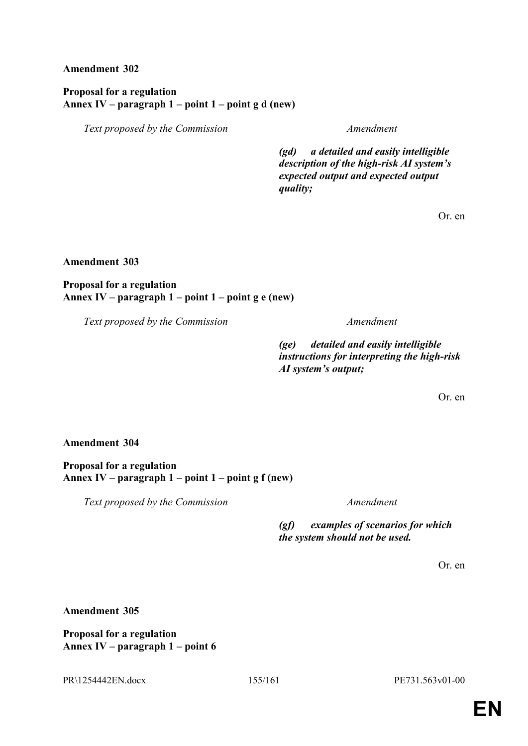**Amendment 302**

**Proposal for a regulation**
**Annex IV – paragraph 1 – point 1 – point g d (new)**

| *Text proposed by the Commission* | *Amendment* |
|---|---|
| | ***(gd) a detailed and easily intelligible description of the high-risk AI system's expected output and expected output quality;*** |

Or. en

**Amendment 303**

**Proposal for a regulation**
**Annex IV – paragraph 1 – point 1 – point g e (new)**

| *Text proposed by the Commission* | *Amendment* |
|---|---|
| | ***(ge) detailed and easily intelligible instructions for interpreting the high-risk AI system's output;*** |

Or. en

**Amendment 304**

**Proposal for a regulation**
**Annex IV – paragraph 1 – point 1 – point g f (new)**

| *Text proposed by the Commission* | *Amendment* |
|---|---|
| | ***(gf) examples of scenarios for which the system should not be used.*** |

Or. en

**Amendment 305**

**Proposal for a regulation**
**Annex IV – paragraph 1 – point 6**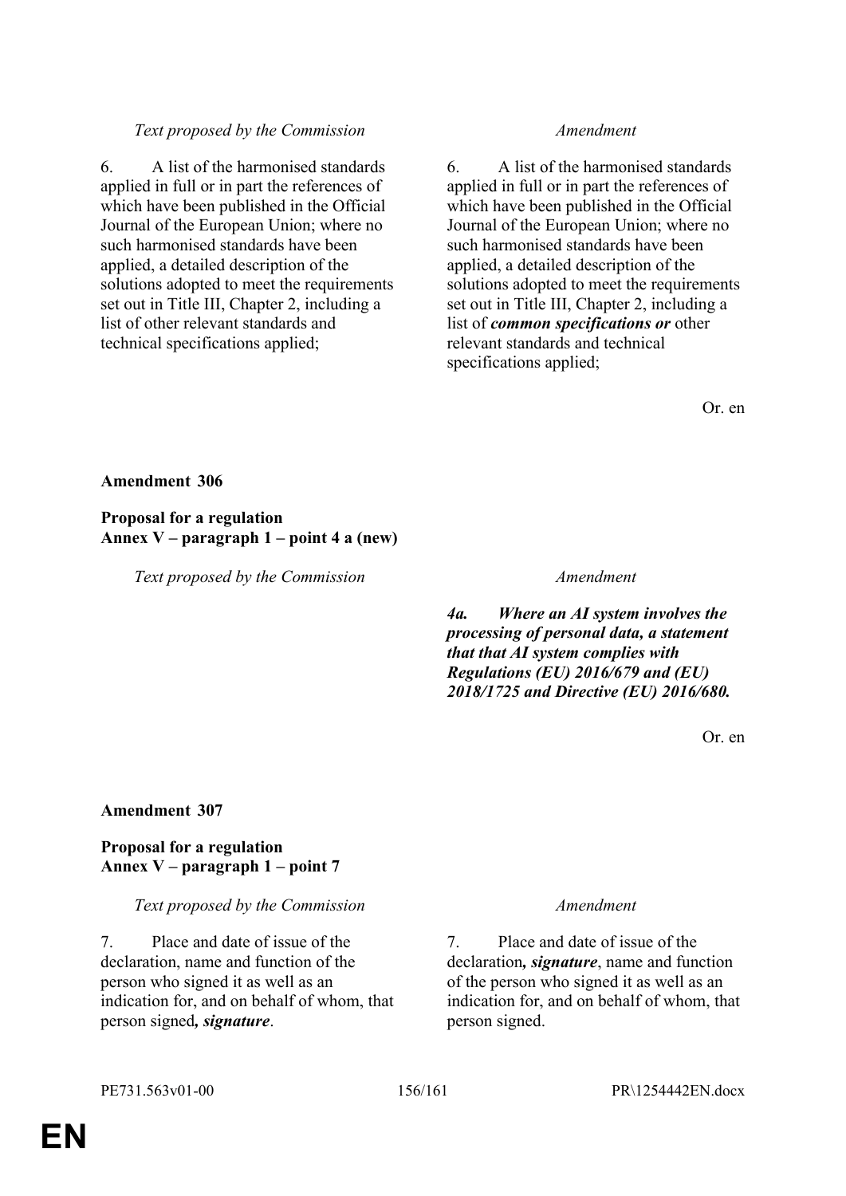| *Text proposed by the Commission* | *Amendment* |
|---|---|
| 6. A list of the harmonised standards applied in full or in part the references of which have been published in the Official Journal of the European Union; where no such harmonised standards have been applied, a detailed description of the solutions adopted to meet the requirements set out in Title III, Chapter 2, including a list of other relevant standards and technical specifications applied; | 6. A list of the harmonised standards applied in full or in part the references of which have been published in the Official Journal of the European Union; where no such harmonised standards have been applied, a detailed description of the solutions adopted to meet the requirements set out in Title III, Chapter 2, including a list of ***common specifications or*** other relevant standards and technical specifications applied; |

Or. en

**Amendment 306**

**Proposal for a regulation**
**Annex V – paragraph 1 – point 4 a (new)**

| *Text proposed by the Commission* | *Amendment* |
|---|---|
| | ***4a. Where an AI system involves the processing of personal data, a statement that that AI system complies with Regulations (EU) 2016/679 and (EU) 2018/1725 and Directive (EU) 2016/680.*** |

Or. en

**Amendment 307**

**Proposal for a regulation**
**Annex V – paragraph 1 – point 7**

| *Text proposed by the Commission* | *Amendment* |
|---|---|
| 7. Place and date of issue of the declaration, name and function of the person who signed it as well as an indication for, and on behalf of whom, that person signed***, signature***. | 7. Place and date of issue of the declaration***, signature***, name and function of the person who signed it as well as an indication for, and on behalf of whom, that person signed. |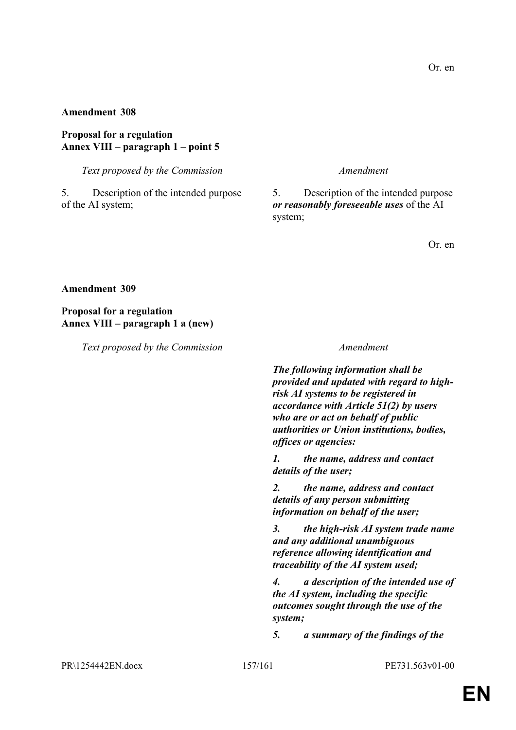Or. en

**Amendment 308**

**Proposal for a regulation**
**Annex VIII – paragraph 1 – point 5**

| *Text proposed by the Commission* | *Amendment* |
|---|---|
| 5. Description of the intended purpose of the AI system; | 5. Description of the intended purpose ***or reasonably foreseeable uses*** of the AI system; |

Or. en

**Amendment 309**

**Proposal for a regulation**
**Annex VIII – paragraph 1 a (new)**

| *Text proposed by the Commission* | *Amendment* |
|---|---|
| | ***The following information shall be provided and updated with regard to high-risk AI systems to be registered in accordance with Article 51(2) by users who are or act on behalf of public authorities or Union institutions, bodies, offices or agencies:*** |
| | ***1. the name, address and contact details of the user;*** |
| | ***2. the name, address and contact details of any person submitting information on behalf of the user;*** |
| | ***3. the high-risk AI system trade name and any additional unambiguous reference allowing identification and traceability of the AI system used;*** |
| | ***4. a description of the intended use of the AI system, including the specific outcomes sought through the use of the system;*** |
| | ***5. a summary of the findings of the*** |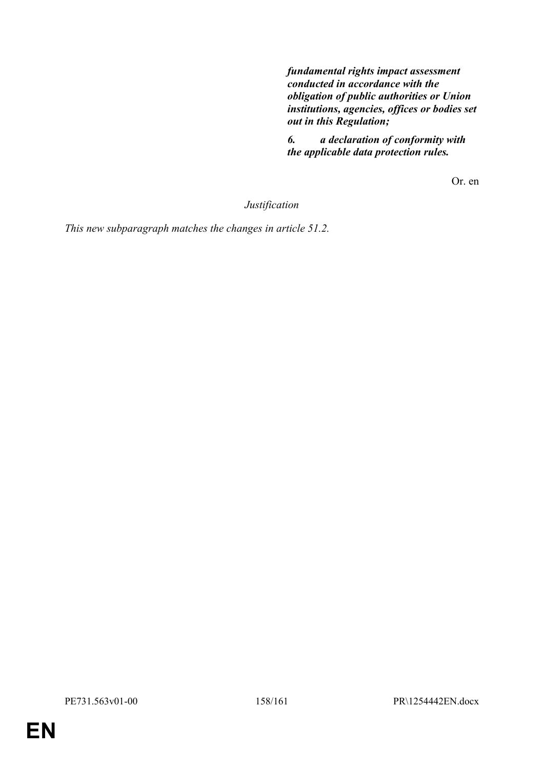***fundamental rights impact assessment conducted in accordance with the obligation of public authorities or Union institutions, agencies, offices or bodies set out in this Regulation;***

***6. a declaration of conformity with the applicable data protection rules.***

Or. en

*Justification*

*This new subparagraph matches the changes in article 51.2.*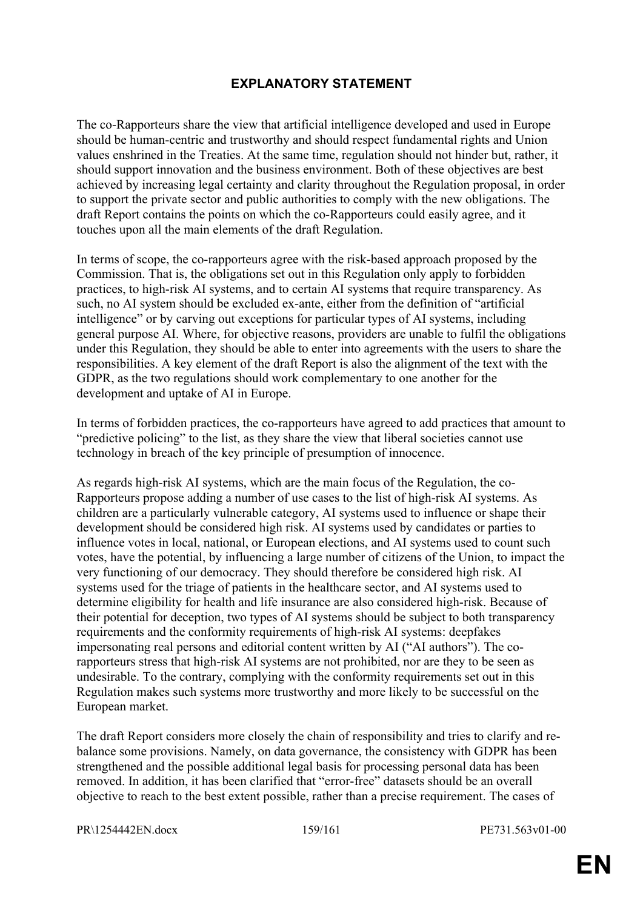## EXPLANATORY STATEMENT

The co-Rapporteurs share the view that artificial intelligence developed and used in Europe should be human-centric and trustworthy and should respect fundamental rights and Union values enshrined in the Treaties. At the same time, regulation should not hinder but, rather, it should support innovation and the business environment. Both of these objectives are best achieved by increasing legal certainty and clarity throughout the Regulation proposal, in order to support the private sector and public authorities to comply with the new obligations. The draft Report contains the points on which the co-Rapporteurs could easily agree, and it touches upon all the main elements of the draft Regulation.

In terms of scope, the co-rapporteurs agree with the risk-based approach proposed by the Commission. That is, the obligations set out in this Regulation only apply to forbidden practices, to high-risk AI systems, and to certain AI systems that require transparency. As such, no AI system should be excluded ex-ante, either from the definition of "artificial intelligence" or by carving out exceptions for particular types of AI systems, including general purpose AI. Where, for objective reasons, providers are unable to fulfil the obligations under this Regulation, they should be able to enter into agreements with the users to share the responsibilities. A key element of the draft Report is also the alignment of the text with the GDPR, as the two regulations should work complementary to one another for the development and uptake of AI in Europe.

In terms of forbidden practices, the co-rapporteurs have agreed to add practices that amount to "predictive policing" to the list, as they share the view that liberal societies cannot use technology in breach of the key principle of presumption of innocence.

As regards high-risk AI systems, which are the main focus of the Regulation, the co-Rapporteurs propose adding a number of use cases to the list of high-risk AI systems. As children are a particularly vulnerable category, AI systems used to influence or shape their development should be considered high risk. AI systems used by candidates or parties to influence votes in local, national, or European elections, and AI systems used to count such votes, have the potential, by influencing a large number of citizens of the Union, to impact the very functioning of our democracy. They should therefore be considered high risk. AI systems used for the triage of patients in the healthcare sector, and AI systems used to determine eligibility for health and life insurance are also considered high-risk. Because of their potential for deception, two types of AI systems should be subject to both transparency requirements and the conformity requirements of high-risk AI systems: deepfakes impersonating real persons and editorial content written by AI ("AI authors"). The co-rapporteurs stress that high-risk AI systems are not prohibited, nor are they to be seen as undesirable. To the contrary, complying with the conformity requirements set out in this Regulation makes such systems more trustworthy and more likely to be successful on the European market.

The draft Report considers more closely the chain of responsibility and tries to clarify and re-balance some provisions. Namely, on data governance, the consistency with GDPR has been strengthened and the possible additional legal basis for processing personal data has been removed. In addition, it has been clarified that "error-free" datasets should be an overall objective to reach to the best extent possible, rather than a precise requirement. The cases of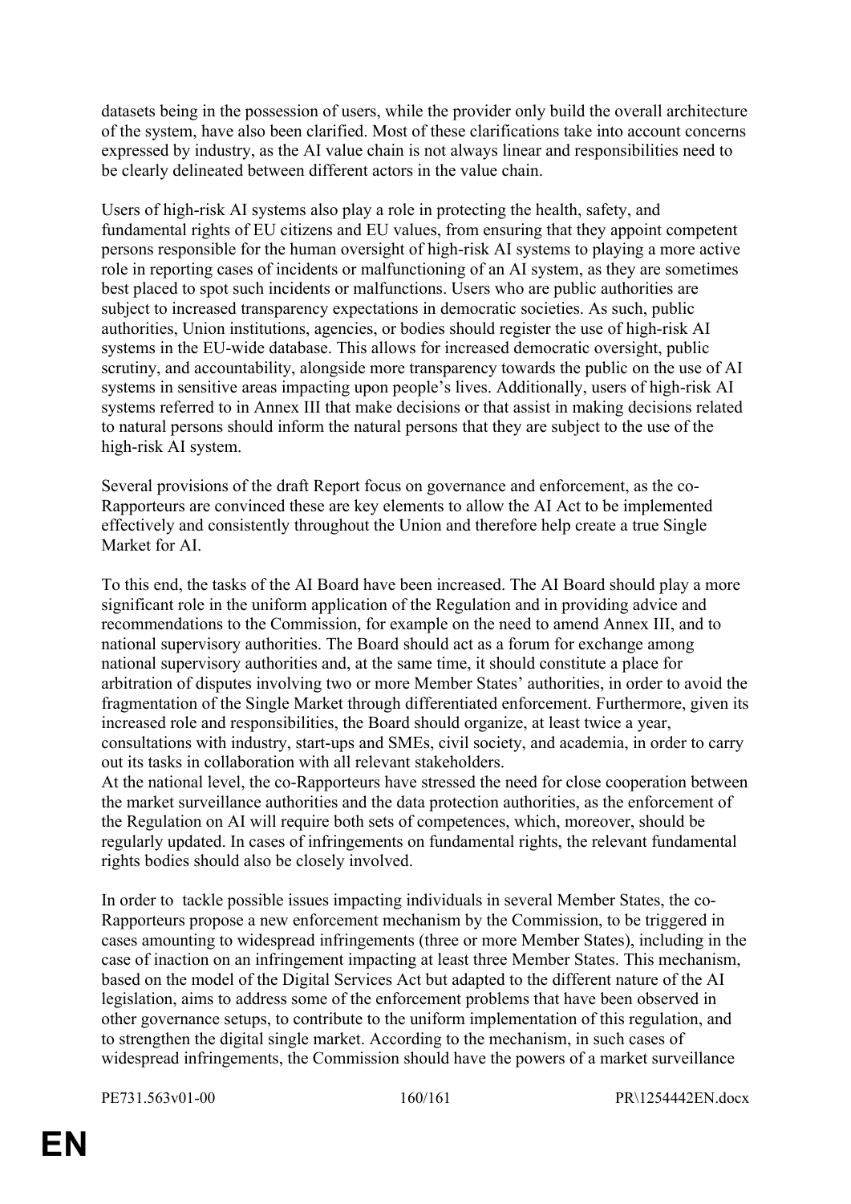datasets being in the possession of users, while the provider only build the overall architecture of the system, have also been clarified. Most of these clarifications take into account concerns expressed by industry, as the AI value chain is not always linear and responsibilities need to be clearly delineated between different actors in the value chain.

Users of high-risk AI systems also play a role in protecting the health, safety, and fundamental rights of EU citizens and EU values, from ensuring that they appoint competent persons responsible for the human oversight of high-risk AI systems to playing a more active role in reporting cases of incidents or malfunctioning of an AI system, as they are sometimes best placed to spot such incidents or malfunctions. Users who are public authorities are subject to increased transparency expectations in democratic societies. As such, public authorities, Union institutions, agencies, or bodies should register the use of high-risk AI systems in the EU-wide database. This allows for increased democratic oversight, public scrutiny, and accountability, alongside more transparency towards the public on the use of AI systems in sensitive areas impacting upon people's lives. Additionally, users of high-risk AI systems referred to in Annex III that make decisions or that assist in making decisions related to natural persons should inform the natural persons that they are subject to the use of the high-risk AI system.

Several provisions of the draft Report focus on governance and enforcement, as the co-Rapporteurs are convinced these are key elements to allow the AI Act to be implemented effectively and consistently throughout the Union and therefore help create a true Single Market for AI.

To this end, the tasks of the AI Board have been increased. The AI Board should play a more significant role in the uniform application of the Regulation and in providing advice and recommendations to the Commission, for example on the need to amend Annex III, and to national supervisory authorities. The Board should act as a forum for exchange among national supervisory authorities and, at the same time, it should constitute a place for arbitration of disputes involving two or more Member States' authorities, in order to avoid the fragmentation of the Single Market through differentiated enforcement. Furthermore, given its increased role and responsibilities, the Board should organize, at least twice a year, consultations with industry, start-ups and SMEs, civil society, and academia, in order to carry out its tasks in collaboration with all relevant stakeholders.
At the national level, the co-Rapporteurs have stressed the need for close cooperation between the market surveillance authorities and the data protection authorities, as the enforcement of the Regulation on AI will require both sets of competences, which, moreover, should be regularly updated. In cases of infringements on fundamental rights, the relevant fundamental rights bodies should also be closely involved.

In order to tackle possible issues impacting individuals in several Member States, the co-Rapporteurs propose a new enforcement mechanism by the Commission, to be triggered in cases amounting to widespread infringements (three or more Member States), including in the case of inaction on an infringement impacting at least three Member States. This mechanism, based on the model of the Digital Services Act but adapted to the different nature of the AI legislation, aims to address some of the enforcement problems that have been observed in other governance setups, to contribute to the uniform implementation of this regulation, and to strengthen the digital single market. According to the mechanism, in such cases of widespread infringements, the Commission should have the powers of a market surveillance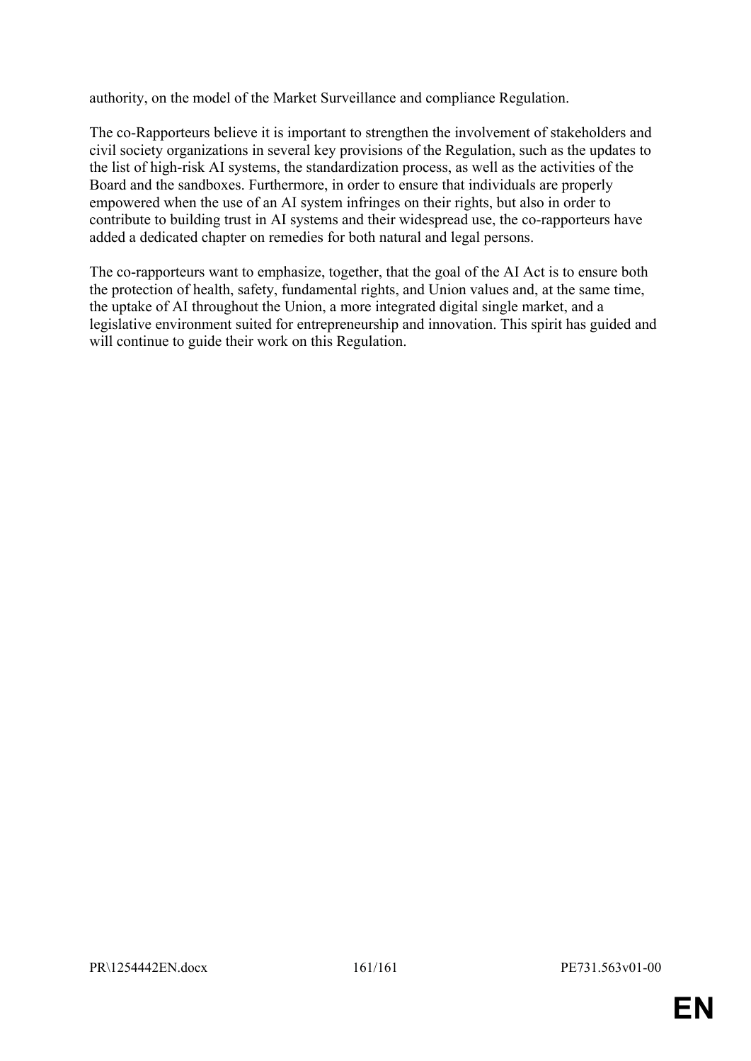authority, on the model of the Market Surveillance and compliance Regulation.

The co-Rapporteurs believe it is important to strengthen the involvement of stakeholders and civil society organizations in several key provisions of the Regulation, such as the updates to the list of high-risk AI systems, the standardization process, as well as the activities of the Board and the sandboxes. Furthermore, in order to ensure that individuals are properly empowered when the use of an AI system infringes on their rights, but also in order to contribute to building trust in AI systems and their widespread use, the co-rapporteurs have added a dedicated chapter on remedies for both natural and legal persons.

The co-rapporteurs want to emphasize, together, that the goal of the AI Act is to ensure both the protection of health, safety, fundamental rights, and Union values and, at the same time, the uptake of AI throughout the Union, a more integrated digital single market, and a legislative environment suited for entrepreneurship and innovation. This spirit has guided and will continue to guide their work on this Regulation.